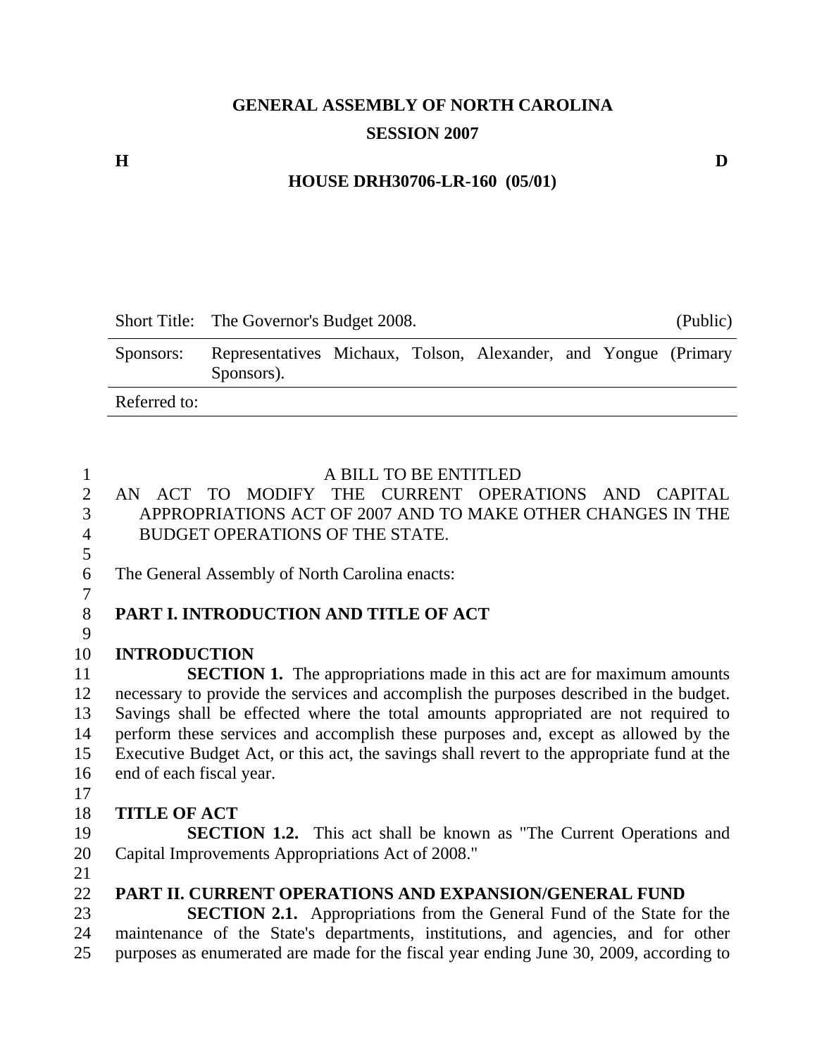**GENERAL ASSEMBLY OF NORTH CAROLINA**

**SESSION 2007**

**H** **D**

**HOUSE DRH30706-LR-160 (05/01)**

| Short Title: | The Governor's Budget 2008. | (Public) |
|---|---|---|
| Sponsors: | Representatives Michaux, Tolson, Alexander, and Yongue (Primary Sponsors). | |
| Referred to: | | |

A BILL TO BE ENTITLED

AN ACT TO MODIFY THE CURRENT OPERATIONS AND CAPITAL APPROPRIATIONS ACT OF 2007 AND TO MAKE OTHER CHANGES IN THE BUDGET OPERATIONS OF THE STATE.

The General Assembly of North Carolina enacts:

## PART I. INTRODUCTION AND TITLE OF ACT

### INTRODUCTION

**SECTION 1.** The appropriations made in this act are for maximum amounts necessary to provide the services and accomplish the purposes described in the budget. Savings shall be effected where the total amounts appropriated are not required to perform these services and accomplish these purposes and, except as allowed by the Executive Budget Act, or this act, the savings shall revert to the appropriate fund at the end of each fiscal year.

### TITLE OF ACT

**SECTION 1.2.** This act shall be known as "The Current Operations and Capital Improvements Appropriations Act of 2008."

## PART II. CURRENT OPERATIONS AND EXPANSION/GENERAL FUND

**SECTION 2.1.** Appropriations from the General Fund of the State for the maintenance of the State's departments, institutions, and agencies, and for other purposes as enumerated are made for the fiscal year ending June 30, 2009, according to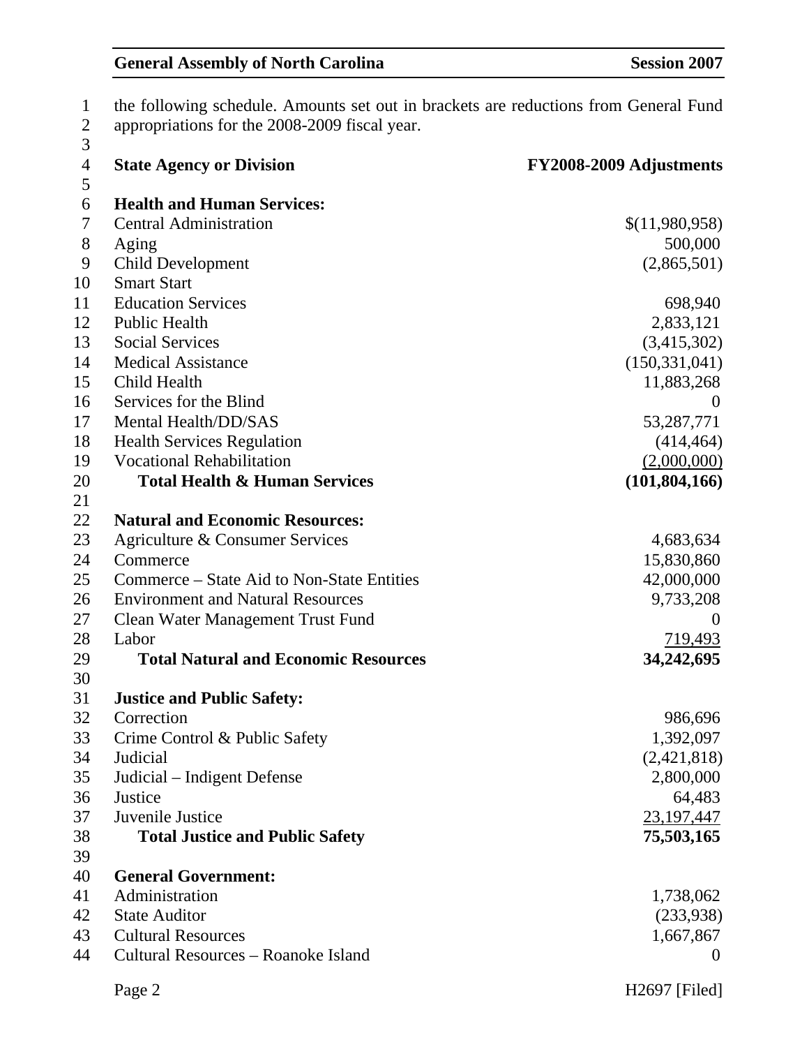the following schedule. Amounts set out in brackets are reductions from General Fund appropriations for the 2008-2009 fiscal year.

| State Agency or Division | FY2008-2009 Adjustments |
|---|---:|
| **Health and Human Services:** | |
| Central Administration | $(11,980,958) |
| Aging | 500,000 |
| Child Development | (2,865,501) |
| Smart Start | |
| Education Services | 698,940 |
| Public Health | 2,833,121 |
| Social Services | (3,415,302) |
| Medical Assistance | (150,331,041) |
| Child Health | 11,883,268 |
| Services for the Blind | 0 |
| Mental Health/DD/SAS | 53,287,771 |
| Health Services Regulation | (414,464) |
| Vocational Rehabilitation | (2,000,000) |
| **Total Health & Human Services** | **(101,804,166)** |
| **Natural and Economic Resources:** | |
| Agriculture & Consumer Services | 4,683,634 |
| Commerce | 15,830,860 |
| Commerce – State Aid to Non-State Entities | 42,000,000 |
| Environment and Natural Resources | 9,733,208 |
| Clean Water Management Trust Fund | 0 |
| Labor | 719,493 |
| **Total Natural and Economic Resources** | **34,242,695** |
| **Justice and Public Safety:** | |
| Correction | 986,696 |
| Crime Control & Public Safety | 1,392,097 |
| Judicial | (2,421,818) |
| Judicial – Indigent Defense | 2,800,000 |
| Justice | 64,483 |
| Juvenile Justice | 23,197,447 |
| **Total Justice and Public Safety** | **75,503,165** |
| **General Government:** | |
| Administration | 1,738,062 |
| State Auditor | (233,938) |
| Cultural Resources | 1,667,867 |
| Cultural Resources – Roanoke Island | 0 |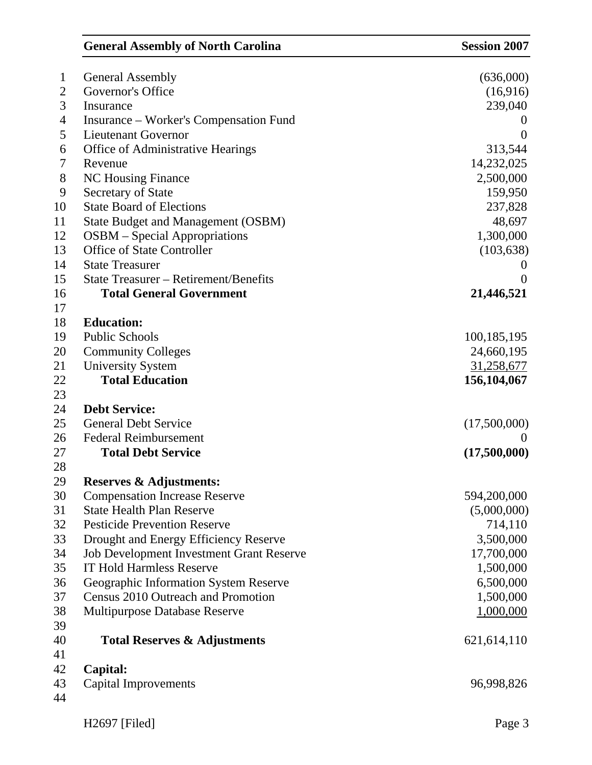| | |
|---|---|
| General Assembly | (636,000) |
| Governor's Office | (16,916) |
| Insurance | 239,040 |
| Insurance – Worker's Compensation Fund | 0 |
| Lieutenant Governor | 0 |
| Office of Administrative Hearings | 313,544 |
| Revenue | 14,232,025 |
| NC Housing Finance | 2,500,000 |
| Secretary of State | 159,950 |
| State Board of Elections | 237,828 |
| State Budget and Management (OSBM) | 48,697 |
| OSBM – Special Appropriations | 1,300,000 |
| Office of State Controller | (103,638) |
| State Treasurer | 0 |
| State Treasurer – Retirement/Benefits | 0 |
| **Total General Government** | **21,446,521** |
| | |
| **Education:** | |
| Public Schools | 100,185,195 |
| Community Colleges | 24,660,195 |
| University System | 31,258,677 |
| **Total Education** | **156,104,067** |
| | |
| **Debt Service:** | |
| General Debt Service | (17,500,000) |
| Federal Reimbursement | 0 |
| **Total Debt Service** | **(17,500,000)** |
| | |
| **Reserves & Adjustments:** | |
| Compensation Increase Reserve | 594,200,000 |
| State Health Plan Reserve | (5,000,000) |
| Pesticide Prevention Reserve | 714,110 |
| Drought and Energy Efficiency Reserve | 3,500,000 |
| Job Development Investment Grant Reserve | 17,700,000 |
| IT Hold Harmless Reserve | 1,500,000 |
| Geographic Information System Reserve | 6,500,000 |
| Census 2010 Outreach and Promotion | 1,500,000 |
| Multipurpose Database Reserve | 1,000,000 |
| | |
| **Total Reserves & Adjustments** | 621,614,110 |
| | |
| **Capital:** | |
| Capital Improvements | 96,998,826 |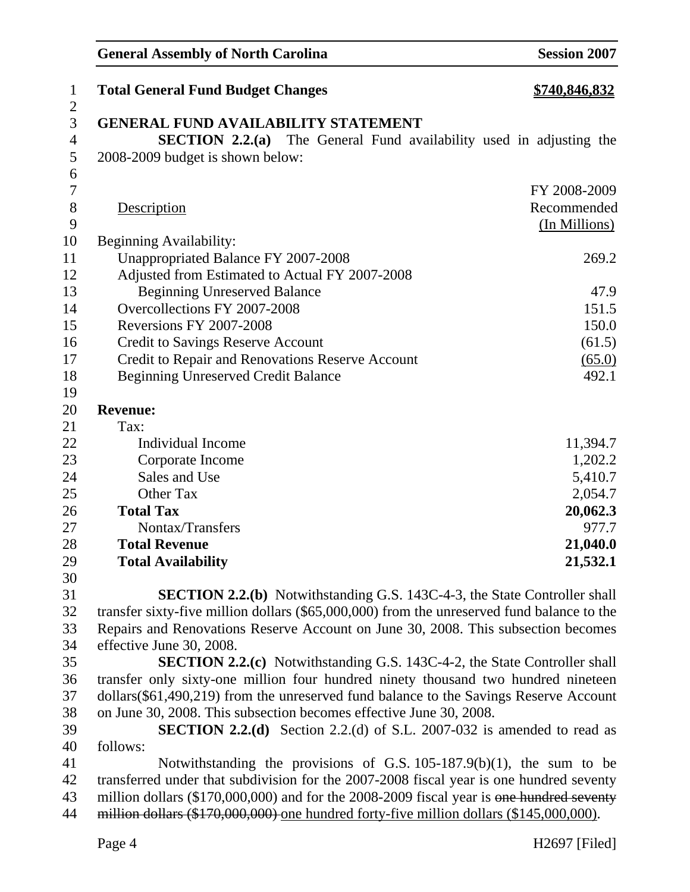**Total General Fund Budget Changes** **$740,846,832**

**GENERAL FUND AVAILABILITY STATEMENT**

**SECTION 2.2.(a)** The General Fund availability used in adjusting the 2008-2009 budget is shown below:

| Description | FY 2008-2009 Recommended (In Millions) |
|---|---|
| Beginning Availability: | |
| Unappropriated Balance FY 2007-2008 | 269.2 |
| Adjusted from Estimated to Actual FY 2007-2008 Beginning Unreserved Balance | 47.9 |
| Overcollections FY 2007-2008 | 151.5 |
| Reversions FY 2007-2008 | 150.0 |
| Credit to Savings Reserve Account | (61.5) |
| Credit to Repair and Renovations Reserve Account | (65.0) |
| Beginning Unreserved Credit Balance | 492.1 |
| **Revenue:** | |
| Tax: | |
| Individual Income | 11,394.7 |
| Corporate Income | 1,202.2 |
| Sales and Use | 5,410.7 |
| Other Tax | 2,054.7 |
| **Total Tax** | **20,062.3** |
| Nontax/Transfers | 977.7 |
| **Total Revenue** | **21,040.0** |
| **Total Availability** | **21,532.1** |

**SECTION 2.2.(b)** Notwithstanding G.S. 143C-4-3, the State Controller shall transfer sixty-five million dollars ($65,000,000) from the unreserved fund balance to the Repairs and Renovations Reserve Account on June 30, 2008. This subsection becomes effective June 30, 2008.

**SECTION 2.2.(c)** Notwithstanding G.S. 143C-4-2, the State Controller shall transfer only sixty-one million four hundred ninety thousand two hundred nineteen dollars($61,490,219) from the unreserved fund balance to the Savings Reserve Account on June 30, 2008. This subsection becomes effective June 30, 2008.

**SECTION 2.2.(d)** Section 2.2.(d) of S.L. 2007-032 is amended to read as follows:

Notwithstanding the provisions of G.S. 105-187.9(b)(1), the sum to be transferred under that subdivision for the 2007-2008 fiscal year is one hundred seventy million dollars ($170,000,000) and for the 2008-2009 fiscal year is ~~one hundred seventy million dollars ($170,000,000)~~ <u>one hundred forty-five million dollars ($145,000,000)</u>.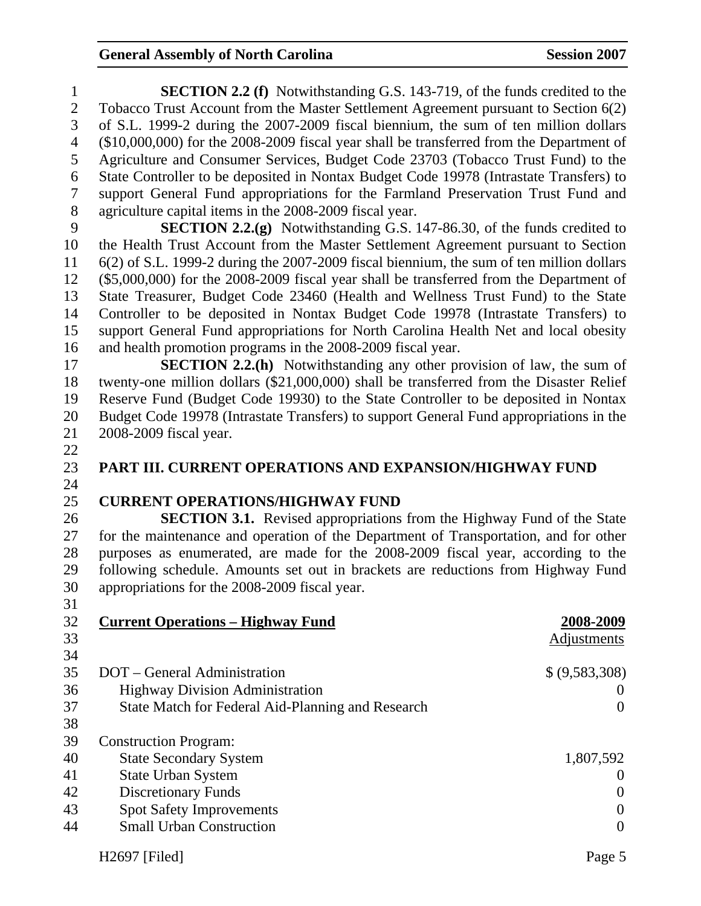**SECTION 2.2 (f)** Notwithstanding G.S. 143-719, of the funds credited to the Tobacco Trust Account from the Master Settlement Agreement pursuant to Section 6(2) of S.L. 1999-2 during the 2007-2009 fiscal biennium, the sum of ten million dollars ($10,000,000) for the 2008-2009 fiscal year shall be transferred from the Department of Agriculture and Consumer Services, Budget Code 23703 (Tobacco Trust Fund) to the State Controller to be deposited in Nontax Budget Code 19978 (Intrastate Transfers) to support General Fund appropriations for the Farmland Preservation Trust Fund and agriculture capital items in the 2008-2009 fiscal year.

**SECTION 2.2.(g)** Notwithstanding G.S. 147-86.30, of the funds credited to the Health Trust Account from the Master Settlement Agreement pursuant to Section 6(2) of S.L. 1999-2 during the 2007-2009 fiscal biennium, the sum of ten million dollars ($5,000,000) for the 2008-2009 fiscal year shall be transferred from the Department of State Treasurer, Budget Code 23460 (Health and Wellness Trust Fund) to the State Controller to be deposited in Nontax Budget Code 19978 (Intrastate Transfers) to support General Fund appropriations for North Carolina Health Net and local obesity and health promotion programs in the 2008-2009 fiscal year.

**SECTION 2.2.(h)** Notwithstanding any other provision of law, the sum of twenty-one million dollars ($21,000,000) shall be transferred from the Disaster Relief Reserve Fund (Budget Code 19930) to the State Controller to be deposited in Nontax Budget Code 19978 (Intrastate Transfers) to support General Fund appropriations in the 2008-2009 fiscal year.

## PART III. CURRENT OPERATIONS AND EXPANSION/HIGHWAY FUND

### CURRENT OPERATIONS/HIGHWAY FUND

**SECTION 3.1.** Revised appropriations from the Highway Fund of the State for the maintenance and operation of the Department of Transportation, and for other purposes as enumerated, are made for the 2008-2009 fiscal year, according to the following schedule. Amounts set out in brackets are reductions from Highway Fund appropriations for the 2008-2009 fiscal year.

| Current Operations – Highway Fund | 2008-2009 Adjustments |
|---|---|
| DOT – General Administration | $ (9,583,308) |
| Highway Division Administration | 0 |
| State Match for Federal Aid-Planning and Research | 0 |
| Construction Program: | |
| State Secondary System | 1,807,592 |
| State Urban System | 0 |
| Discretionary Funds | 0 |
| Spot Safety Improvements | 0 |
| Small Urban Construction | 0 |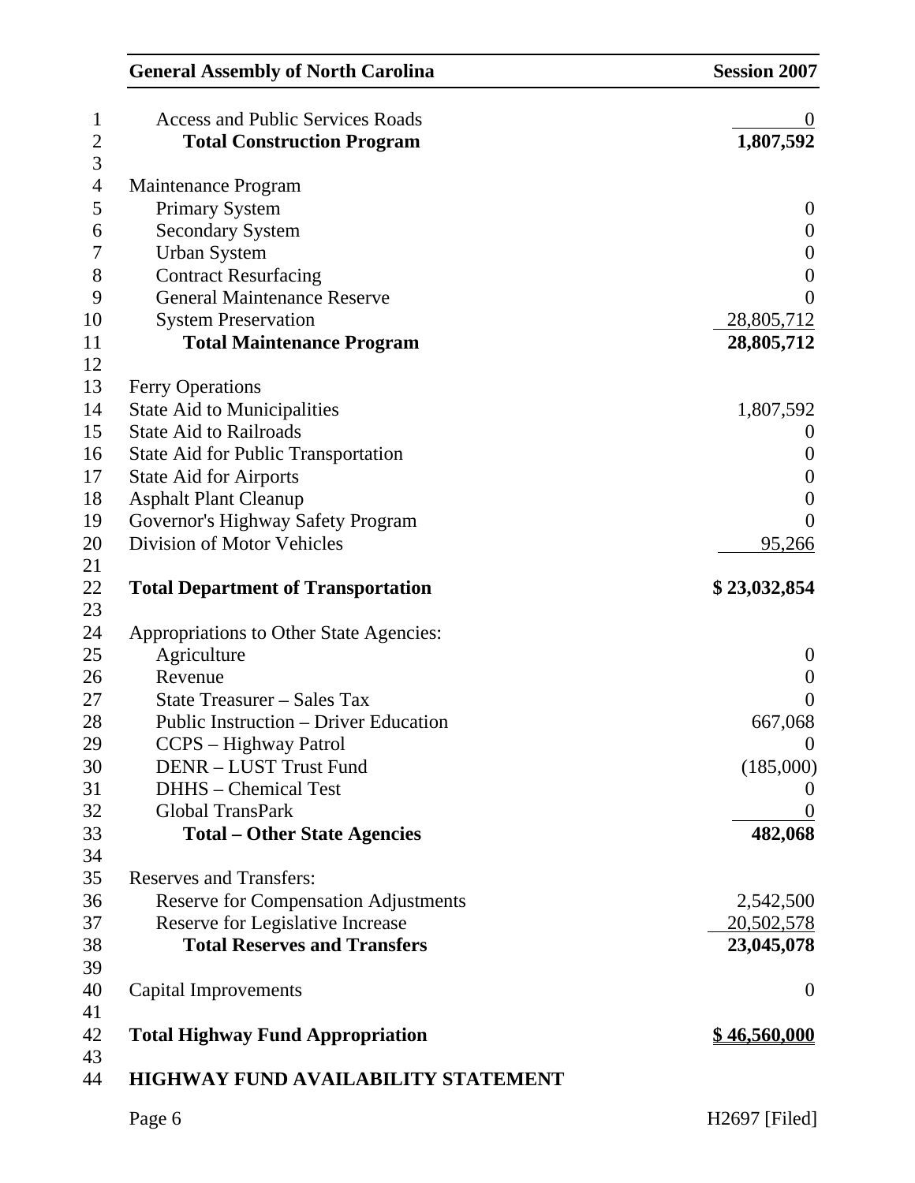| | |
|---|---|
| Access and Public Services Roads | 0 |
| **Total Construction Program** | **1,807,592** |
| | |
| Maintenance Program | |
| Primary System | 0 |
| Secondary System | 0 |
| Urban System | 0 |
| Contract Resurfacing | 0 |
| General Maintenance Reserve | 0 |
| System Preservation | 28,805,712 |
| **Total Maintenance Program** | **28,805,712** |
| | |
| Ferry Operations | |
| State Aid to Municipalities | 1,807,592 |
| State Aid to Railroads | 0 |
| State Aid for Public Transportation | 0 |
| State Aid for Airports | 0 |
| Asphalt Plant Cleanup | 0 |
| Governor's Highway Safety Program | 0 |
| Division of Motor Vehicles | 95,266 |
| | |
| **Total Department of Transportation** | **$ 23,032,854** |
| | |
| Appropriations to Other State Agencies: | |
| Agriculture | 0 |
| Revenue | 0 |
| State Treasurer – Sales Tax | 0 |
| Public Instruction – Driver Education | 667,068 |
| CCPS – Highway Patrol | 0 |
| DENR – LUST Trust Fund | (185,000) |
| DHHS – Chemical Test | 0 |
| Global TransPark | 0 |
| **Total – Other State Agencies** | **482,068** |
| | |
| Reserves and Transfers: | |
| Reserve for Compensation Adjustments | 2,542,500 |
| Reserve for Legislative Increase | 20,502,578 |
| **Total Reserves and Transfers** | **23,045,078** |
| | |
| Capital Improvements | 0 |
| | |
| **Total Highway Fund Appropriation** | **$ 46,560,000** |

**HIGHWAY FUND AVAILABILITY STATEMENT**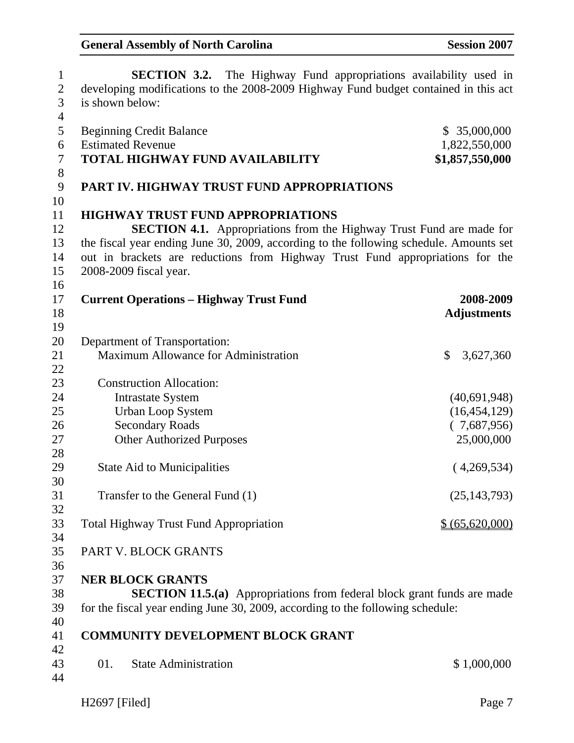**SECTION 3.2.** The Highway Fund appropriations availability used in developing modifications to the 2008-2009 Highway Fund budget contained in this act is shown below:

| | |
|---|---|
| Beginning Credit Balance | $ 35,000,000 |
| Estimated Revenue | 1,822,550,000 |
| **TOTAL HIGHWAY FUND AVAILABILITY** | **$1,857,550,000** |

## PART IV. HIGHWAY TRUST FUND APPROPRIATIONS

### HIGHWAY TRUST FUND APPROPRIATIONS

**SECTION 4.1.** Appropriations from the Highway Trust Fund are made for the fiscal year ending June 30, 2009, according to the following schedule. Amounts set out in brackets are reductions from Highway Trust Fund appropriations for the 2008-2009 fiscal year.

| **Current Operations – Highway Trust Fund** | **2008-2009 Adjustments** |
|---|---|
| Department of Transportation: | |
| Maximum Allowance for Administration | $ 3,627,360 |
| Construction Allocation: | |
| Intrastate System | (40,691,948) |
| Urban Loop System | (16,454,129) |
| Secondary Roads | ( 7,687,956) |
| Other Authorized Purposes | 25,000,000 |
| State Aid to Municipalities | ( 4,269,534) |
| Transfer to the General Fund (1) | (25,143,793) |
| Total Highway Trust Fund Appropriation | $ (65,620,000) |

## PART V. BLOCK GRANTS

### NER BLOCK GRANTS

**SECTION 11.5.(a)** Appropriations from federal block grant funds are made for the fiscal year ending June 30, 2009, according to the following schedule:

### COMMUNITY DEVELOPMENT BLOCK GRANT

| | | |
|---|---|---|
| 01. | State Administration | $ 1,000,000 |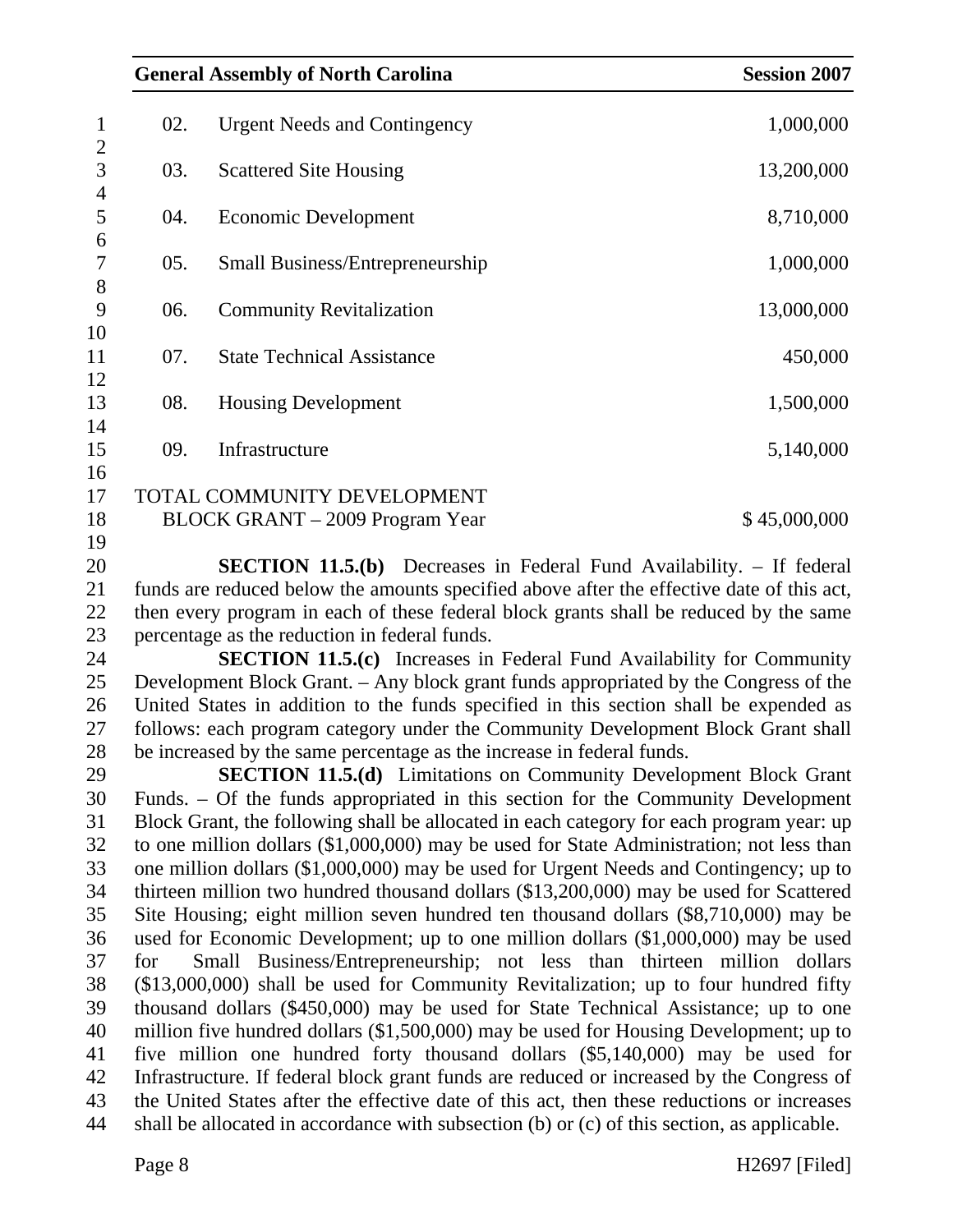| | | |
|---|---|---|
| 02. | Urgent Needs and Contingency | 1,000,000 |
| 03. | Scattered Site Housing | 13,200,000 |
| 04. | Economic Development | 8,710,000 |
| 05. | Small Business/Entrepreneurship | 1,000,000 |
| 06. | Community Revitalization | 13,000,000 |
| 07. | State Technical Assistance | 450,000 |
| 08. | Housing Development | 1,500,000 |
| 09. | Infrastructure | 5,140,000 |
| TOTAL COMMUNITY DEVELOPMENT BLOCK GRANT – 2009 Program Year | | $ 45,000,000 |

**SECTION 11.5.(b)** Decreases in Federal Fund Availability. – If federal funds are reduced below the amounts specified above after the effective date of this act, then every program in each of these federal block grants shall be reduced by the same percentage as the reduction in federal funds.

**SECTION 11.5.(c)** Increases in Federal Fund Availability for Community Development Block Grant. – Any block grant funds appropriated by the Congress of the United States in addition to the funds specified in this section shall be expended as follows: each program category under the Community Development Block Grant shall be increased by the same percentage as the increase in federal funds.

**SECTION 11.5.(d)** Limitations on Community Development Block Grant Funds. – Of the funds appropriated in this section for the Community Development Block Grant, the following shall be allocated in each category for each program year: up to one million dollars ($1,000,000) may be used for State Administration; not less than one million dollars ($1,000,000) may be used for Urgent Needs and Contingency; up to thirteen million two hundred thousand dollars ($13,200,000) may be used for Scattered Site Housing; eight million seven hundred ten thousand dollars ($8,710,000) may be used for Economic Development; up to one million dollars ($1,000,000) may be used for Small Business/Entrepreneurship; not less than thirteen million dollars ($13,000,000) shall be used for Community Revitalization; up to four hundred fifty thousand dollars ($450,000) may be used for State Technical Assistance; up to one million five hundred dollars ($1,500,000) may be used for Housing Development; up to five million one hundred forty thousand dollars ($5,140,000) may be used for Infrastructure. If federal block grant funds are reduced or increased by the Congress of the United States after the effective date of this act, then these reductions or increases shall be allocated in accordance with subsection (b) or (c) of this section, as applicable.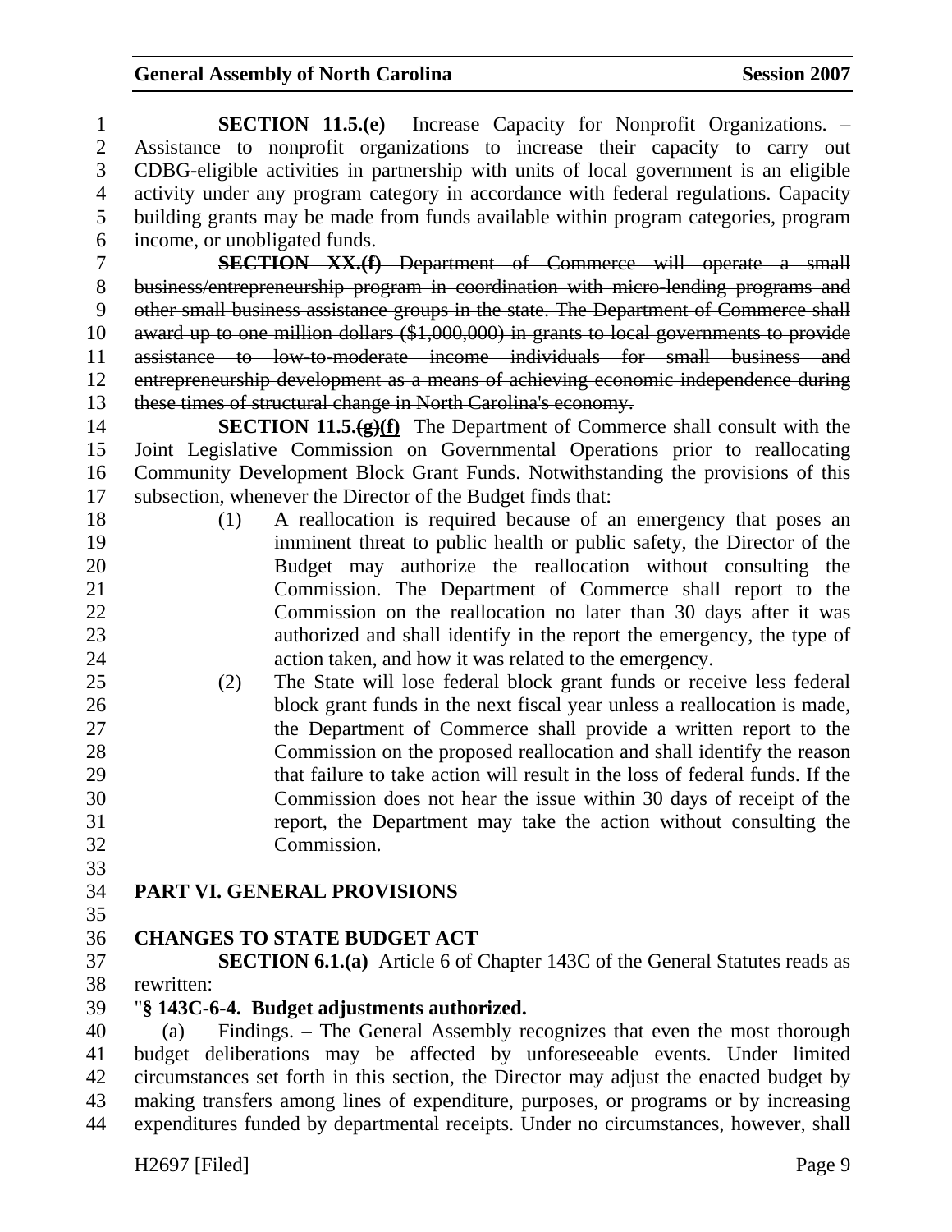**SECTION 11.5.(e)** Increase Capacity for Nonprofit Organizations. – Assistance to nonprofit organizations to increase their capacity to carry out CDBG-eligible activities in partnership with units of local government is an eligible activity under any program category in accordance with federal regulations. Capacity building grants may be made from funds available within program categories, program income, or unobligated funds.

~~**SECTION XX.(f)** Department of Commerce will operate a small business/entrepreneurship program in coordination with micro-lending programs and other small business assistance groups in the state. The Department of Commerce shall award up to one million dollars ($1,000,000) in grants to local governments to provide assistance to low-to-moderate income individuals for small business and entrepreneurship development as a means of achieving economic independence during these times of structural change in North Carolina's economy.~~

**SECTION 11.5.~~(g)~~<u>(f)</u>** The Department of Commerce shall consult with the Joint Legislative Commission on Governmental Operations prior to reallocating Community Development Block Grant Funds. Notwithstanding the provisions of this subsection, whenever the Director of the Budget finds that:

(1) A reallocation is required because of an emergency that poses an imminent threat to public health or public safety, the Director of the Budget may authorize the reallocation without consulting the Commission. The Department of Commerce shall report to the Commission on the reallocation no later than 30 days after it was authorized and shall identify in the report the emergency, the type of action taken, and how it was related to the emergency.

(2) The State will lose federal block grant funds or receive less federal block grant funds in the next fiscal year unless a reallocation is made, the Department of Commerce shall provide a written report to the Commission on the proposed reallocation and shall identify the reason that failure to take action will result in the loss of federal funds. If the Commission does not hear the issue within 30 days of receipt of the report, the Department may take the action without consulting the Commission.

## PART VI. GENERAL PROVISIONS

### CHANGES TO STATE BUDGET ACT

**SECTION 6.1.(a)** Article 6 of Chapter 143C of the General Statutes reads as rewritten:

"**§ 143C-6-4. Budget adjustments authorized.**

(a) Findings. – The General Assembly recognizes that even the most thorough budget deliberations may be affected by unforeseeable events. Under limited circumstances set forth in this section, the Director may adjust the enacted budget by making transfers among lines of expenditure, purposes, or programs or by increasing expenditures funded by departmental receipts. Under no circumstances, however, shall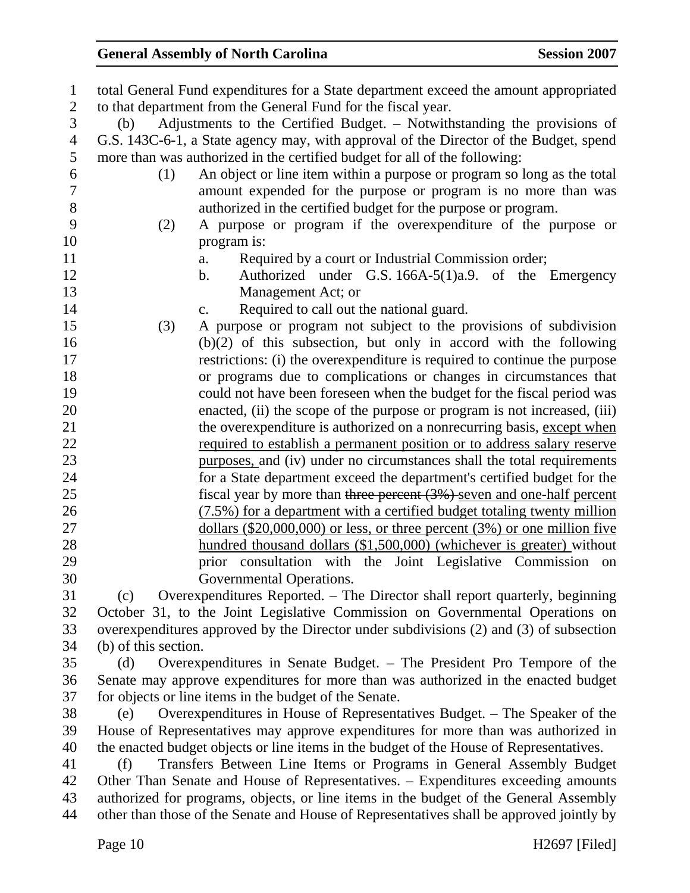total General Fund expenditures for a State department exceed the amount appropriated to that department from the General Fund for the fiscal year.

(b) Adjustments to the Certified Budget. – Notwithstanding the provisions of G.S. 143C-6-1, a State agency may, with approval of the Director of the Budget, spend more than was authorized in the certified budget for all of the following:

(1) An object or line item within a purpose or program so long as the total amount expended for the purpose or program is no more than was authorized in the certified budget for the purpose or program.

(2) A purpose or program if the overexpenditure of the purpose or program is:

a. Required by a court or Industrial Commission order;

b. Authorized under G.S. 166A-5(1)a.9. of the Emergency Management Act; or

c. Required to call out the national guard.

(3) A purpose or program not subject to the provisions of subdivision (b)(2) of this subsection, but only in accord with the following restrictions: (i) the overexpenditure is required to continue the purpose or programs due to complications or changes in circumstances that could not have been foreseen when the budget for the fiscal period was enacted, (ii) the scope of the purpose or program is not increased, (iii) the overexpenditure is authorized on a nonrecurring basis, <u>except when required to establish a permanent position or to address salary reserve purposes,</u> and (iv) under no circumstances shall the total requirements for a State department exceed the department's certified budget for the fiscal year by more than ~~three percent (3%)~~ <u>seven and one-half percent (7.5%) for a department with a certified budget totaling twenty million dollars ($20,000,000) or less, or three percent (3%) or one million five hundred thousand dollars ($1,500,000) (whichever is greater)</u> without prior consultation with the Joint Legislative Commission on Governmental Operations.

(c) Overexpenditures Reported. – The Director shall report quarterly, beginning October 31, to the Joint Legislative Commission on Governmental Operations on overexpenditures approved by the Director under subdivisions (2) and (3) of subsection (b) of this section.

(d) Overexpenditures in Senate Budget. – The President Pro Tempore of the Senate may approve expenditures for more than was authorized in the enacted budget for objects or line items in the budget of the Senate.

(e) Overexpenditures in House of Representatives Budget. – The Speaker of the House of Representatives may approve expenditures for more than was authorized in the enacted budget objects or line items in the budget of the House of Representatives.

(f) Transfers Between Line Items or Programs in General Assembly Budget Other Than Senate and House of Representatives. – Expenditures exceeding amounts authorized for programs, objects, or line items in the budget of the General Assembly other than those of the Senate and House of Representatives shall be approved jointly by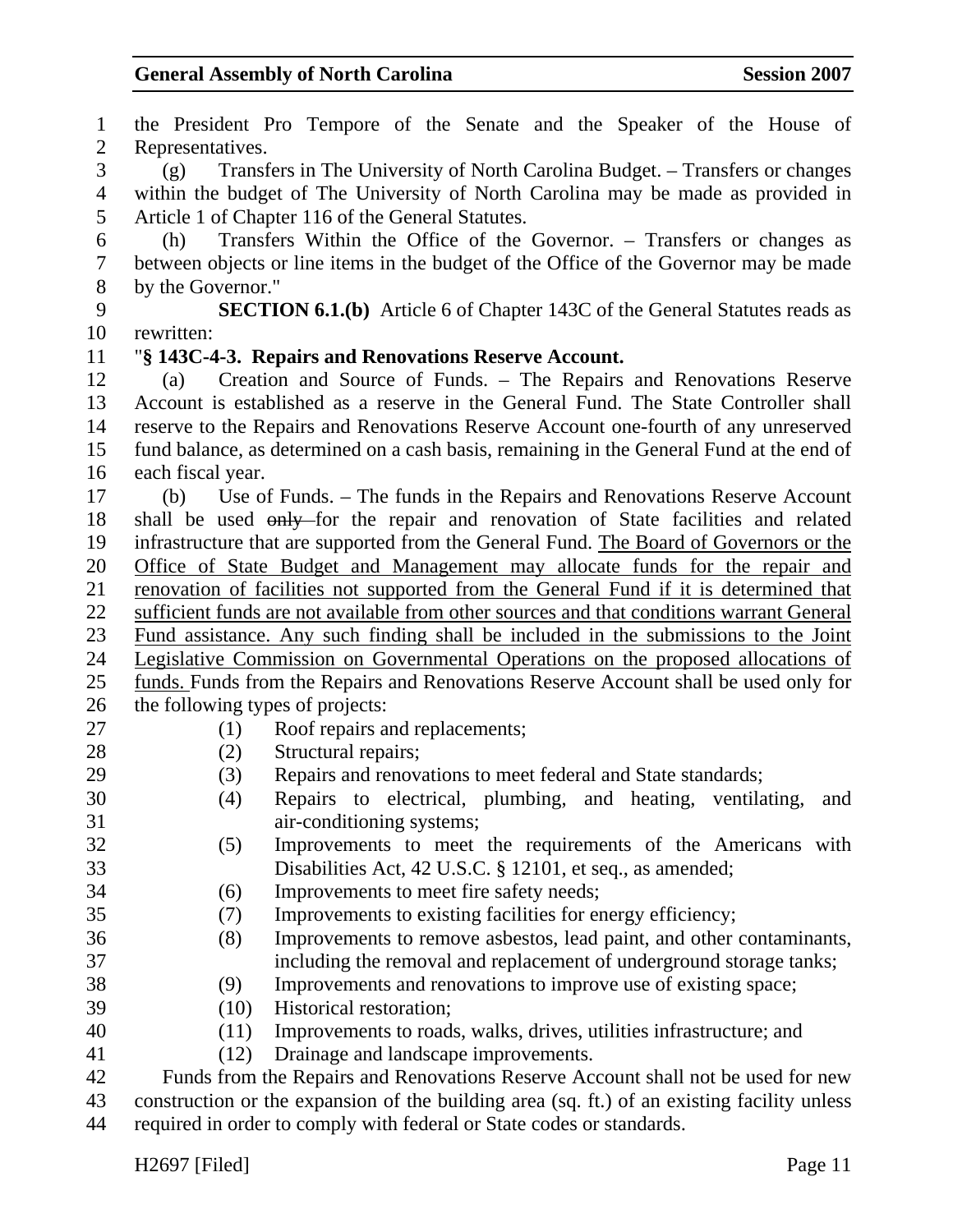the President Pro Tempore of the Senate and the Speaker of the House of Representatives.

(g) Transfers in The University of North Carolina Budget. – Transfers or changes within the budget of The University of North Carolina may be made as provided in Article 1 of Chapter 116 of the General Statutes.

(h) Transfers Within the Office of the Governor. – Transfers or changes as between objects or line items in the budget of the Office of the Governor may be made by the Governor."

**SECTION 6.1.(b)** Article 6 of Chapter 143C of the General Statutes reads as rewritten:

"**§ 143C-4-3. Repairs and Renovations Reserve Account.**

(a) Creation and Source of Funds. – The Repairs and Renovations Reserve Account is established as a reserve in the General Fund. The State Controller shall reserve to the Repairs and Renovations Reserve Account one-fourth of any unreserved fund balance, as determined on a cash basis, remaining in the General Fund at the end of each fiscal year.

(b) Use of Funds. – The funds in the Repairs and Renovations Reserve Account shall be used ~~only~~ for the repair and renovation of State facilities and related infrastructure that are supported from the General Fund. <u>The Board of Governors or the Office of State Budget and Management may allocate funds for the repair and renovation of facilities not supported from the General Fund if it is determined that sufficient funds are not available from other sources and that conditions warrant General Fund assistance. Any such finding shall be included in the submissions to the Joint Legislative Commission on Governmental Operations on the proposed allocations of funds.</u> Funds from the Repairs and Renovations Reserve Account shall be used only for the following types of projects:

(1) Roof repairs and replacements;
(2) Structural repairs;
(3) Repairs and renovations to meet federal and State standards;
(4) Repairs to electrical, plumbing, and heating, ventilating, and air-conditioning systems;
(5) Improvements to meet the requirements of the Americans with Disabilities Act, 42 U.S.C. § 12101, et seq., as amended;
(6) Improvements to meet fire safety needs;
(7) Improvements to existing facilities for energy efficiency;
(8) Improvements to remove asbestos, lead paint, and other contaminants, including the removal and replacement of underground storage tanks;
(9) Improvements and renovations to improve use of existing space;
(10) Historical restoration;
(11) Improvements to roads, walks, drives, utilities infrastructure; and
(12) Drainage and landscape improvements.

Funds from the Repairs and Renovations Reserve Account shall not be used for new construction or the expansion of the building area (sq. ft.) of an existing facility unless required in order to comply with federal or State codes or standards.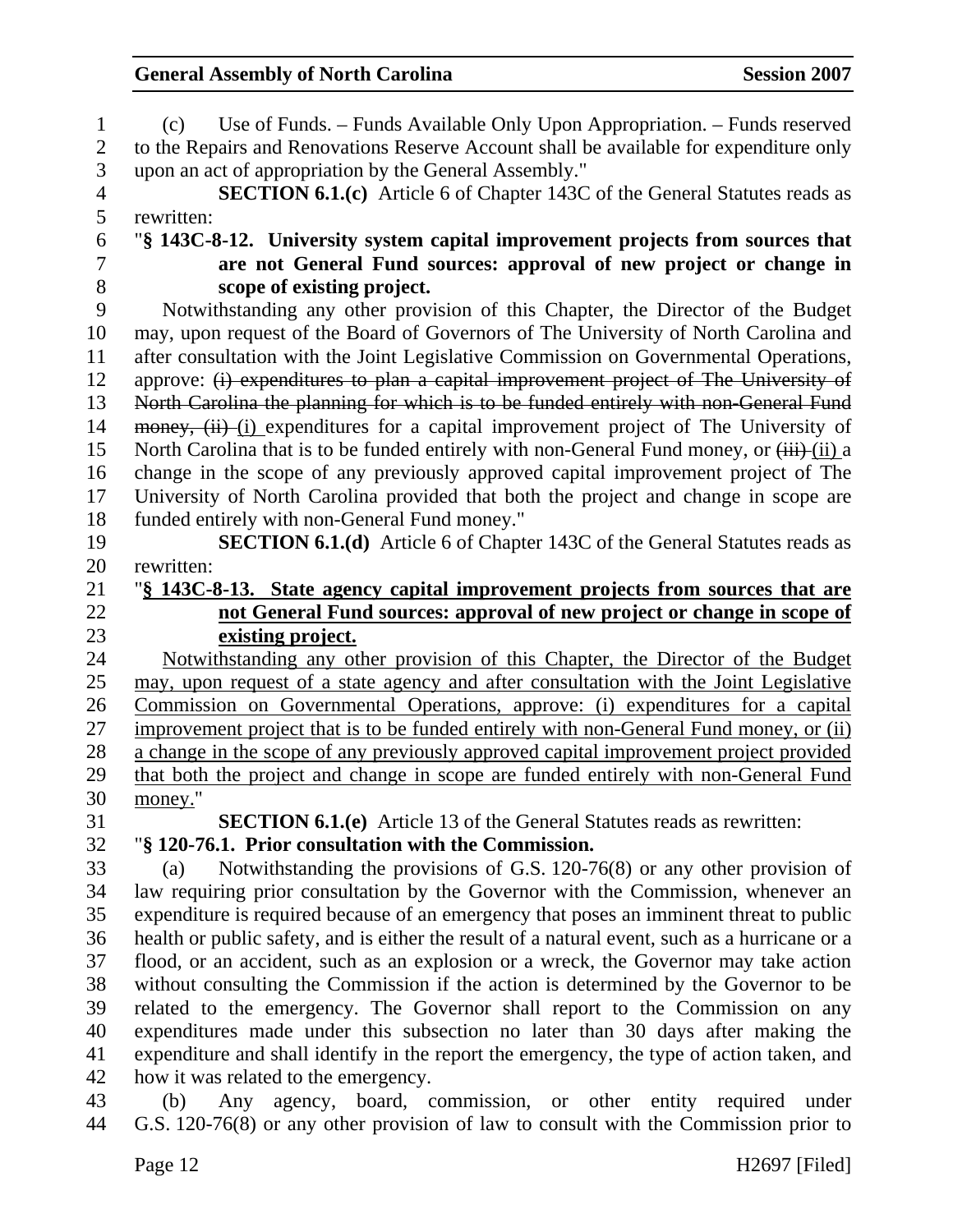(c) Use of Funds. – Funds Available Only Upon Appropriation. – Funds reserved to the Repairs and Renovations Reserve Account shall be available for expenditure only upon an act of appropriation by the General Assembly."

**SECTION 6.1.(c)** Article 6 of Chapter 143C of the General Statutes reads as rewritten:

"**§ 143C-8-12. University system capital improvement projects from sources that are not General Fund sources: approval of new project or change in scope of existing project.**

Notwithstanding any other provision of this Chapter, the Director of the Budget may, upon request of the Board of Governors of The University of North Carolina and after consultation with the Joint Legislative Commission on Governmental Operations, approve: ~~(i) expenditures to plan a capital improvement project of The University of North Carolina the planning for which is to be funded entirely with non-General Fund money, (ii)~~ <u>(i)</u> expenditures for a capital improvement project of The University of North Carolina that is to be funded entirely with non-General Fund money, or ~~(iii)~~ <u>(ii)</u> a change in the scope of any previously approved capital improvement project of The University of North Carolina provided that both the project and change in scope are funded entirely with non-General Fund money."

**SECTION 6.1.(d)** Article 6 of Chapter 143C of the General Statutes reads as rewritten:

"<u>**§ 143C-8-13. State agency capital improvement projects from sources that are not General Fund sources: approval of new project or change in scope of existing project.**</u>

<u>Notwithstanding any other provision of this Chapter, the Director of the Budget may, upon request of a state agency and after consultation with the Joint Legislative Commission on Governmental Operations, approve: (i) expenditures for a capital improvement project that is to be funded entirely with non-General Fund money, or (ii) a change in the scope of any previously approved capital improvement project provided that both the project and change in scope are funded entirely with non-General Fund money.</u>"

**SECTION 6.1.(e)** Article 13 of the General Statutes reads as rewritten:

"**§ 120-76.1. Prior consultation with the Commission.**

(a) Notwithstanding the provisions of G.S. 120-76(8) or any other provision of law requiring prior consultation by the Governor with the Commission, whenever an expenditure is required because of an emergency that poses an imminent threat to public health or public safety, and is either the result of a natural event, such as a hurricane or a flood, or an accident, such as an explosion or a wreck, the Governor may take action without consulting the Commission if the action is determined by the Governor to be related to the emergency. The Governor shall report to the Commission on any expenditures made under this subsection no later than 30 days after making the expenditure and shall identify in the report the emergency, the type of action taken, and how it was related to the emergency.

(b) Any agency, board, commission, or other entity required under G.S. 120-76(8) or any other provision of law to consult with the Commission prior to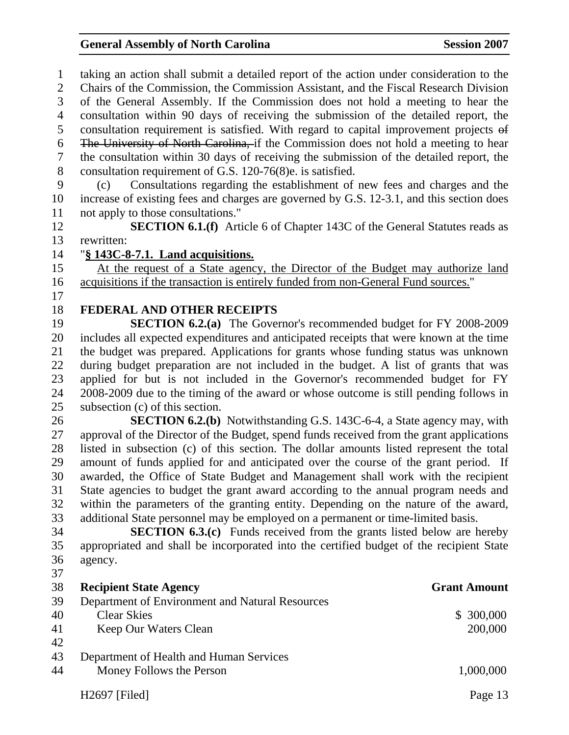taking an action shall submit a detailed report of the action under consideration to the Chairs of the Commission, the Commission Assistant, and the Fiscal Research Division of the General Assembly. If the Commission does not hold a meeting to hear the consultation within 90 days of receiving the submission of the detailed report, the consultation requirement is satisfied. With regard to capital improvement projects ~~of The University of North Carolina,~~ if the Commission does not hold a meeting to hear the consultation within 30 days of receiving the submission of the detailed report, the consultation requirement of G.S. 120-76(8)e. is satisfied.

(c) Consultations regarding the establishment of new fees and charges and the increase of existing fees and charges are governed by G.S. 12-3.1, and this section does not apply to those consultations."

**SECTION 6.1.(f)** Article 6 of Chapter 143C of the General Statutes reads as rewritten:

"**§ 143C-8-7.1. Land acquisitions.**

At the request of a State agency, the Director of the Budget may authorize land acquisitions if the transaction is entirely funded from non-General Fund sources."

**FEDERAL AND OTHER RECEIPTS**

**SECTION 6.2.(a)** The Governor's recommended budget for FY 2008-2009 includes all expected expenditures and anticipated receipts that were known at the time the budget was prepared. Applications for grants whose funding status was unknown during budget preparation are not included in the budget. A list of grants that was applied for but is not included in the Governor's recommended budget for FY 2008-2009 due to the timing of the award or whose outcome is still pending follows in subsection (c) of this section.

**SECTION 6.2.(b)** Notwithstanding G.S. 143C-6-4, a State agency may, with approval of the Director of the Budget, spend funds received from the grant applications listed in subsection (c) of this section. The dollar amounts listed represent the total amount of funds applied for and anticipated over the course of the grant period. If awarded, the Office of State Budget and Management shall work with the recipient State agencies to budget the grant award according to the annual program needs and within the parameters of the granting entity. Depending on the nature of the award, additional State personnel may be employed on a permanent or time-limited basis.

**SECTION 6.3.(c)** Funds received from the grants listed below are hereby appropriated and shall be incorporated into the certified budget of the recipient State agency.

| **Recipient State Agency** | **Grant Amount** |
|---|---|
| Department of Environment and Natural Resources | |
| Clear Skies | $ 300,000 |
| Keep Our Waters Clean | 200,000 |
| | |
| Department of Health and Human Services | |
| Money Follows the Person | 1,000,000 |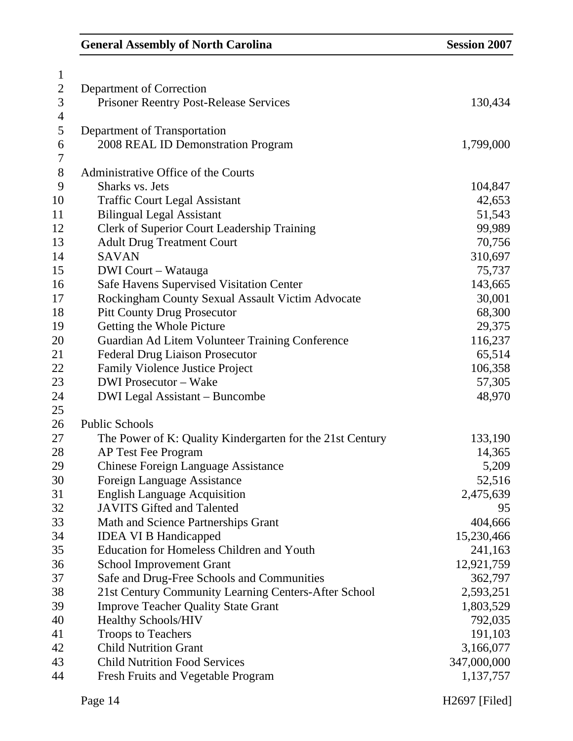| | |
|---|---|
| Department of Correction | |
| Prisoner Reentry Post-Release Services | 130,434 |
| | |
| Department of Transportation | |
| 2008 REAL ID Demonstration Program | 1,799,000 |
| | |
| Administrative Office of the Courts | |
| Sharks vs. Jets | 104,847 |
| Traffic Court Legal Assistant | 42,653 |
| Bilingual Legal Assistant | 51,543 |
| Clerk of Superior Court Leadership Training | 99,989 |
| Adult Drug Treatment Court | 70,756 |
| SAVAN | 310,697 |
| DWI Court – Watauga | 75,737 |
| Safe Havens Supervised Visitation Center | 143,665 |
| Rockingham County Sexual Assault Victim Advocate | 30,001 |
| Pitt County Drug Prosecutor | 68,300 |
| Getting the Whole Picture | 29,375 |
| Guardian Ad Litem Volunteer Training Conference | 116,237 |
| Federal Drug Liaison Prosecutor | 65,514 |
| Family Violence Justice Project | 106,358 |
| DWI Prosecutor – Wake | 57,305 |
| DWI Legal Assistant – Buncombe | 48,970 |
| | |
| Public Schools | |
| The Power of K: Quality Kindergarten for the 21st Century | 133,190 |
| AP Test Fee Program | 14,365 |
| Chinese Foreign Language Assistance | 5,209 |
| Foreign Language Assistance | 52,516 |
| English Language Acquisition | 2,475,639 |
| JAVITS Gifted and Talented | 95 |
| Math and Science Partnerships Grant | 404,666 |
| IDEA VI B Handicapped | 15,230,466 |
| Education for Homeless Children and Youth | 241,163 |
| School Improvement Grant | 12,921,759 |
| Safe and Drug-Free Schools and Communities | 362,797 |
| 21st Century Community Learning Centers-After School | 2,593,251 |
| Improve Teacher Quality State Grant | 1,803,529 |
| Healthy Schools/HIV | 792,035 |
| Troops to Teachers | 191,103 |
| Child Nutrition Grant | 3,166,077 |
| Child Nutrition Food Services | 347,000,000 |
| Fresh Fruits and Vegetable Program | 1,137,757 |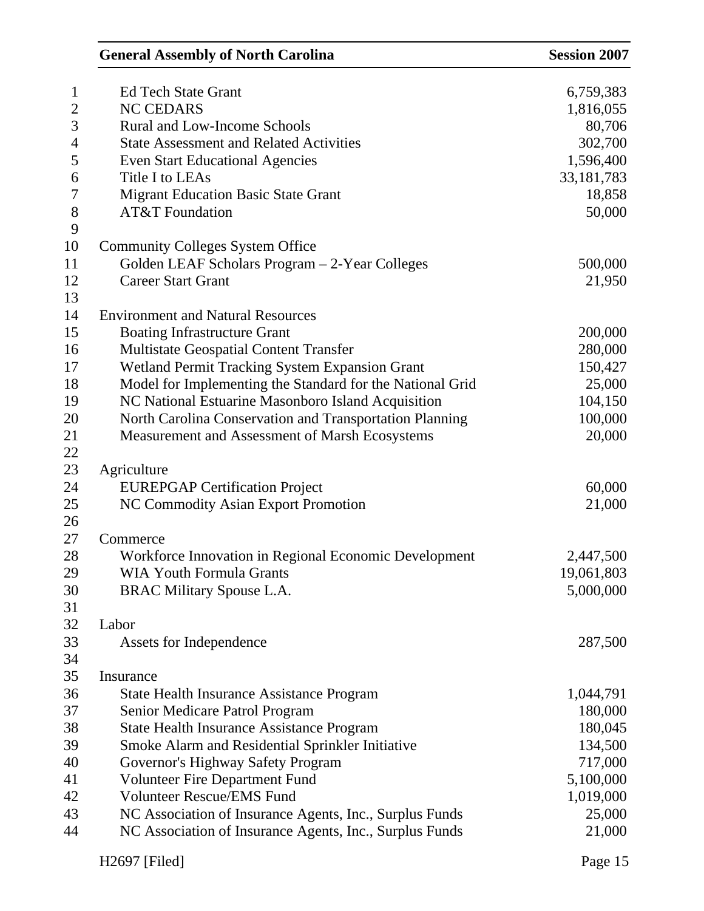| | |
|---|---|
| Ed Tech State Grant | 6,759,383 |
| NC CEDARS | 1,816,055 |
| Rural and Low-Income Schools | 80,706 |
| State Assessment and Related Activities | 302,700 |
| Even Start Educational Agencies | 1,596,400 |
| Title I to LEAs | 33,181,783 |
| Migrant Education Basic State Grant | 18,858 |
| AT&T Foundation | 50,000 |
| | |
| Community Colleges System Office | |
| Golden LEAF Scholars Program – 2-Year Colleges | 500,000 |
| Career Start Grant | 21,950 |
| | |
| Environment and Natural Resources | |
| Boating Infrastructure Grant | 200,000 |
| Multistate Geospatial Content Transfer | 280,000 |
| Wetland Permit Tracking System Expansion Grant | 150,427 |
| Model for Implementing the Standard for the National Grid | 25,000 |
| NC National Estuarine Masonboro Island Acquisition | 104,150 |
| North Carolina Conservation and Transportation Planning | 100,000 |
| Measurement and Assessment of Marsh Ecosystems | 20,000 |
| | |
| Agriculture | |
| EUREPGAP Certification Project | 60,000 |
| NC Commodity Asian Export Promotion | 21,000 |
| | |
| Commerce | |
| Workforce Innovation in Regional Economic Development | 2,447,500 |
| WIA Youth Formula Grants | 19,061,803 |
| BRAC Military Spouse L.A. | 5,000,000 |
| | |
| Labor | |
| Assets for Independence | 287,500 |
| | |
| Insurance | |
| State Health Insurance Assistance Program | 1,044,791 |
| Senior Medicare Patrol Program | 180,000 |
| State Health Insurance Assistance Program | 180,045 |
| Smoke Alarm and Residential Sprinkler Initiative | 134,500 |
| Governor's Highway Safety Program | 717,000 |
| Volunteer Fire Department Fund | 5,100,000 |
| Volunteer Rescue/EMS Fund | 1,019,000 |
| NC Association of Insurance Agents, Inc., Surplus Funds | 25,000 |
| NC Association of Insurance Agents, Inc., Surplus Funds | 21,000 |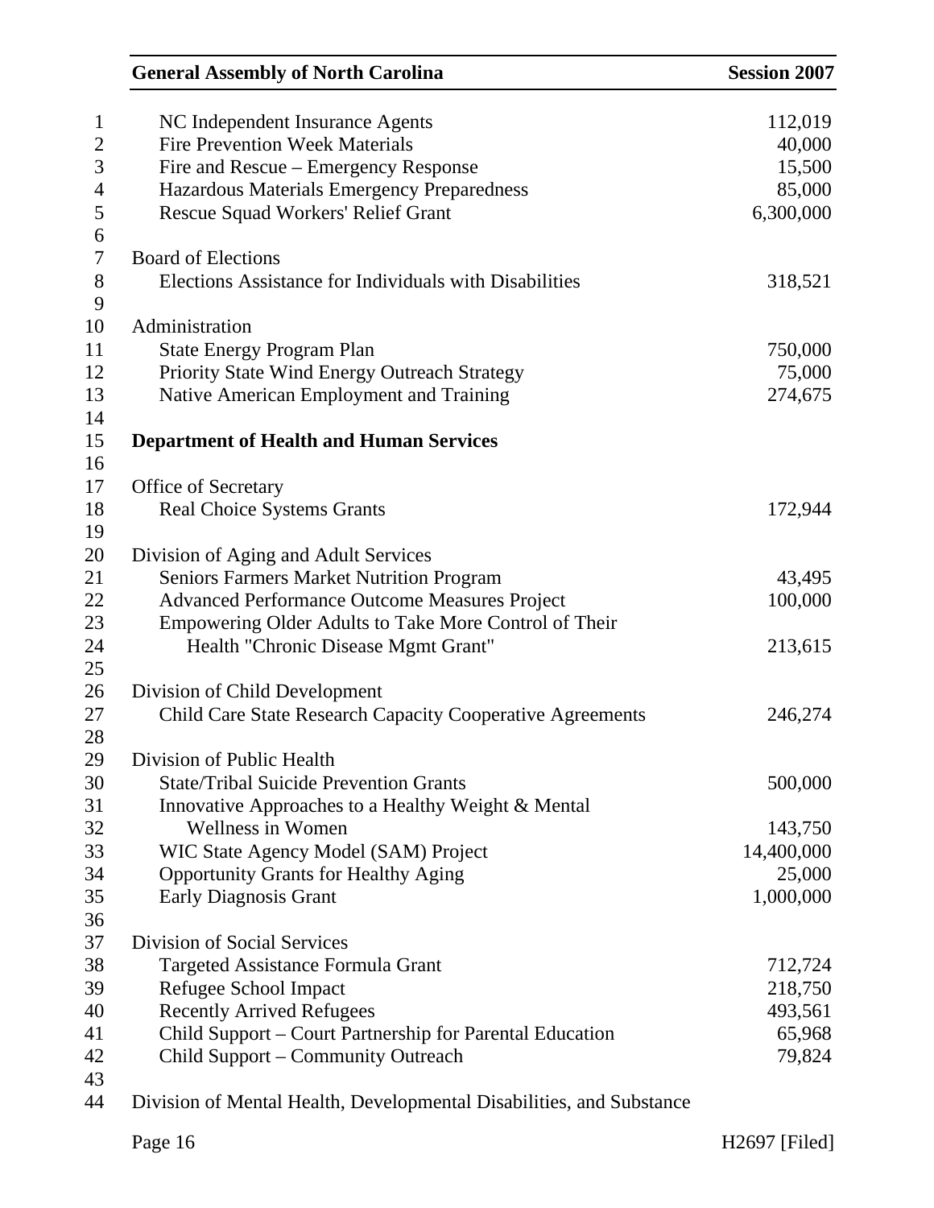| | |
|---|---:|
| NC Independent Insurance Agents | 112,019 |
| Fire Prevention Week Materials | 40,000 |
| Fire and Rescue – Emergency Response | 15,500 |
| Hazardous Materials Emergency Preparedness | 85,000 |
| Rescue Squad Workers' Relief Grant | 6,300,000 |
| | |
| Board of Elections | |
| Elections Assistance for Individuals with Disabilities | 318,521 |
| | |
| Administration | |
| State Energy Program Plan | 750,000 |
| Priority State Wind Energy Outreach Strategy | 75,000 |
| Native American Employment and Training | 274,675 |

**Department of Health and Human Services**

| | |
|---|---:|
| Office of Secretary | |
| Real Choice Systems Grants | 172,944 |
| | |
| Division of Aging and Adult Services | |
| Seniors Farmers Market Nutrition Program | 43,495 |
| Advanced Performance Outcome Measures Project | 100,000 |
| Empowering Older Adults to Take More Control of Their Health "Chronic Disease Mgmt Grant" | 213,615 |
| | |
| Division of Child Development | |
| Child Care State Research Capacity Cooperative Agreements | 246,274 |
| | |
| Division of Public Health | |
| State/Tribal Suicide Prevention Grants | 500,000 |
| Innovative Approaches to a Healthy Weight & Mental Wellness in Women | 143,750 |
| WIC State Agency Model (SAM) Project | 14,400,000 |
| Opportunity Grants for Healthy Aging | 25,000 |
| Early Diagnosis Grant | 1,000,000 |
| | |
| Division of Social Services | |
| Targeted Assistance Formula Grant | 712,724 |
| Refugee School Impact | 218,750 |
| Recently Arrived Refugees | 493,561 |
| Child Support – Court Partnership for Parental Education | 65,968 |
| Child Support – Community Outreach | 79,824 |

Division of Mental Health, Developmental Disabilities, and Substance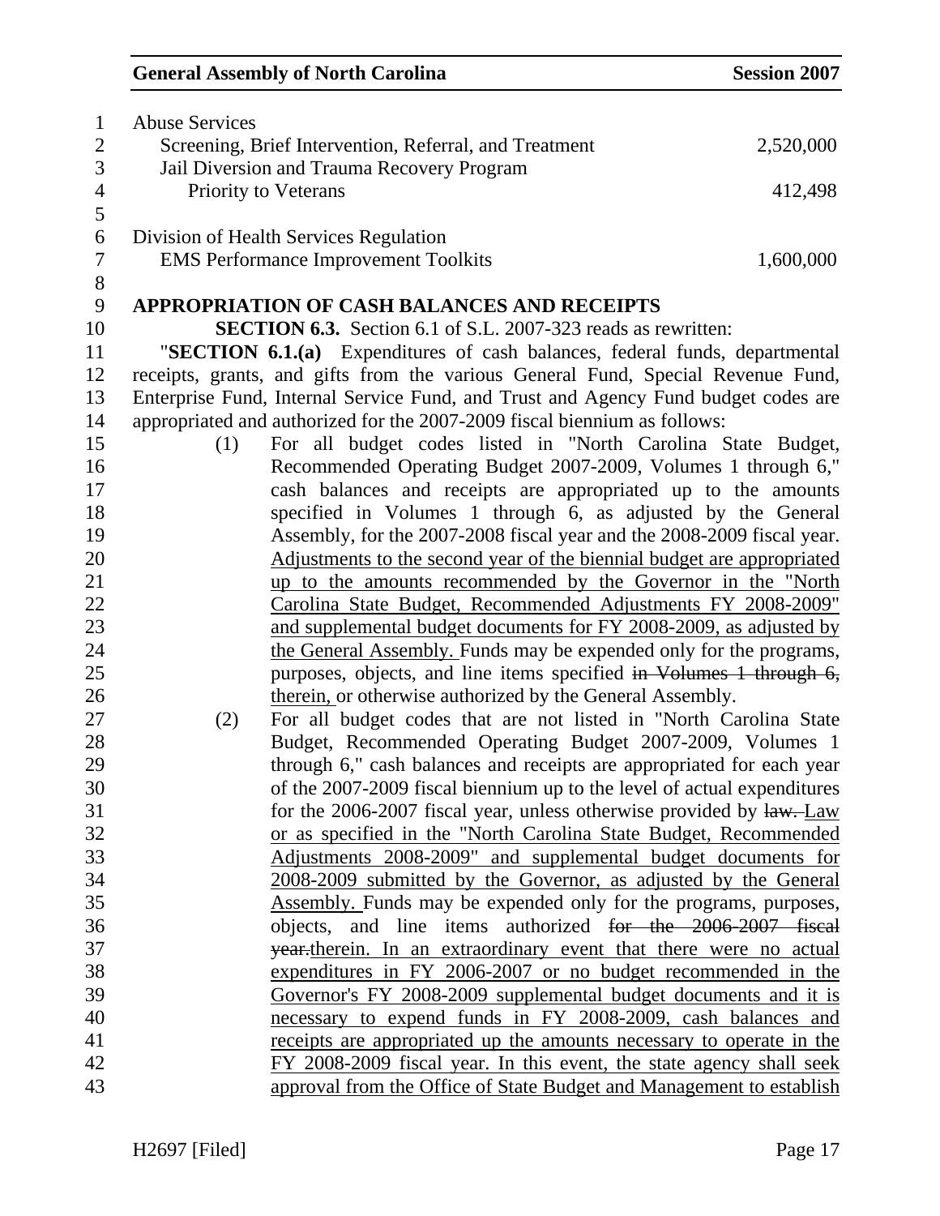Abuse Services

| | |
|---|---|
| Screening, Brief Intervention, Referral, and Treatment | 2,520,000 |
| Jail Diversion and Trauma Recovery Program Priority to Veterans | 412,498 |

Division of Health Services Regulation

| | |
|---|---|
| EMS Performance Improvement Toolkits | 1,600,000 |

**APPROPRIATION OF CASH BALANCES AND RECEIPTS**

**SECTION 6.3.** Section 6.1 of S.L. 2007-323 reads as rewritten:

"**SECTION 6.1.(a)** Expenditures of cash balances, federal funds, departmental receipts, grants, and gifts from the various General Fund, Special Revenue Fund, Enterprise Fund, Internal Service Fund, and Trust and Agency Fund budget codes are appropriated and authorized for the 2007-2009 fiscal biennium as follows:

(1) For all budget codes listed in "North Carolina State Budget, Recommended Operating Budget 2007-2009, Volumes 1 through 6," cash balances and receipts are appropriated up to the amounts specified in Volumes 1 through 6, as adjusted by the General Assembly, for the 2007-2008 fiscal year and the 2008-2009 fiscal year. <u>Adjustments to the second year of the biennial budget are appropriated up to the amounts recommended by the Governor in the "North Carolina State Budget, Recommended Adjustments FY 2008-2009" and supplemental budget documents for FY 2008-2009, as adjusted by the General Assembly.</u> Funds may be expended only for the programs, purposes, objects, and line items specified ~~in Volumes 1 through 6,~~ <u>therein,</u> or otherwise authorized by the General Assembly.

(2) For all budget codes that are not listed in "North Carolina State Budget, Recommended Operating Budget 2007-2009, Volumes 1 through 6," cash balances and receipts are appropriated for each year of the 2007-2009 fiscal biennium up to the level of actual expenditures for the 2006-2007 fiscal year, unless otherwise provided by ~~law.~~ <u>Law or as specified in the "North Carolina State Budget, Recommended Adjustments 2008-2009" and supplemental budget documents for 2008-2009 submitted by the Governor, as adjusted by the General Assembly.</u> Funds may be expended only for the programs, purposes, objects, and line items authorized ~~for the 2006-2007 fiscal year.~~<u>therein. In an extraordinary event that there were no actual expenditures in FY 2006-2007 or no budget recommended in the Governor's FY 2008-2009 supplemental budget documents and it is necessary to expend funds in FY 2008-2009, cash balances and receipts are appropriated up the amounts necessary to operate in the FY 2008-2009 fiscal year. In this event, the state agency shall seek approval from the Office of State Budget and Management to establish</u>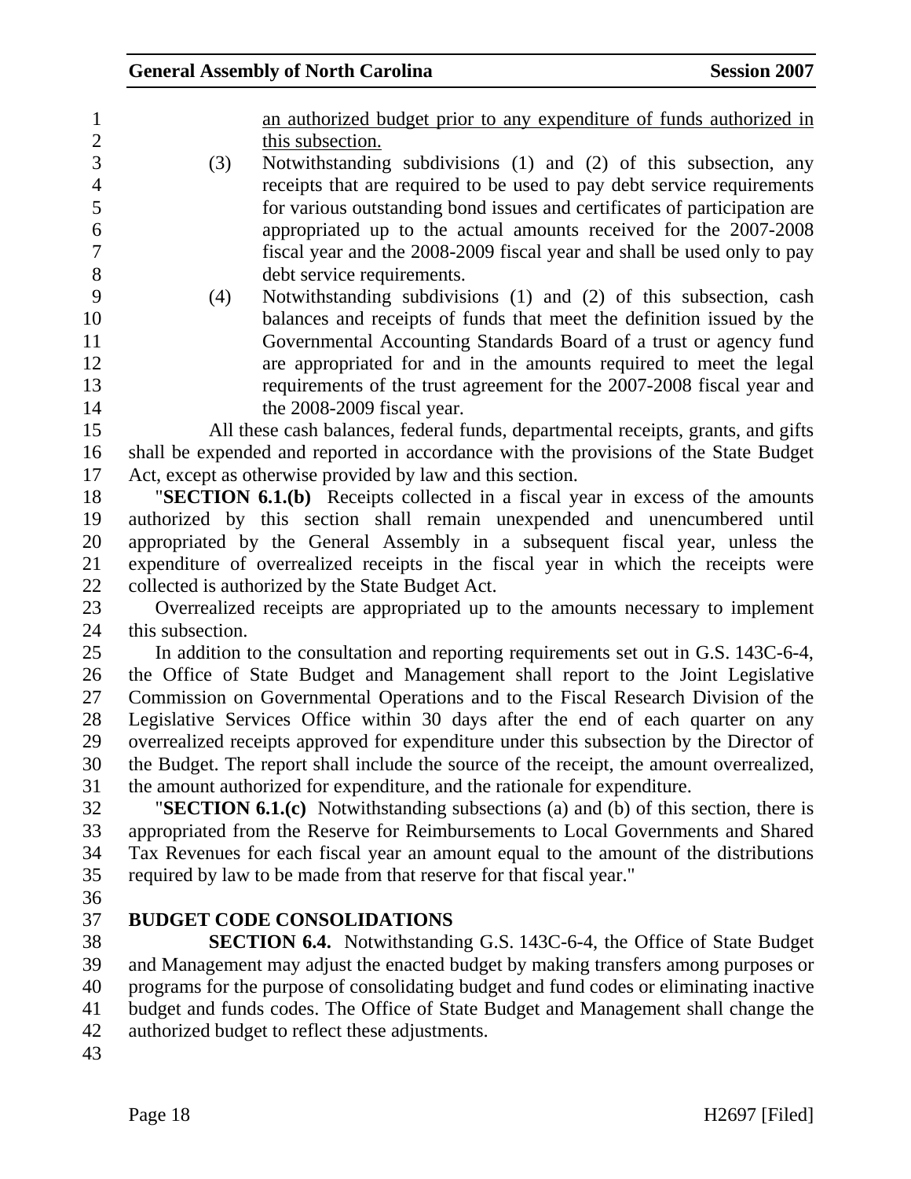an authorized budget prior to any expenditure of funds authorized in this subsection.

(3) Notwithstanding subdivisions (1) and (2) of this subsection, any receipts that are required to be used to pay debt service requirements for various outstanding bond issues and certificates of participation are appropriated up to the actual amounts received for the 2007-2008 fiscal year and the 2008-2009 fiscal year and shall be used only to pay debt service requirements.

(4) Notwithstanding subdivisions (1) and (2) of this subsection, cash balances and receipts of funds that meet the definition issued by the Governmental Accounting Standards Board of a trust or agency fund are appropriated for and in the amounts required to meet the legal requirements of the trust agreement for the 2007-2008 fiscal year and the 2008-2009 fiscal year.

All these cash balances, federal funds, departmental receipts, grants, and gifts shall be expended and reported in accordance with the provisions of the State Budget Act, except as otherwise provided by law and this section.

"**SECTION 6.1.(b)** Receipts collected in a fiscal year in excess of the amounts authorized by this section shall remain unexpended and unencumbered until appropriated by the General Assembly in a subsequent fiscal year, unless the expenditure of overrealized receipts in the fiscal year in which the receipts were collected is authorized by the State Budget Act.

Overrealized receipts are appropriated up to the amounts necessary to implement this subsection.

In addition to the consultation and reporting requirements set out in G.S. 143C-6-4, the Office of State Budget and Management shall report to the Joint Legislative Commission on Governmental Operations and to the Fiscal Research Division of the Legislative Services Office within 30 days after the end of each quarter on any overrealized receipts approved for expenditure under this subsection by the Director of the Budget. The report shall include the source of the receipt, the amount overrealized, the amount authorized for expenditure, and the rationale for expenditure.

"**SECTION 6.1.(c)** Notwithstanding subsections (a) and (b) of this section, there is appropriated from the Reserve for Reimbursements to Local Governments and Shared Tax Revenues for each fiscal year an amount equal to the amount of the distributions required by law to be made from that reserve for that fiscal year."

**BUDGET CODE CONSOLIDATIONS**

**SECTION 6.4.** Notwithstanding G.S. 143C-6-4, the Office of State Budget and Management may adjust the enacted budget by making transfers among purposes or programs for the purpose of consolidating budget and fund codes or eliminating inactive budget and funds codes. The Office of State Budget and Management shall change the authorized budget to reflect these adjustments.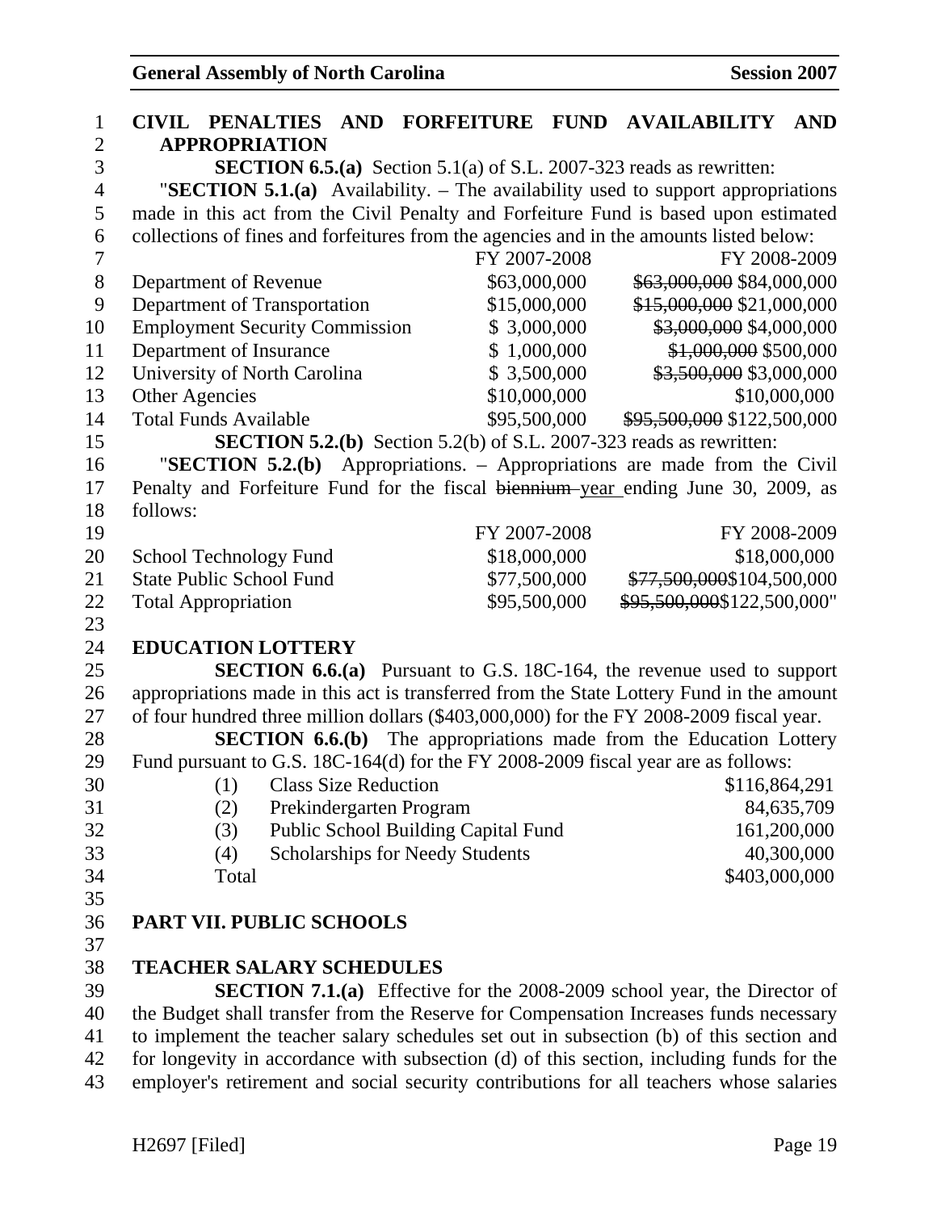**CIVIL PENALTIES AND FORFEITURE FUND AVAILABILITY AND APPROPRIATION**

**SECTION 6.5.(a)** Section 5.1(a) of S.L. 2007-323 reads as rewritten:

"**SECTION 5.1.(a)** Availability. – The availability used to support appropriations made in this act from the Civil Penalty and Forfeiture Fund is based upon estimated collections of fines and forfeitures from the agencies and in the amounts listed below:

| | FY 2007-2008 | FY 2008-2009 |
|---|---|---|
| Department of Revenue | $63,000,000 | ~~$63,000,000~~ $84,000,000 |
| Department of Transportation | $15,000,000 | ~~$15,000,000~~ $21,000,000 |
| Employment Security Commission | $ 3,000,000 | ~~$3,000,000~~ $4,000,000 |
| Department of Insurance | $ 1,000,000 | ~~$1,000,000~~ $500,000 |
| University of North Carolina | $ 3,500,000 | ~~$3,500,000~~ $3,000,000 |
| Other Agencies | $10,000,000 | $10,000,000 |
| Total Funds Available | $95,500,000 | ~~$95,500,000~~ $122,500,000 |

**SECTION 5.2.(b)** Section 5.2(b) of S.L. 2007-323 reads as rewritten:

"**SECTION 5.2.(b)** Appropriations. – Appropriations are made from the Civil Penalty and Forfeiture Fund for the fiscal ~~biennium~~ year ending June 30, 2009, as follows:

| | FY 2007-2008 | FY 2008-2009 |
|---|---|---|
| School Technology Fund | $18,000,000 | $18,000,000 |
| State Public School Fund | $77,500,000 | ~~$77,500,000~~$104,500,000 |
| Total Appropriation | $95,500,000 | ~~$95,500,000~~$122,500,000" |

**EDUCATION LOTTERY**

**SECTION 6.6.(a)** Pursuant to G.S. 18C-164, the revenue used to support appropriations made in this act is transferred from the State Lottery Fund in the amount of four hundred three million dollars ($403,000,000) for the FY 2008-2009 fiscal year.

**SECTION 6.6.(b)** The appropriations made from the Education Lottery Fund pursuant to G.S. 18C-164(d) for the FY 2008-2009 fiscal year are as follows:

| | | |
|---|---|---|
| (1) | Class Size Reduction | $116,864,291 |
| (2) | Prekindergarten Program | 84,635,709 |
| (3) | Public School Building Capital Fund | 161,200,000 |
| (4) | Scholarships for Needy Students | 40,300,000 |
| | Total | $403,000,000 |

## PART VII. PUBLIC SCHOOLS

**TEACHER SALARY SCHEDULES**

**SECTION 7.1.(a)** Effective for the 2008-2009 school year, the Director of the Budget shall transfer from the Reserve for Compensation Increases funds necessary to implement the teacher salary schedules set out in subsection (b) of this section and for longevity in accordance with subsection (d) of this section, including funds for the employer's retirement and social security contributions for all teachers whose salaries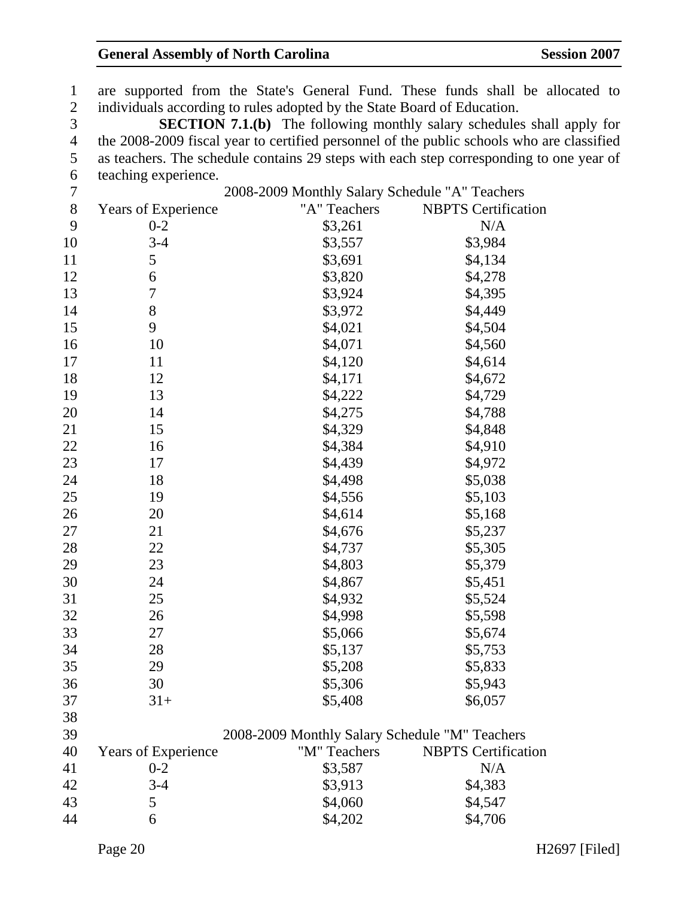are supported from the State's General Fund. These funds shall be allocated to individuals according to rules adopted by the State Board of Education.

**SECTION 7.1.(b)** The following monthly salary schedules shall apply for the 2008-2009 fiscal year to certified personnel of the public schools who are classified as teachers. The schedule contains 29 steps with each step corresponding to one year of teaching experience.

2008-2009 Monthly Salary Schedule "A" Teachers

| Years of Experience | "A" Teachers | NBPTS Certification |
|---|---|---|
| 0-2 | $3,261 | N/A |
| 3-4 | $3,557 | $3,984 |
| 5 | $3,691 | $4,134 |
| 6 | $3,820 | $4,278 |
| 7 | $3,924 | $4,395 |
| 8 | $3,972 | $4,449 |
| 9 | $4,021 | $4,504 |
| 10 | $4,071 | $4,560 |
| 11 | $4,120 | $4,614 |
| 12 | $4,171 | $4,672 |
| 13 | $4,222 | $4,729 |
| 14 | $4,275 | $4,788 |
| 15 | $4,329 | $4,848 |
| 16 | $4,384 | $4,910 |
| 17 | $4,439 | $4,972 |
| 18 | $4,498 | $5,038 |
| 19 | $4,556 | $5,103 |
| 20 | $4,614 | $5,168 |
| 21 | $4,676 | $5,237 |
| 22 | $4,737 | $5,305 |
| 23 | $4,803 | $5,379 |
| 24 | $4,867 | $5,451 |
| 25 | $4,932 | $5,524 |
| 26 | $4,998 | $5,598 |
| 27 | $5,066 | $5,674 |
| 28 | $5,137 | $5,753 |
| 29 | $5,208 | $5,833 |
| 30 | $5,306 | $5,943 |
| 31+ | $5,408 | $6,057 |

2008-2009 Monthly Salary Schedule "M" Teachers

| Years of Experience | "M" Teachers | NBPTS Certification |
|---|---|---|
| 0-2 | $3,587 | N/A |
| 3-4 | $3,913 | $4,383 |
| 5 | $4,060 | $4,547 |
| 6 | $4,202 | $4,706 |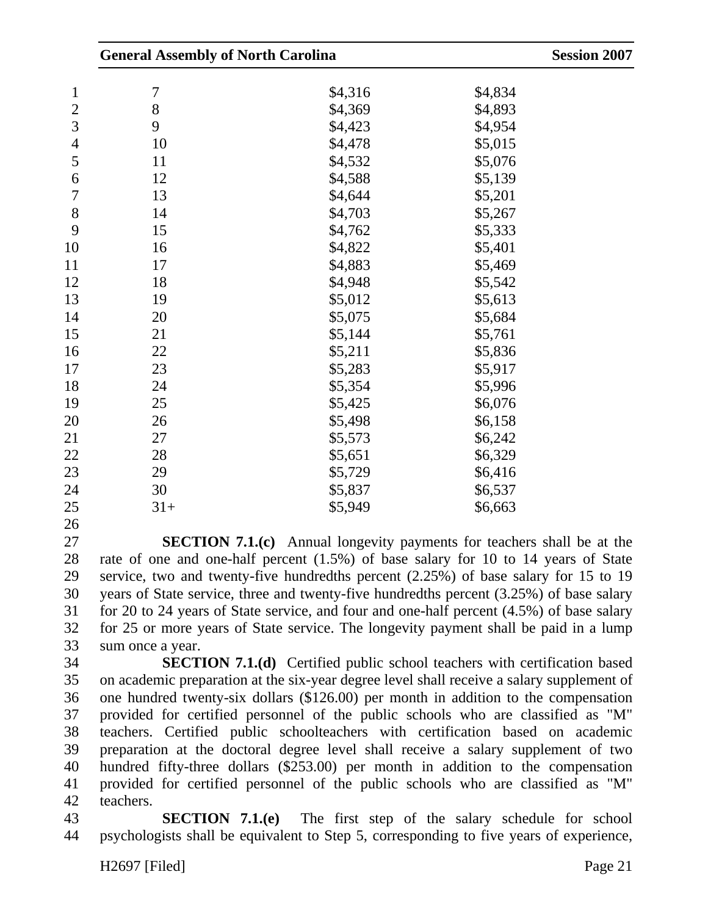| | | |
|---|---|---|
| 7 | $4,316 | $4,834 |
| 8 | $4,369 | $4,893 |
| 9 | $4,423 | $4,954 |
| 10 | $4,478 | $5,015 |
| 11 | $4,532 | $5,076 |
| 12 | $4,588 | $5,139 |
| 13 | $4,644 | $5,201 |
| 14 | $4,703 | $5,267 |
| 15 | $4,762 | $5,333 |
| 16 | $4,822 | $5,401 |
| 17 | $4,883 | $5,469 |
| 18 | $4,948 | $5,542 |
| 19 | $5,012 | $5,613 |
| 20 | $5,075 | $5,684 |
| 21 | $5,144 | $5,761 |
| 22 | $5,211 | $5,836 |
| 23 | $5,283 | $5,917 |
| 24 | $5,354 | $5,996 |
| 25 | $5,425 | $6,076 |
| 26 | $5,498 | $6,158 |
| 27 | $5,573 | $6,242 |
| 28 | $5,651 | $6,329 |
| 29 | $5,729 | $6,416 |
| 30 | $5,837 | $6,537 |
| 31+ | $5,949 | $6,663 |

**SECTION 7.1.(c)** Annual longevity payments for teachers shall be at the rate of one and one-half percent (1.5%) of base salary for 10 to 14 years of State service, two and twenty-five hundredths percent (2.25%) of base salary for 15 to 19 years of State service, three and twenty-five hundredths percent (3.25%) of base salary for 20 to 24 years of State service, and four and one-half percent (4.5%) of base salary for 25 or more years of State service. The longevity payment shall be paid in a lump sum once a year.

**SECTION 7.1.(d)** Certified public school teachers with certification based on academic preparation at the six-year degree level shall receive a salary supplement of one hundred twenty-six dollars ($126.00) per month in addition to the compensation provided for certified personnel of the public schools who are classified as "M" teachers. Certified public schoolteachers with certification based on academic preparation at the doctoral degree level shall receive a salary supplement of two hundred fifty-three dollars ($253.00) per month in addition to the compensation provided for certified personnel of the public schools who are classified as "M" teachers.

**SECTION 7.1.(e)** The first step of the salary schedule for school psychologists shall be equivalent to Step 5, corresponding to five years of experience,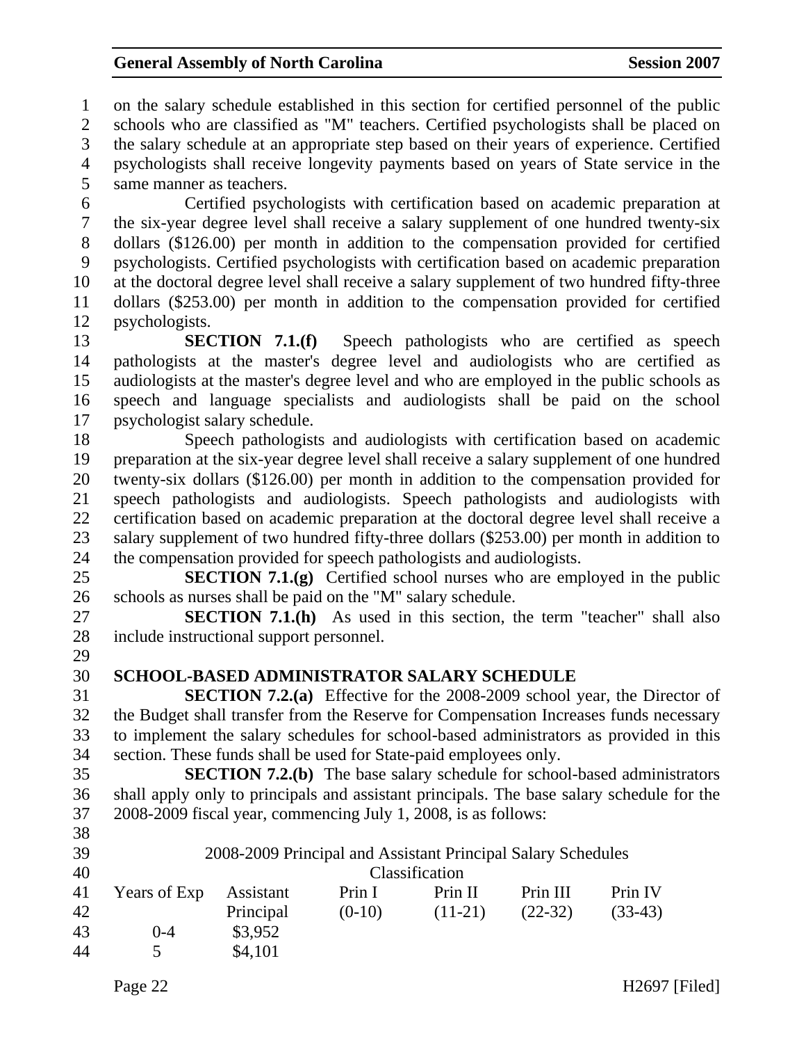on the salary schedule established in this section for certified personnel of the public schools who are classified as "M" teachers. Certified psychologists shall be placed on the salary schedule at an appropriate step based on their years of experience. Certified psychologists shall receive longevity payments based on years of State service in the same manner as teachers.

Certified psychologists with certification based on academic preparation at the six-year degree level shall receive a salary supplement of one hundred twenty-six dollars ($126.00) per month in addition to the compensation provided for certified psychologists. Certified psychologists with certification based on academic preparation at the doctoral degree level shall receive a salary supplement of two hundred fifty-three dollars ($253.00) per month in addition to the compensation provided for certified psychologists.

**SECTION 7.1.(f)** Speech pathologists who are certified as speech pathologists at the master's degree level and audiologists who are certified as audiologists at the master's degree level and who are employed in the public schools as speech and language specialists and audiologists shall be paid on the school psychologist salary schedule.

Speech pathologists and audiologists with certification based on academic preparation at the six-year degree level shall receive a salary supplement of one hundred twenty-six dollars ($126.00) per month in addition to the compensation provided for speech pathologists and audiologists. Speech pathologists and audiologists with certification based on academic preparation at the doctoral degree level shall receive a salary supplement of two hundred fifty-three dollars ($253.00) per month in addition to the compensation provided for speech pathologists and audiologists.

**SECTION 7.1.(g)** Certified school nurses who are employed in the public schools as nurses shall be paid on the "M" salary schedule.

**SECTION 7.1.(h)** As used in this section, the term "teacher" shall also include instructional support personnel.

## SCHOOL-BASED ADMINISTRATOR SALARY SCHEDULE

**SECTION 7.2.(a)** Effective for the 2008-2009 school year, the Director of the Budget shall transfer from the Reserve for Compensation Increases funds necessary to implement the salary schedules for school-based administrators as provided in this section. These funds shall be used for State-paid employees only.

**SECTION 7.2.(b)** The base salary schedule for school-based administrators shall apply only to principals and assistant principals. The base salary schedule for the 2008-2009 fiscal year, commencing July 1, 2008, is as follows:

2008-2009 Principal and Assistant Principal Salary Schedules

| | Classification | | | | |
|---|---|---|---|---|---|
| Years of Exp | Assistant Principal | Prin I (0-10) | Prin II (11-21) | Prin III (22-32) | Prin IV (33-43) |
| 0-4 | $3,952 | | | | |
| 5 | $4,101 | | | | |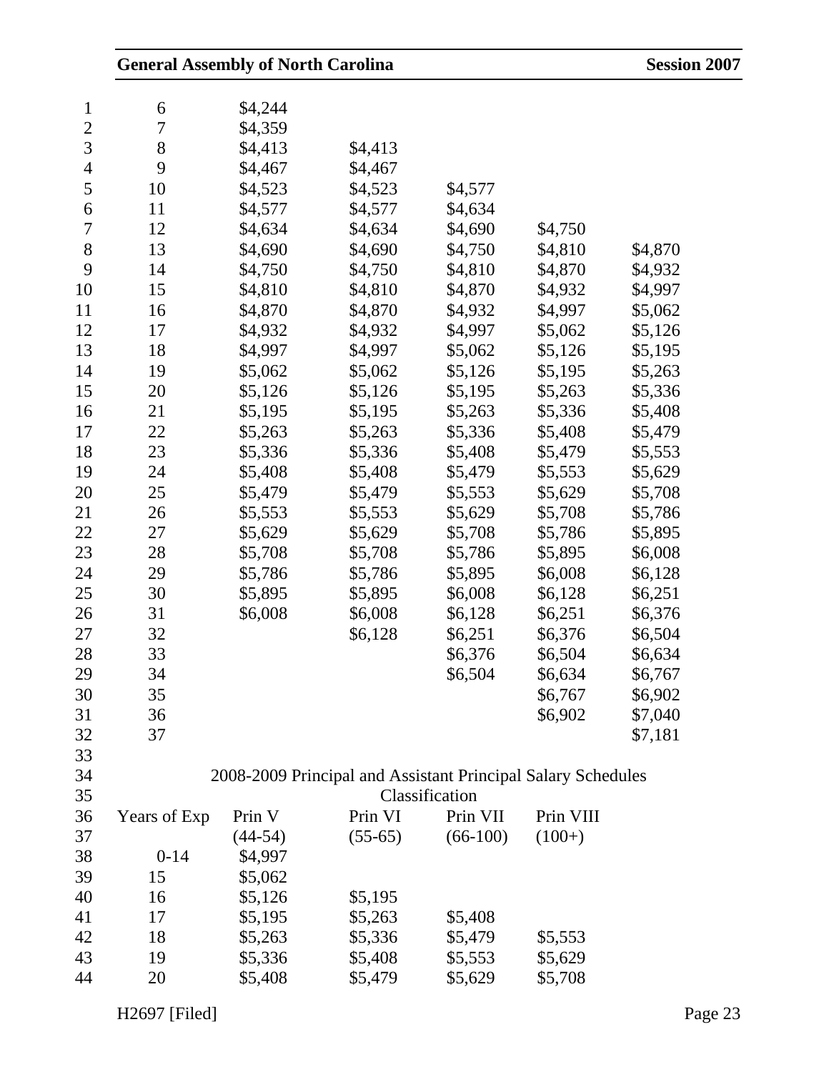| | | | | | |
|---|---|---|---|---|---|
| 6 | $4,244 | | | | |
| 7 | $4,359 | | | | |
| 8 | $4,413 | $4,413 | | | |
| 9 | $4,467 | $4,467 | | | |
| 10 | $4,523 | $4,523 | $4,577 | | |
| 11 | $4,577 | $4,577 | $4,634 | | |
| 12 | $4,634 | $4,634 | $4,690 | $4,750 | |
| 13 | $4,690 | $4,690 | $4,750 | $4,810 | $4,870 |
| 14 | $4,750 | $4,750 | $4,810 | $4,870 | $4,932 |
| 15 | $4,810 | $4,810 | $4,870 | $4,932 | $4,997 |
| 16 | $4,870 | $4,870 | $4,932 | $4,997 | $5,062 |
| 17 | $4,932 | $4,932 | $4,997 | $5,062 | $5,126 |
| 18 | $4,997 | $4,997 | $5,062 | $5,126 | $5,195 |
| 19 | $5,062 | $5,062 | $5,126 | $5,195 | $5,263 |
| 20 | $5,126 | $5,126 | $5,195 | $5,263 | $5,336 |
| 21 | $5,195 | $5,195 | $5,263 | $5,336 | $5,408 |
| 22 | $5,263 | $5,263 | $5,336 | $5,408 | $5,479 |
| 23 | $5,336 | $5,336 | $5,408 | $5,479 | $5,553 |
| 24 | $5,408 | $5,408 | $5,479 | $5,553 | $5,629 |
| 25 | $5,479 | $5,479 | $5,553 | $5,629 | $5,708 |
| 26 | $5,553 | $5,553 | $5,629 | $5,708 | $5,786 |
| 27 | $5,629 | $5,629 | $5,708 | $5,786 | $5,895 |
| 28 | $5,708 | $5,708 | $5,786 | $5,895 | $6,008 |
| 29 | $5,786 | $5,786 | $5,895 | $6,008 | $6,128 |
| 30 | $5,895 | $5,895 | $6,008 | $6,128 | $6,251 |
| 31 | $6,008 | $6,008 | $6,128 | $6,251 | $6,376 |
| 32 | | $6,128 | $6,251 | $6,376 | $6,504 |
| 33 | | | $6,376 | $6,504 | $6,634 |
| 34 | | | $6,504 | $6,634 | $6,767 |
| 35 | | | | $6,767 | $6,902 |
| 36 | | | | $6,902 | $7,040 |
| 37 | | | | | $7,181 |

2008-2009 Principal and Assistant Principal Salary Schedules

| | Classification | | | |
|---|---|---|---|---|
| Years of Exp | Prin V (44-54) | Prin VI (55-65) | Prin VII (66-100) | Prin VIII (100+) |
| 0-14 | $4,997 | | | |
| 15 | $5,062 | | | |
| 16 | $5,126 | $5,195 | | |
| 17 | $5,195 | $5,263 | $5,408 | |
| 18 | $5,263 | $5,336 | $5,479 | $5,553 |
| 19 | $5,336 | $5,408 | $5,553 | $5,629 |
| 20 | $5,408 | $5,479 | $5,629 | $5,708 |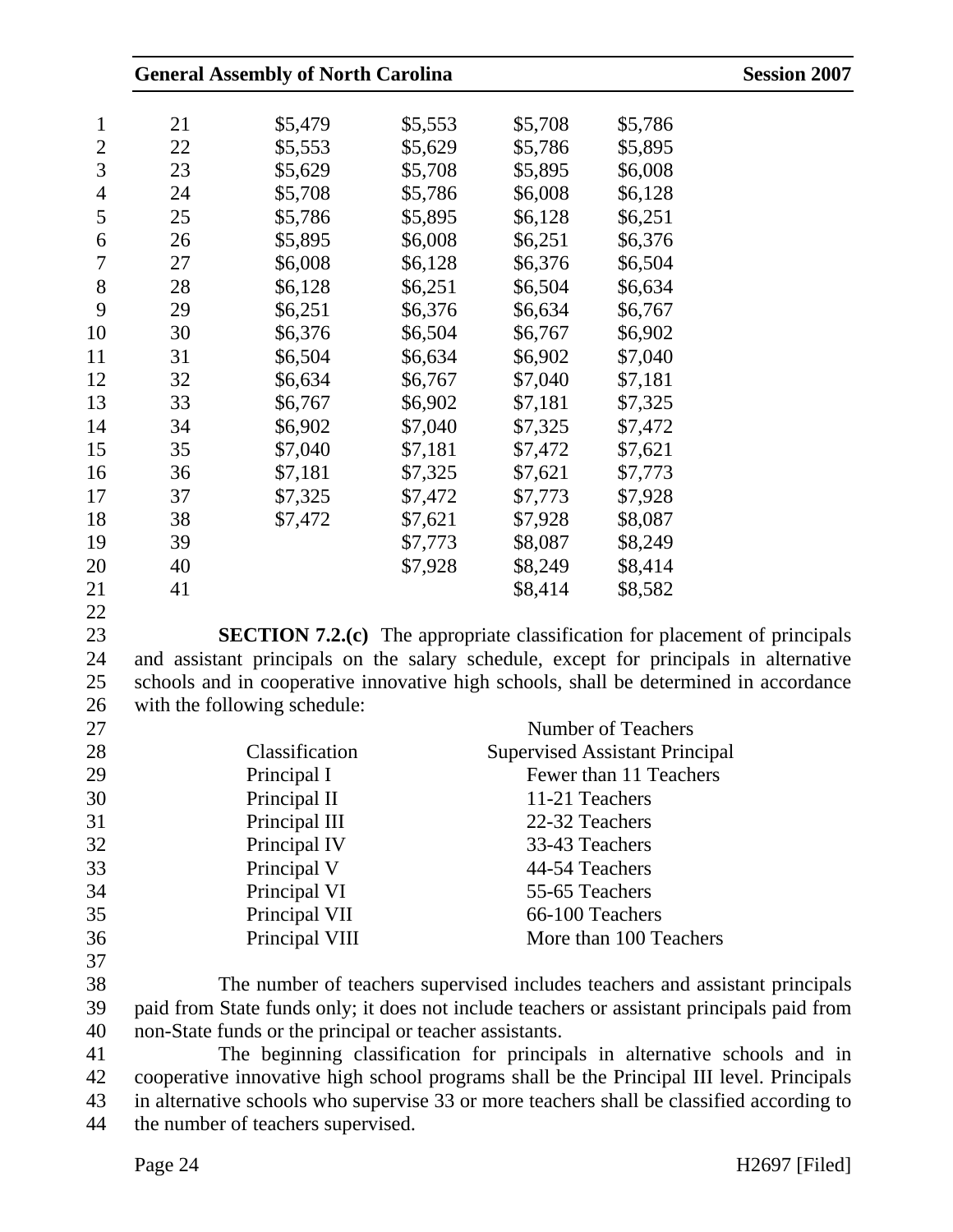| | | | | |
|---|---|---|---|---|
| 21 | $5,479 | $5,553 | $5,708 | $5,786 |
| 22 | $5,553 | $5,629 | $5,786 | $5,895 |
| 23 | $5,629 | $5,708 | $5,895 | $6,008 |
| 24 | $5,708 | $5,786 | $6,008 | $6,128 |
| 25 | $5,786 | $5,895 | $6,128 | $6,251 |
| 26 | $5,895 | $6,008 | $6,251 | $6,376 |
| 27 | $6,008 | $6,128 | $6,376 | $6,504 |
| 28 | $6,128 | $6,251 | $6,504 | $6,634 |
| 29 | $6,251 | $6,376 | $6,634 | $6,767 |
| 30 | $6,376 | $6,504 | $6,767 | $6,902 |
| 31 | $6,504 | $6,634 | $6,902 | $7,040 |
| 32 | $6,634 | $6,767 | $7,040 | $7,181 |
| 33 | $6,767 | $6,902 | $7,181 | $7,325 |
| 34 | $6,902 | $7,040 | $7,325 | $7,472 |
| 35 | $7,040 | $7,181 | $7,472 | $7,621 |
| 36 | $7,181 | $7,325 | $7,621 | $7,773 |
| 37 | $7,325 | $7,472 | $7,773 | $7,928 |
| 38 | $7,472 | $7,621 | $7,928 | $8,087 |
| 39 | | $7,773 | $8,087 | $8,249 |
| 40 | | $7,928 | $8,249 | $8,414 |
| 41 | | | $8,414 | $8,582 |

**SECTION 7.2.(c)** The appropriate classification for placement of principals and assistant principals on the salary schedule, except for principals in alternative schools and in cooperative innovative high schools, shall be determined in accordance with the following schedule:

| Classification | Number of Teachers Supervised Assistant Principal |
|---|---|
| Principal I | Fewer than 11 Teachers |
| Principal II | 11-21 Teachers |
| Principal III | 22-32 Teachers |
| Principal IV | 33-43 Teachers |
| Principal V | 44-54 Teachers |
| Principal VI | 55-65 Teachers |
| Principal VII | 66-100 Teachers |
| Principal VIII | More than 100 Teachers |

The number of teachers supervised includes teachers and assistant principals paid from State funds only; it does not include teachers or assistant principals paid from non-State funds or the principal or teacher assistants.

The beginning classification for principals in alternative schools and in cooperative innovative high school programs shall be the Principal III level. Principals in alternative schools who supervise 33 or more teachers shall be classified according to the number of teachers supervised.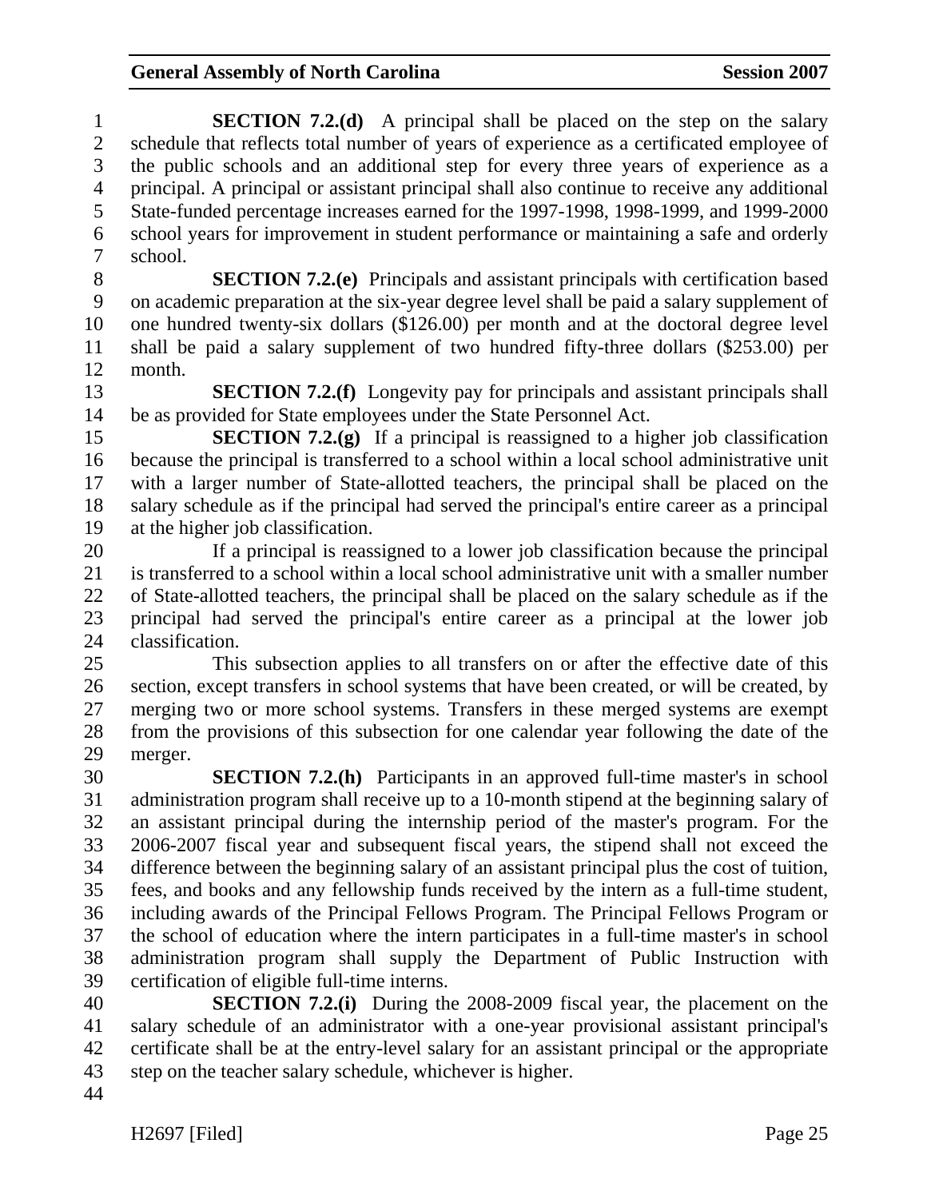**SECTION 7.2.(d)** A principal shall be placed on the step on the salary schedule that reflects total number of years of experience as a certificated employee of the public schools and an additional step for every three years of experience as a principal. A principal or assistant principal shall also continue to receive any additional State-funded percentage increases earned for the 1997-1998, 1998-1999, and 1999-2000 school years for improvement in student performance or maintaining a safe and orderly school.

**SECTION 7.2.(e)** Principals and assistant principals with certification based on academic preparation at the six-year degree level shall be paid a salary supplement of one hundred twenty-six dollars ($126.00) per month and at the doctoral degree level shall be paid a salary supplement of two hundred fifty-three dollars ($253.00) per month.

**SECTION 7.2.(f)** Longevity pay for principals and assistant principals shall be as provided for State employees under the State Personnel Act.

**SECTION 7.2.(g)** If a principal is reassigned to a higher job classification because the principal is transferred to a school within a local school administrative unit with a larger number of State-allotted teachers, the principal shall be placed on the salary schedule as if the principal had served the principal's entire career as a principal at the higher job classification.

If a principal is reassigned to a lower job classification because the principal is transferred to a school within a local school administrative unit with a smaller number of State-allotted teachers, the principal shall be placed on the salary schedule as if the principal had served the principal's entire career as a principal at the lower job classification.

This subsection applies to all transfers on or after the effective date of this section, except transfers in school systems that have been created, or will be created, by merging two or more school systems. Transfers in these merged systems are exempt from the provisions of this subsection for one calendar year following the date of the merger.

**SECTION 7.2.(h)** Participants in an approved full-time master's in school administration program shall receive up to a 10-month stipend at the beginning salary of an assistant principal during the internship period of the master's program. For the 2006-2007 fiscal year and subsequent fiscal years, the stipend shall not exceed the difference between the beginning salary of an assistant principal plus the cost of tuition, fees, and books and any fellowship funds received by the intern as a full-time student, including awards of the Principal Fellows Program. The Principal Fellows Program or the school of education where the intern participates in a full-time master's in school administration program shall supply the Department of Public Instruction with certification of eligible full-time interns.

**SECTION 7.2.(i)** During the 2008-2009 fiscal year, the placement on the salary schedule of an administrator with a one-year provisional assistant principal's certificate shall be at the entry-level salary for an assistant principal or the appropriate step on the teacher salary schedule, whichever is higher.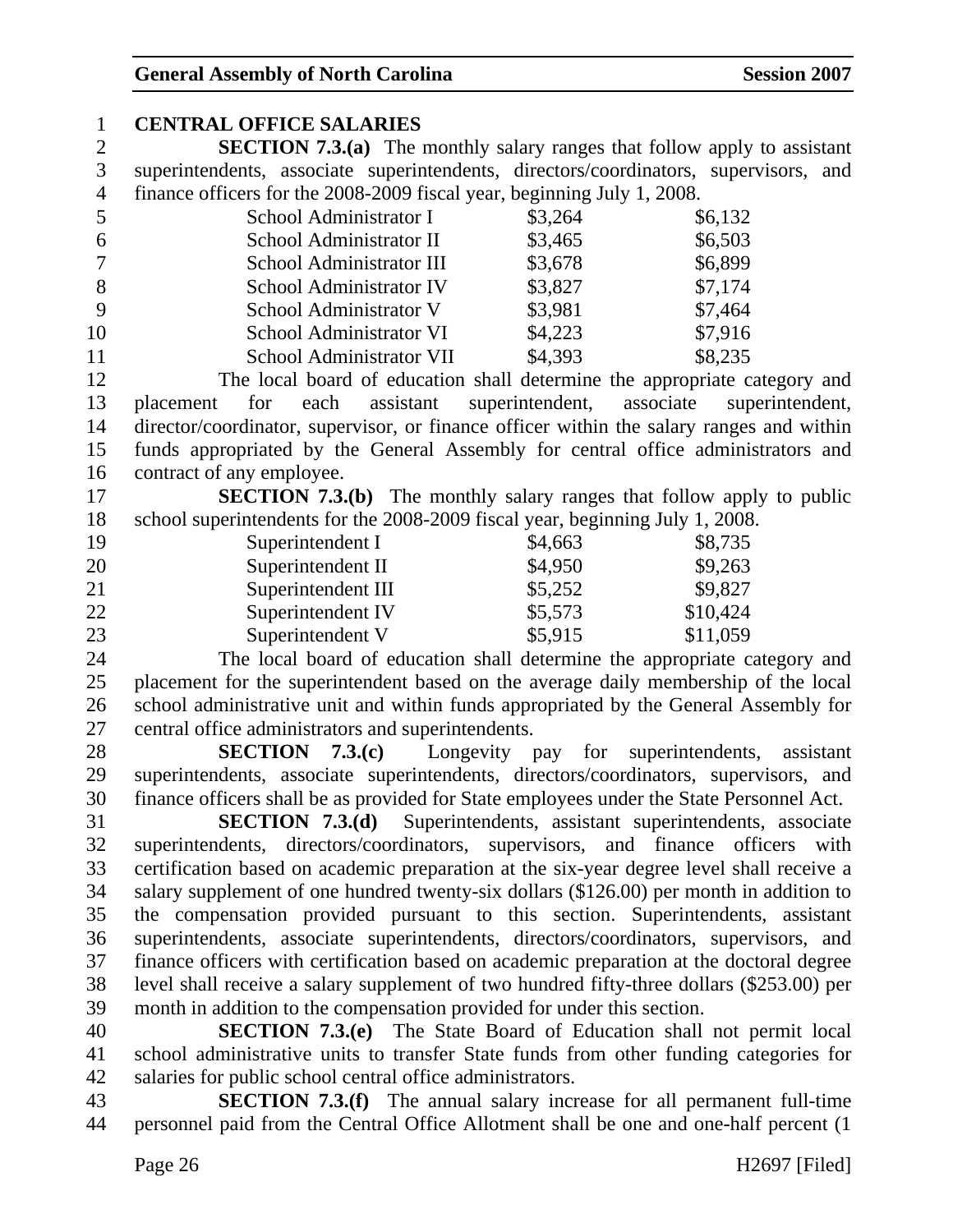**CENTRAL OFFICE SALARIES**

**SECTION 7.3.(a)** The monthly salary ranges that follow apply to assistant superintendents, associate superintendents, directors/coordinators, supervisors, and finance officers for the 2008-2009 fiscal year, beginning July 1, 2008.

| | | |
|---|---|---|
| School Administrator I | $3,264 | $6,132 |
| School Administrator II | $3,465 | $6,503 |
| School Administrator III | $3,678 | $6,899 |
| School Administrator IV | $3,827 | $7,174 |
| School Administrator V | $3,981 | $7,464 |
| School Administrator VI | $4,223 | $7,916 |
| School Administrator VII | $4,393 | $8,235 |

The local board of education shall determine the appropriate category and placement for each assistant superintendent, associate superintendent, director/coordinator, supervisor, or finance officer within the salary ranges and within funds appropriated by the General Assembly for central office administrators and contract of any employee.

**SECTION 7.3.(b)** The monthly salary ranges that follow apply to public school superintendents for the 2008-2009 fiscal year, beginning July 1, 2008.

| | | |
|---|---|---|
| Superintendent I | $4,663 | $8,735 |
| Superintendent II | $4,950 | $9,263 |
| Superintendent III | $5,252 | $9,827 |
| Superintendent IV | $5,573 | $10,424 |
| Superintendent V | $5,915 | $11,059 |

The local board of education shall determine the appropriate category and placement for the superintendent based on the average daily membership of the local school administrative unit and within funds appropriated by the General Assembly for central office administrators and superintendents.

**SECTION 7.3.(c)** Longevity pay for superintendents, assistant superintendents, associate superintendents, directors/coordinators, supervisors, and finance officers shall be as provided for State employees under the State Personnel Act.

**SECTION 7.3.(d)** Superintendents, assistant superintendents, associate superintendents, directors/coordinators, supervisors, and finance officers with certification based on academic preparation at the six-year degree level shall receive a salary supplement of one hundred twenty-six dollars ($126.00) per month in addition to the compensation provided pursuant to this section. Superintendents, assistant superintendents, associate superintendents, directors/coordinators, supervisors, and finance officers with certification based on academic preparation at the doctoral degree level shall receive a salary supplement of two hundred fifty-three dollars ($253.00) per month in addition to the compensation provided for under this section.

**SECTION 7.3.(e)** The State Board of Education shall not permit local school administrative units to transfer State funds from other funding categories for salaries for public school central office administrators.

**SECTION 7.3.(f)** The annual salary increase for all permanent full-time personnel paid from the Central Office Allotment shall be one and one-half percent (1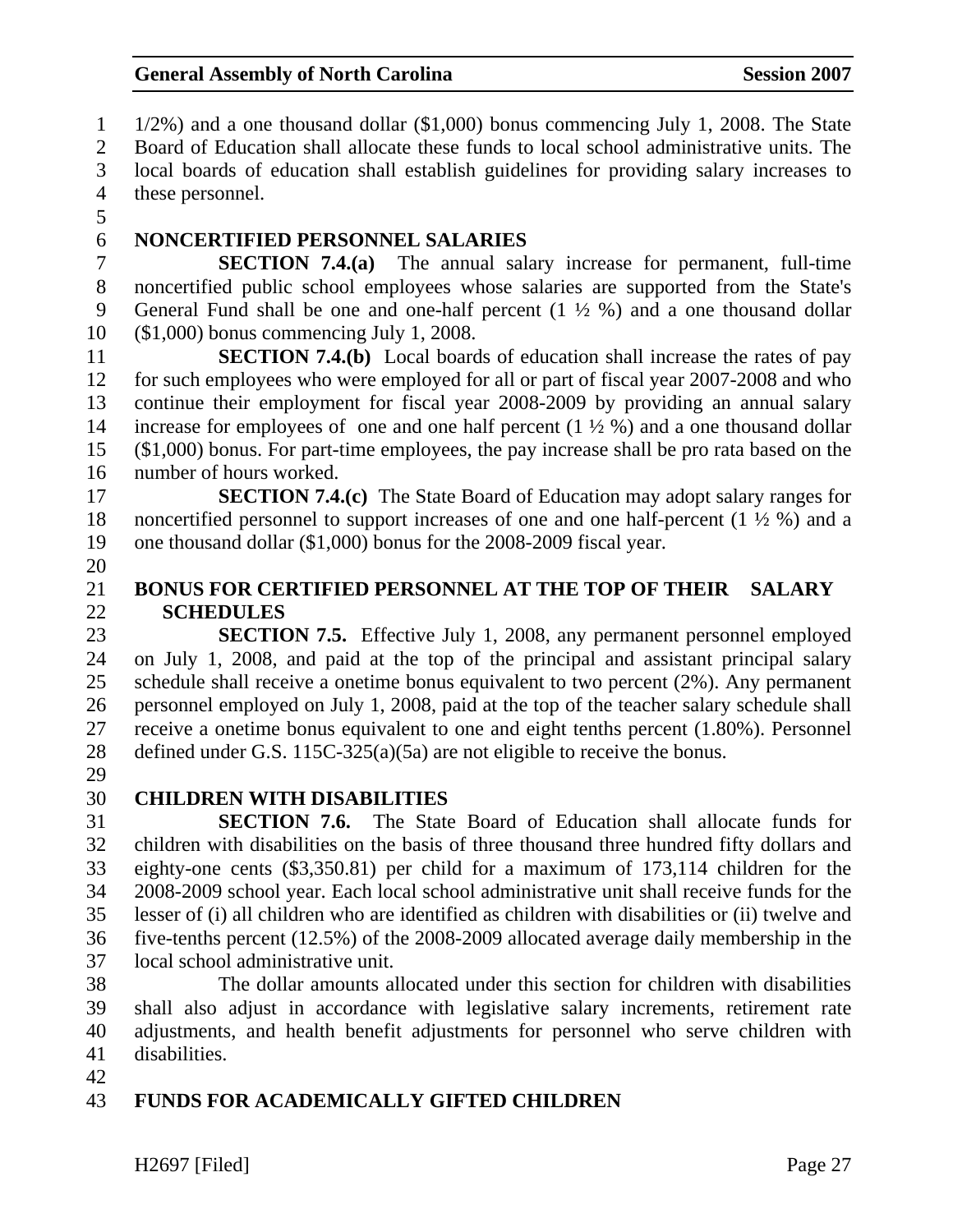1/2%) and a one thousand dollar ($1,000) bonus commencing July 1, 2008. The State Board of Education shall allocate these funds to local school administrative units. The local boards of education shall establish guidelines for providing salary increases to these personnel.

## NONCERTIFIED PERSONNEL SALARIES

**SECTION 7.4.(a)** The annual salary increase for permanent, full-time noncertified public school employees whose salaries are supported from the State's General Fund shall be one and one-half percent (1 ½ %) and a one thousand dollar ($1,000) bonus commencing July 1, 2008.

**SECTION 7.4.(b)** Local boards of education shall increase the rates of pay for such employees who were employed for all or part of fiscal year 2007-2008 and who continue their employment for fiscal year 2008-2009 by providing an annual salary increase for employees of one and one half percent (1 ½ %) and a one thousand dollar ($1,000) bonus. For part-time employees, the pay increase shall be pro rata based on the number of hours worked.

**SECTION 7.4.(c)** The State Board of Education may adopt salary ranges for noncertified personnel to support increases of one and one half-percent (1 ½ %) and a one thousand dollar ($1,000) bonus for the 2008-2009 fiscal year.

## BONUS FOR CERTIFIED PERSONNEL AT THE TOP OF THEIR SALARY SCHEDULES

**SECTION 7.5.** Effective July 1, 2008, any permanent personnel employed on July 1, 2008, and paid at the top of the principal and assistant principal salary schedule shall receive a onetime bonus equivalent to two percent (2%). Any permanent personnel employed on July 1, 2008, paid at the top of the teacher salary schedule shall receive a onetime bonus equivalent to one and eight tenths percent (1.80%). Personnel defined under G.S. 115C-325(a)(5a) are not eligible to receive the bonus.

## CHILDREN WITH DISABILITIES

**SECTION 7.6.** The State Board of Education shall allocate funds for children with disabilities on the basis of three thousand three hundred fifty dollars and eighty-one cents ($3,350.81) per child for a maximum of 173,114 children for the 2008-2009 school year. Each local school administrative unit shall receive funds for the lesser of (i) all children who are identified as children with disabilities or (ii) twelve and five-tenths percent (12.5%) of the 2008-2009 allocated average daily membership in the local school administrative unit.

The dollar amounts allocated under this section for children with disabilities shall also adjust in accordance with legislative salary increments, retirement rate adjustments, and health benefit adjustments for personnel who serve children with disabilities.

## FUNDS FOR ACADEMICALLY GIFTED CHILDREN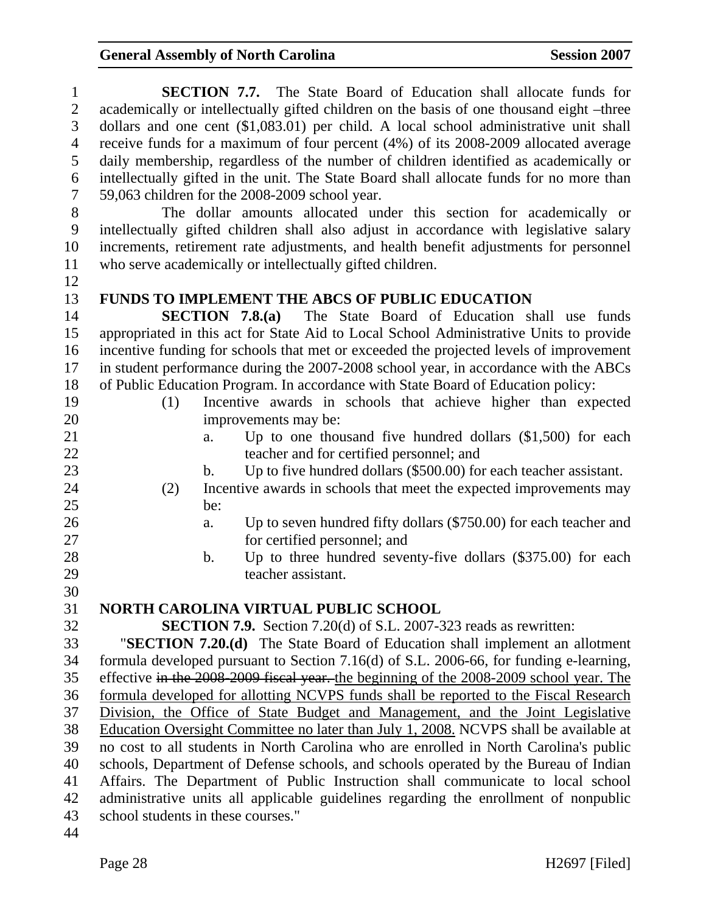**SECTION 7.7.** The State Board of Education shall allocate funds for academically or intellectually gifted children on the basis of one thousand eight –three dollars and one cent ($1,083.01) per child. A local school administrative unit shall receive funds for a maximum of four percent (4%) of its 2008-2009 allocated average daily membership, regardless of the number of children identified as academically or intellectually gifted in the unit. The State Board shall allocate funds for no more than 59,063 children for the 2008-2009 school year.

The dollar amounts allocated under this section for academically or intellectually gifted children shall also adjust in accordance with legislative salary increments, retirement rate adjustments, and health benefit adjustments for personnel who serve academically or intellectually gifted children.

## FUNDS TO IMPLEMENT THE ABCS OF PUBLIC EDUCATION

**SECTION 7.8.(a)** The State Board of Education shall use funds appropriated in this act for State Aid to Local School Administrative Units to provide incentive funding for schools that met or exceeded the projected levels of improvement in student performance during the 2007-2008 school year, in accordance with the ABCs of Public Education Program. In accordance with State Board of Education policy:

1. (1) Incentive awards in schools that achieve higher than expected improvements may be:
   - a. Up to one thousand five hundred dollars ($1,500) for each teacher and for certified personnel; and
   - b. Up to five hundred dollars ($500.00) for each teacher assistant.
2. (2) Incentive awards in schools that meet the expected improvements may be:
   - a. Up to seven hundred fifty dollars ($750.00) for each teacher and for certified personnel; and
   - b. Up to three hundred seventy-five dollars ($375.00) for each teacher assistant.

## NORTH CAROLINA VIRTUAL PUBLIC SCHOOL

**SECTION 7.9.** Section 7.20(d) of S.L. 2007-323 reads as rewritten:

"**SECTION 7.20.(d)** The State Board of Education shall implement an allotment formula developed pursuant to Section 7.16(d) of S.L. 2006-66, for funding e-learning, effective ~~in the 2008-2009 fiscal year.~~ <u>the beginning of the 2008-2009 school year. The formula developed for allotting NCVPS funds shall be reported to the Fiscal Research Division, the Office of State Budget and Management, and the Joint Legislative Education Oversight Committee no later than July 1, 2008.</u> NCVPS shall be available at no cost to all students in North Carolina who are enrolled in North Carolina's public schools, Department of Defense schools, and schools operated by the Bureau of Indian Affairs. The Department of Public Instruction shall communicate to local school administrative units all applicable guidelines regarding the enrollment of nonpublic school students in these courses."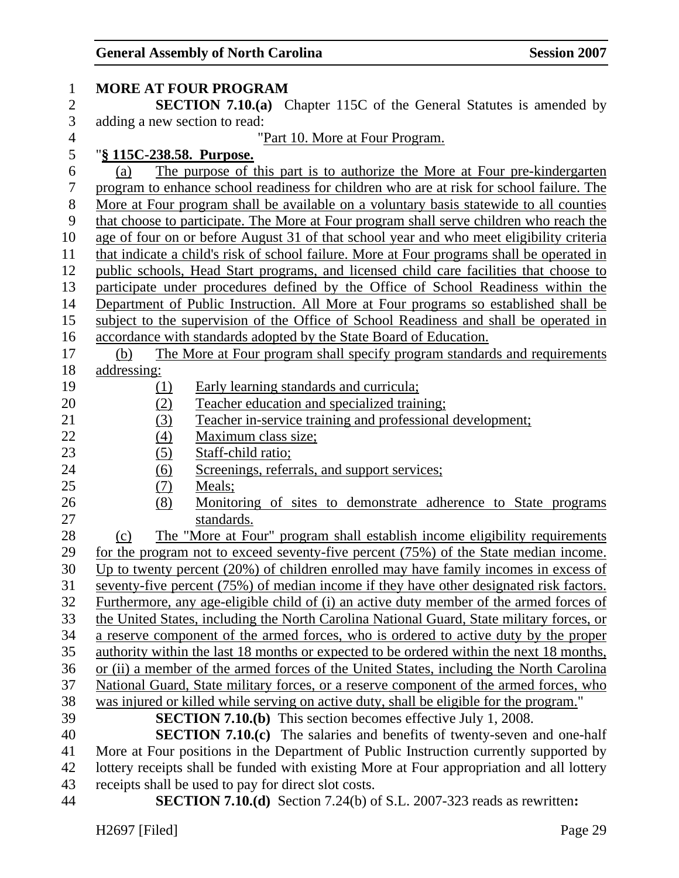**MORE AT FOUR PROGRAM**

**SECTION 7.10.(a)** Chapter 115C of the General Statutes is amended by adding a new section to read:

"Part 10. More at Four Program.

"**§ 115C-238.58. Purpose.**

(a) The purpose of this part is to authorize the More at Four pre-kindergarten program to enhance school readiness for children who are at risk for school failure. The More at Four program shall be available on a voluntary basis statewide to all counties that choose to participate. The More at Four program shall serve children who reach the age of four on or before August 31 of that school year and who meet eligibility criteria that indicate a child's risk of school failure. More at Four programs shall be operated in public schools, Head Start programs, and licensed child care facilities that choose to participate under procedures defined by the Office of School Readiness within the Department of Public Instruction. All More at Four programs so established shall be subject to the supervision of the Office of School Readiness and shall be operated in accordance with standards adopted by the State Board of Education.

(b) The More at Four program shall specify program standards and requirements addressing:

(1) Early learning standards and curricula;
(2) Teacher education and specialized training;
(3) Teacher in-service training and professional development;
(4) Maximum class size;
(5) Staff-child ratio;
(6) Screenings, referrals, and support services;
(7) Meals;
(8) Monitoring of sites to demonstrate adherence to State programs standards.

(c) The "More at Four" program shall establish income eligibility requirements for the program not to exceed seventy-five percent (75%) of the State median income. Up to twenty percent (20%) of children enrolled may have family incomes in excess of seventy-five percent (75%) of median income if they have other designated risk factors. Furthermore, any age-eligible child of (i) an active duty member of the armed forces of the United States, including the North Carolina National Guard, State military forces, or a reserve component of the armed forces, who is ordered to active duty by the proper authority within the last 18 months or expected to be ordered within the next 18 months, or (ii) a member of the armed forces of the United States, including the North Carolina National Guard, State military forces, or a reserve component of the armed forces, who was injured or killed while serving on active duty, shall be eligible for the program."

**SECTION 7.10.(b)** This section becomes effective July 1, 2008.

**SECTION 7.10.(c)** The salaries and benefits of twenty-seven and one-half More at Four positions in the Department of Public Instruction currently supported by lottery receipts shall be funded with existing More at Four appropriation and all lottery receipts shall be used to pay for direct slot costs.

**SECTION 7.10.(d)** Section 7.24(b) of S.L. 2007-323 reads as rewritten**:**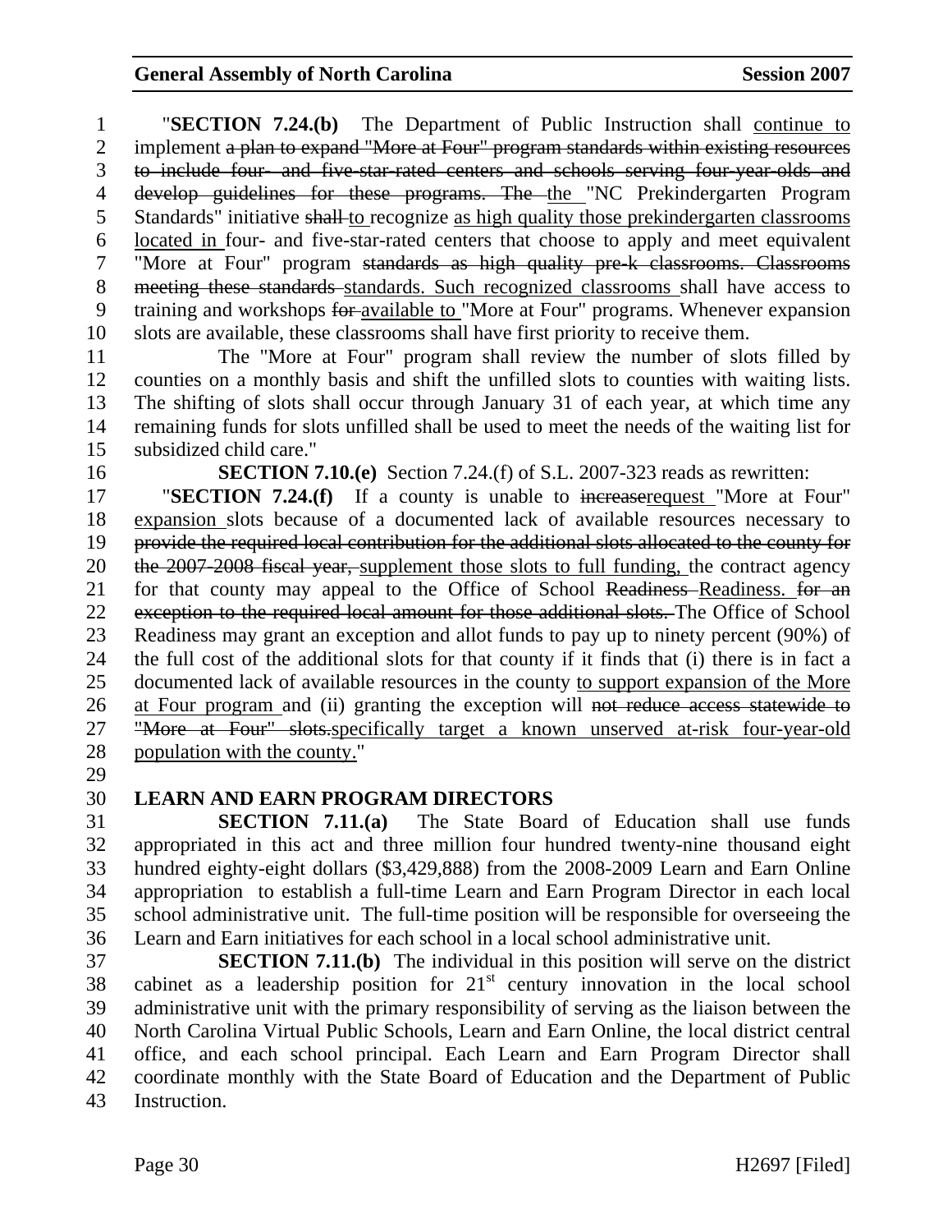"**SECTION 7.24.(b)** The Department of Public Instruction shall continue to implement a plan to expand "More at Four" program standards within existing resources to include four- and five-star-rated centers and schools serving four-year-olds and develop guidelines for these programs. The the "NC Prekindergarten Program Standards" initiative shall to recognize as high quality those prekindergarten classrooms located in four- and five-star-rated centers that choose to apply and meet equivalent "More at Four" program standards as high quality pre-k classrooms. Classrooms meeting these standards standards. Such recognized classrooms shall have access to training and workshops for available to "More at Four" programs. Whenever expansion slots are available, these classrooms shall have first priority to receive them.

The "More at Four" program shall review the number of slots filled by counties on a monthly basis and shift the unfilled slots to counties with waiting lists. The shifting of slots shall occur through January 31 of each year, at which time any remaining funds for slots unfilled shall be used to meet the needs of the waiting list for subsidized child care."

**SECTION 7.10.(e)** Section 7.24.(f) of S.L. 2007-323 reads as rewritten:

"**SECTION 7.24.(f)** If a county is unable to increaserequest "More at Four" expansion slots because of a documented lack of available resources necessary to provide the required local contribution for the additional slots allocated to the county for the 2007-2008 fiscal year, supplement those slots to full funding, the contract agency for that county may appeal to the Office of School Readiness Readiness. for an exception to the required local amount for those additional slots. The Office of School Readiness may grant an exception and allot funds to pay up to ninety percent (90%) of the full cost of the additional slots for that county if it finds that (i) there is in fact a documented lack of available resources in the county to support expansion of the More at Four program and (ii) granting the exception will not reduce access statewide to "More at Four" slots.specifically target a known unserved at-risk four-year-old population with the county."

## LEARN AND EARN PROGRAM DIRECTORS

**SECTION 7.11.(a)** The State Board of Education shall use funds appropriated in this act and three million four hundred twenty-nine thousand eight hundred eighty-eight dollars ($3,429,888) from the 2008-2009 Learn and Earn Online appropriation to establish a full-time Learn and Earn Program Director in each local school administrative unit. The full-time position will be responsible for overseeing the Learn and Earn initiatives for each school in a local school administrative unit.

**SECTION 7.11.(b)** The individual in this position will serve on the district cabinet as a leadership position for 21st century innovation in the local school administrative unit with the primary responsibility of serving as the liaison between the North Carolina Virtual Public Schools, Learn and Earn Online, the local district central office, and each school principal. Each Learn and Earn Program Director shall coordinate monthly with the State Board of Education and the Department of Public Instruction.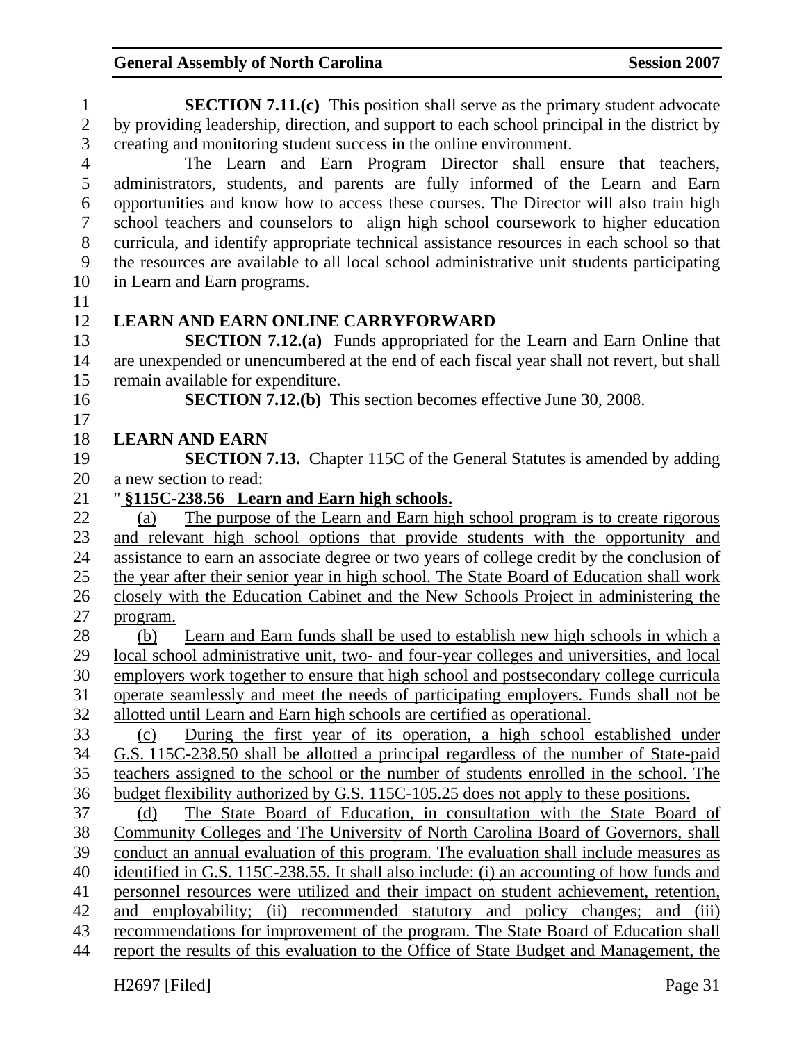**SECTION 7.11.(c)** This position shall serve as the primary student advocate by providing leadership, direction, and support to each school principal in the district by creating and monitoring student success in the online environment.

The Learn and Earn Program Director shall ensure that teachers, administrators, students, and parents are fully informed of the Learn and Earn opportunities and know how to access these courses. The Director will also train high school teachers and counselors to align high school coursework to higher education curricula, and identify appropriate technical assistance resources in each school so that the resources are available to all local school administrative unit students participating in Learn and Earn programs.

**LEARN AND EARN ONLINE CARRYFORWARD**

**SECTION 7.12.(a)** Funds appropriated for the Learn and Earn Online that are unexpended or unencumbered at the end of each fiscal year shall not revert, but shall remain available for expenditure.

**SECTION 7.12.(b)** This section becomes effective June 30, 2008.

**LEARN AND EARN**

**SECTION 7.13.** Chapter 115C of the General Statutes is amended by adding a new section to read:

"**§115C-238.56 Learn and Earn high schools.**

(a) The purpose of the Learn and Earn high school program is to create rigorous and relevant high school options that provide students with the opportunity and assistance to earn an associate degree or two years of college credit by the conclusion of the year after their senior year in high school. The State Board of Education shall work closely with the Education Cabinet and the New Schools Project in administering the program.

(b) Learn and Earn funds shall be used to establish new high schools in which a local school administrative unit, two- and four-year colleges and universities, and local employers work together to ensure that high school and postsecondary college curricula operate seamlessly and meet the needs of participating employers. Funds shall not be allotted until Learn and Earn high schools are certified as operational.

(c) During the first year of its operation, a high school established under G.S. 115C-238.50 shall be allotted a principal regardless of the number of State-paid teachers assigned to the school or the number of students enrolled in the school. The budget flexibility authorized by G.S. 115C-105.25 does not apply to these positions.

(d) The State Board of Education, in consultation with the State Board of Community Colleges and The University of North Carolina Board of Governors, shall conduct an annual evaluation of this program. The evaluation shall include measures as identified in G.S. 115C-238.55. It shall also include: (i) an accounting of how funds and personnel resources were utilized and their impact on student achievement, retention, and employability; (ii) recommended statutory and policy changes; and (iii) recommendations for improvement of the program. The State Board of Education shall report the results of this evaluation to the Office of State Budget and Management, the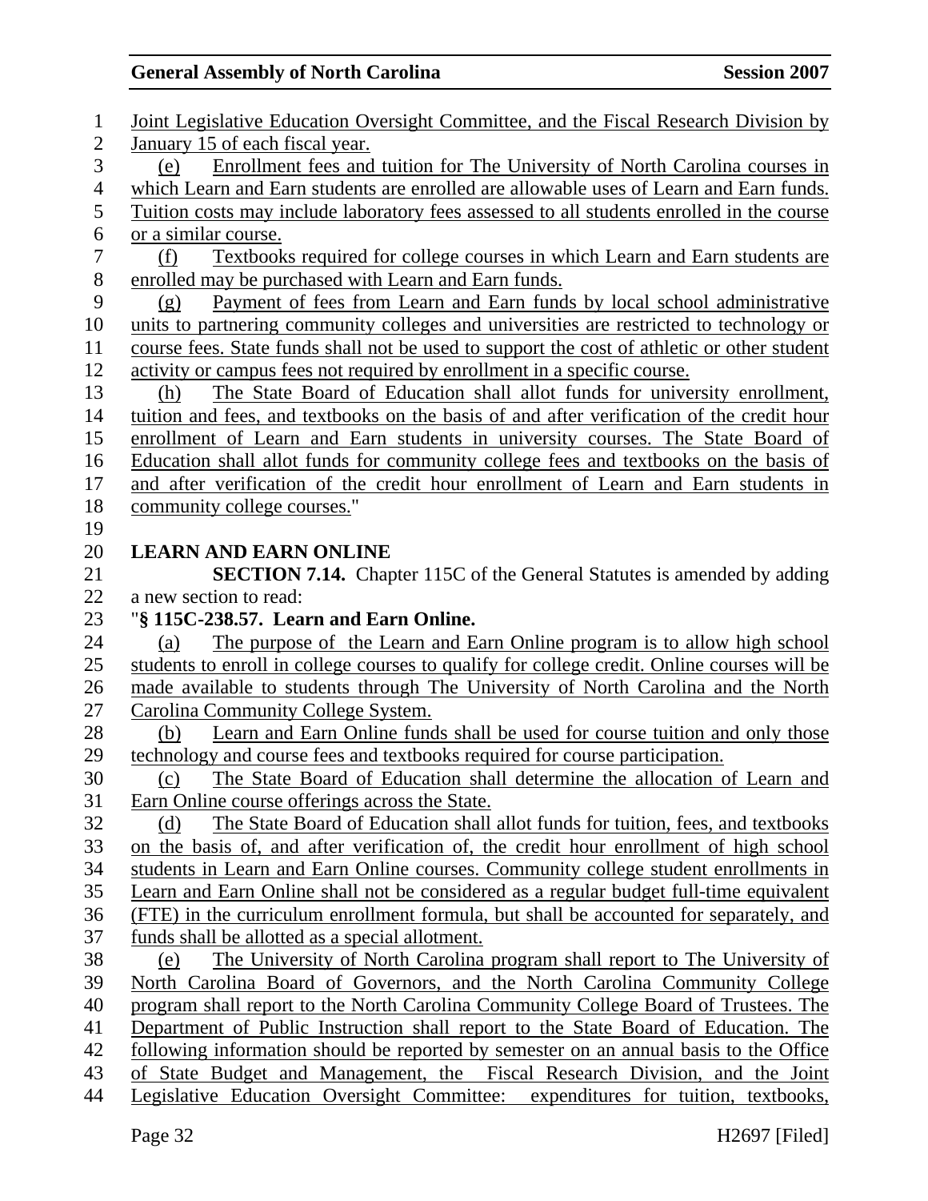Joint Legislative Education Oversight Committee, and the Fiscal Research Division by January 15 of each fiscal year.

(e) Enrollment fees and tuition for The University of North Carolina courses in which Learn and Earn students are enrolled are allowable uses of Learn and Earn funds. Tuition costs may include laboratory fees assessed to all students enrolled in the course or a similar course.

(f) Textbooks required for college courses in which Learn and Earn students are enrolled may be purchased with Learn and Earn funds.

(g) Payment of fees from Learn and Earn funds by local school administrative units to partnering community colleges and universities are restricted to technology or course fees. State funds shall not be used to support the cost of athletic or other student activity or campus fees not required by enrollment in a specific course.

(h) The State Board of Education shall allot funds for university enrollment, tuition and fees, and textbooks on the basis of and after verification of the credit hour enrollment of Learn and Earn students in university courses. The State Board of Education shall allot funds for community college fees and textbooks on the basis of and after verification of the credit hour enrollment of Learn and Earn students in community college courses."

**LEARN AND EARN ONLINE**

**SECTION 7.14.** Chapter 115C of the General Statutes is amended by adding a new section to read:

"**§ 115C-238.57. Learn and Earn Online.**

(a) The purpose of the Learn and Earn Online program is to allow high school students to enroll in college courses to qualify for college credit. Online courses will be made available to students through The University of North Carolina and the North Carolina Community College System.

(b) Learn and Earn Online funds shall be used for course tuition and only those technology and course fees and textbooks required for course participation.

(c) The State Board of Education shall determine the allocation of Learn and Earn Online course offerings across the State.

(d) The State Board of Education shall allot funds for tuition, fees, and textbooks on the basis of, and after verification of, the credit hour enrollment of high school students in Learn and Earn Online courses. Community college student enrollments in Learn and Earn Online shall not be considered as a regular budget full-time equivalent (FTE) in the curriculum enrollment formula, but shall be accounted for separately, and funds shall be allotted as a special allotment.

(e) The University of North Carolina program shall report to The University of North Carolina Board of Governors, and the North Carolina Community College program shall report to the North Carolina Community College Board of Trustees. The Department of Public Instruction shall report to the State Board of Education. The following information should be reported by semester on an annual basis to the Office of State Budget and Management, the Fiscal Research Division, and the Joint Legislative Education Oversight Committee: expenditures for tuition, textbooks,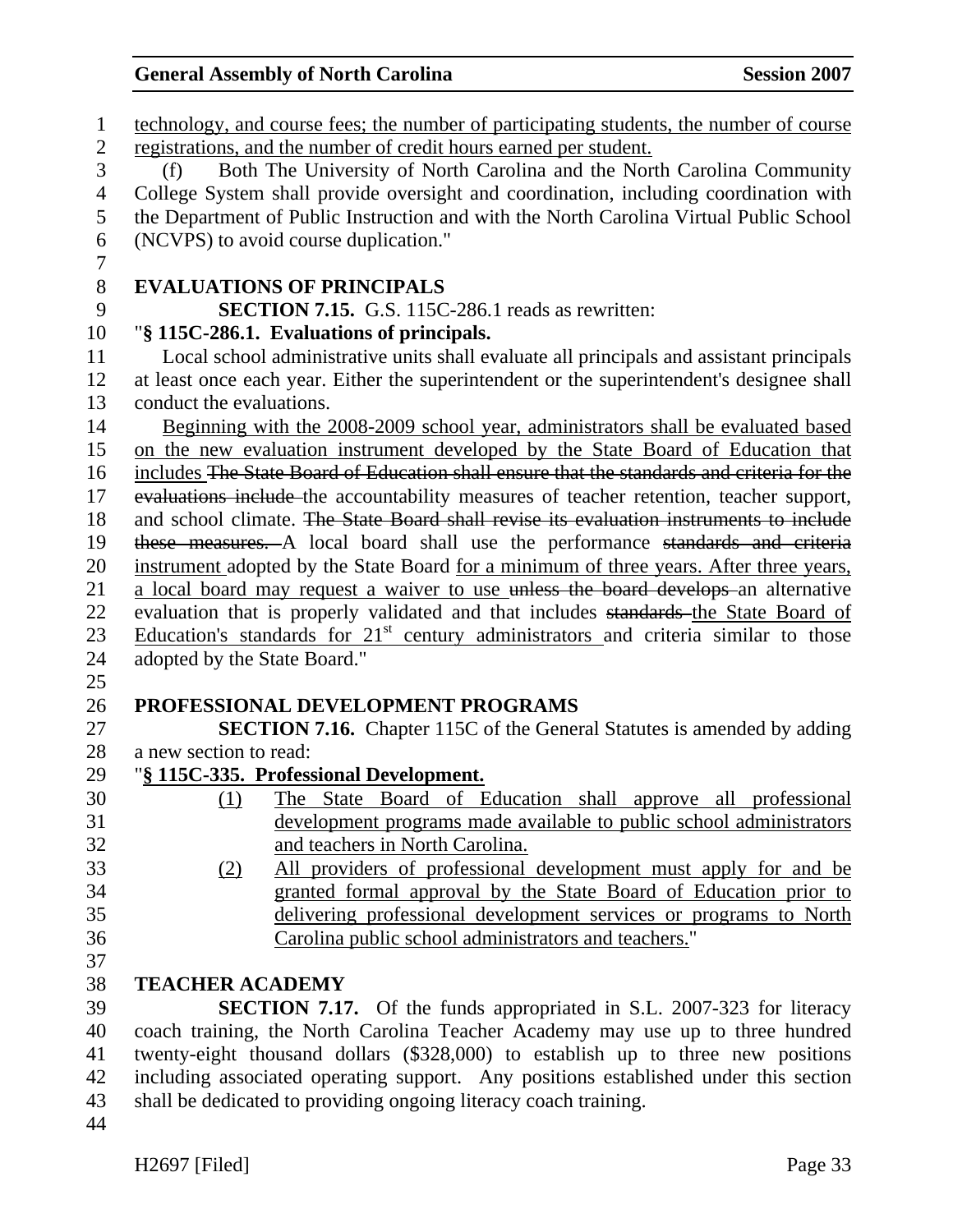technology, and course fees; the number of participating students, the number of course registrations, and the number of credit hours earned per student.

(f) Both The University of North Carolina and the North Carolina Community College System shall provide oversight and coordination, including coordination with the Department of Public Instruction and with the North Carolina Virtual Public School (NCVPS) to avoid course duplication."

**EVALUATIONS OF PRINCIPALS**

**SECTION 7.15.** G.S. 115C-286.1 reads as rewritten:

"**§ 115C-286.1. Evaluations of principals.**

Local school administrative units shall evaluate all principals and assistant principals at least once each year. Either the superintendent or the superintendent's designee shall conduct the evaluations.

Beginning with the 2008-2009 school year, administrators shall be evaluated based on the new evaluation instrument developed by the State Board of Education that includes ~~The State Board of Education shall ensure that the standards and criteria for the evaluations include~~ the accountability measures of teacher retention, teacher support, and school climate. ~~The State Board shall revise its evaluation instruments to include these measures.~~ A local board shall use the performance ~~standards and criteria~~ instrument adopted by the State Board for a minimum of three years. After three years, a local board may request a waiver to use ~~unless the board develops~~ an alternative evaluation that is properly validated and that includes ~~standards~~ the State Board of Education's standards for 21st century administrators and criteria similar to those adopted by the State Board."

**PROFESSIONAL DEVELOPMENT PROGRAMS**

**SECTION 7.16.** Chapter 115C of the General Statutes is amended by adding a new section to read:

"**§ 115C-335. Professional Development.**

(1) The State Board of Education shall approve all professional development programs made available to public school administrators and teachers in North Carolina.

(2) All providers of professional development must apply for and be granted formal approval by the State Board of Education prior to delivering professional development services or programs to North Carolina public school administrators and teachers."

**TEACHER ACADEMY**

**SECTION 7.17.** Of the funds appropriated in S.L. 2007-323 for literacy coach training, the North Carolina Teacher Academy may use up to three hundred twenty-eight thousand dollars ($328,000) to establish up to three new positions including associated operating support. Any positions established under this section shall be dedicated to providing ongoing literacy coach training.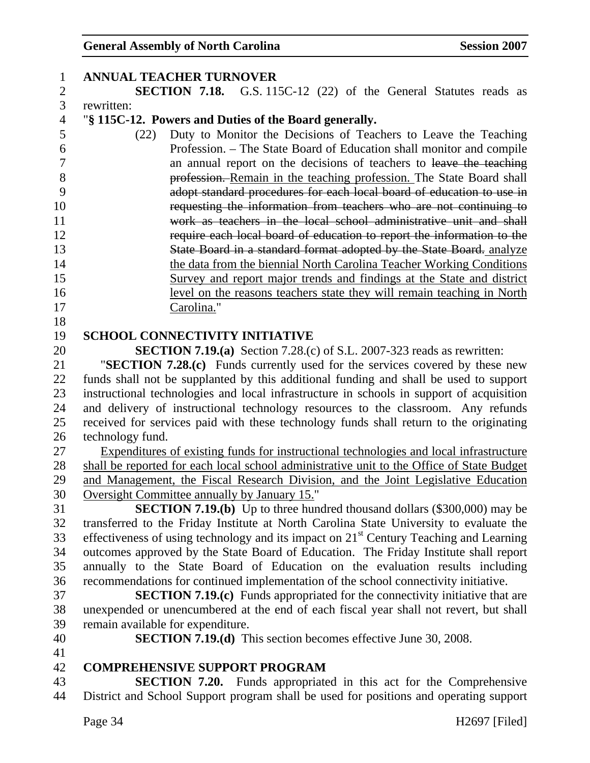**ANNUAL TEACHER TURNOVER**

**SECTION 7.18.** G.S. 115C-12 (22) of the General Statutes reads as rewritten:

"**§ 115C-12. Powers and Duties of the Board generally.**

(22) Duty to Monitor the Decisions of Teachers to Leave the Teaching Profession. – The State Board of Education shall monitor and compile an annual report on the decisions of teachers to ~~leave the teaching profession.~~ Remain in the teaching profession. The State Board shall ~~adopt standard procedures for each local board of education to use in requesting the information from teachers who are not continuing to work as teachers in the local school administrative unit and shall require each local board of education to report the information to the State Board in a standard format adopted by the State Board.~~ analyze the data from the biennial North Carolina Teacher Working Conditions Survey and report major trends and findings at the State and district level on the reasons teachers state they will remain teaching in North Carolina."

**SCHOOL CONNECTIVITY INITIATIVE**

**SECTION 7.19.(a)** Section 7.28.(c) of S.L. 2007-323 reads as rewritten:

"**SECTION 7.28.(c)** Funds currently used for the services covered by these new funds shall not be supplanted by this additional funding and shall be used to support instructional technologies and local infrastructure in schools in support of acquisition and delivery of instructional technology resources to the classroom. Any refunds received for services paid with these technology funds shall return to the originating technology fund.

Expenditures of existing funds for instructional technologies and local infrastructure shall be reported for each local school administrative unit to the Office of State Budget and Management, the Fiscal Research Division, and the Joint Legislative Education Oversight Committee annually by January 15."

**SECTION 7.19.(b)** Up to three hundred thousand dollars ($300,000) may be transferred to the Friday Institute at North Carolina State University to evaluate the effectiveness of using technology and its impact on 21st Century Teaching and Learning outcomes approved by the State Board of Education. The Friday Institute shall report annually to the State Board of Education on the evaluation results including recommendations for continued implementation of the school connectivity initiative.

**SECTION 7.19.(c)** Funds appropriated for the connectivity initiative that are unexpended or unencumbered at the end of each fiscal year shall not revert, but shall remain available for expenditure.

**SECTION 7.19.(d)** This section becomes effective June 30, 2008.

**COMPREHENSIVE SUPPORT PROGRAM**

**SECTION 7.20.** Funds appropriated in this act for the Comprehensive District and School Support program shall be used for positions and operating support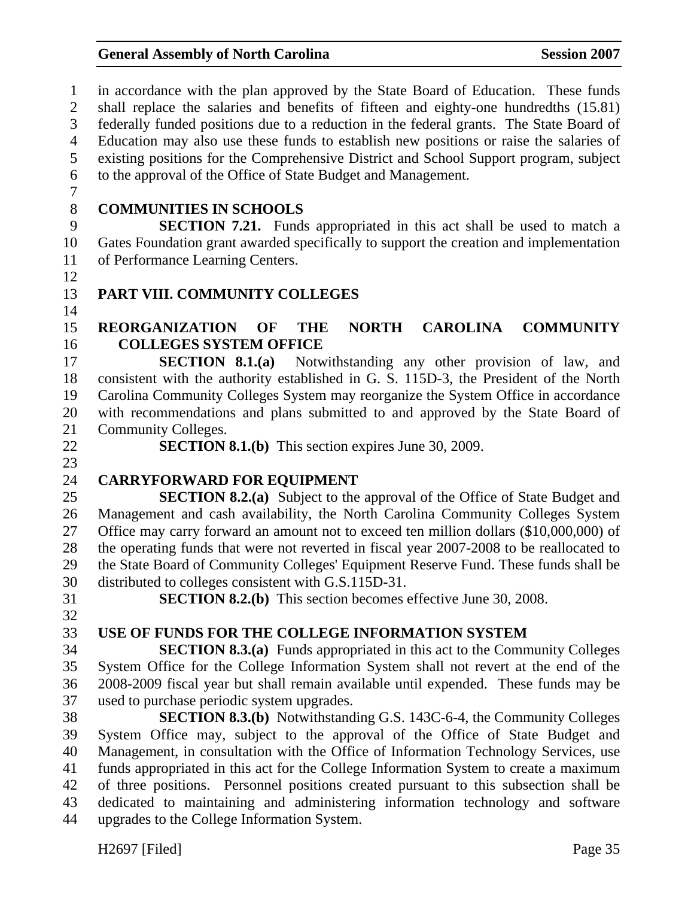in accordance with the plan approved by the State Board of Education. These funds shall replace the salaries and benefits of fifteen and eighty-one hundredths (15.81) federally funded positions due to a reduction in the federal grants. The State Board of Education may also use these funds to establish new positions or raise the salaries of existing positions for the Comprehensive District and School Support program, subject to the approval of the Office of State Budget and Management.

**COMMUNITIES IN SCHOOLS**

**SECTION 7.21.** Funds appropriated in this act shall be used to match a Gates Foundation grant awarded specifically to support the creation and implementation of Performance Learning Centers.

## PART VIII. COMMUNITY COLLEGES

**REORGANIZATION OF THE NORTH CAROLINA COMMUNITY COLLEGES SYSTEM OFFICE**

**SECTION 8.1.(a)** Notwithstanding any other provision of law, and consistent with the authority established in G. S. 115D-3, the President of the North Carolina Community Colleges System may reorganize the System Office in accordance with recommendations and plans submitted to and approved by the State Board of Community Colleges.

**SECTION 8.1.(b)** This section expires June 30, 2009.

**CARRYFORWARD FOR EQUIPMENT**

**SECTION 8.2.(a)** Subject to the approval of the Office of State Budget and Management and cash availability, the North Carolina Community Colleges System Office may carry forward an amount not to exceed ten million dollars ($10,000,000) of the operating funds that were not reverted in fiscal year 2007-2008 to be reallocated to the State Board of Community Colleges' Equipment Reserve Fund. These funds shall be distributed to colleges consistent with G.S.115D-31.

**SECTION 8.2.(b)** This section becomes effective June 30, 2008.

**USE OF FUNDS FOR THE COLLEGE INFORMATION SYSTEM**

**SECTION 8.3.(a)** Funds appropriated in this act to the Community Colleges System Office for the College Information System shall not revert at the end of the 2008-2009 fiscal year but shall remain available until expended. These funds may be used to purchase periodic system upgrades.

**SECTION 8.3.(b)** Notwithstanding G.S. 143C-6-4, the Community Colleges System Office may, subject to the approval of the Office of State Budget and Management, in consultation with the Office of Information Technology Services, use funds appropriated in this act for the College Information System to create a maximum of three positions. Personnel positions created pursuant to this subsection shall be dedicated to maintaining and administering information technology and software upgrades to the College Information System.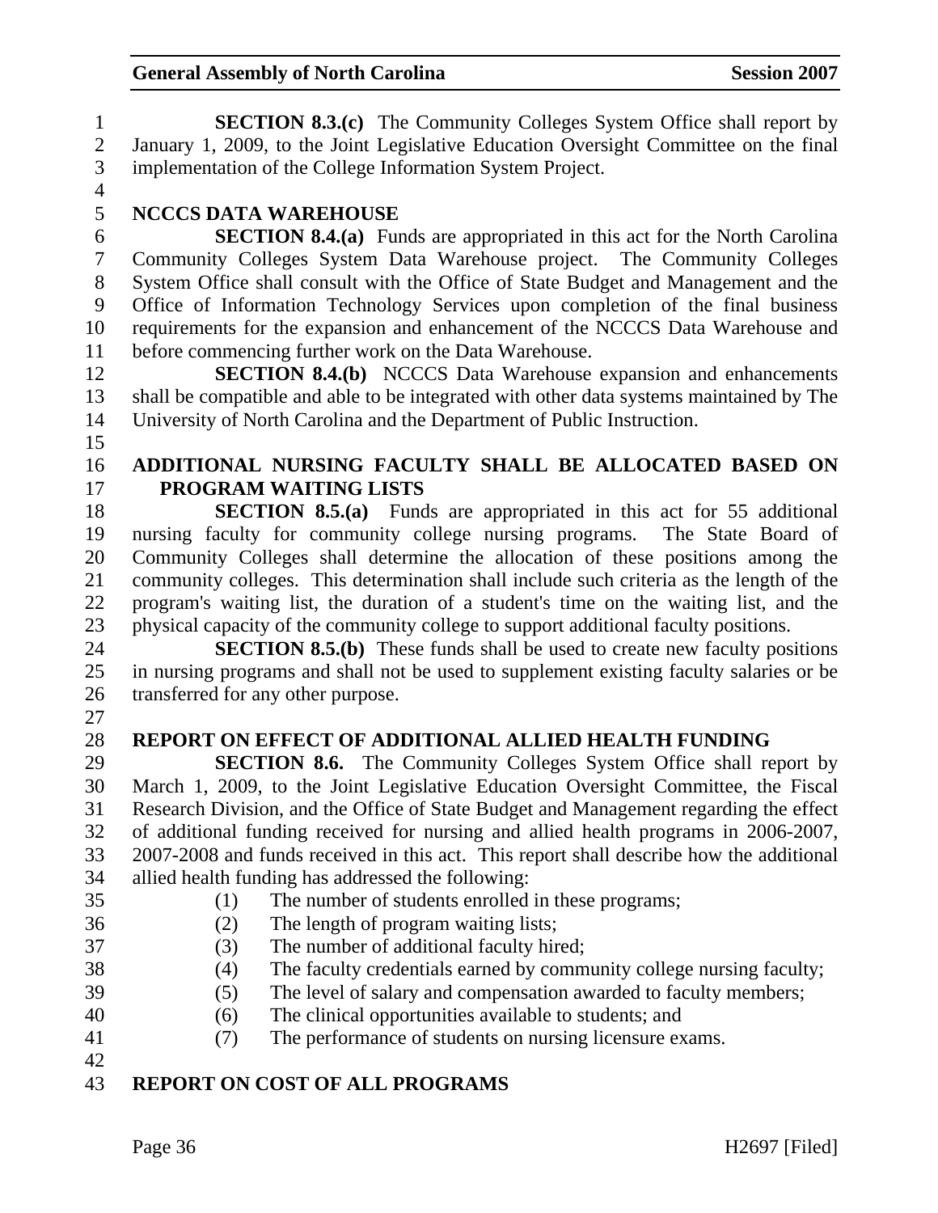**SECTION 8.3.(c)** The Community Colleges System Office shall report by January 1, 2009, to the Joint Legislative Education Oversight Committee on the final implementation of the College Information System Project.

## NCCCS DATA WAREHOUSE

**SECTION 8.4.(a)** Funds are appropriated in this act for the North Carolina Community Colleges System Data Warehouse project. The Community Colleges System Office shall consult with the Office of State Budget and Management and the Office of Information Technology Services upon completion of the final business requirements for the expansion and enhancement of the NCCCS Data Warehouse and before commencing further work on the Data Warehouse.

**SECTION 8.4.(b)** NCCCS Data Warehouse expansion and enhancements shall be compatible and able to be integrated with other data systems maintained by The University of North Carolina and the Department of Public Instruction.

## ADDITIONAL NURSING FACULTY SHALL BE ALLOCATED BASED ON PROGRAM WAITING LISTS

**SECTION 8.5.(a)** Funds are appropriated in this act for 55 additional nursing faculty for community college nursing programs. The State Board of Community Colleges shall determine the allocation of these positions among the community colleges. This determination shall include such criteria as the length of the program's waiting list, the duration of a student's time on the waiting list, and the physical capacity of the community college to support additional faculty positions.

**SECTION 8.5.(b)** These funds shall be used to create new faculty positions in nursing programs and shall not be used to supplement existing faculty salaries or be transferred for any other purpose.

## REPORT ON EFFECT OF ADDITIONAL ALLIED HEALTH FUNDING

**SECTION 8.6.** The Community Colleges System Office shall report by March 1, 2009, to the Joint Legislative Education Oversight Committee, the Fiscal Research Division, and the Office of State Budget and Management regarding the effect of additional funding received for nursing and allied health programs in 2006-2007, 2007-2008 and funds received in this act. This report shall describe how the additional allied health funding has addressed the following:

(1) The number of students enrolled in these programs;
(2) The length of program waiting lists;
(3) The number of additional faculty hired;
(4) The faculty credentials earned by community college nursing faculty;
(5) The level of salary and compensation awarded to faculty members;
(6) The clinical opportunities available to students; and
(7) The performance of students on nursing licensure exams.

## REPORT ON COST OF ALL PROGRAMS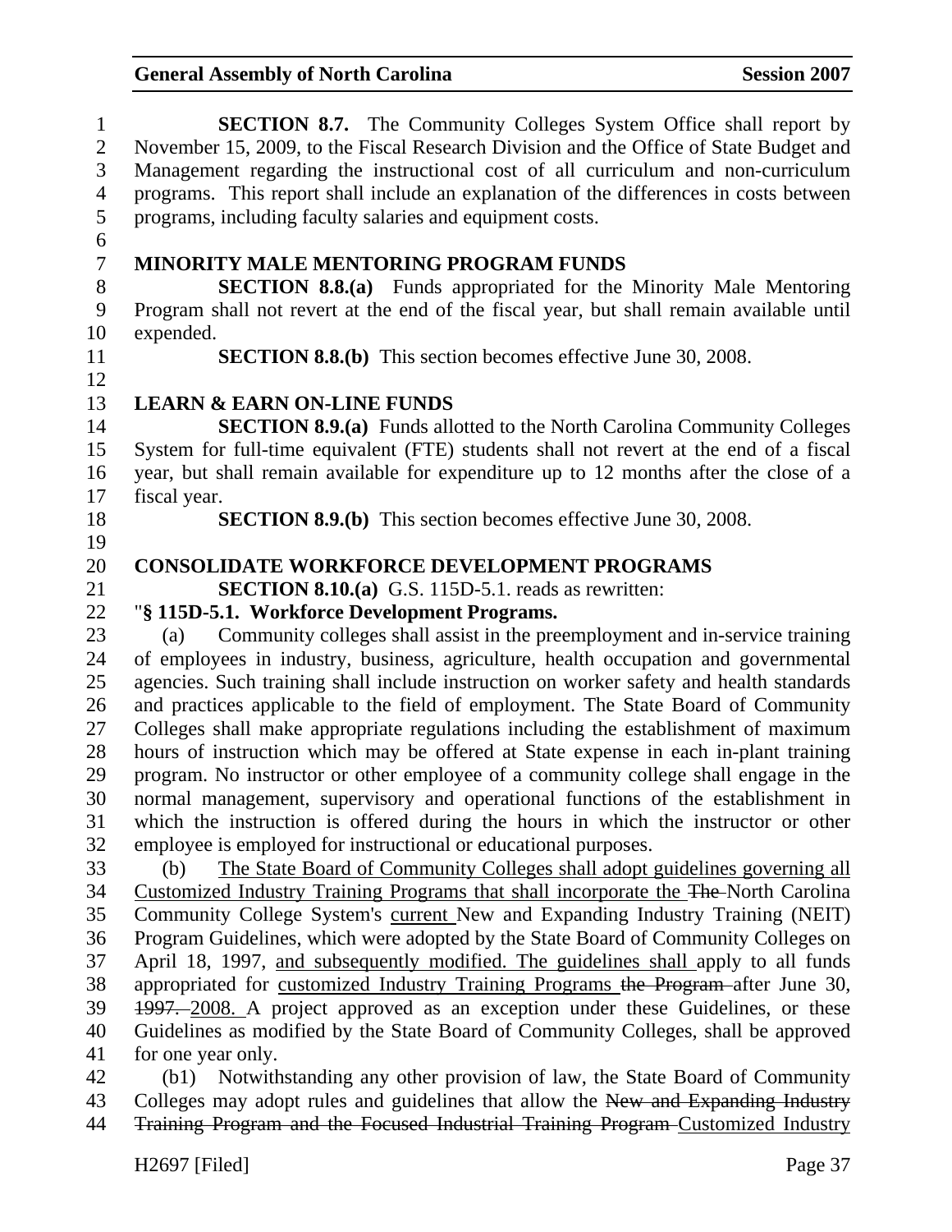**SECTION 8.7.** The Community Colleges System Office shall report by November 15, 2009, to the Fiscal Research Division and the Office of State Budget and Management regarding the instructional cost of all curriculum and non-curriculum programs. This report shall include an explanation of the differences in costs between programs, including faculty salaries and equipment costs.

**MINORITY MALE MENTORING PROGRAM FUNDS**

**SECTION 8.8.(a)** Funds appropriated for the Minority Male Mentoring Program shall not revert at the end of the fiscal year, but shall remain available until expended.

**SECTION 8.8.(b)** This section becomes effective June 30, 2008.

**LEARN & EARN ON-LINE FUNDS**

**SECTION 8.9.(a)** Funds allotted to the North Carolina Community Colleges System for full-time equivalent (FTE) students shall not revert at the end of a fiscal year, but shall remain available for expenditure up to 12 months after the close of a fiscal year.

**SECTION 8.9.(b)** This section becomes effective June 30, 2008.

**CONSOLIDATE WORKFORCE DEVELOPMENT PROGRAMS**

**SECTION 8.10.(a)** G.S. 115D-5.1. reads as rewritten:

"**§ 115D-5.1. Workforce Development Programs.**

(a) Community colleges shall assist in the preemployment and in-service training of employees in industry, business, agriculture, health occupation and governmental agencies. Such training shall include instruction on worker safety and health standards and practices applicable to the field of employment. The State Board of Community Colleges shall make appropriate regulations including the establishment of maximum hours of instruction which may be offered at State expense in each in-plant training program. No instructor or other employee of a community college shall engage in the normal management, supervisory and operational functions of the establishment in which the instruction is offered during the hours in which the instructor or other employee is employed for instructional or educational purposes.

(b) <u>The State Board of Community Colleges shall adopt guidelines governing all Customized Industry Training Programs that shall incorporate the</u> ~~The~~ North Carolina Community College System's <u>current</u> New and Expanding Industry Training (NEIT) Program Guidelines, which were adopted by the State Board of Community Colleges on April 18, 1997, <u>and subsequently modified. The guidelines shall</u> apply to all funds appropriated for <u>customized Industry Training Programs</u> ~~the Program~~ after June 30, ~~1997.~~ <u>2008.</u> A project approved as an exception under these Guidelines, or these Guidelines as modified by the State Board of Community Colleges, shall be approved for one year only.

(b1) Notwithstanding any other provision of law, the State Board of Community Colleges may adopt rules and guidelines that allow the ~~New and Expanding Industry Training Program and the Focused Industrial Training Program~~ <u>Customized Industry</u>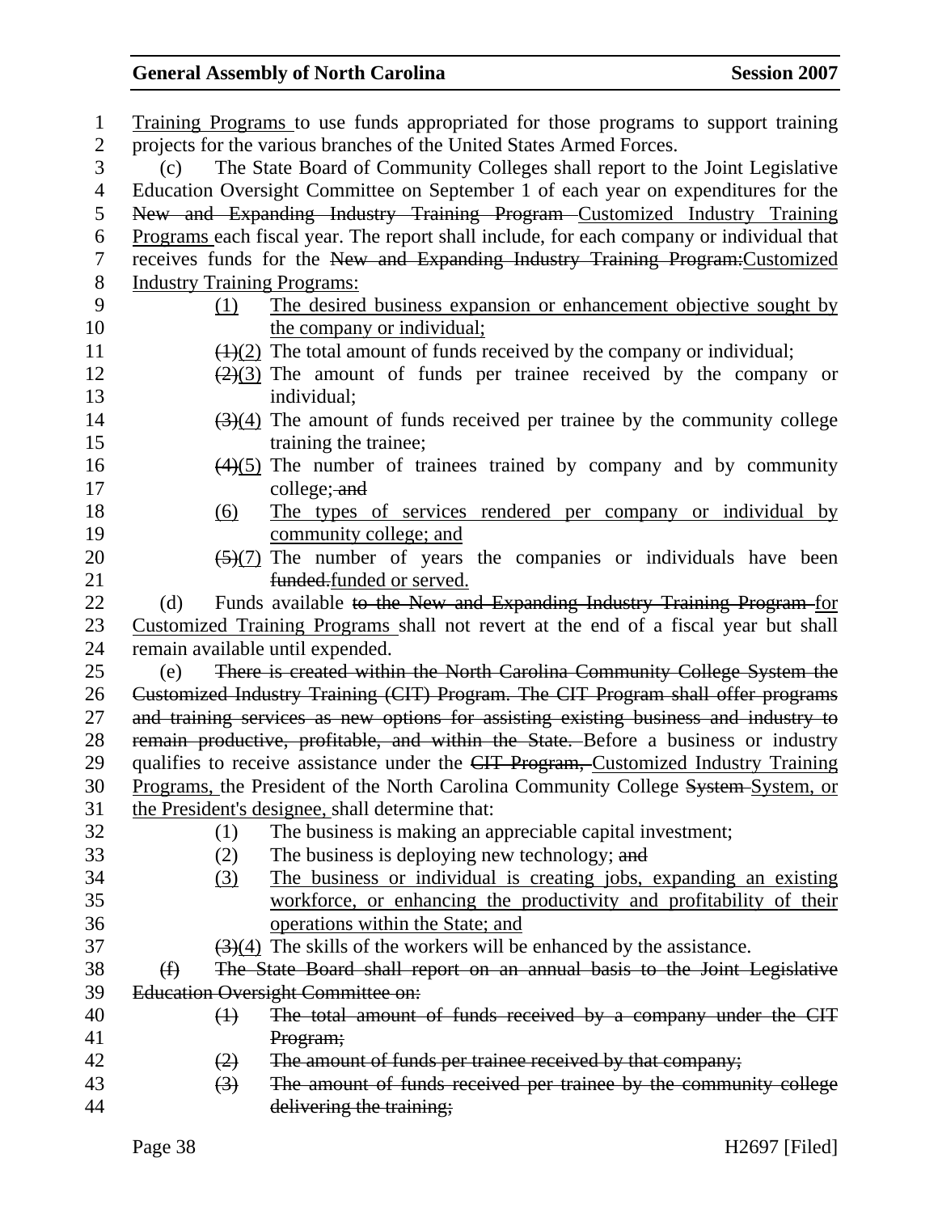Training Programs to use funds appropriated for those programs to support training projects for the various branches of the United States Armed Forces.

(c) The State Board of Community Colleges shall report to the Joint Legislative Education Oversight Committee on September 1 of each year on expenditures for the ~~New and Expanding Industry Training Program~~ Customized Industry Training Programs each fiscal year. The report shall include, for each company or individual that receives funds for the ~~New and Expanding Industry Training Program:~~Customized Industry Training Programs:

(1) The desired business expansion or enhancement objective sought by the company or individual;

~~(1)~~(2) The total amount of funds received by the company or individual;

~~(2)~~(3) The amount of funds per trainee received by the company or individual;

~~(3)~~(4) The amount of funds received per trainee by the community college training the trainee;

~~(4)~~(5) The number of trainees trained by company and by community college; ~~and~~

(6) The types of services rendered per company or individual by community college; and

~~(5)~~(7) The number of years the companies or individuals have been ~~funded.~~funded or served.

(d) Funds available ~~to the New and Expanding Industry Training Program~~ for Customized Training Programs shall not revert at the end of a fiscal year but shall remain available until expended.

(e) ~~There is created within the North Carolina Community College System the Customized Industry Training (CIT) Program. The CIT Program shall offer programs and training services as new options for assisting existing business and industry to remain productive, profitable, and within the State.~~ Before a business or industry qualifies to receive assistance under the ~~CIT Program,~~ Customized Industry Training Programs, the President of the North Carolina Community College ~~System~~ System, or the President's designee, shall determine that:

(1) The business is making an appreciable capital investment;

(2) The business is deploying new technology; ~~and~~

(3) The business or individual is creating jobs, expanding an existing workforce, or enhancing the productivity and profitability of their operations within the State; and

~~(3)~~(4) The skills of the workers will be enhanced by the assistance.

~~(f) The State Board shall report on an annual basis to the Joint Legislative Education Oversight Committee on:~~

~~(1) The total amount of funds received by a company under the CIT Program;~~

~~(2) The amount of funds per trainee received by that company;~~

~~(3) The amount of funds received per trainee by the community college delivering the training;~~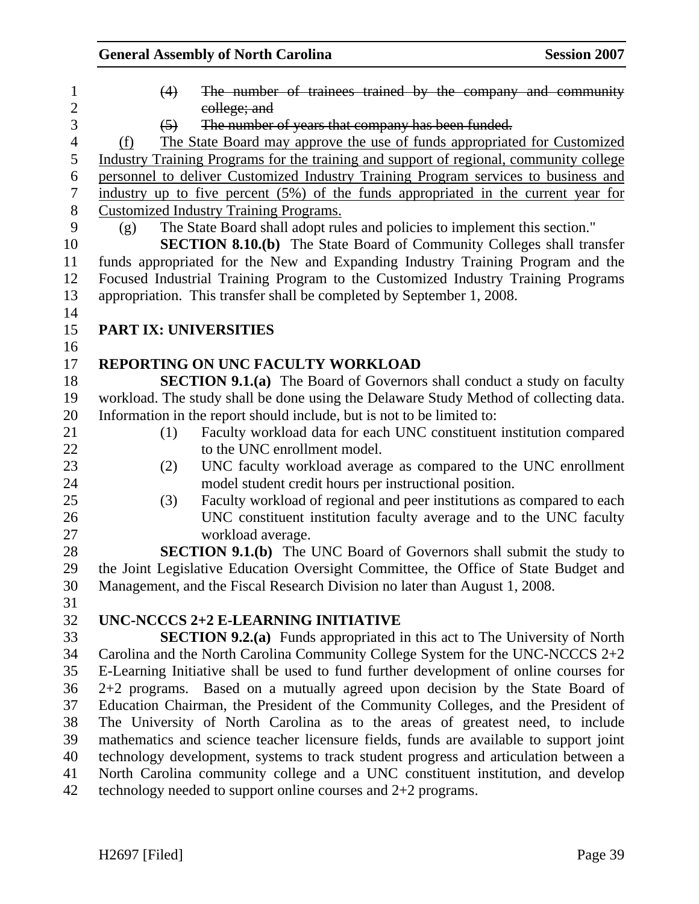~~(4) The number of trainees trained by the company and community college; and~~

~~(5) The number of years that company has been funded.~~

<u>(f) The State Board may approve the use of funds appropriated for Customized Industry Training Programs for the training and support of regional, community college personnel to deliver Customized Industry Training Program services to business and industry up to five percent (5%) of the funds appropriated in the current year for Customized Industry Training Programs.</u>

(g) The State Board shall adopt rules and policies to implement this section."

**SECTION 8.10.(b)** The State Board of Community Colleges shall transfer funds appropriated for the New and Expanding Industry Training Program and the Focused Industrial Training Program to the Customized Industry Training Programs appropriation. This transfer shall be completed by September 1, 2008.

## PART IX: UNIVERSITIES

### REPORTING ON UNC FACULTY WORKLOAD

**SECTION 9.1.(a)** The Board of Governors shall conduct a study on faculty workload. The study shall be done using the Delaware Study Method of collecting data. Information in the report should include, but is not to be limited to:

(1) Faculty workload data for each UNC constituent institution compared to the UNC enrollment model.

(2) UNC faculty workload average as compared to the UNC enrollment model student credit hours per instructional position.

(3) Faculty workload of regional and peer institutions as compared to each UNC constituent institution faculty average and to the UNC faculty workload average.

**SECTION 9.1.(b)** The UNC Board of Governors shall submit the study to the Joint Legislative Education Oversight Committee, the Office of State Budget and Management, and the Fiscal Research Division no later than August 1, 2008.

### UNC-NCCCS 2+2 E-LEARNING INITIATIVE

**SECTION 9.2.(a)** Funds appropriated in this act to The University of North Carolina and the North Carolina Community College System for the UNC-NCCCS 2+2 E-Learning Initiative shall be used to fund further development of online courses for 2+2 programs. Based on a mutually agreed upon decision by the State Board of Education Chairman, the President of the Community Colleges, and the President of The University of North Carolina as to the areas of greatest need, to include mathematics and science teacher licensure fields, funds are available to support joint technology development, systems to track student progress and articulation between a North Carolina community college and a UNC constituent institution, and develop technology needed to support online courses and 2+2 programs.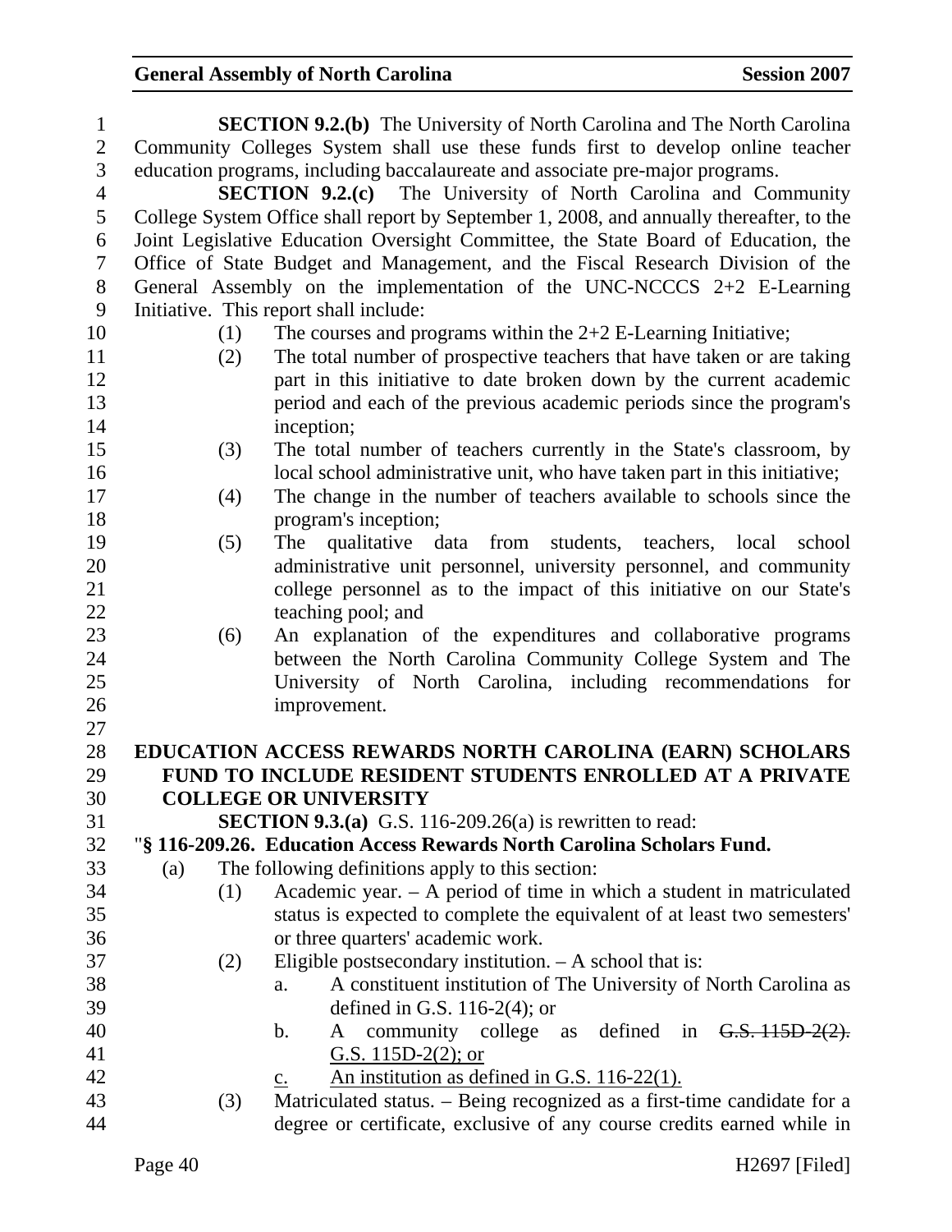**SECTION 9.2.(b)** The University of North Carolina and The North Carolina Community Colleges System shall use these funds first to develop online teacher education programs, including baccalaureate and associate pre-major programs.

**SECTION 9.2.(c)** The University of North Carolina and Community College System Office shall report by September 1, 2008, and annually thereafter, to the Joint Legislative Education Oversight Committee, the State Board of Education, the Office of State Budget and Management, and the Fiscal Research Division of the General Assembly on the implementation of the UNC-NCCCS 2+2 E-Learning Initiative. This report shall include:

(1) The courses and programs within the 2+2 E-Learning Initiative;

(2) The total number of prospective teachers that have taken or are taking part in this initiative to date broken down by the current academic period and each of the previous academic periods since the program's inception;

(3) The total number of teachers currently in the State's classroom, by local school administrative unit, who have taken part in this initiative;

(4) The change in the number of teachers available to schools since the program's inception;

(5) The qualitative data from students, teachers, local school administrative unit personnel, university personnel, and community college personnel as to the impact of this initiative on our State's teaching pool; and

(6) An explanation of the expenditures and collaborative programs between the North Carolina Community College System and The University of North Carolina, including recommendations for improvement.

**EDUCATION ACCESS REWARDS NORTH CAROLINA (EARN) SCHOLARS FUND TO INCLUDE RESIDENT STUDENTS ENROLLED AT A PRIVATE COLLEGE OR UNIVERSITY**

**SECTION 9.3.(a)** G.S. 116-209.26(a) is rewritten to read:

"**§ 116-209.26. Education Access Rewards North Carolina Scholars Fund.**

(a) The following definitions apply to this section:

(1) Academic year. – A period of time in which a student in matriculated status is expected to complete the equivalent of at least two semesters' or three quarters' academic work.

(2) Eligible postsecondary institution. – A school that is:

a. A constituent institution of The University of North Carolina as defined in G.S. 116-2(4); or

b. A community college as defined in ~~G.S. 115D-2(2).~~ <u>G.S. 115D-2(2); or</u>

<u>c. An institution as defined in G.S. 116-22(1).</u>

(3) Matriculated status. – Being recognized as a first-time candidate for a degree or certificate, exclusive of any course credits earned while in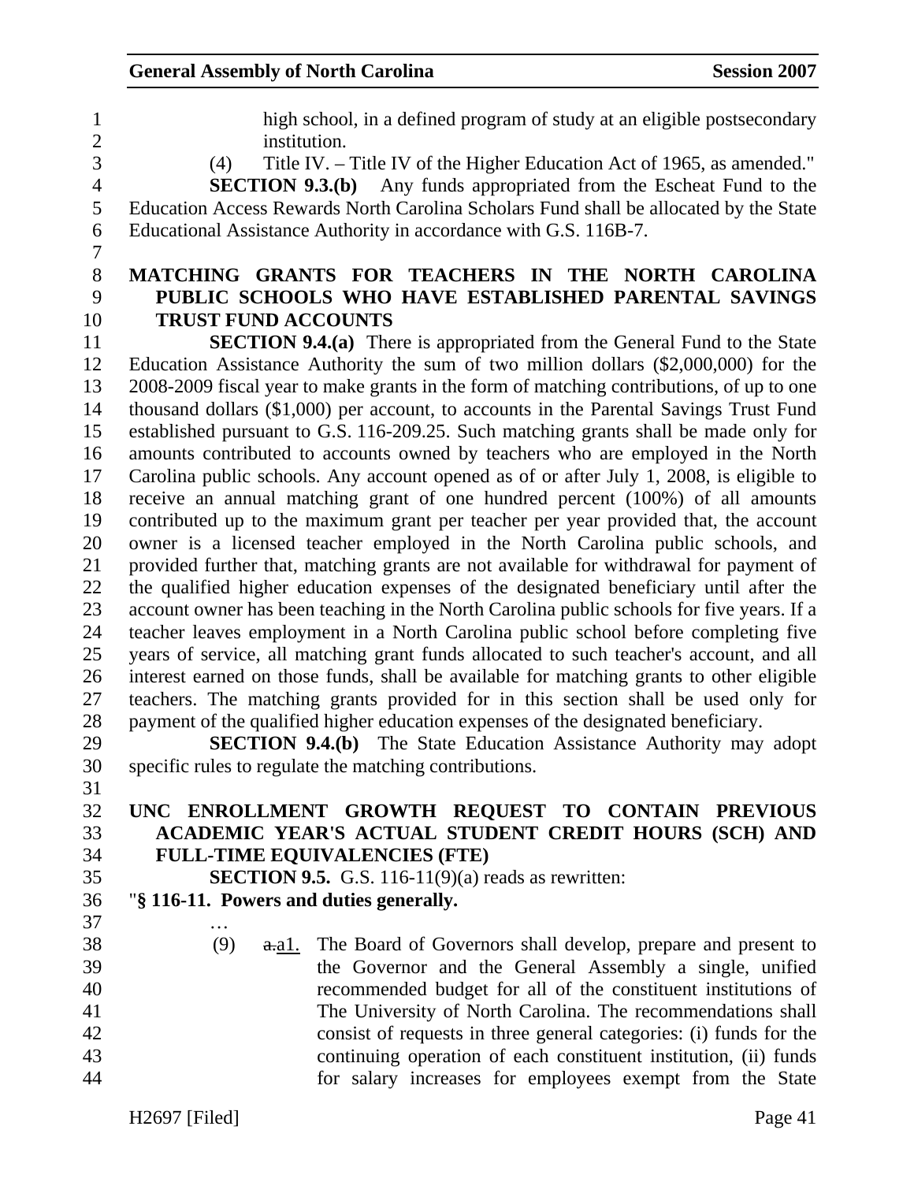high school, in a defined program of study at an eligible postsecondary institution.

(4) Title IV. – Title IV of the Higher Education Act of 1965, as amended."

**SECTION 9.3.(b)** Any funds appropriated from the Escheat Fund to the Education Access Rewards North Carolina Scholars Fund shall be allocated by the State Educational Assistance Authority in accordance with G.S. 116B-7.

**MATCHING GRANTS FOR TEACHERS IN THE NORTH CAROLINA PUBLIC SCHOOLS WHO HAVE ESTABLISHED PARENTAL SAVINGS TRUST FUND ACCOUNTS**

**SECTION 9.4.(a)** There is appropriated from the General Fund to the State Education Assistance Authority the sum of two million dollars ($2,000,000) for the 2008-2009 fiscal year to make grants in the form of matching contributions, of up to one thousand dollars ($1,000) per account, to accounts in the Parental Savings Trust Fund established pursuant to G.S. 116-209.25. Such matching grants shall be made only for amounts contributed to accounts owned by teachers who are employed in the North Carolina public schools. Any account opened as of or after July 1, 2008, is eligible to receive an annual matching grant of one hundred percent (100%) of all amounts contributed up to the maximum grant per teacher per year provided that, the account owner is a licensed teacher employed in the North Carolina public schools, and provided further that, matching grants are not available for withdrawal for payment of the qualified higher education expenses of the designated beneficiary until after the account owner has been teaching in the North Carolina public schools for five years. If a teacher leaves employment in a North Carolina public school before completing five years of service, all matching grant funds allocated to such teacher's account, and all interest earned on those funds, shall be available for matching grants to other eligible teachers. The matching grants provided for in this section shall be used only for payment of the qualified higher education expenses of the designated beneficiary.

**SECTION 9.4.(b)** The State Education Assistance Authority may adopt specific rules to regulate the matching contributions.

**UNC ENROLLMENT GROWTH REQUEST TO CONTAIN PREVIOUS ACADEMIC YEAR'S ACTUAL STUDENT CREDIT HOURS (SCH) AND FULL-TIME EQUIVALENCIES (FTE)**

**SECTION 9.5.** G.S. 116-11(9)(a) reads as rewritten:

"**§ 116-11. Powers and duties generally.**

…

(9) ~~a.~~a1. The Board of Governors shall develop, prepare and present to the Governor and the General Assembly a single, unified recommended budget for all of the constituent institutions of The University of North Carolina. The recommendations shall consist of requests in three general categories: (i) funds for the continuing operation of each constituent institution, (ii) funds for salary increases for employees exempt from the State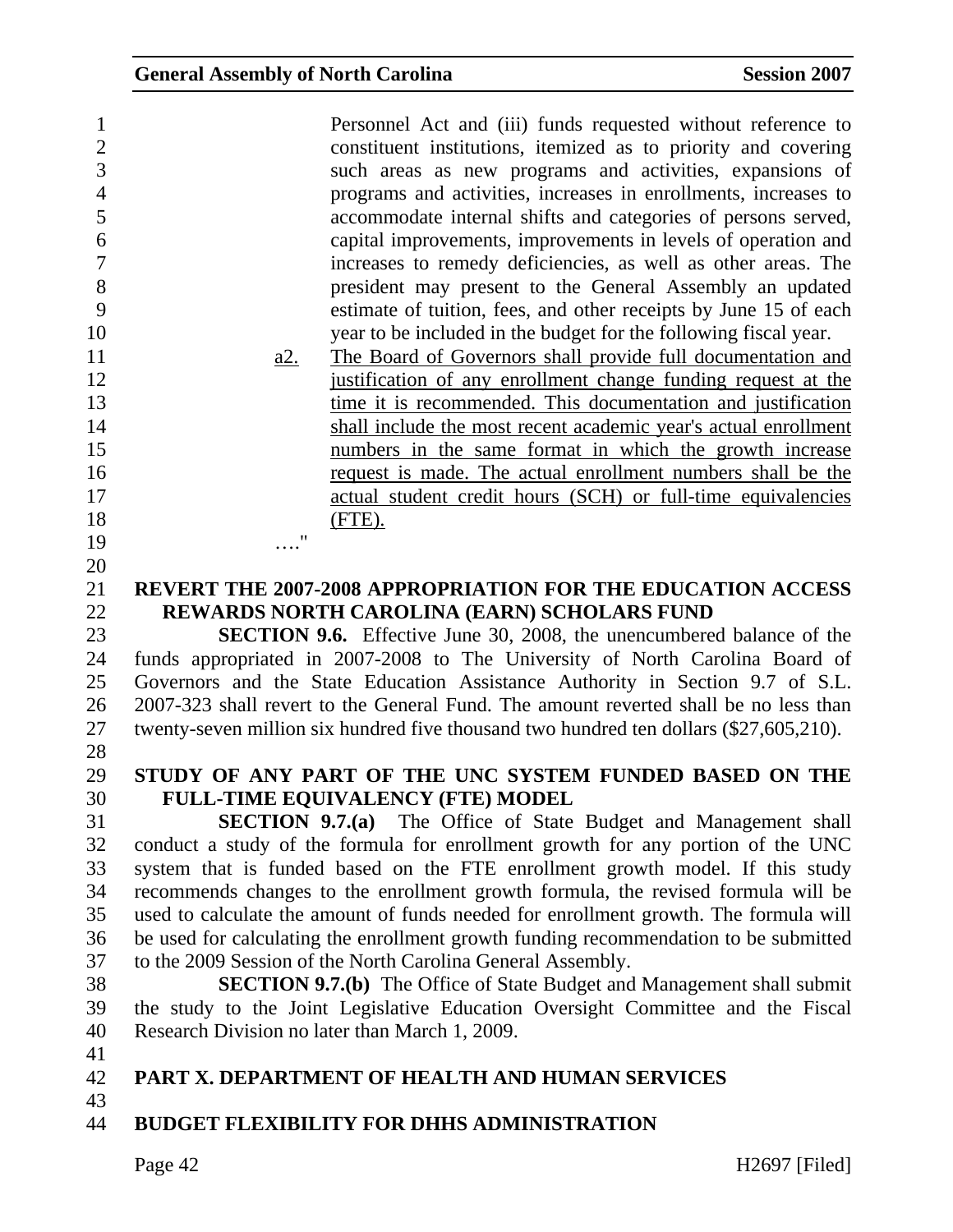Personnel Act and (iii) funds requested without reference to constituent institutions, itemized as to priority and covering such areas as new programs and activities, expansions of programs and activities, increases in enrollments, increases to accommodate internal shifts and categories of persons served, capital improvements, improvements in levels of operation and increases to remedy deficiencies, as well as other areas. The president may present to the General Assembly an updated estimate of tuition, fees, and other receipts by June 15 of each year to be included in the budget for the following fiscal year.

a2. The Board of Governors shall provide full documentation and justification of any enrollment change funding request at the time it is recommended. This documentation and justification shall include the most recent academic year's actual enrollment numbers in the same format in which the growth increase request is made. The actual enrollment numbers shall be the actual student credit hours (SCH) or full-time equivalencies (FTE).

…."

**REVERT THE 2007-2008 APPROPRIATION FOR THE EDUCATION ACCESS REWARDS NORTH CAROLINA (EARN) SCHOLARS FUND**

**SECTION 9.6.** Effective June 30, 2008, the unencumbered balance of the funds appropriated in 2007-2008 to The University of North Carolina Board of Governors and the State Education Assistance Authority in Section 9.7 of S.L. 2007-323 shall revert to the General Fund. The amount reverted shall be no less than twenty-seven million six hundred five thousand two hundred ten dollars ($27,605,210).

**STUDY OF ANY PART OF THE UNC SYSTEM FUNDED BASED ON THE FULL-TIME EQUIVALENCY (FTE) MODEL**

**SECTION 9.7.(a)** The Office of State Budget and Management shall conduct a study of the formula for enrollment growth for any portion of the UNC system that is funded based on the FTE enrollment growth model. If this study recommends changes to the enrollment growth formula, the revised formula will be used to calculate the amount of funds needed for enrollment growth. The formula will be used for calculating the enrollment growth funding recommendation to be submitted to the 2009 Session of the North Carolina General Assembly.

**SECTION 9.7.(b)** The Office of State Budget and Management shall submit the study to the Joint Legislative Education Oversight Committee and the Fiscal Research Division no later than March 1, 2009.

## PART X. DEPARTMENT OF HEALTH AND HUMAN SERVICES

**BUDGET FLEXIBILITY FOR DHHS ADMINISTRATION**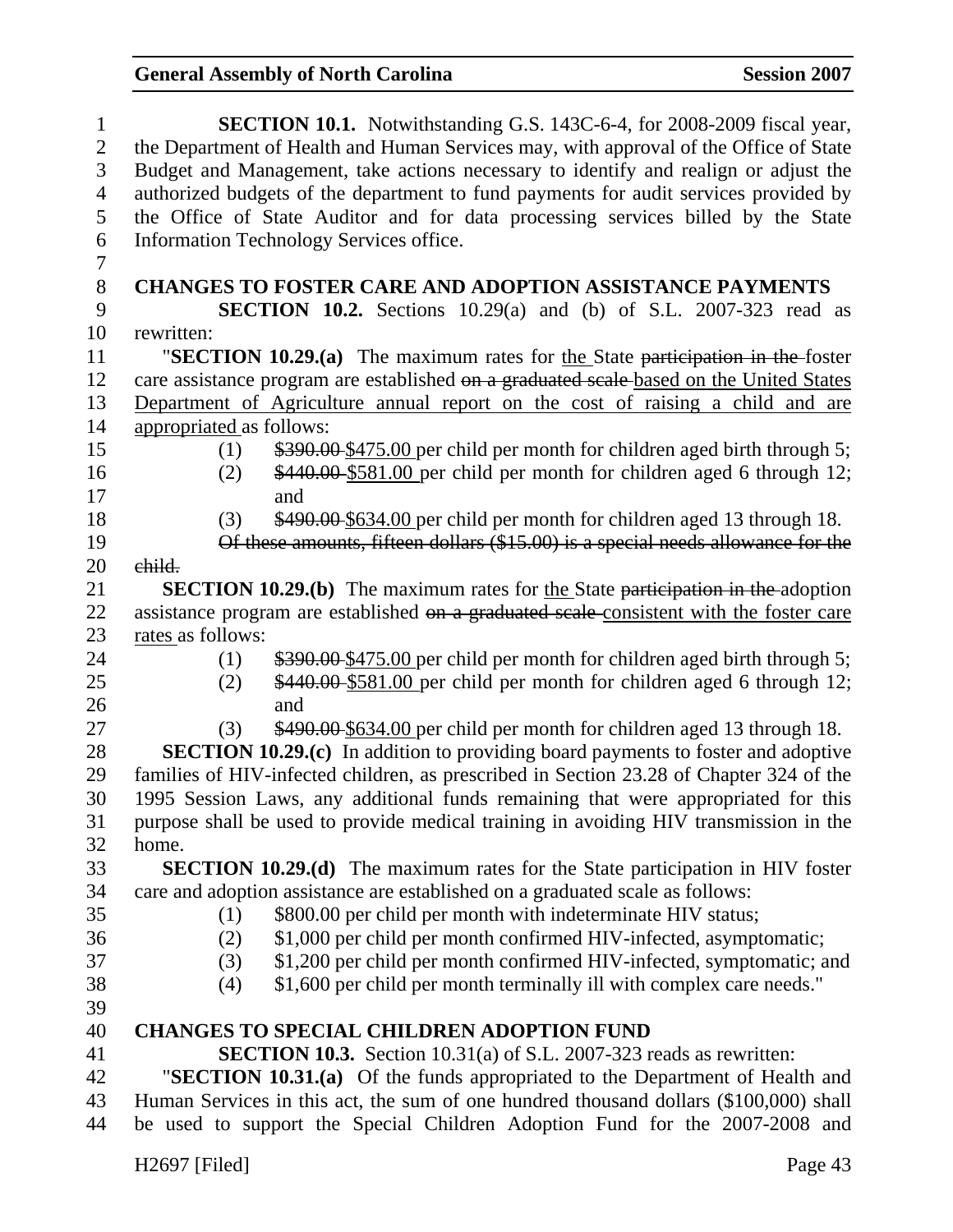**SECTION 10.1.** Notwithstanding G.S. 143C-6-4, for 2008-2009 fiscal year, the Department of Health and Human Services may, with approval of the Office of State Budget and Management, take actions necessary to identify and realign or adjust the authorized budgets of the department to fund payments for audit services provided by the Office of State Auditor and for data processing services billed by the State Information Technology Services office.

**CHANGES TO FOSTER CARE AND ADOPTION ASSISTANCE PAYMENTS**

**SECTION 10.2.** Sections 10.29(a) and (b) of S.L. 2007-323 read as rewritten:

"**SECTION 10.29.(a)** The maximum rates for <u>the</u> State ~~participation in the~~ foster care assistance program are established ~~on a graduated scale~~ <u>based on the United States Department of Agriculture annual report on the cost of raising a child and are appropriated</u> as follows:

(1) ~~\$390.00~~ <u>\$475.00</u> per child per month for children aged birth through 5;

(2) ~~\$440.00~~ <u>\$581.00</u> per child per month for children aged 6 through 12; and

(3) ~~\$490.00~~ <u>\$634.00</u> per child per month for children aged 13 through 18.

~~Of these amounts, fifteen dollars (\$15.00) is a special needs allowance for the child.~~

**SECTION 10.29.(b)** The maximum rates for <u>the</u> State ~~participation in the~~ adoption assistance program are established ~~on a graduated scale~~ <u>consistent with the foster care rates</u> as follows:

(1) ~~\$390.00~~ <u>\$475.00</u> per child per month for children aged birth through 5;

(2) ~~\$440.00~~ <u>\$581.00</u> per child per month for children aged 6 through 12; and

(3) ~~\$490.00~~ <u>\$634.00</u> per child per month for children aged 13 through 18.

**SECTION 10.29.(c)** In addition to providing board payments to foster and adoptive families of HIV-infected children, as prescribed in Section 23.28 of Chapter 324 of the 1995 Session Laws, any additional funds remaining that were appropriated for this purpose shall be used to provide medical training in avoiding HIV transmission in the home.

**SECTION 10.29.(d)** The maximum rates for the State participation in HIV foster care and adoption assistance are established on a graduated scale as follows:

(1) \$800.00 per child per month with indeterminate HIV status;

(2) \$1,000 per child per month confirmed HIV-infected, asymptomatic;

(3) \$1,200 per child per month confirmed HIV-infected, symptomatic; and

(4) \$1,600 per child per month terminally ill with complex care needs."

**CHANGES TO SPECIAL CHILDREN ADOPTION FUND**

**SECTION 10.3.** Section 10.31(a) of S.L. 2007-323 reads as rewritten:

"**SECTION 10.31.(a)** Of the funds appropriated to the Department of Health and Human Services in this act, the sum of one hundred thousand dollars (\$100,000) shall be used to support the Special Children Adoption Fund for the 2007-2008 and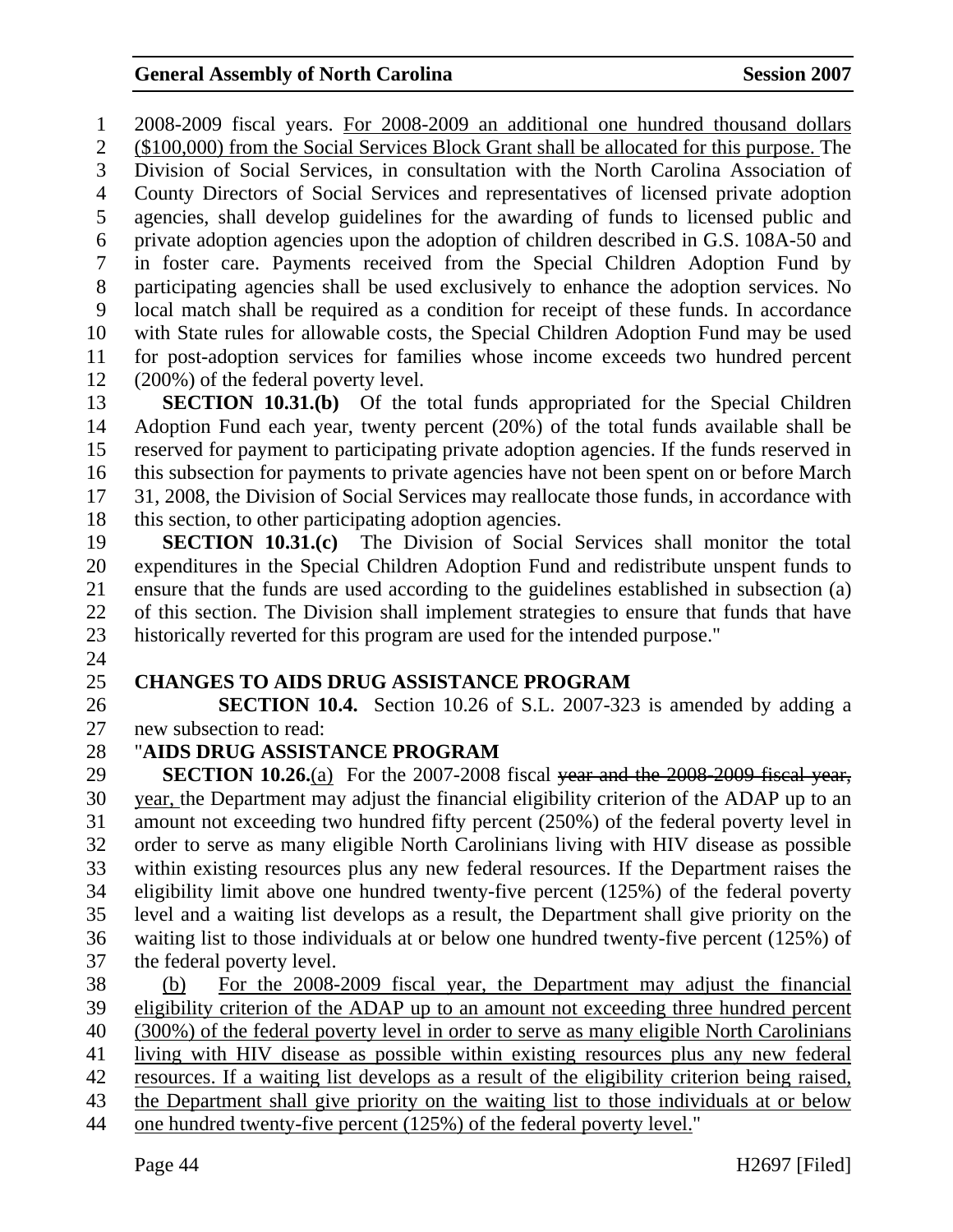2008-2009 fiscal years. For 2008-2009 an additional one hundred thousand dollars ($100,000) from the Social Services Block Grant shall be allocated for this purpose. The Division of Social Services, in consultation with the North Carolina Association of County Directors of Social Services and representatives of licensed private adoption agencies, shall develop guidelines for the awarding of funds to licensed public and private adoption agencies upon the adoption of children described in G.S. 108A-50 and in foster care. Payments received from the Special Children Adoption Fund by participating agencies shall be used exclusively to enhance the adoption services. No local match shall be required as a condition for receipt of these funds. In accordance with State rules for allowable costs, the Special Children Adoption Fund may be used for post-adoption services for families whose income exceeds two hundred percent (200%) of the federal poverty level.

**SECTION 10.31.(b)** Of the total funds appropriated for the Special Children Adoption Fund each year, twenty percent (20%) of the total funds available shall be reserved for payment to participating private adoption agencies. If the funds reserved in this subsection for payments to private agencies have not been spent on or before March 31, 2008, the Division of Social Services may reallocate those funds, in accordance with this section, to other participating adoption agencies.

**SECTION 10.31.(c)** The Division of Social Services shall monitor the total expenditures in the Special Children Adoption Fund and redistribute unspent funds to ensure that the funds are used according to the guidelines established in subsection (a) of this section. The Division shall implement strategies to ensure that funds that have historically reverted for this program are used for the intended purpose."

**CHANGES TO AIDS DRUG ASSISTANCE PROGRAM**

**SECTION 10.4.** Section 10.26 of S.L. 2007-323 is amended by adding a new subsection to read:

"**AIDS DRUG ASSISTANCE PROGRAM**

**SECTION 10.26.**(a) For the 2007-2008 fiscal ~~year and the 2008-2009 fiscal year,~~ year, the Department may adjust the financial eligibility criterion of the ADAP up to an amount not exceeding two hundred fifty percent (250%) of the federal poverty level in order to serve as many eligible North Carolinians living with HIV disease as possible within existing resources plus any new federal resources. If the Department raises the eligibility limit above one hundred twenty-five percent (125%) of the federal poverty level and a waiting list develops as a result, the Department shall give priority on the waiting list to those individuals at or below one hundred twenty-five percent (125%) of the federal poverty level.

(b) For the 2008-2009 fiscal year, the Department may adjust the financial eligibility criterion of the ADAP up to an amount not exceeding three hundred percent (300%) of the federal poverty level in order to serve as many eligible North Carolinians living with HIV disease as possible within existing resources plus any new federal resources. If a waiting list develops as a result of the eligibility criterion being raised, the Department shall give priority on the waiting list to those individuals at or below one hundred twenty-five percent (125%) of the federal poverty level."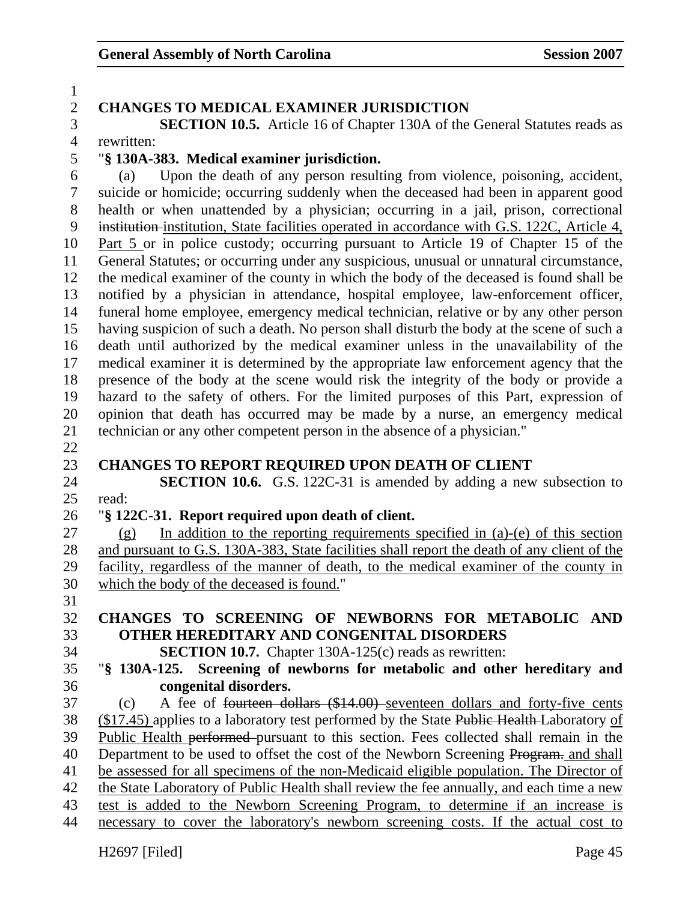**CHANGES TO MEDICAL EXAMINER JURISDICTION**

**SECTION 10.5.** Article 16 of Chapter 130A of the General Statutes reads as rewritten:

"**§ 130A-383. Medical examiner jurisdiction.**

(a) Upon the death of any person resulting from violence, poisoning, accident, suicide or homicide; occurring suddenly when the deceased had been in apparent good health or when unattended by a physician; occurring in a jail, prison, correctional ~~institution~~ institution, State facilities operated in accordance with G.S. 122C, Article 4, Part 5 or in police custody; occurring pursuant to Article 19 of Chapter 15 of the General Statutes; or occurring under any suspicious, unusual or unnatural circumstance, the medical examiner of the county in which the body of the deceased is found shall be notified by a physician in attendance, hospital employee, law-enforcement officer, funeral home employee, emergency medical technician, relative or by any other person having suspicion of such a death. No person shall disturb the body at the scene of such a death until authorized by the medical examiner unless in the unavailability of the medical examiner it is determined by the appropriate law enforcement agency that the presence of the body at the scene would risk the integrity of the body or provide a hazard to the safety of others. For the limited purposes of this Part, expression of opinion that death has occurred may be made by a nurse, an emergency medical technician or any other competent person in the absence of a physician."

**CHANGES TO REPORT REQUIRED UPON DEATH OF CLIENT**

**SECTION 10.6.** G.S. 122C-31 is amended by adding a new subsection to read:

"**§ 122C-31. Report required upon death of client.**

(g) In addition to the reporting requirements specified in (a)-(e) of this section and pursuant to G.S. 130A-383, State facilities shall report the death of any client of the facility, regardless of the manner of death, to the medical examiner of the county in which the body of the deceased is found."

**CHANGES TO SCREENING OF NEWBORNS FOR METABOLIC AND OTHER HEREDITARY AND CONGENITAL DISORDERS**

**SECTION 10.7.** Chapter 130A-125(c) reads as rewritten:

"**§ 130A-125. Screening of newborns for metabolic and other hereditary and congenital disorders.**

(c) A fee of ~~fourteen dollars ($14.00)~~ seventeen dollars and forty-five cents ($17.45) applies to a laboratory test performed by the State ~~Public Health~~ Laboratory of Public Health ~~performed~~ pursuant to this section. Fees collected shall remain in the Department to be used to offset the cost of the Newborn Screening ~~Program.~~ and shall be assessed for all specimens of the non-Medicaid eligible population. The Director of the State Laboratory of Public Health shall review the fee annually, and each time a new test is added to the Newborn Screening Program, to determine if an increase is necessary to cover the laboratory's newborn screening costs. If the actual cost to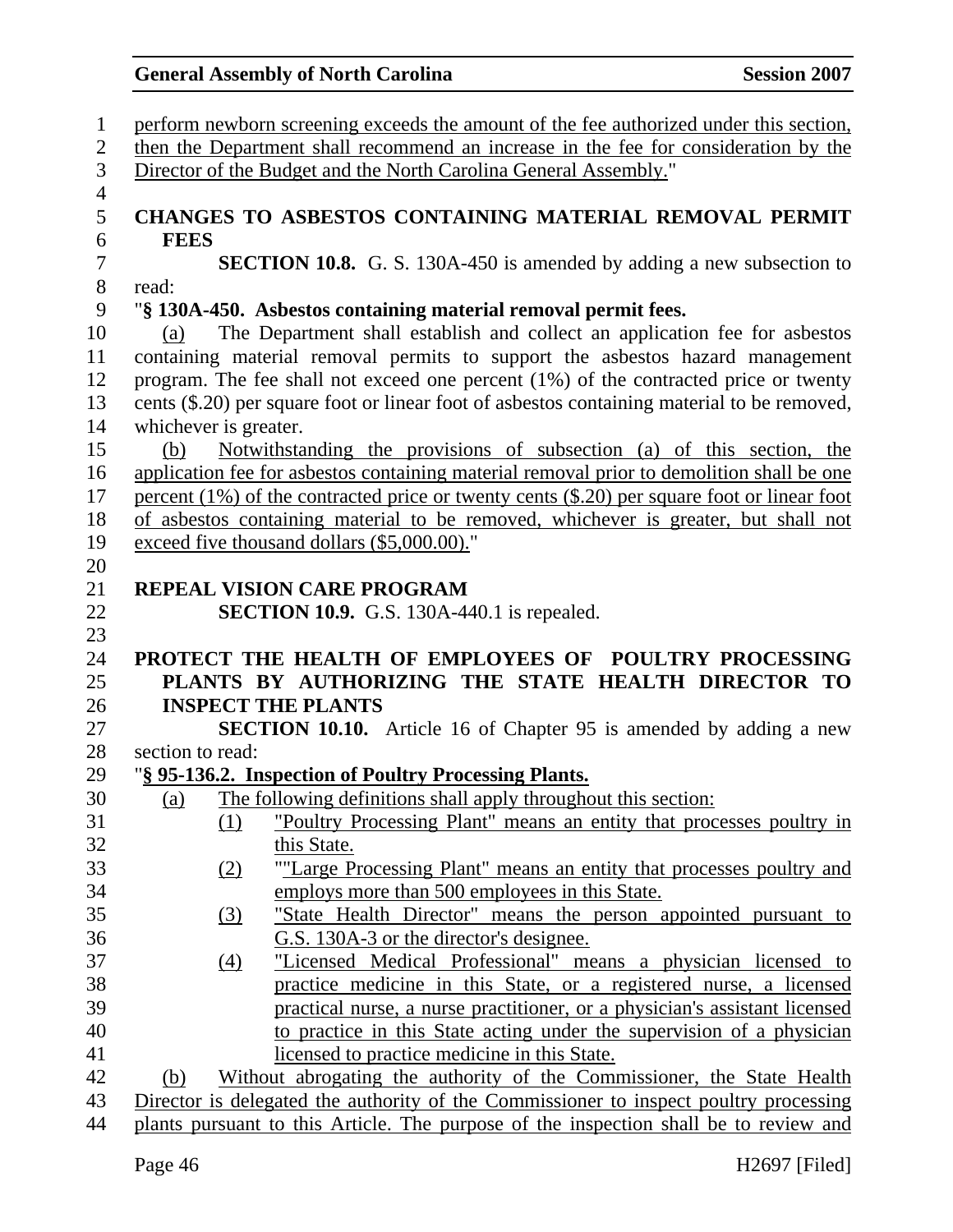perform newborn screening exceeds the amount of the fee authorized under this section, then the Department shall recommend an increase in the fee for consideration by the Director of the Budget and the North Carolina General Assembly."

**CHANGES TO ASBESTOS CONTAINING MATERIAL REMOVAL PERMIT FEES**

**SECTION 10.8.** G. S. 130A-450 is amended by adding a new subsection to read:

"**§ 130A-450. Asbestos containing material removal permit fees.**

(a) The Department shall establish and collect an application fee for asbestos containing material removal permits to support the asbestos hazard management program. The fee shall not exceed one percent (1%) of the contracted price or twenty cents ($.20) per square foot or linear foot of asbestos containing material to be removed, whichever is greater.

(b) Notwithstanding the provisions of subsection (a) of this section, the application fee for asbestos containing material removal prior to demolition shall be one percent (1%) of the contracted price or twenty cents ($.20) per square foot or linear foot of asbestos containing material to be removed, whichever is greater, but shall not exceed five thousand dollars ($5,000.00)."

**REPEAL VISION CARE PROGRAM**

**SECTION 10.9.** G.S. 130A-440.1 is repealed.

**PROTECT THE HEALTH OF EMPLOYEES OF POULTRY PROCESSING PLANTS BY AUTHORIZING THE STATE HEALTH DIRECTOR TO INSPECT THE PLANTS**

**SECTION 10.10.** Article 16 of Chapter 95 is amended by adding a new section to read:

"**§ 95-136.2. Inspection of Poultry Processing Plants.**

(a) The following definitions shall apply throughout this section:

(1) "Poultry Processing Plant" means an entity that processes poultry in this State.

(2) ""Large Processing Plant" means an entity that processes poultry and employs more than 500 employees in this State.

(3) "State Health Director" means the person appointed pursuant to G.S. 130A-3 or the director's designee.

(4) "Licensed Medical Professional" means a physician licensed to practice medicine in this State, or a registered nurse, a licensed practical nurse, a nurse practitioner, or a physician's assistant licensed to practice in this State acting under the supervision of a physician licensed to practice medicine in this State.

(b) Without abrogating the authority of the Commissioner, the State Health Director is delegated the authority of the Commissioner to inspect poultry processing plants pursuant to this Article. The purpose of the inspection shall be to review and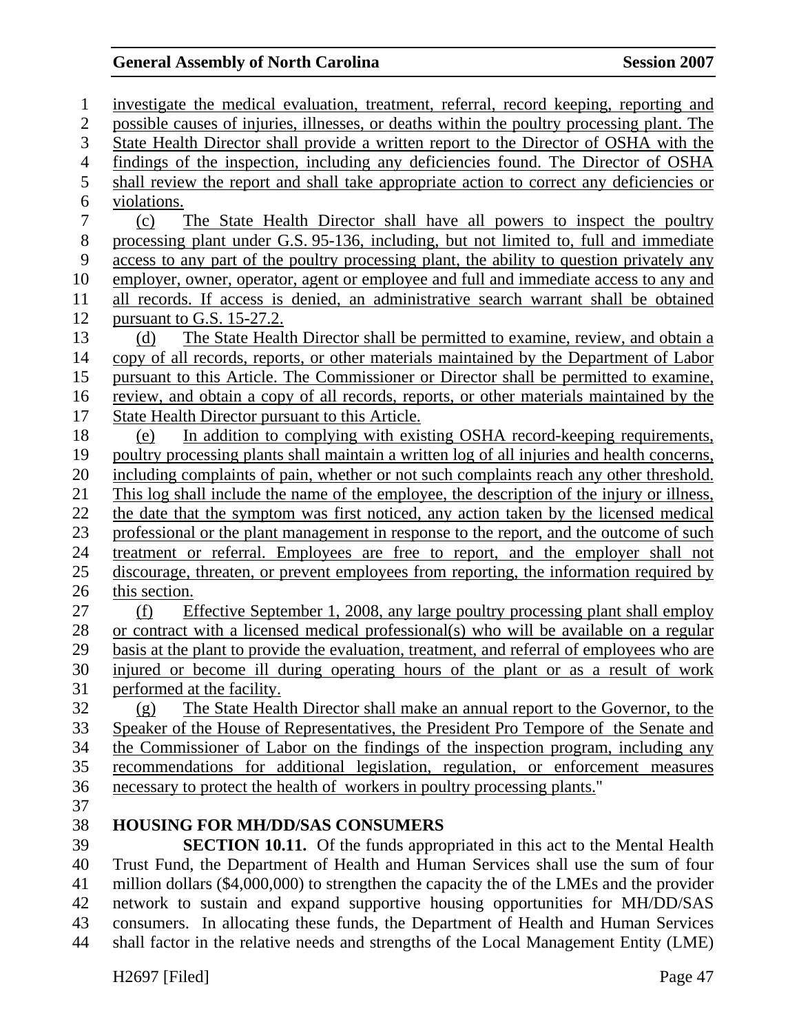investigate the medical evaluation, treatment, referral, record keeping, reporting and possible causes of injuries, illnesses, or deaths within the poultry processing plant. The State Health Director shall provide a written report to the Director of OSHA with the findings of the inspection, including any deficiencies found. The Director of OSHA shall review the report and shall take appropriate action to correct any deficiencies or violations.

(c) The State Health Director shall have all powers to inspect the poultry processing plant under G.S. 95-136, including, but not limited to, full and immediate access to any part of the poultry processing plant, the ability to question privately any employer, owner, operator, agent or employee and full and immediate access to any and all records. If access is denied, an administrative search warrant shall be obtained pursuant to G.S. 15-27.2.

(d) The State Health Director shall be permitted to examine, review, and obtain a copy of all records, reports, or other materials maintained by the Department of Labor pursuant to this Article. The Commissioner or Director shall be permitted to examine, review, and obtain a copy of all records, reports, or other materials maintained by the State Health Director pursuant to this Article.

(e) In addition to complying with existing OSHA record-keeping requirements, poultry processing plants shall maintain a written log of all injuries and health concerns, including complaints of pain, whether or not such complaints reach any other threshold. This log shall include the name of the employee, the description of the injury or illness, the date that the symptom was first noticed, any action taken by the licensed medical professional or the plant management in response to the report, and the outcome of such treatment or referral. Employees are free to report, and the employer shall not discourage, threaten, or prevent employees from reporting, the information required by this section.

(f) Effective September 1, 2008, any large poultry processing plant shall employ or contract with a licensed medical professional(s) who will be available on a regular basis at the plant to provide the evaluation, treatment, and referral of employees who are injured or become ill during operating hours of the plant or as a result of work performed at the facility.

(g) The State Health Director shall make an annual report to the Governor, to the Speaker of the House of Representatives, the President Pro Tempore of the Senate and the Commissioner of Labor on the findings of the inspection program, including any recommendations for additional legislation, regulation, or enforcement measures necessary to protect the health of workers in poultry processing plants."

**HOUSING FOR MH/DD/SAS CONSUMERS**

**SECTION 10.11.** Of the funds appropriated in this act to the Mental Health Trust Fund, the Department of Health and Human Services shall use the sum of four million dollars ($4,000,000) to strengthen the capacity the of the LMEs and the provider network to sustain and expand supportive housing opportunities for MH/DD/SAS consumers. In allocating these funds, the Department of Health and Human Services shall factor in the relative needs and strengths of the Local Management Entity (LME)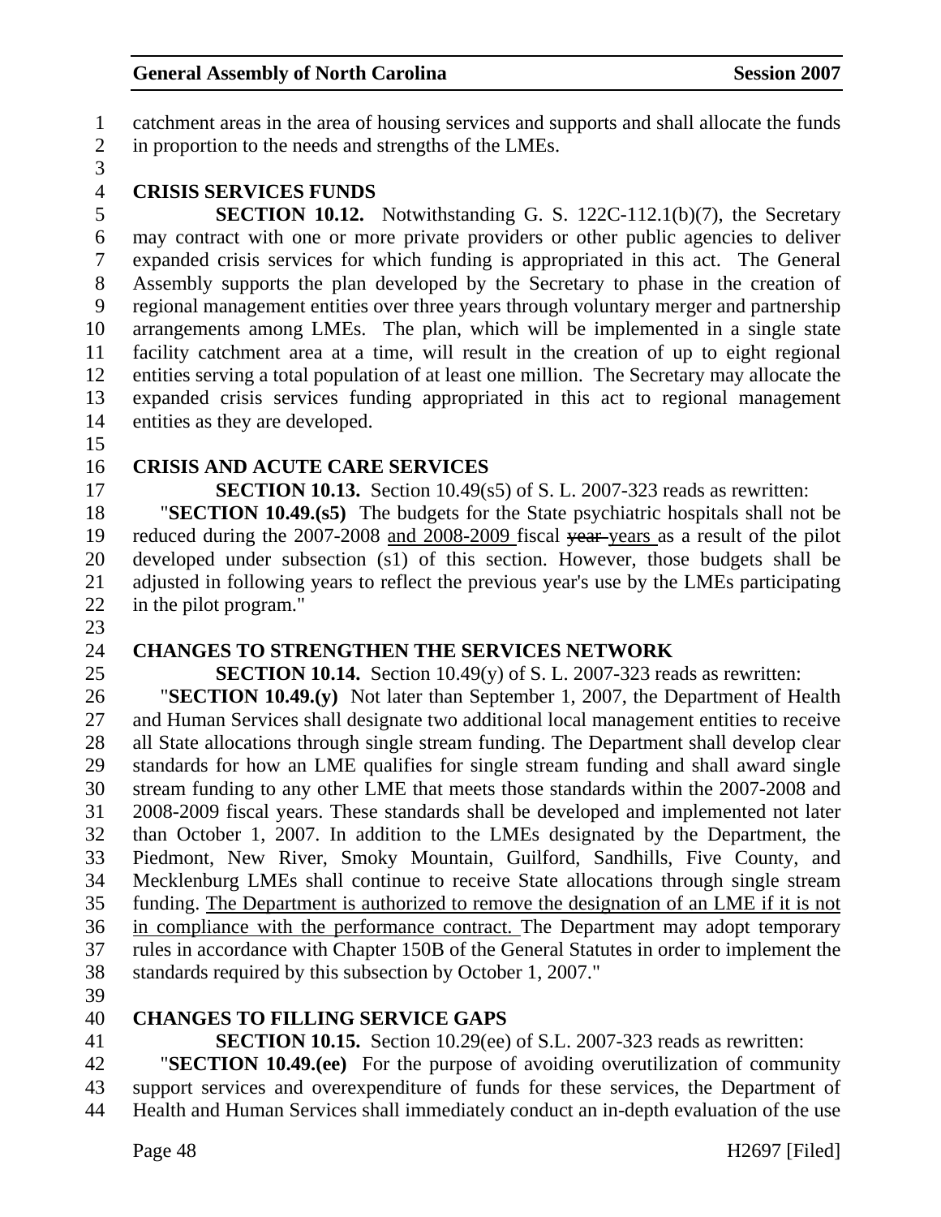catchment areas in the area of housing services and supports and shall allocate the funds in proportion to the needs and strengths of the LMEs.

**CRISIS SERVICES FUNDS**

**SECTION 10.12.** Notwithstanding G. S. 122C-112.1(b)(7), the Secretary may contract with one or more private providers or other public agencies to deliver expanded crisis services for which funding is appropriated in this act. The General Assembly supports the plan developed by the Secretary to phase in the creation of regional management entities over three years through voluntary merger and partnership arrangements among LMEs. The plan, which will be implemented in a single state facility catchment area at a time, will result in the creation of up to eight regional entities serving a total population of at least one million. The Secretary may allocate the expanded crisis services funding appropriated in this act to regional management entities as they are developed.

**CRISIS AND ACUTE CARE SERVICES**

**SECTION 10.13.** Section 10.49(s5) of S. L. 2007-323 reads as rewritten:

"**SECTION 10.49.(s5)** The budgets for the State psychiatric hospitals shall not be reduced during the 2007-2008 <u>and 2008-2009</u> fiscal ~~year~~ <u>years</u> as a result of the pilot developed under subsection (s1) of this section. However, those budgets shall be adjusted in following years to reflect the previous year's use by the LMEs participating in the pilot program."

**CHANGES TO STRENGTHEN THE SERVICES NETWORK**

**SECTION 10.14.** Section 10.49(y) of S. L. 2007-323 reads as rewritten:

"**SECTION 10.49.(y)** Not later than September 1, 2007, the Department of Health and Human Services shall designate two additional local management entities to receive all State allocations through single stream funding. The Department shall develop clear standards for how an LME qualifies for single stream funding and shall award single stream funding to any other LME that meets those standards within the 2007-2008 and 2008-2009 fiscal years. These standards shall be developed and implemented not later than October 1, 2007. In addition to the LMEs designated by the Department, the Piedmont, New River, Smoky Mountain, Guilford, Sandhills, Five County, and Mecklenburg LMEs shall continue to receive State allocations through single stream funding. <u>The Department is authorized to remove the designation of an LME if it is not in compliance with the performance contract.</u> The Department may adopt temporary rules in accordance with Chapter 150B of the General Statutes in order to implement the standards required by this subsection by October 1, 2007."

**CHANGES TO FILLING SERVICE GAPS**

**SECTION 10.15.** Section 10.29(ee) of S.L. 2007-323 reads as rewritten:

"**SECTION 10.49.(ee)** For the purpose of avoiding overutilization of community support services and overexpenditure of funds for these services, the Department of Health and Human Services shall immediately conduct an in-depth evaluation of the use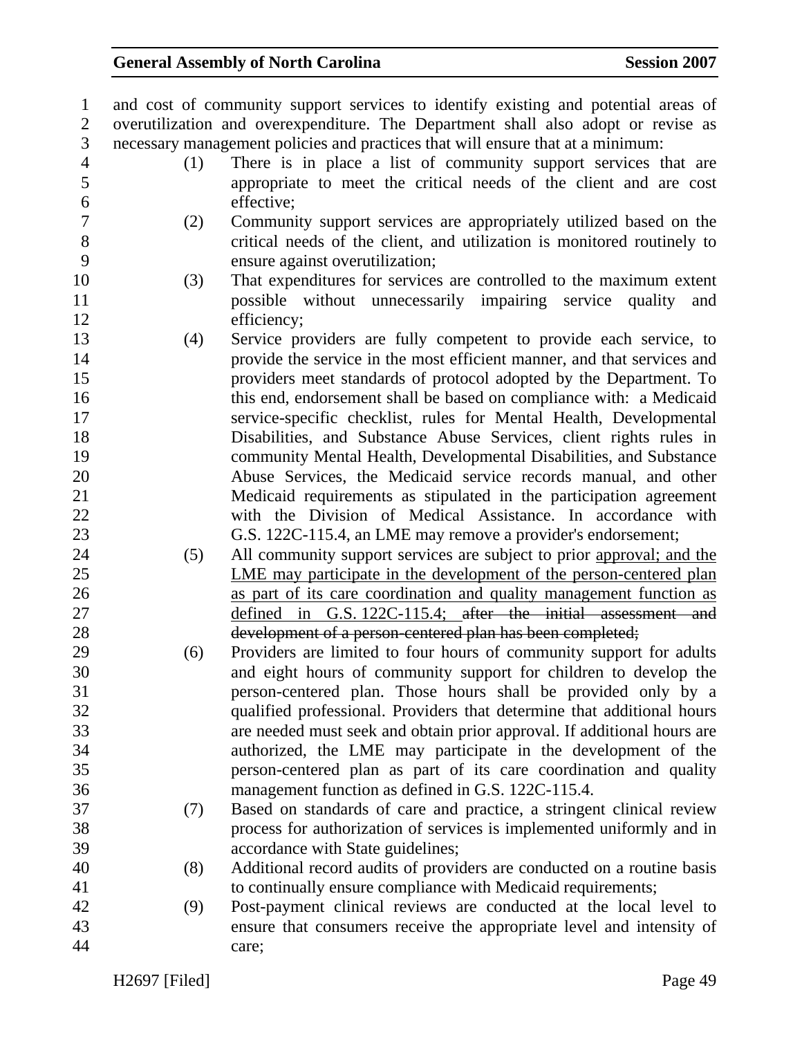and cost of community support services to identify existing and potential areas of overutilization and overexpenditure. The Department shall also adopt or revise as necessary management policies and practices that will ensure that at a minimum:

(1) There is in place a list of community support services that are appropriate to meet the critical needs of the client and are cost effective;

(2) Community support services are appropriately utilized based on the critical needs of the client, and utilization is monitored routinely to ensure against overutilization;

(3) That expenditures for services are controlled to the maximum extent possible without unnecessarily impairing service quality and efficiency;

(4) Service providers are fully competent to provide each service, to provide the service in the most efficient manner, and that services and providers meet standards of protocol adopted by the Department. To this end, endorsement shall be based on compliance with: a Medicaid service-specific checklist, rules for Mental Health, Developmental Disabilities, and Substance Abuse Services, client rights rules in community Mental Health, Developmental Disabilities, and Substance Abuse Services, the Medicaid service records manual, and other Medicaid requirements as stipulated in the participation agreement with the Division of Medical Assistance. In accordance with G.S. 122C-115.4, an LME may remove a provider's endorsement;

(5) All community support services are subject to prior approval; and the LME may participate in the development of the person-centered plan as part of its care coordination and quality management function as defined in G.S. 122C-115.4; ~~after the initial assessment and development of a person-centered plan has been completed;~~

(6) Providers are limited to four hours of community support for adults and eight hours of community support for children to develop the person-centered plan. Those hours shall be provided only by a qualified professional. Providers that determine that additional hours are needed must seek and obtain prior approval. If additional hours are authorized, the LME may participate in the development of the person-centered plan as part of its care coordination and quality management function as defined in G.S. 122C-115.4.

(7) Based on standards of care and practice, a stringent clinical review process for authorization of services is implemented uniformly and in accordance with State guidelines;

(8) Additional record audits of providers are conducted on a routine basis to continually ensure compliance with Medicaid requirements;

(9) Post-payment clinical reviews are conducted at the local level to ensure that consumers receive the appropriate level and intensity of care;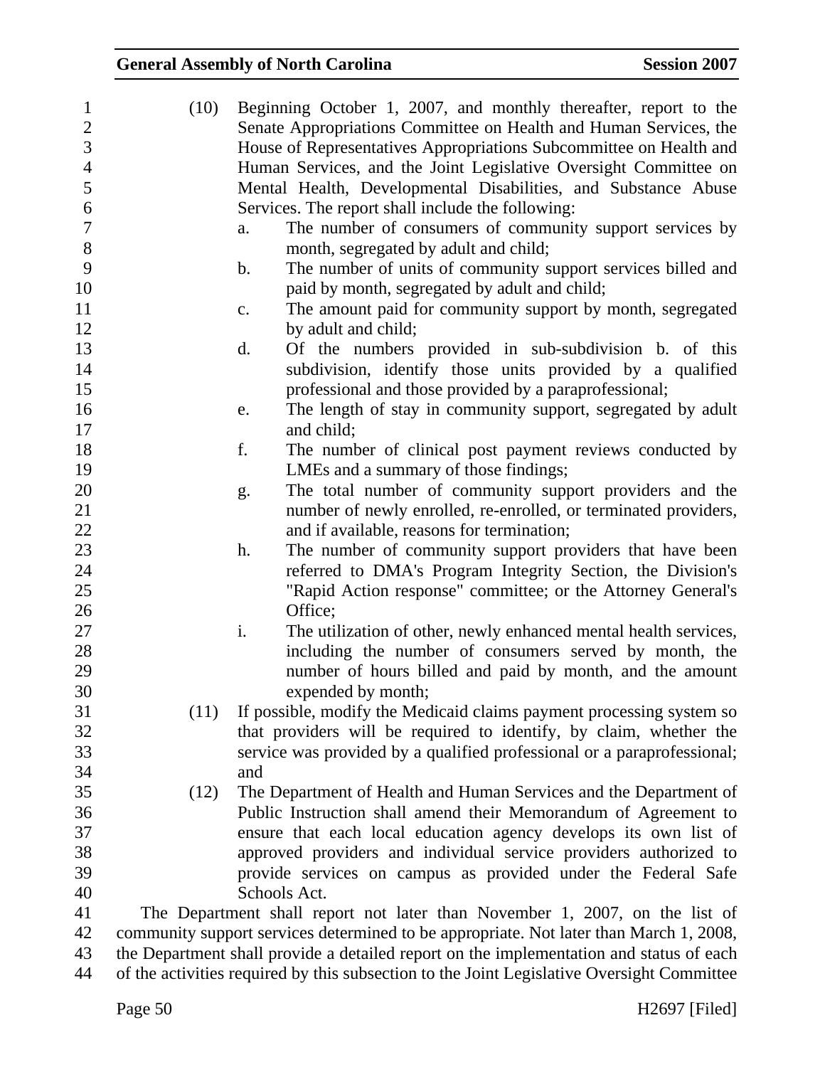(10) Beginning October 1, 2007, and monthly thereafter, report to the Senate Appropriations Committee on Health and Human Services, the House of Representatives Appropriations Subcommittee on Health and Human Services, and the Joint Legislative Oversight Committee on Mental Health, Developmental Disabilities, and Substance Abuse Services. The report shall include the following:

a. The number of consumers of community support services by month, segregated by adult and child;

b. The number of units of community support services billed and paid by month, segregated by adult and child;

c. The amount paid for community support by month, segregated by adult and child;

d. Of the numbers provided in sub-subdivision b. of this subdivision, identify those units provided by a qualified professional and those provided by a paraprofessional;

e. The length of stay in community support, segregated by adult and child;

f. The number of clinical post payment reviews conducted by LMEs and a summary of those findings;

g. The total number of community support providers and the number of newly enrolled, re-enrolled, or terminated providers, and if available, reasons for termination;

h. The number of community support providers that have been referred to DMA's Program Integrity Section, the Division's "Rapid Action response" committee; or the Attorney General's Office;

i. The utilization of other, newly enhanced mental health services, including the number of consumers served by month, the number of hours billed and paid by month, and the amount expended by month;

(11) If possible, modify the Medicaid claims payment processing system so that providers will be required to identify, by claim, whether the service was provided by a qualified professional or a paraprofessional; and

(12) The Department of Health and Human Services and the Department of Public Instruction shall amend their Memorandum of Agreement to ensure that each local education agency develops its own list of approved providers and individual service providers authorized to provide services on campus as provided under the Federal Safe Schools Act.

The Department shall report not later than November 1, 2007, on the list of community support services determined to be appropriate. Not later than March 1, 2008, the Department shall provide a detailed report on the implementation and status of each of the activities required by this subsection to the Joint Legislative Oversight Committee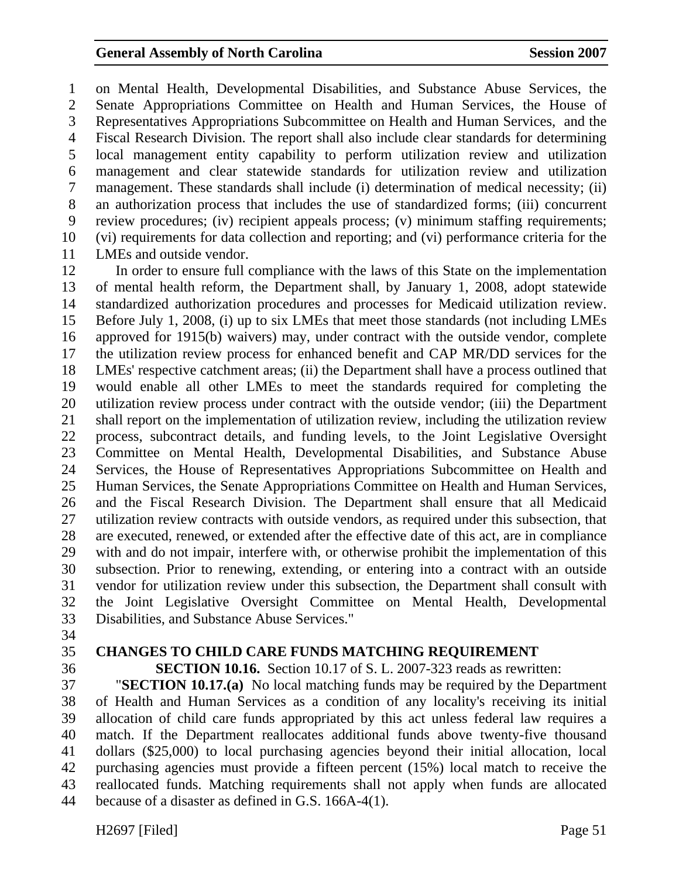on Mental Health, Developmental Disabilities, and Substance Abuse Services, the Senate Appropriations Committee on Health and Human Services, the House of Representatives Appropriations Subcommittee on Health and Human Services, and the Fiscal Research Division. The report shall also include clear standards for determining local management entity capability to perform utilization review and utilization management and clear statewide standards for utilization review and utilization management. These standards shall include (i) determination of medical necessity; (ii) an authorization process that includes the use of standardized forms; (iii) concurrent review procedures; (iv) recipient appeals process; (v) minimum staffing requirements; (vi) requirements for data collection and reporting; and (vi) performance criteria for the LMEs and outside vendor.

In order to ensure full compliance with the laws of this State on the implementation of mental health reform, the Department shall, by January 1, 2008, adopt statewide standardized authorization procedures and processes for Medicaid utilization review. Before July 1, 2008, (i) up to six LMEs that meet those standards (not including LMEs approved for 1915(b) waivers) may, under contract with the outside vendor, complete the utilization review process for enhanced benefit and CAP MR/DD services for the LMEs' respective catchment areas; (ii) the Department shall have a process outlined that would enable all other LMEs to meet the standards required for completing the utilization review process under contract with the outside vendor; (iii) the Department shall report on the implementation of utilization review, including the utilization review process, subcontract details, and funding levels, to the Joint Legislative Oversight Committee on Mental Health, Developmental Disabilities, and Substance Abuse Services, the House of Representatives Appropriations Subcommittee on Health and Human Services, the Senate Appropriations Committee on Health and Human Services, and the Fiscal Research Division. The Department shall ensure that all Medicaid utilization review contracts with outside vendors, as required under this subsection, that are executed, renewed, or extended after the effective date of this act, are in compliance with and do not impair, interfere with, or otherwise prohibit the implementation of this subsection. Prior to renewing, extending, or entering into a contract with an outside vendor for utilization review under this subsection, the Department shall consult with the Joint Legislative Oversight Committee on Mental Health, Developmental Disabilities, and Substance Abuse Services."

**CHANGES TO CHILD CARE FUNDS MATCHING REQUIREMENT**

**SECTION 10.16.** Section 10.17 of S. L. 2007-323 reads as rewritten:

"**SECTION 10.17.(a)** No local matching funds may be required by the Department of Health and Human Services as a condition of any locality's receiving its initial allocation of child care funds appropriated by this act unless federal law requires a match. If the Department reallocates additional funds above twenty-five thousand dollars ($25,000) to local purchasing agencies beyond their initial allocation, local purchasing agencies must provide a fifteen percent (15%) local match to receive the reallocated funds. Matching requirements shall not apply when funds are allocated because of a disaster as defined in G.S. 166A-4(1).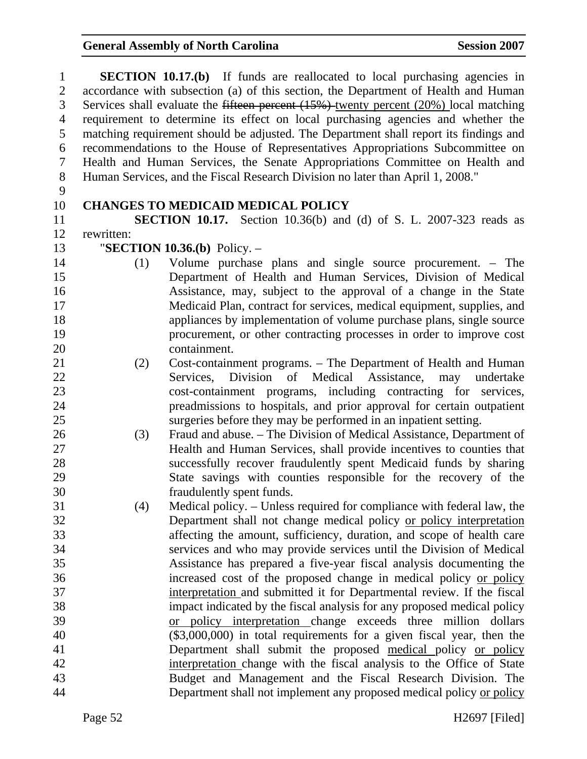**SECTION 10.17.(b)** If funds are reallocated to local purchasing agencies in accordance with subsection (a) of this section, the Department of Health and Human Services shall evaluate the ~~fifteen percent (15%)~~ <u>twenty percent (20%)</u> local matching requirement to determine its effect on local purchasing agencies and whether the matching requirement should be adjusted. The Department shall report its findings and recommendations to the House of Representatives Appropriations Subcommittee on Health and Human Services, the Senate Appropriations Committee on Health and Human Services, and the Fiscal Research Division no later than April 1, 2008."

## CHANGES TO MEDICAID MEDICAL POLICY

**SECTION 10.17.** Section 10.36(b) and (d) of S. L. 2007-323 reads as rewritten:

"**SECTION 10.36.(b)** Policy. –

(1) Volume purchase plans and single source procurement. – The Department of Health and Human Services, Division of Medical Assistance, may, subject to the approval of a change in the State Medicaid Plan, contract for services, medical equipment, supplies, and appliances by implementation of volume purchase plans, single source procurement, or other contracting processes in order to improve cost containment.

(2) Cost-containment programs. – The Department of Health and Human Services, Division of Medical Assistance, may undertake cost-containment programs, including contracting for services, preadmissions to hospitals, and prior approval for certain outpatient surgeries before they may be performed in an inpatient setting.

(3) Fraud and abuse. – The Division of Medical Assistance, Department of Health and Human Services, shall provide incentives to counties that successfully recover fraudulently spent Medicaid funds by sharing State savings with counties responsible for the recovery of the fraudulently spent funds.

(4) Medical policy. – Unless required for compliance with federal law, the Department shall not change medical policy <u>or policy interpretation</u> affecting the amount, sufficiency, duration, and scope of health care services and who may provide services until the Division of Medical Assistance has prepared a five-year fiscal analysis documenting the increased cost of the proposed change in medical policy <u>or policy interpretation</u> and submitted it for Departmental review. If the fiscal impact indicated by the fiscal analysis for any proposed medical policy <u>or policy interpretation</u> change exceeds three million dollars ($3,000,000) in total requirements for a given fiscal year, then the Department shall submit the proposed <u>medical</u> policy <u>or policy interpretation</u> change with the fiscal analysis to the Office of State Budget and Management and the Fiscal Research Division. The Department shall not implement any proposed medical policy <u>or policy</u>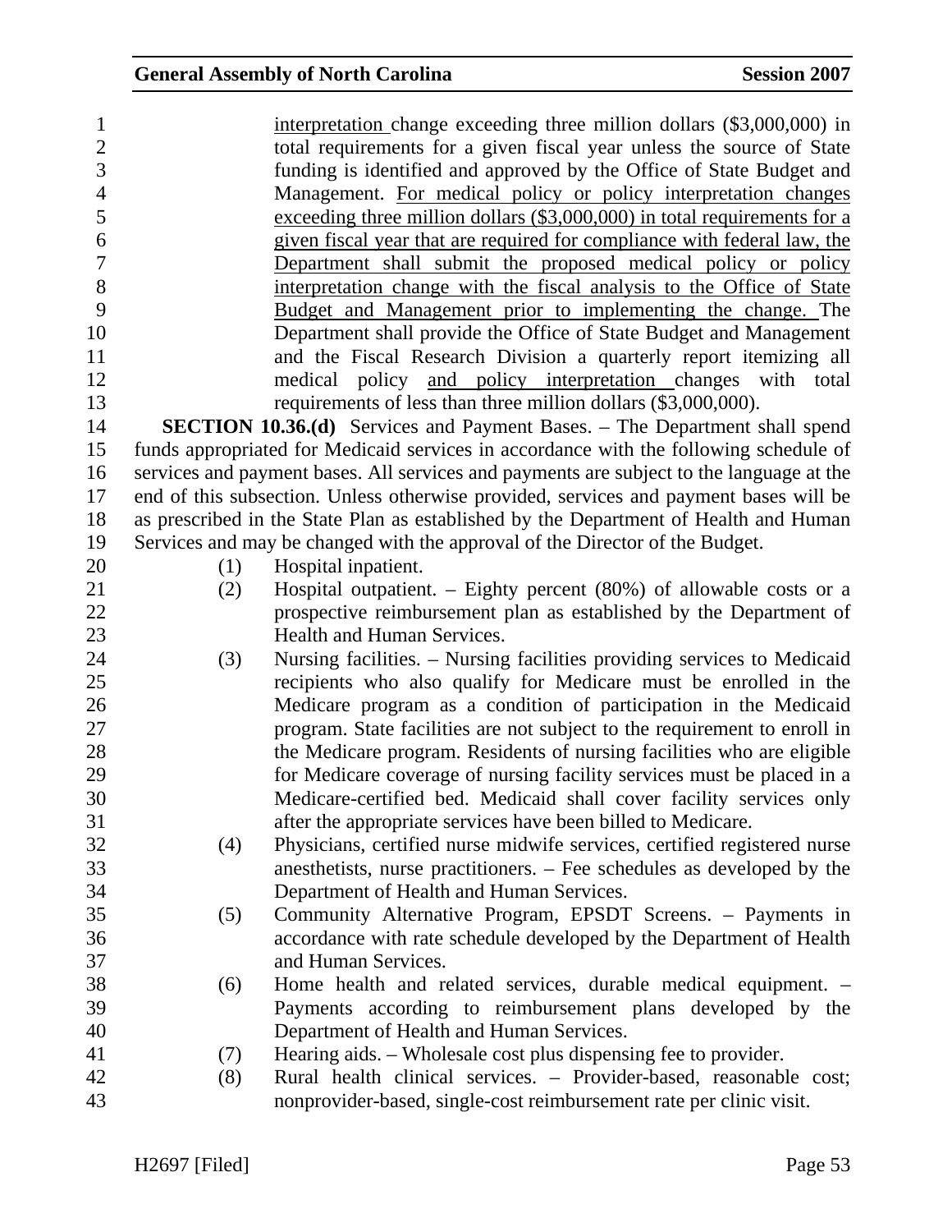interpretation change exceeding three million dollars ($3,000,000) in total requirements for a given fiscal year unless the source of State funding is identified and approved by the Office of State Budget and Management. For medical policy or policy interpretation changes exceeding three million dollars ($3,000,000) in total requirements for a given fiscal year that are required for compliance with federal law, the Department shall submit the proposed medical policy or policy interpretation change with the fiscal analysis to the Office of State Budget and Management prior to implementing the change. The Department shall provide the Office of State Budget and Management and the Fiscal Research Division a quarterly report itemizing all medical policy and policy interpretation changes with total requirements of less than three million dollars ($3,000,000).

**SECTION 10.36.(d)** Services and Payment Bases. – The Department shall spend funds appropriated for Medicaid services in accordance with the following schedule of services and payment bases. All services and payments are subject to the language at the end of this subsection. Unless otherwise provided, services and payment bases will be as prescribed in the State Plan as established by the Department of Health and Human Services and may be changed with the approval of the Director of the Budget.

(1) Hospital inpatient.

(2) Hospital outpatient. – Eighty percent (80%) of allowable costs or a prospective reimbursement plan as established by the Department of Health and Human Services.

(3) Nursing facilities. – Nursing facilities providing services to Medicaid recipients who also qualify for Medicare must be enrolled in the Medicare program as a condition of participation in the Medicaid program. State facilities are not subject to the requirement to enroll in the Medicare program. Residents of nursing facilities who are eligible for Medicare coverage of nursing facility services must be placed in a Medicare-certified bed. Medicaid shall cover facility services only after the appropriate services have been billed to Medicare.

(4) Physicians, certified nurse midwife services, certified registered nurse anesthetists, nurse practitioners. – Fee schedules as developed by the Department of Health and Human Services.

(5) Community Alternative Program, EPSDT Screens. – Payments in accordance with rate schedule developed by the Department of Health and Human Services.

(6) Home health and related services, durable medical equipment. – Payments according to reimbursement plans developed by the Department of Health and Human Services.

(7) Hearing aids. – Wholesale cost plus dispensing fee to provider.

(8) Rural health clinical services. – Provider-based, reasonable cost; nonprovider-based, single-cost reimbursement rate per clinic visit.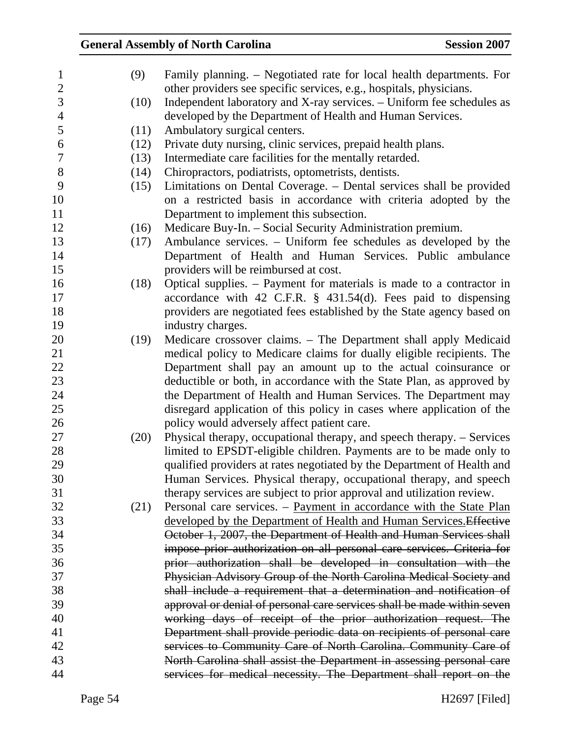(9) Family planning. – Negotiated rate for local health departments. For other providers see specific services, e.g., hospitals, physicians.

(10) Independent laboratory and X-ray services. – Uniform fee schedules as developed by the Department of Health and Human Services.

(11) Ambulatory surgical centers.

(12) Private duty nursing, clinic services, prepaid health plans.

(13) Intermediate care facilities for the mentally retarded.

(14) Chiropractors, podiatrists, optometrists, dentists.

(15) Limitations on Dental Coverage. – Dental services shall be provided on a restricted basis in accordance with criteria adopted by the Department to implement this subsection.

(16) Medicare Buy-In. – Social Security Administration premium.

(17) Ambulance services. – Uniform fee schedules as developed by the Department of Health and Human Services. Public ambulance providers will be reimbursed at cost.

(18) Optical supplies. – Payment for materials is made to a contractor in accordance with 42 C.F.R. § 431.54(d). Fees paid to dispensing providers are negotiated fees established by the State agency based on industry charges.

(19) Medicare crossover claims. – The Department shall apply Medicaid medical policy to Medicare claims for dually eligible recipients. The Department shall pay an amount up to the actual coinsurance or deductible or both, in accordance with the State Plan, as approved by the Department of Health and Human Services. The Department may disregard application of this policy in cases where application of the policy would adversely affect patient care.

(20) Physical therapy, occupational therapy, and speech therapy. – Services limited to EPSDT-eligible children. Payments are to be made only to qualified providers at rates negotiated by the Department of Health and Human Services. Physical therapy, occupational therapy, and speech therapy services are subject to prior approval and utilization review.

(21) Personal care services. – <u>Payment in accordance with the State Plan developed by the Department of Health and Human Services.</u>~~Effective October 1, 2007, the Department of Health and Human Services shall impose prior authorization on all personal care services. Criteria for prior authorization shall be developed in consultation with the Physician Advisory Group of the North Carolina Medical Society and shall include a requirement that a determination and notification of approval or denial of personal care services shall be made within seven working days of receipt of the prior authorization request. The Department shall provide periodic data on recipients of personal care services to Community Care of North Carolina. Community Care of North Carolina shall assist the Department in assessing personal care services for medical necessity. The Department shall report on the~~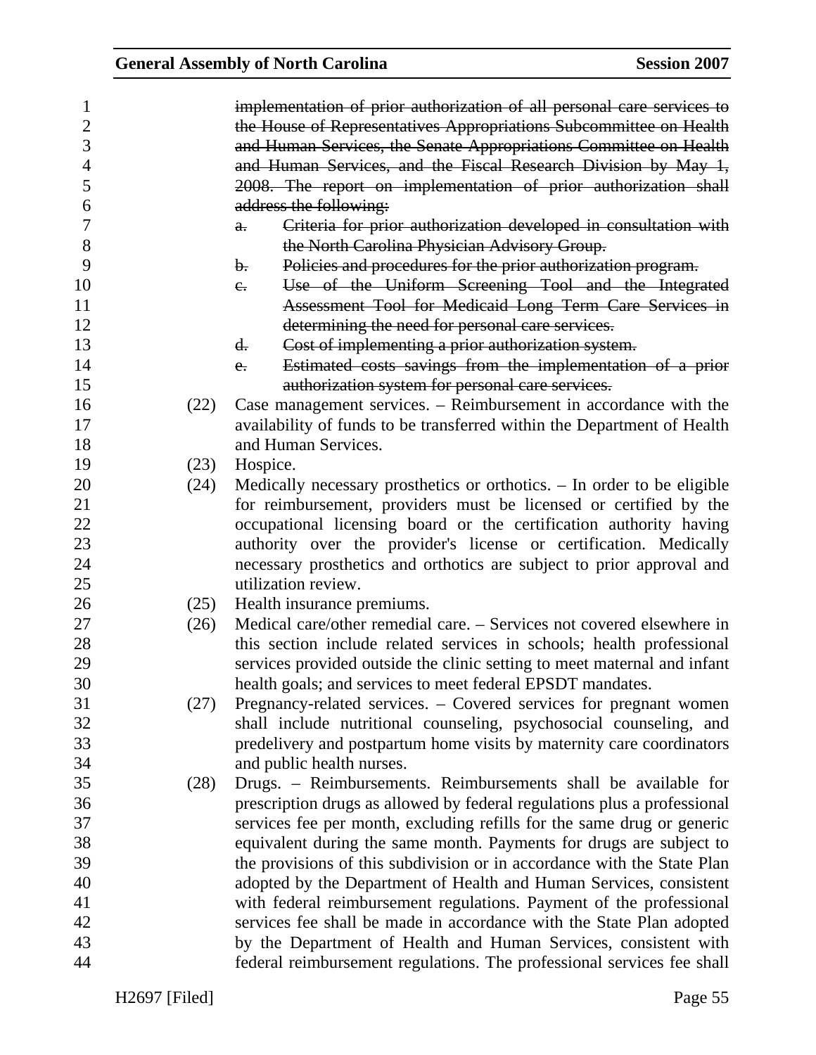~~implementation of prior authorization of all personal care services to the House of Representatives Appropriations Subcommittee on Health and Human Services, the Senate Appropriations Committee on Health and Human Services, and the Fiscal Research Division by May 1, 2008. The report on implementation of prior authorization shall address the following:~~

- ~~a. Criteria for prior authorization developed in consultation with the North Carolina Physician Advisory Group.~~
- ~~b. Policies and procedures for the prior authorization program.~~
- ~~c. Use of the Uniform Screening Tool and the Integrated Assessment Tool for Medicaid Long Term Care Services in determining the need for personal care services.~~
- ~~d. Cost of implementing a prior authorization system.~~
- ~~e. Estimated costs savings from the implementation of a prior authorization system for personal care services.~~

(22) Case management services. – Reimbursement in accordance with the availability of funds to be transferred within the Department of Health and Human Services.

(23) Hospice.

(24) Medically necessary prosthetics or orthotics. – In order to be eligible for reimbursement, providers must be licensed or certified by the occupational licensing board or the certification authority having authority over the provider's license or certification. Medically necessary prosthetics and orthotics are subject to prior approval and utilization review.

(25) Health insurance premiums.

(26) Medical care/other remedial care. – Services not covered elsewhere in this section include related services in schools; health professional services provided outside the clinic setting to meet maternal and infant health goals; and services to meet federal EPSDT mandates.

(27) Pregnancy-related services. – Covered services for pregnant women shall include nutritional counseling, psychosocial counseling, and predelivery and postpartum home visits by maternity care coordinators and public health nurses.

(28) Drugs. – Reimbursements. Reimbursements shall be available for prescription drugs as allowed by federal regulations plus a professional services fee per month, excluding refills for the same drug or generic equivalent during the same month. Payments for drugs are subject to the provisions of this subdivision or in accordance with the State Plan adopted by the Department of Health and Human Services, consistent with federal reimbursement regulations. Payment of the professional services fee shall be made in accordance with the State Plan adopted by the Department of Health and Human Services, consistent with federal reimbursement regulations. The professional services fee shall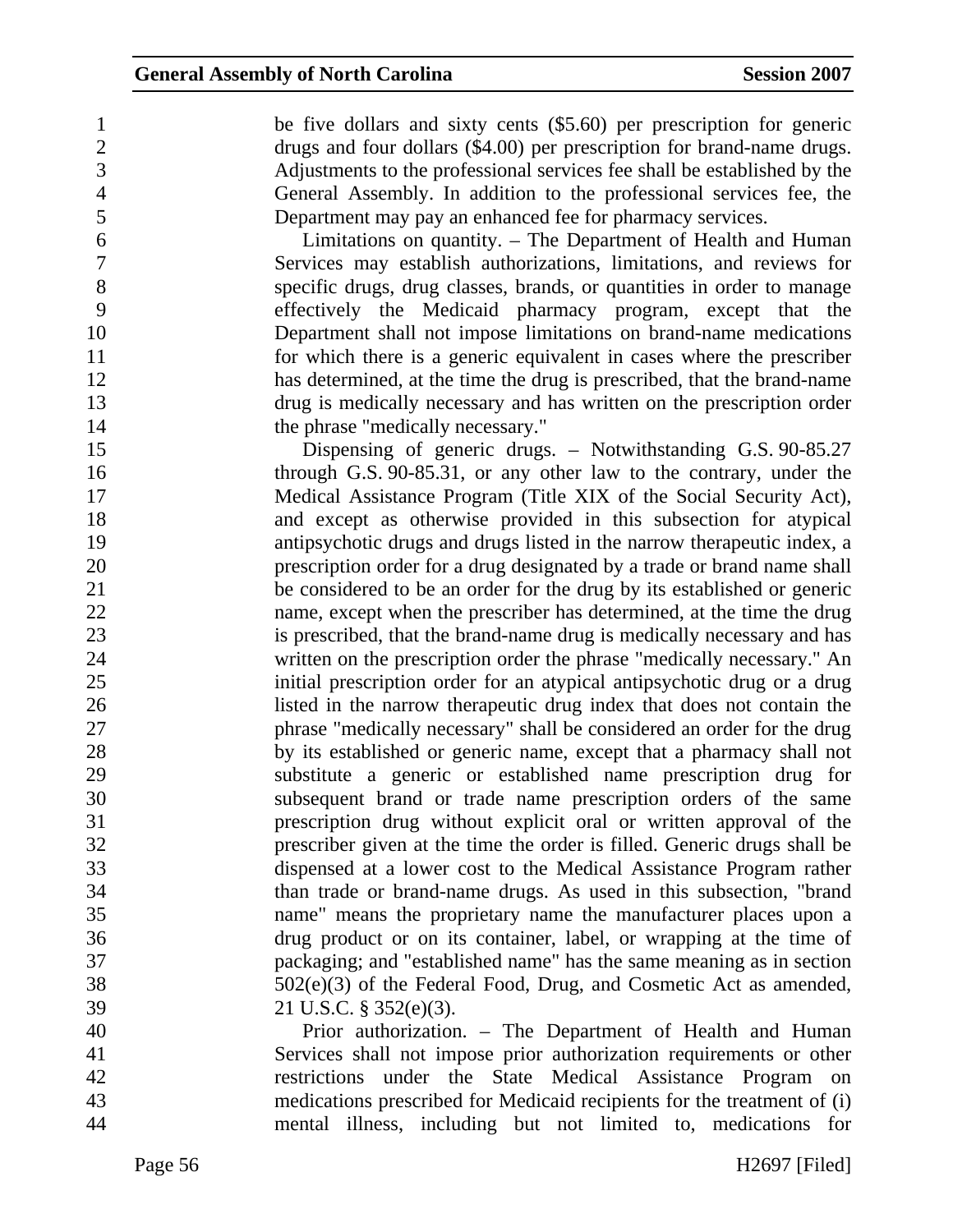be five dollars and sixty cents ($5.60) per prescription for generic drugs and four dollars ($4.00) per prescription for brand-name drugs. Adjustments to the professional services fee shall be established by the General Assembly. In addition to the professional services fee, the Department may pay an enhanced fee for pharmacy services.

Limitations on quantity. – The Department of Health and Human Services may establish authorizations, limitations, and reviews for specific drugs, drug classes, brands, or quantities in order to manage effectively the Medicaid pharmacy program, except that the Department shall not impose limitations on brand-name medications for which there is a generic equivalent in cases where the prescriber has determined, at the time the drug is prescribed, that the brand-name drug is medically necessary and has written on the prescription order the phrase "medically necessary."

Dispensing of generic drugs. – Notwithstanding G.S. 90-85.27 through G.S. 90-85.31, or any other law to the contrary, under the Medical Assistance Program (Title XIX of the Social Security Act), and except as otherwise provided in this subsection for atypical antipsychotic drugs and drugs listed in the narrow therapeutic index, a prescription order for a drug designated by a trade or brand name shall be considered to be an order for the drug by its established or generic name, except when the prescriber has determined, at the time the drug is prescribed, that the brand-name drug is medically necessary and has written on the prescription order the phrase "medically necessary." An initial prescription order for an atypical antipsychotic drug or a drug listed in the narrow therapeutic drug index that does not contain the phrase "medically necessary" shall be considered an order for the drug by its established or generic name, except that a pharmacy shall not substitute a generic or established name prescription drug for subsequent brand or trade name prescription orders of the same prescription drug without explicit oral or written approval of the prescriber given at the time the order is filled. Generic drugs shall be dispensed at a lower cost to the Medical Assistance Program rather than trade or brand-name drugs. As used in this subsection, "brand name" means the proprietary name the manufacturer places upon a drug product or on its container, label, or wrapping at the time of packaging; and "established name" has the same meaning as in section 502(e)(3) of the Federal Food, Drug, and Cosmetic Act as amended, 21 U.S.C. § 352(e)(3).

Prior authorization. – The Department of Health and Human Services shall not impose prior authorization requirements or other restrictions under the State Medical Assistance Program on medications prescribed for Medicaid recipients for the treatment of (i) mental illness, including but not limited to, medications for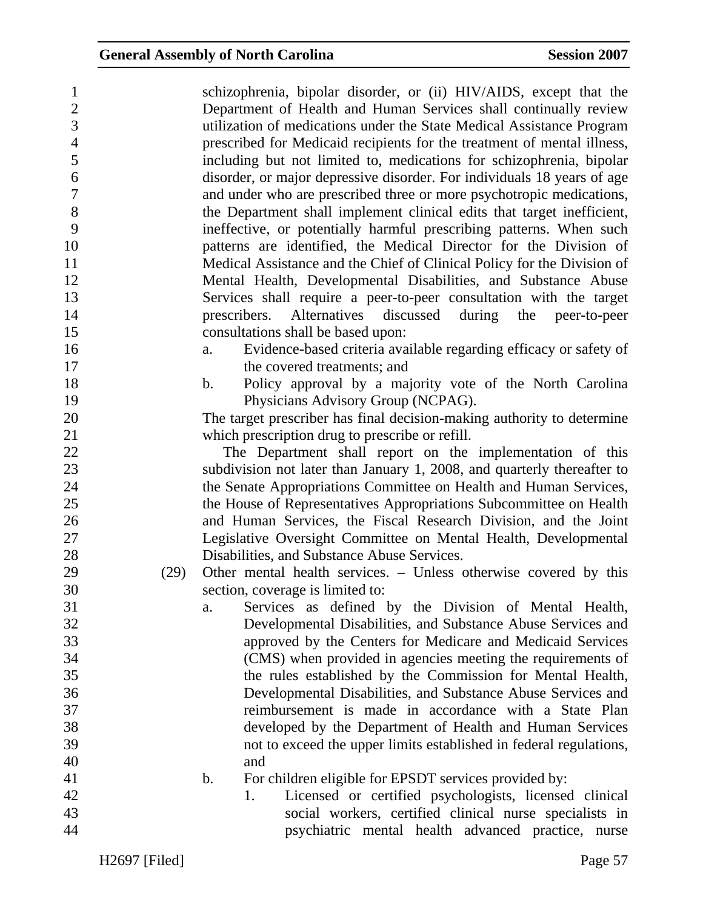schizophrenia, bipolar disorder, or (ii) HIV/AIDS, except that the Department of Health and Human Services shall continually review utilization of medications under the State Medical Assistance Program prescribed for Medicaid recipients for the treatment of mental illness, including but not limited to, medications for schizophrenia, bipolar disorder, or major depressive disorder. For individuals 18 years of age and under who are prescribed three or more psychotropic medications, the Department shall implement clinical edits that target inefficient, ineffective, or potentially harmful prescribing patterns. When such patterns are identified, the Medical Director for the Division of Medical Assistance and the Chief of Clinical Policy for the Division of Mental Health, Developmental Disabilities, and Substance Abuse Services shall require a peer-to-peer consultation with the target prescribers. Alternatives discussed during the peer-to-peer consultations shall be based upon:

a. Evidence-based criteria available regarding efficacy or safety of the covered treatments; and
b. Policy approval by a majority vote of the North Carolina Physicians Advisory Group (NCPAG).

The target prescriber has final decision-making authority to determine which prescription drug to prescribe or refill.

The Department shall report on the implementation of this subdivision not later than January 1, 2008, and quarterly thereafter to the Senate Appropriations Committee on Health and Human Services, the House of Representatives Appropriations Subcommittee on Health and Human Services, the Fiscal Research Division, and the Joint Legislative Oversight Committee on Mental Health, Developmental Disabilities, and Substance Abuse Services.

(29) Other mental health services. – Unless otherwise covered by this section, coverage is limited to:

a. Services as defined by the Division of Mental Health, Developmental Disabilities, and Substance Abuse Services and approved by the Centers for Medicare and Medicaid Services (CMS) when provided in agencies meeting the requirements of the rules established by the Commission for Mental Health, Developmental Disabilities, and Substance Abuse Services and reimbursement is made in accordance with a State Plan developed by the Department of Health and Human Services not to exceed the upper limits established in federal regulations, and
b. For children eligible for EPSDT services provided by:
    1. Licensed or certified psychologists, licensed clinical social workers, certified clinical nurse specialists in psychiatric mental health advanced practice, nurse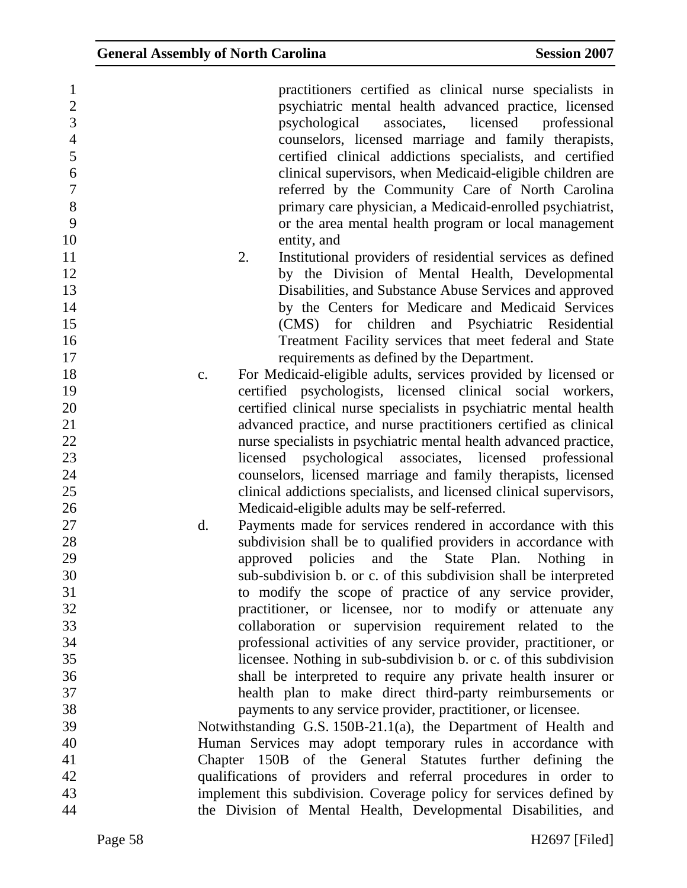practitioners certified as clinical nurse specialists in psychiatric mental health advanced practice, licensed psychological associates, licensed professional counselors, licensed marriage and family therapists, certified clinical addictions specialists, and certified clinical supervisors, when Medicaid-eligible children are referred by the Community Care of North Carolina primary care physician, a Medicaid-enrolled psychiatrist, or the area mental health program or local management entity, and

2. Institutional providers of residential services as defined by the Division of Mental Health, Developmental Disabilities, and Substance Abuse Services and approved by the Centers for Medicare and Medicaid Services (CMS) for children and Psychiatric Residential Treatment Facility services that meet federal and State requirements as defined by the Department.

c. For Medicaid-eligible adults, services provided by licensed or certified psychologists, licensed clinical social workers, certified clinical nurse specialists in psychiatric mental health advanced practice, and nurse practitioners certified as clinical nurse specialists in psychiatric mental health advanced practice, licensed psychological associates, licensed professional counselors, licensed marriage and family therapists, licensed clinical addictions specialists, and licensed clinical supervisors, Medicaid-eligible adults may be self-referred.

d. Payments made for services rendered in accordance with this subdivision shall be to qualified providers in accordance with approved policies and the State Plan. Nothing in sub-subdivision b. or c. of this subdivision shall be interpreted to modify the scope of practice of any service provider, practitioner, or licensee, nor to modify or attenuate any collaboration or supervision requirement related to the professional activities of any service provider, practitioner, or licensee. Nothing in sub-subdivision b. or c. of this subdivision shall be interpreted to require any private health insurer or health plan to make direct third-party reimbursements or payments to any service provider, practitioner, or licensee.

Notwithstanding G.S. 150B-21.1(a), the Department of Health and Human Services may adopt temporary rules in accordance with Chapter 150B of the General Statutes further defining the qualifications of providers and referral procedures in order to implement this subdivision. Coverage policy for services defined by the Division of Mental Health, Developmental Disabilities, and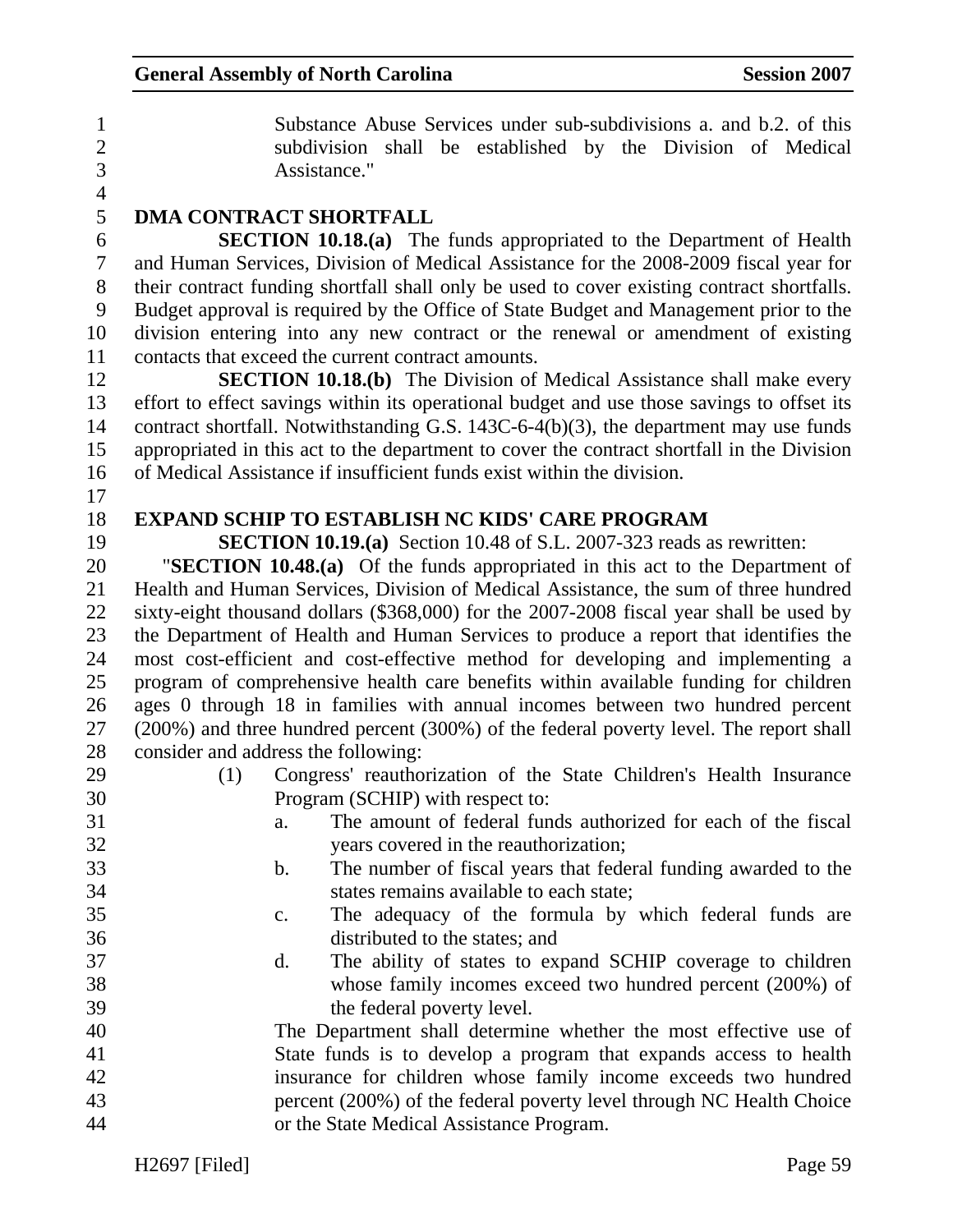Substance Abuse Services under sub-subdivisions a. and b.2. of this subdivision shall be established by the Division of Medical Assistance."

**DMA CONTRACT SHORTFALL**

**SECTION 10.18.(a)** The funds appropriated to the Department of Health and Human Services, Division of Medical Assistance for the 2008-2009 fiscal year for their contract funding shortfall shall only be used to cover existing contract shortfalls. Budget approval is required by the Office of State Budget and Management prior to the division entering into any new contract or the renewal or amendment of existing contacts that exceed the current contract amounts.

**SECTION 10.18.(b)** The Division of Medical Assistance shall make every effort to effect savings within its operational budget and use those savings to offset its contract shortfall. Notwithstanding G.S. 143C-6-4(b)(3), the department may use funds appropriated in this act to the department to cover the contract shortfall in the Division of Medical Assistance if insufficient funds exist within the division.

**EXPAND SCHIP TO ESTABLISH NC KIDS' CARE PROGRAM**

**SECTION 10.19.(a)** Section 10.48 of S.L. 2007-323 reads as rewritten:

"**SECTION 10.48.(a)** Of the funds appropriated in this act to the Department of Health and Human Services, Division of Medical Assistance, the sum of three hundred sixty-eight thousand dollars ($368,000) for the 2007-2008 fiscal year shall be used by the Department of Health and Human Services to produce a report that identifies the most cost-efficient and cost-effective method for developing and implementing a program of comprehensive health care benefits within available funding for children ages 0 through 18 in families with annual incomes between two hundred percent (200%) and three hundred percent (300%) of the federal poverty level. The report shall consider and address the following:

(1) Congress' reauthorization of the State Children's Health Insurance Program (SCHIP) with respect to:

a. The amount of federal funds authorized for each of the fiscal years covered in the reauthorization;

b. The number of fiscal years that federal funding awarded to the states remains available to each state;

c. The adequacy of the formula by which federal funds are distributed to the states; and

d. The ability of states to expand SCHIP coverage to children whose family incomes exceed two hundred percent (200%) of the federal poverty level.

The Department shall determine whether the most effective use of State funds is to develop a program that expands access to health insurance for children whose family income exceeds two hundred percent (200%) of the federal poverty level through NC Health Choice or the State Medical Assistance Program.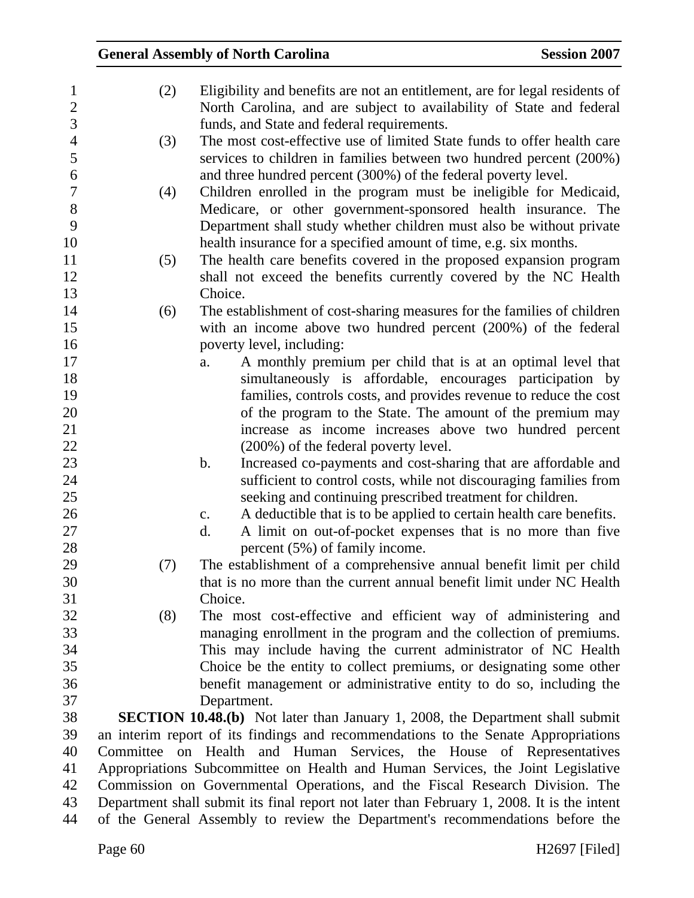(2) Eligibility and benefits are not an entitlement, are for legal residents of North Carolina, and are subject to availability of State and federal funds, and State and federal requirements.

(3) The most cost-effective use of limited State funds to offer health care services to children in families between two hundred percent (200%) and three hundred percent (300%) of the federal poverty level.

(4) Children enrolled in the program must be ineligible for Medicaid, Medicare, or other government-sponsored health insurance. The Department shall study whether children must also be without private health insurance for a specified amount of time, e.g. six months.

(5) The health care benefits covered in the proposed expansion program shall not exceed the benefits currently covered by the NC Health Choice.

(6) The establishment of cost-sharing measures for the families of children with an income above two hundred percent (200%) of the federal poverty level, including:

a. A monthly premium per child that is at an optimal level that simultaneously is affordable, encourages participation by families, controls costs, and provides revenue to reduce the cost of the program to the State. The amount of the premium may increase as income increases above two hundred percent (200%) of the federal poverty level.

b. Increased co-payments and cost-sharing that are affordable and sufficient to control costs, while not discouraging families from seeking and continuing prescribed treatment for children.

c. A deductible that is to be applied to certain health care benefits.

d. A limit on out-of-pocket expenses that is no more than five percent (5%) of family income.

(7) The establishment of a comprehensive annual benefit limit per child that is no more than the current annual benefit limit under NC Health Choice.

(8) The most cost-effective and efficient way of administering and managing enrollment in the program and the collection of premiums. This may include having the current administrator of NC Health Choice be the entity to collect premiums, or designating some other benefit management or administrative entity to do so, including the Department.

**SECTION 10.48.(b)** Not later than January 1, 2008, the Department shall submit an interim report of its findings and recommendations to the Senate Appropriations Committee on Health and Human Services, the House of Representatives Appropriations Subcommittee on Health and Human Services, the Joint Legislative Commission on Governmental Operations, and the Fiscal Research Division. The Department shall submit its final report not later than February 1, 2008. It is the intent of the General Assembly to review the Department's recommendations before the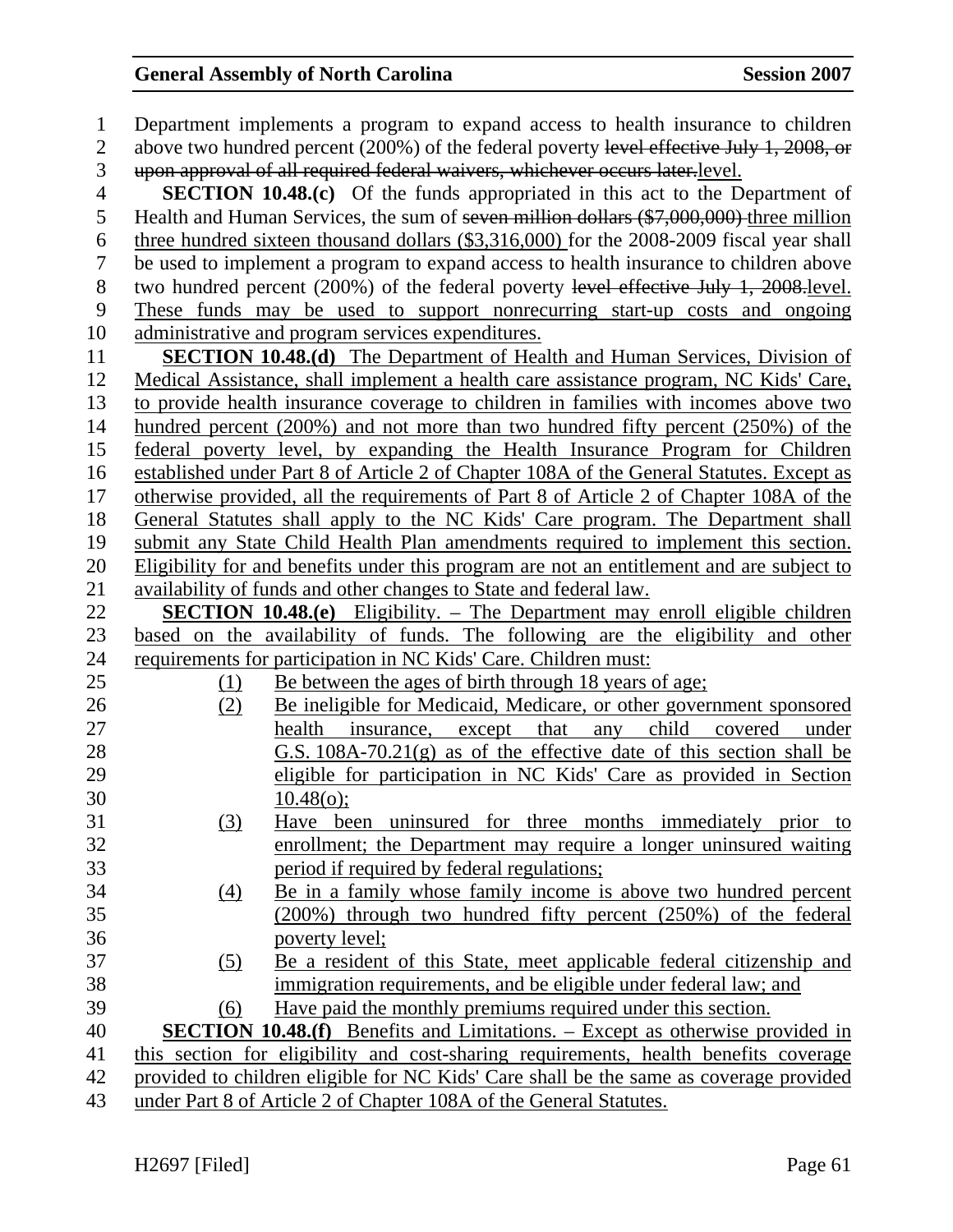Department implements a program to expand access to health insurance to children above two hundred percent (200%) of the federal poverty ~~level effective July 1, 2008, or upon approval of all required federal waivers, whichever occurs later.~~level.

**SECTION 10.48.(c)** Of the funds appropriated in this act to the Department of Health and Human Services, the sum of ~~seven million dollars ($7,000,000)~~ three million three hundred sixteen thousand dollars ($3,316,000) for the 2008-2009 fiscal year shall be used to implement a program to expand access to health insurance to children above two hundred percent (200%) of the federal poverty ~~level effective July 1, 2008.~~level. These funds may be used to support nonrecurring start-up costs and ongoing administrative and program services expenditures.

**SECTION 10.48.(d)** The Department of Health and Human Services, Division of Medical Assistance, shall implement a health care assistance program, NC Kids' Care, to provide health insurance coverage to children in families with incomes above two hundred percent (200%) and not more than two hundred fifty percent (250%) of the federal poverty level, by expanding the Health Insurance Program for Children established under Part 8 of Article 2 of Chapter 108A of the General Statutes. Except as otherwise provided, all the requirements of Part 8 of Article 2 of Chapter 108A of the General Statutes shall apply to the NC Kids' Care program. The Department shall submit any State Child Health Plan amendments required to implement this section. Eligibility for and benefits under this program are not an entitlement and are subject to availability of funds and other changes to State and federal law.

**SECTION 10.48.(e)** Eligibility. – The Department may enroll eligible children based on the availability of funds. The following are the eligibility and other requirements for participation in NC Kids' Care. Children must:

(1) Be between the ages of birth through 18 years of age;

(2) Be ineligible for Medicaid, Medicare, or other government sponsored health insurance, except that any child covered under G.S. 108A-70.21(g) as of the effective date of this section shall be eligible for participation in NC Kids' Care as provided in Section 10.48(o);

(3) Have been uninsured for three months immediately prior to enrollment; the Department may require a longer uninsured waiting period if required by federal regulations;

(4) Be in a family whose family income is above two hundred percent (200%) through two hundred fifty percent (250%) of the federal poverty level;

(5) Be a resident of this State, meet applicable federal citizenship and immigration requirements, and be eligible under federal law; and

(6) Have paid the monthly premiums required under this section.

**SECTION 10.48.(f)** Benefits and Limitations. – Except as otherwise provided in this section for eligibility and cost-sharing requirements, health benefits coverage provided to children eligible for NC Kids' Care shall be the same as coverage provided under Part 8 of Article 2 of Chapter 108A of the General Statutes.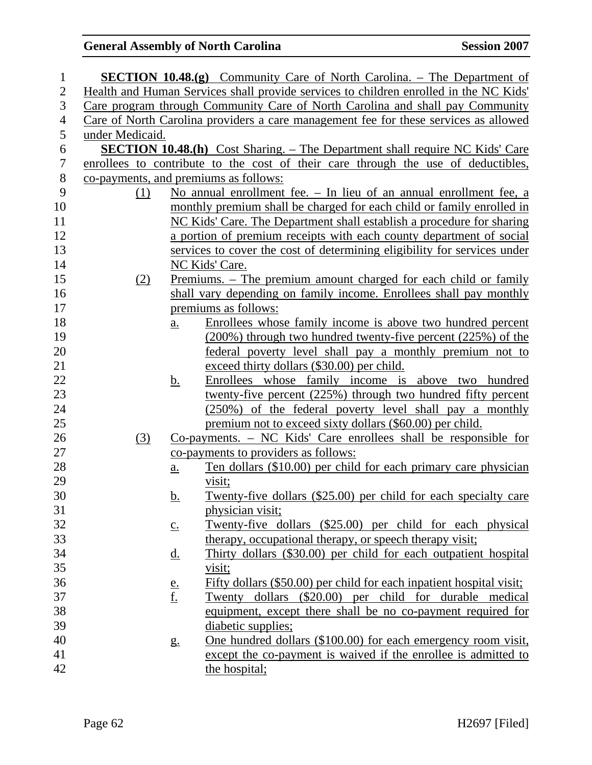**SECTION 10.48.(g)** Community Care of North Carolina. – The Department of Health and Human Services shall provide services to children enrolled in the NC Kids' Care program through Community Care of North Carolina and shall pay Community Care of North Carolina providers a care management fee for these services as allowed under Medicaid.

**SECTION 10.48.(h)** Cost Sharing. – The Department shall require NC Kids' Care enrollees to contribute to the cost of their care through the use of deductibles, co-payments, and premiums as follows:

(1) No annual enrollment fee. – In lieu of an annual enrollment fee, a monthly premium shall be charged for each child or family enrolled in NC Kids' Care. The Department shall establish a procedure for sharing a portion of premium receipts with each county department of social services to cover the cost of determining eligibility for services under NC Kids' Care.

(2) Premiums. – The premium amount charged for each child or family shall vary depending on family income. Enrollees shall pay monthly premiums as follows:

  a. Enrollees whose family income is above two hundred percent (200%) through two hundred twenty-five percent (225%) of the federal poverty level shall pay a monthly premium not to exceed thirty dollars ($30.00) per child.

  b. Enrollees whose family income is above two hundred twenty-five percent (225%) through two hundred fifty percent (250%) of the federal poverty level shall pay a monthly premium not to exceed sixty dollars ($60.00) per child.

(3) Co-payments. – NC Kids' Care enrollees shall be responsible for co-payments to providers as follows:

  a. Ten dollars ($10.00) per child for each primary care physician visit;

  b. Twenty-five dollars ($25.00) per child for each specialty care physician visit;

  c. Twenty-five dollars ($25.00) per child for each physical therapy, occupational therapy, or speech therapy visit;

  d. Thirty dollars ($30.00) per child for each outpatient hospital visit;

  e. Fifty dollars ($50.00) per child for each inpatient hospital visit;

  f. Twenty dollars ($20.00) per child for durable medical equipment, except there shall be no co-payment required for diabetic supplies;

  g. One hundred dollars ($100.00) for each emergency room visit, except the co-payment is waived if the enrollee is admitted to the hospital;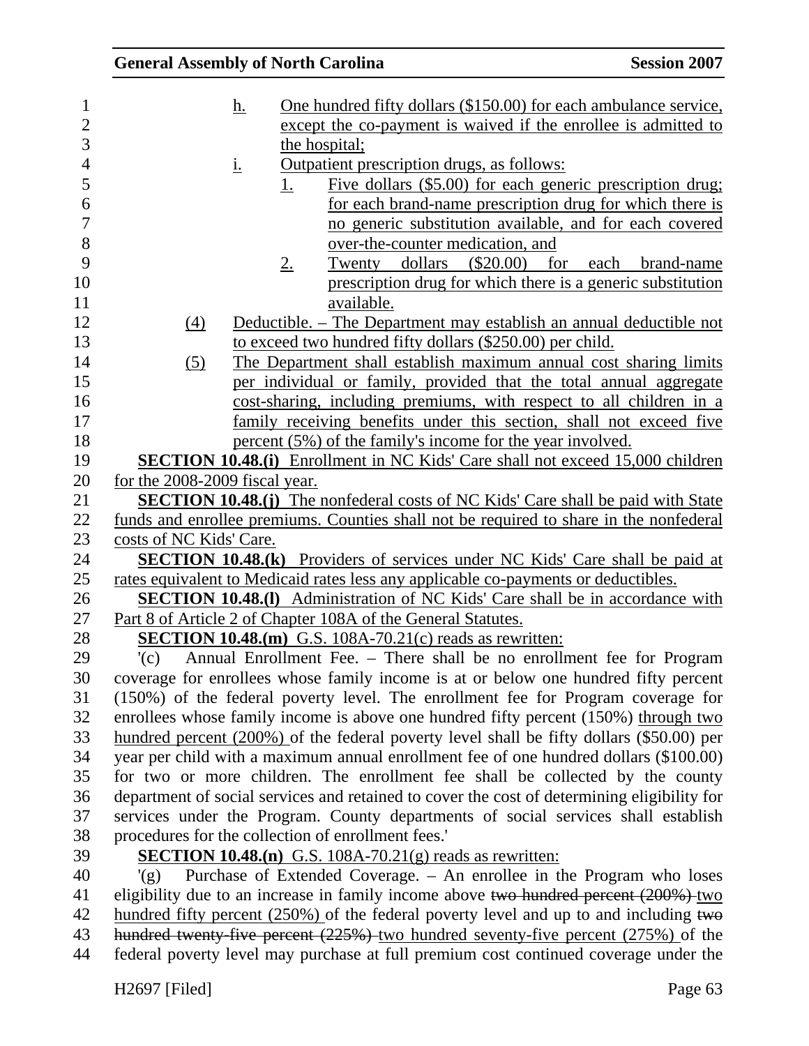h. One hundred fifty dollars ($150.00) for each ambulance service, except the co-payment is waived if the enrollee is admitted to the hospital;

i. Outpatient prescription drugs, as follows:

1. Five dollars ($5.00) for each generic prescription drug; for each brand-name prescription drug for which there is no generic substitution available, and for each covered over-the-counter medication, and

2. Twenty dollars ($20.00) for each brand-name prescription drug for which there is a generic substitution available.

(4) Deductible. – The Department may establish an annual deductible not to exceed two hundred fifty dollars ($250.00) per child.

(5) The Department shall establish maximum annual cost sharing limits per individual or family, provided that the total annual aggregate cost-sharing, including premiums, with respect to all children in a family receiving benefits under this section, shall not exceed five percent (5%) of the family's income for the year involved.

**SECTION 10.48.(i)** Enrollment in NC Kids' Care shall not exceed 15,000 children for the 2008-2009 fiscal year.

**SECTION 10.48.(j)** The nonfederal costs of NC Kids' Care shall be paid with State funds and enrollee premiums. Counties shall not be required to share in the nonfederal costs of NC Kids' Care.

**SECTION 10.48.(k)** Providers of services under NC Kids' Care shall be paid at rates equivalent to Medicaid rates less any applicable co-payments or deductibles.

**SECTION 10.48.(l)** Administration of NC Kids' Care shall be in accordance with Part 8 of Article 2 of Chapter 108A of the General Statutes.

**SECTION 10.48.(m)** G.S. 108A-70.21(c) reads as rewritten:

'(c) Annual Enrollment Fee. – There shall be no enrollment fee for Program coverage for enrollees whose family income is at or below one hundred fifty percent (150%) of the federal poverty level. The enrollment fee for Program coverage for enrollees whose family income is above one hundred fifty percent (150%) through two hundred percent (200%) of the federal poverty level shall be fifty dollars ($50.00) per year per child with a maximum annual enrollment fee of one hundred dollars ($100.00) for two or more children. The enrollment fee shall be collected by the county department of social services and retained to cover the cost of determining eligibility for services under the Program. County departments of social services shall establish procedures for the collection of enrollment fees.'

**SECTION 10.48.(n)** G.S. 108A-70.21(g) reads as rewritten:

'(g) Purchase of Extended Coverage. – An enrollee in the Program who loses eligibility due to an increase in family income above ~~two hundred percent (200%)~~ two hundred fifty percent (250%) of the federal poverty level and up to and including ~~two hundred twenty-five percent (225%)~~ two hundred seventy-five percent (275%) of the federal poverty level may purchase at full premium cost continued coverage under the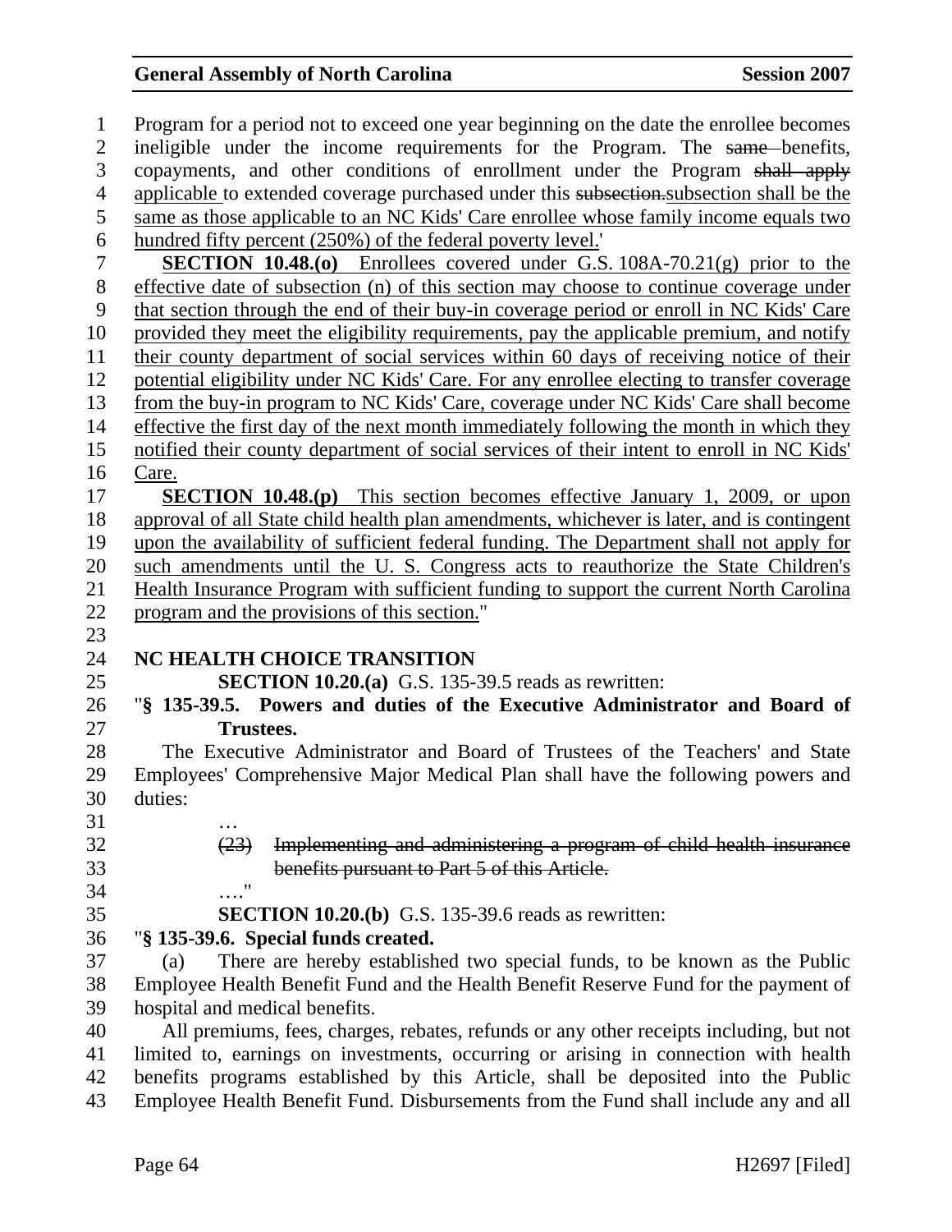Program for a period not to exceed one year beginning on the date the enrollee becomes ineligible under the income requirements for the Program. The ~~same~~ benefits, copayments, and other conditions of enrollment under the Program ~~shall apply~~ applicable to extended coverage purchased under this ~~subsection.~~subsection shall be the same as those applicable to an NC Kids' Care enrollee whose family income equals two hundred fifty percent (250%) of the federal poverty level.'

**SECTION 10.48.(o)** Enrollees covered under G.S. 108A-70.21(g) prior to the effective date of subsection (n) of this section may choose to continue coverage under that section through the end of their buy-in coverage period or enroll in NC Kids' Care provided they meet the eligibility requirements, pay the applicable premium, and notify their county department of social services within 60 days of receiving notice of their potential eligibility under NC Kids' Care. For any enrollee electing to transfer coverage from the buy-in program to NC Kids' Care, coverage under NC Kids' Care shall become effective the first day of the next month immediately following the month in which they notified their county department of social services of their intent to enroll in NC Kids' Care.

**SECTION 10.48.(p)** This section becomes effective January 1, 2009, or upon approval of all State child health plan amendments, whichever is later, and is contingent upon the availability of sufficient federal funding. The Department shall not apply for such amendments until the U. S. Congress acts to reauthorize the State Children's Health Insurance Program with sufficient funding to support the current North Carolina program and the provisions of this section."

**NC HEALTH CHOICE TRANSITION**

**SECTION 10.20.(a)** G.S. 135-39.5 reads as rewritten:

"**§ 135-39.5. Powers and duties of the Executive Administrator and Board of Trustees.**

The Executive Administrator and Board of Trustees of the Teachers' and State Employees' Comprehensive Major Medical Plan shall have the following powers and duties:

…

~~(23) Implementing and administering a program of child health insurance benefits pursuant to Part 5 of this Article.~~

…."

**SECTION 10.20.(b)** G.S. 135-39.6 reads as rewritten:

"**§ 135-39.6. Special funds created.**

(a) There are hereby established two special funds, to be known as the Public Employee Health Benefit Fund and the Health Benefit Reserve Fund for the payment of hospital and medical benefits.

All premiums, fees, charges, rebates, refunds or any other receipts including, but not limited to, earnings on investments, occurring or arising in connection with health benefits programs established by this Article, shall be deposited into the Public Employee Health Benefit Fund. Disbursements from the Fund shall include any and all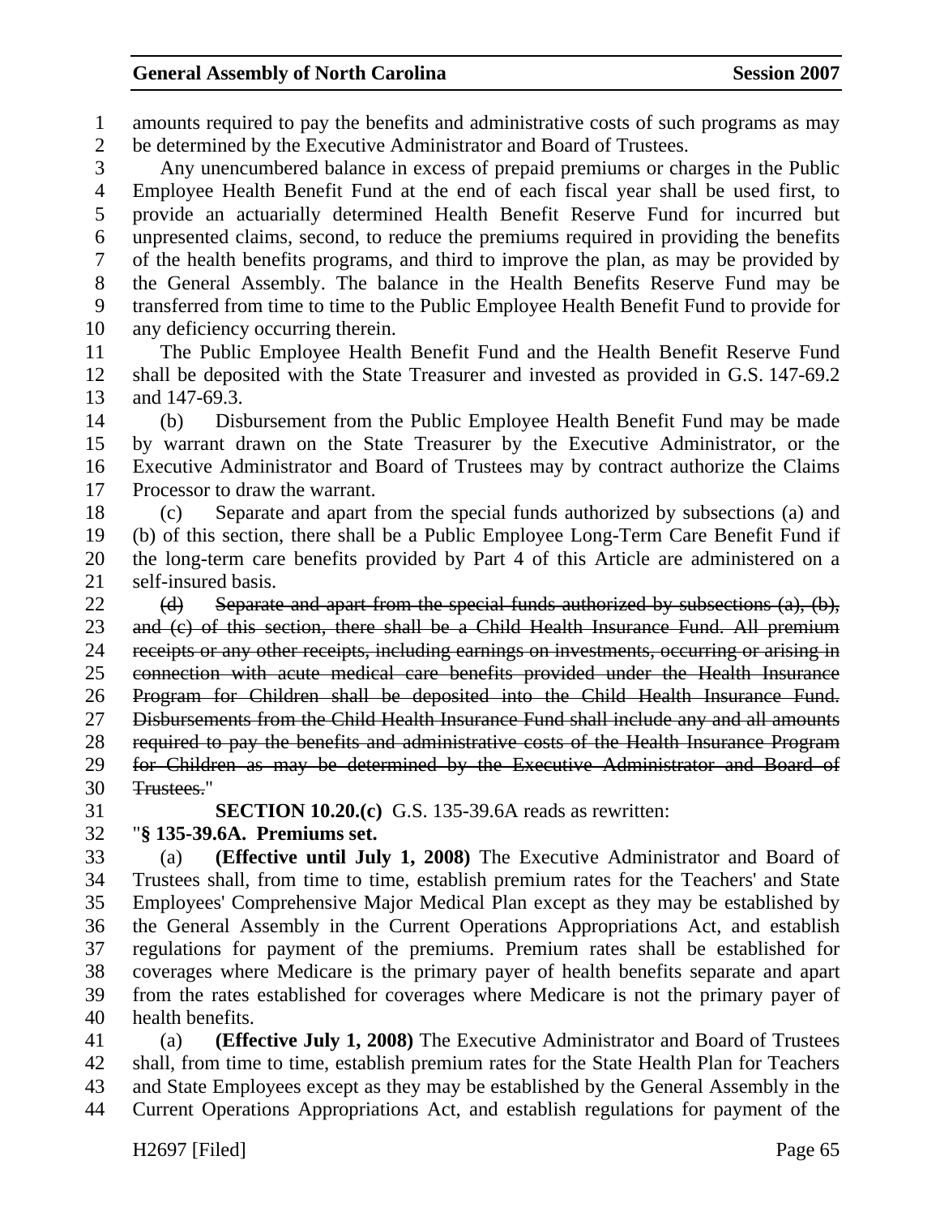amounts required to pay the benefits and administrative costs of such programs as may be determined by the Executive Administrator and Board of Trustees.

Any unencumbered balance in excess of prepaid premiums or charges in the Public Employee Health Benefit Fund at the end of each fiscal year shall be used first, to provide an actuarially determined Health Benefit Reserve Fund for incurred but unpresented claims, second, to reduce the premiums required in providing the benefits of the health benefits programs, and third to improve the plan, as may be provided by the General Assembly. The balance in the Health Benefits Reserve Fund may be transferred from time to time to the Public Employee Health Benefit Fund to provide for any deficiency occurring therein.

The Public Employee Health Benefit Fund and the Health Benefit Reserve Fund shall be deposited with the State Treasurer and invested as provided in G.S. 147-69.2 and 147-69.3.

(b) Disbursement from the Public Employee Health Benefit Fund may be made by warrant drawn on the State Treasurer by the Executive Administrator, or the Executive Administrator and Board of Trustees may by contract authorize the Claims Processor to draw the warrant.

(c) Separate and apart from the special funds authorized by subsections (a) and (b) of this section, there shall be a Public Employee Long-Term Care Benefit Fund if the long-term care benefits provided by Part 4 of this Article are administered on a self-insured basis.

~~(d) Separate and apart from the special funds authorized by subsections (a), (b), and (c) of this section, there shall be a Child Health Insurance Fund. All premium receipts or any other receipts, including earnings on investments, occurring or arising in connection with acute medical care benefits provided under the Health Insurance Program for Children shall be deposited into the Child Health Insurance Fund. Disbursements from the Child Health Insurance Fund shall include any and all amounts required to pay the benefits and administrative costs of the Health Insurance Program for Children as may be determined by the Executive Administrator and Board of Trustees.~~"

**SECTION 10.20.(c)** G.S. 135-39.6A reads as rewritten:

"**§ 135-39.6A. Premiums set.**

(a) **(Effective until July 1, 2008)** The Executive Administrator and Board of Trustees shall, from time to time, establish premium rates for the Teachers' and State Employees' Comprehensive Major Medical Plan except as they may be established by the General Assembly in the Current Operations Appropriations Act, and establish regulations for payment of the premiums. Premium rates shall be established for coverages where Medicare is the primary payer of health benefits separate and apart from the rates established for coverages where Medicare is not the primary payer of health benefits.

(a) **(Effective July 1, 2008)** The Executive Administrator and Board of Trustees shall, from time to time, establish premium rates for the State Health Plan for Teachers and State Employees except as they may be established by the General Assembly in the Current Operations Appropriations Act, and establish regulations for payment of the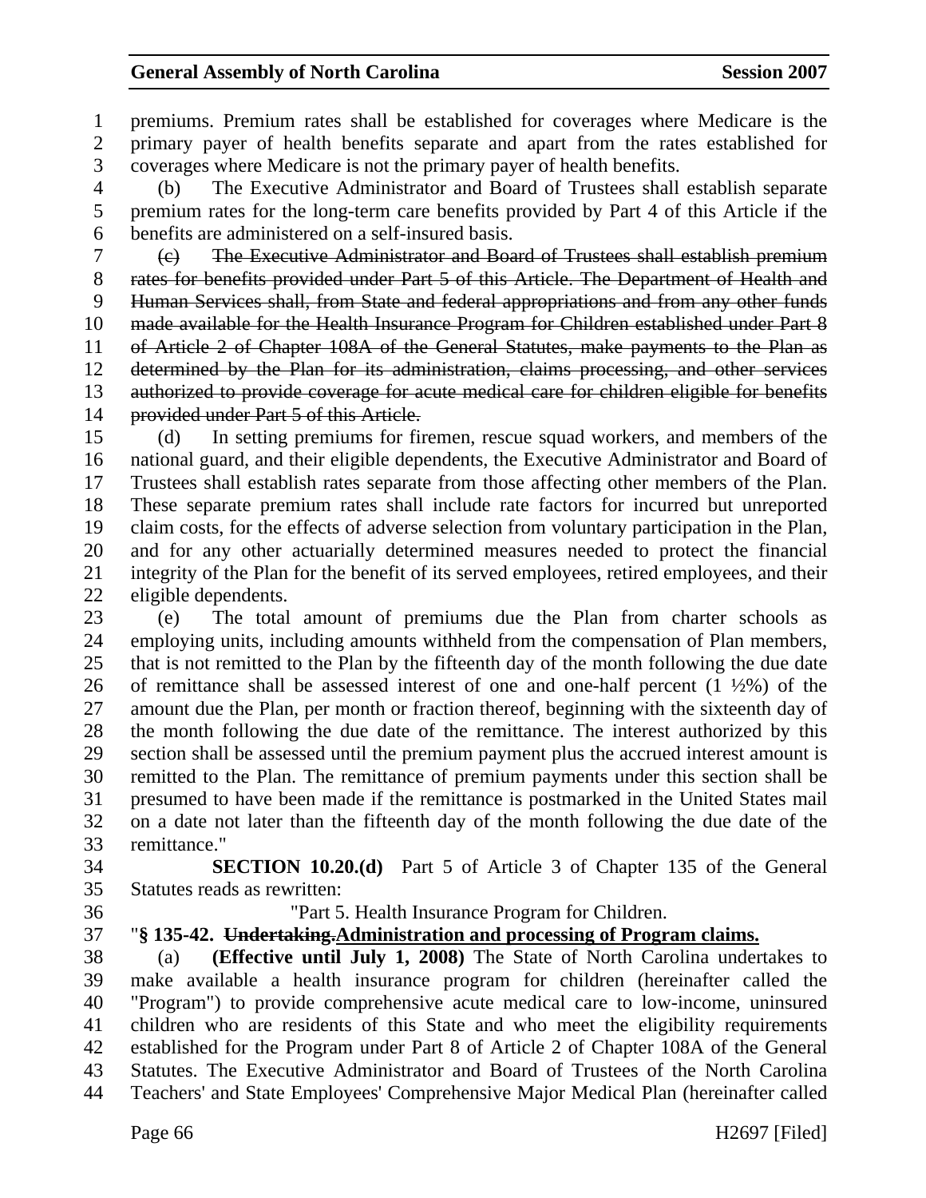premiums. Premium rates shall be established for coverages where Medicare is the primary payer of health benefits separate and apart from the rates established for coverages where Medicare is not the primary payer of health benefits.

(b) The Executive Administrator and Board of Trustees shall establish separate premium rates for the long-term care benefits provided by Part 4 of this Article if the benefits are administered on a self-insured basis.

~~(c) The Executive Administrator and Board of Trustees shall establish premium rates for benefits provided under Part 5 of this Article. The Department of Health and Human Services shall, from State and federal appropriations and from any other funds made available for the Health Insurance Program for Children established under Part 8 of Article 2 of Chapter 108A of the General Statutes, make payments to the Plan as determined by the Plan for its administration, claims processing, and other services authorized to provide coverage for acute medical care for children eligible for benefits provided under Part 5 of this Article.~~

(d) In setting premiums for firemen, rescue squad workers, and members of the national guard, and their eligible dependents, the Executive Administrator and Board of Trustees shall establish rates separate from those affecting other members of the Plan. These separate premium rates shall include rate factors for incurred but unreported claim costs, for the effects of adverse selection from voluntary participation in the Plan, and for any other actuarially determined measures needed to protect the financial integrity of the Plan for the benefit of its served employees, retired employees, and their eligible dependents.

(e) The total amount of premiums due the Plan from charter schools as employing units, including amounts withheld from the compensation of Plan members, that is not remitted to the Plan by the fifteenth day of the month following the due date of remittance shall be assessed interest of one and one-half percent (1 ½%) of the amount due the Plan, per month or fraction thereof, beginning with the sixteenth day of the month following the due date of the remittance. The interest authorized by this section shall be assessed until the premium payment plus the accrued interest amount is remitted to the Plan. The remittance of premium payments under this section shall be presumed to have been made if the remittance is postmarked in the United States mail on a date not later than the fifteenth day of the month following the due date of the remittance."

**SECTION 10.20.(d)** Part 5 of Article 3 of Chapter 135 of the General Statutes reads as rewritten:

"Part 5. Health Insurance Program for Children.

"**§ 135-42. ~~Undertaking.~~<u>Administration and processing of Program claims.</u>**

(a) **(Effective until July 1, 2008)** The State of North Carolina undertakes to make available a health insurance program for children (hereinafter called the "Program") to provide comprehensive acute medical care to low-income, uninsured children who are residents of this State and who meet the eligibility requirements established for the Program under Part 8 of Article 2 of Chapter 108A of the General Statutes. The Executive Administrator and Board of Trustees of the North Carolina Teachers' and State Employees' Comprehensive Major Medical Plan (hereinafter called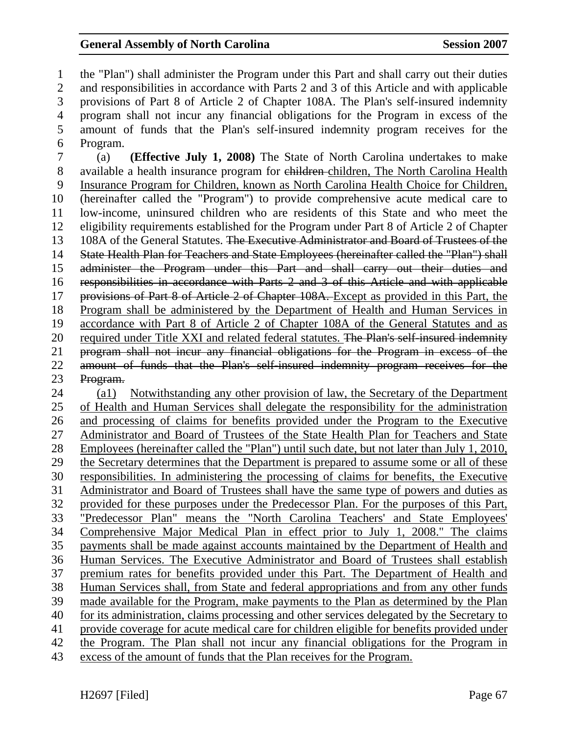the "Plan") shall administer the Program under this Part and shall carry out their duties and responsibilities in accordance with Parts 2 and 3 of this Article and with applicable provisions of Part 8 of Article 2 of Chapter 108A. The Plan's self-insured indemnity program shall not incur any financial obligations for the Program in excess of the amount of funds that the Plan's self-insured indemnity program receives for the Program.

(a) **(Effective July 1, 2008)** The State of North Carolina undertakes to make available a health insurance program for ~~children~~ <u>children, The North Carolina Health Insurance Program for Children, known as North Carolina Health Choice for Children,</u> (hereinafter called the "Program") to provide comprehensive acute medical care to low-income, uninsured children who are residents of this State and who meet the eligibility requirements established for the Program under Part 8 of Article 2 of Chapter 108A of the General Statutes. ~~The Executive Administrator and Board of Trustees of the State Health Plan for Teachers and State Employees (hereinafter called the "Plan") shall administer the Program under this Part and shall carry out their duties and responsibilities in accordance with Parts 2 and 3 of this Article and with applicable provisions of Part 8 of Article 2 of Chapter 108A.~~ <u>Except as provided in this Part, the Program shall be administered by the Department of Health and Human Services in accordance with Part 8 of Article 2 of Chapter 108A of the General Statutes and as required under Title XXI and related federal statutes.</u> ~~The Plan's self-insured indemnity program shall not incur any financial obligations for the Program in excess of the amount of funds that the Plan's self-insured indemnity program receives for the Program.~~

<u>(a1) Notwithstanding any other provision of law, the Secretary of the Department of Health and Human Services shall delegate the responsibility for the administration and processing of claims for benefits provided under the Program to the Executive Administrator and Board of Trustees of the State Health Plan for Teachers and State Employees (hereinafter called the "Plan") until such date, but not later than July 1, 2010, the Secretary determines that the Department is prepared to assume some or all of these responsibilities. In administering the processing of claims for benefits, the Executive Administrator and Board of Trustees shall have the same type of powers and duties as provided for these purposes under the Predecessor Plan. For the purposes of this Part, "Predecessor Plan" means the "North Carolina Teachers' and State Employees' Comprehensive Major Medical Plan in effect prior to July 1, 2008." The claims payments shall be made against accounts maintained by the Department of Health and Human Services. The Executive Administrator and Board of Trustees shall establish premium rates for benefits provided under this Part. The Department of Health and Human Services shall, from State and federal appropriations and from any other funds made available for the Program, make payments to the Plan as determined by the Plan for its administration, claims processing and other services delegated by the Secretary to provide coverage for acute medical care for children eligible for benefits provided under the Program. The Plan shall not incur any financial obligations for the Program in excess of the amount of funds that the Plan receives for the Program.</u>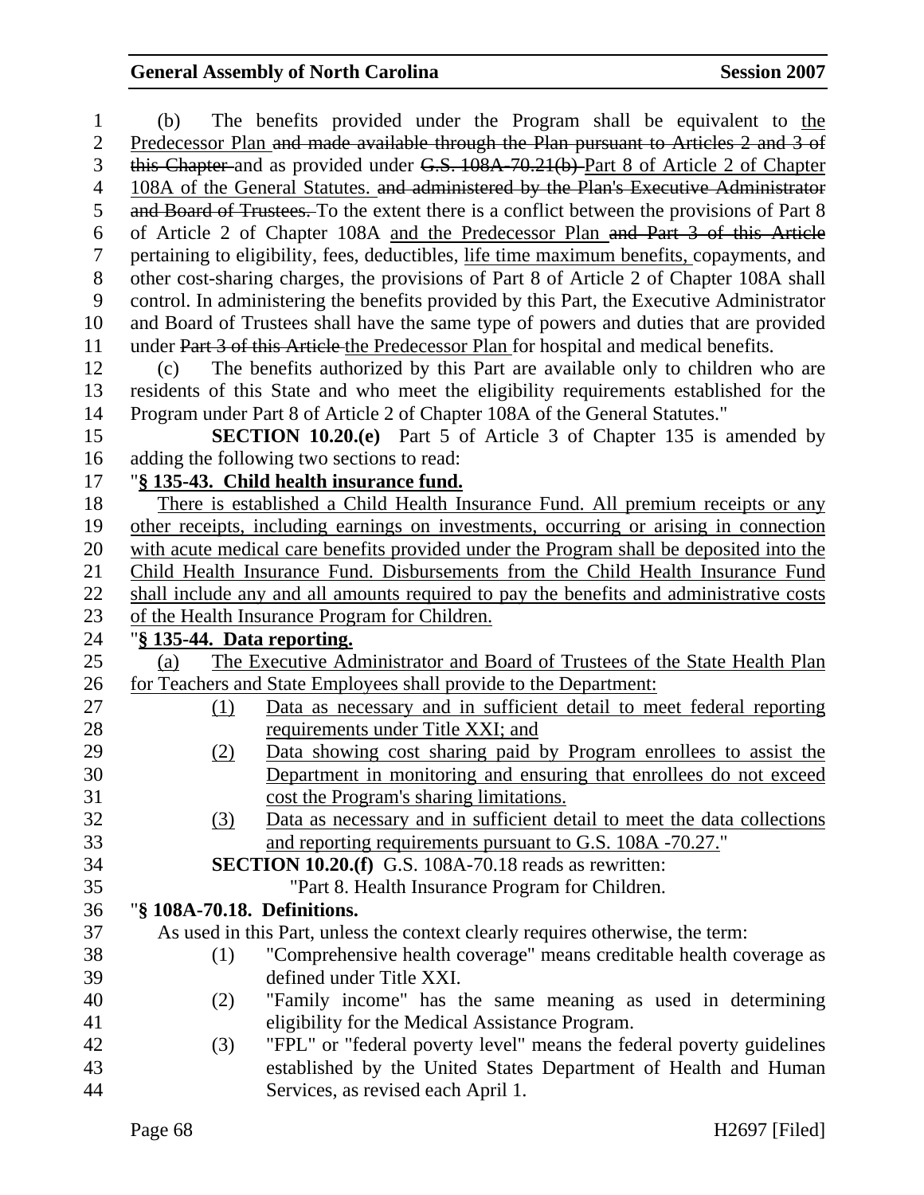(b) The benefits provided under the Program shall be equivalent to <u>the Predecessor Plan</u> ~~and made available through the Plan pursuant to Articles 2 and 3 of this Chapter~~ and as provided under ~~G.S. 108A-70.21(b)~~ <u>Part 8 of Article 2 of Chapter 108A of the General Statutes.</u> ~~and administered by the Plan's Executive Administrator and Board of Trustees.~~ To the extent there is a conflict between the provisions of Part 8 of Article 2 of Chapter 108A <u>and the Predecessor Plan</u> ~~and Part 3 of this Article~~ pertaining to eligibility, fees, deductibles, <u>life time maximum benefits,</u> copayments, and other cost-sharing charges, the provisions of Part 8 of Article 2 of Chapter 108A shall control. In administering the benefits provided by this Part, the Executive Administrator and Board of Trustees shall have the same type of powers and duties that are provided under ~~Part 3 of this Article~~ <u>the Predecessor Plan</u> for hospital and medical benefits.

(c) The benefits authorized by this Part are available only to children who are residents of this State and who meet the eligibility requirements established for the Program under Part 8 of Article 2 of Chapter 108A of the General Statutes."

**SECTION 10.20.(e)** Part 5 of Article 3 of Chapter 135 is amended by adding the following two sections to read:

"<u>**§ 135-43. Child health insurance fund.**</u>

<u>There is established a Child Health Insurance Fund. All premium receipts or any other receipts, including earnings on investments, occurring or arising in connection with acute medical care benefits provided under the Program shall be deposited into the Child Health Insurance Fund. Disbursements from the Child Health Insurance Fund shall include any and all amounts required to pay the benefits and administrative costs of the Health Insurance Program for Children.</u>

"<u>**§ 135-44. Data reporting.**</u>

<u>(a) The Executive Administrator and Board of Trustees of the State Health Plan for Teachers and State Employees shall provide to the Department:</u>

<u>(1) Data as necessary and in sufficient detail to meet federal reporting requirements under Title XXI; and</u>

<u>(2) Data showing cost sharing paid by Program enrollees to assist the Department in monitoring and ensuring that enrollees do not exceed cost the Program's sharing limitations.</u>

<u>(3) Data as necessary and in sufficient detail to meet the data collections and reporting requirements pursuant to G.S. 108A -70.27.</u>"

**SECTION 10.20.(f)** G.S. 108A-70.18 reads as rewritten:

"Part 8. Health Insurance Program for Children.

"**§ 108A-70.18. Definitions.**

As used in this Part, unless the context clearly requires otherwise, the term:

(1) "Comprehensive health coverage" means creditable health coverage as defined under Title XXI.

(2) "Family income" has the same meaning as used in determining eligibility for the Medical Assistance Program.

(3) "FPL" or "federal poverty level" means the federal poverty guidelines established by the United States Department of Health and Human Services, as revised each April 1.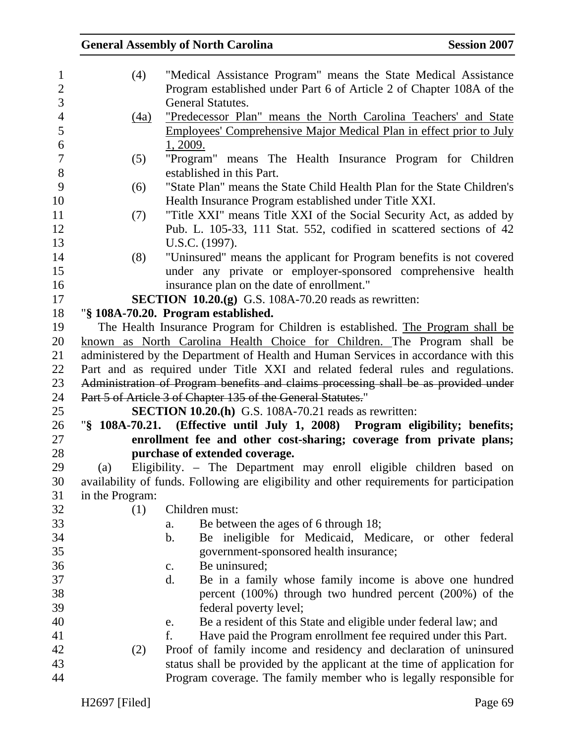(4) "Medical Assistance Program" means the State Medical Assistance Program established under Part 6 of Article 2 of Chapter 108A of the General Statutes.

<u>(4a) "Predecessor Plan" means the North Carolina Teachers' and State Employees' Comprehensive Major Medical Plan in effect prior to July 1, 2009.</u>

(5) "Program" means The Health Insurance Program for Children established in this Part.

(6) "State Plan" means the State Child Health Plan for the State Children's Health Insurance Program established under Title XXI.

(7) "Title XXI" means Title XXI of the Social Security Act, as added by Pub. L. 105-33, 111 Stat. 552, codified in scattered sections of 42 U.S.C. (1997).

(8) "Uninsured" means the applicant for Program benefits is not covered under any private or employer-sponsored comprehensive health insurance plan on the date of enrollment."

**SECTION 10.20.(g)** G.S. 108A-70.20 reads as rewritten:

"**§ 108A-70.20. Program established.**

The Health Insurance Program for Children is established. <u>The Program shall be known as North Carolina Health Choice for Children.</u> The Program shall be administered by the Department of Health and Human Services in accordance with this Part and as required under Title XXI and related federal rules and regulations. ~~Administration of Program benefits and claims processing shall be as provided under Part 5 of Article 3 of Chapter 135 of the General Statutes.~~"

**SECTION 10.20.(h)** G.S. 108A-70.21 reads as rewritten:

"**§ 108A-70.21. (Effective until July 1, 2008) Program eligibility; benefits; enrollment fee and other cost-sharing; coverage from private plans; purchase of extended coverage.**

(a) Eligibility. – The Department may enroll eligible children based on availability of funds. Following are eligibility and other requirements for participation in the Program:

(1) Children must:

a. Be between the ages of 6 through 18;

b. Be ineligible for Medicaid, Medicare, or other federal government-sponsored health insurance;

c. Be uninsured;

d. Be in a family whose family income is above one hundred percent (100%) through two hundred percent (200%) of the federal poverty level;

e. Be a resident of this State and eligible under federal law; and

f. Have paid the Program enrollment fee required under this Part.

(2) Proof of family income and residency and declaration of uninsured status shall be provided by the applicant at the time of application for Program coverage. The family member who is legally responsible for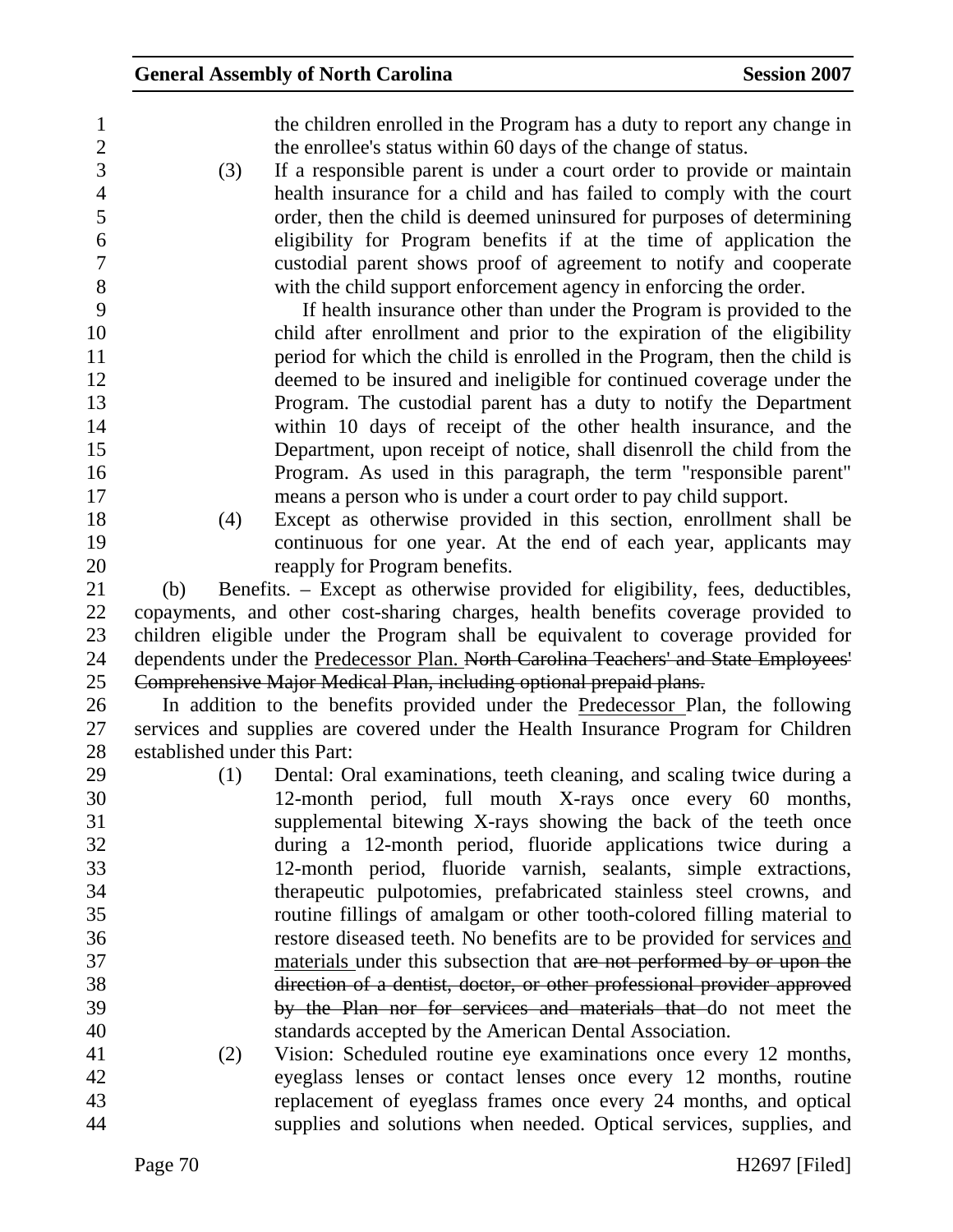the children enrolled in the Program has a duty to report any change in the enrollee's status within 60 days of the change of status.

(3) If a responsible parent is under a court order to provide or maintain health insurance for a child and has failed to comply with the court order, then the child is deemed uninsured for purposes of determining eligibility for Program benefits if at the time of application the custodial parent shows proof of agreement to notify and cooperate with the child support enforcement agency in enforcing the order.

If health insurance other than under the Program is provided to the child after enrollment and prior to the expiration of the eligibility period for which the child is enrolled in the Program, then the child is deemed to be insured and ineligible for continued coverage under the Program. The custodial parent has a duty to notify the Department within 10 days of receipt of the other health insurance, and the Department, upon receipt of notice, shall disenroll the child from the Program. As used in this paragraph, the term "responsible parent" means a person who is under a court order to pay child support.

(4) Except as otherwise provided in this section, enrollment shall be continuous for one year. At the end of each year, applicants may reapply for Program benefits.

(b) Benefits. – Except as otherwise provided for eligibility, fees, deductibles, copayments, and other cost-sharing charges, health benefits coverage provided to children eligible under the Program shall be equivalent to coverage provided for dependents under the <u>Predecessor Plan.</u> ~~North Carolina Teachers' and State Employees' Comprehensive Major Medical Plan, including optional prepaid plans.~~

In addition to the benefits provided under the <u>Predecessor</u> Plan, the following services and supplies are covered under the Health Insurance Program for Children established under this Part:

(1) Dental: Oral examinations, teeth cleaning, and scaling twice during a 12-month period, full mouth X-rays once every 60 months, supplemental bitewing X-rays showing the back of the teeth once during a 12-month period, fluoride applications twice during a 12-month period, fluoride varnish, sealants, simple extractions, therapeutic pulpotomies, prefabricated stainless steel crowns, and routine fillings of amalgam or other tooth-colored filling material to restore diseased teeth. No benefits are to be provided for services <u>and materials</u> under this subsection that ~~are not performed by or upon the direction of a dentist, doctor, or other professional provider approved by the Plan nor for services and materials that~~ do not meet the standards accepted by the American Dental Association.

(2) Vision: Scheduled routine eye examinations once every 12 months, eyeglass lenses or contact lenses once every 12 months, routine replacement of eyeglass frames once every 24 months, and optical supplies and solutions when needed. Optical services, supplies, and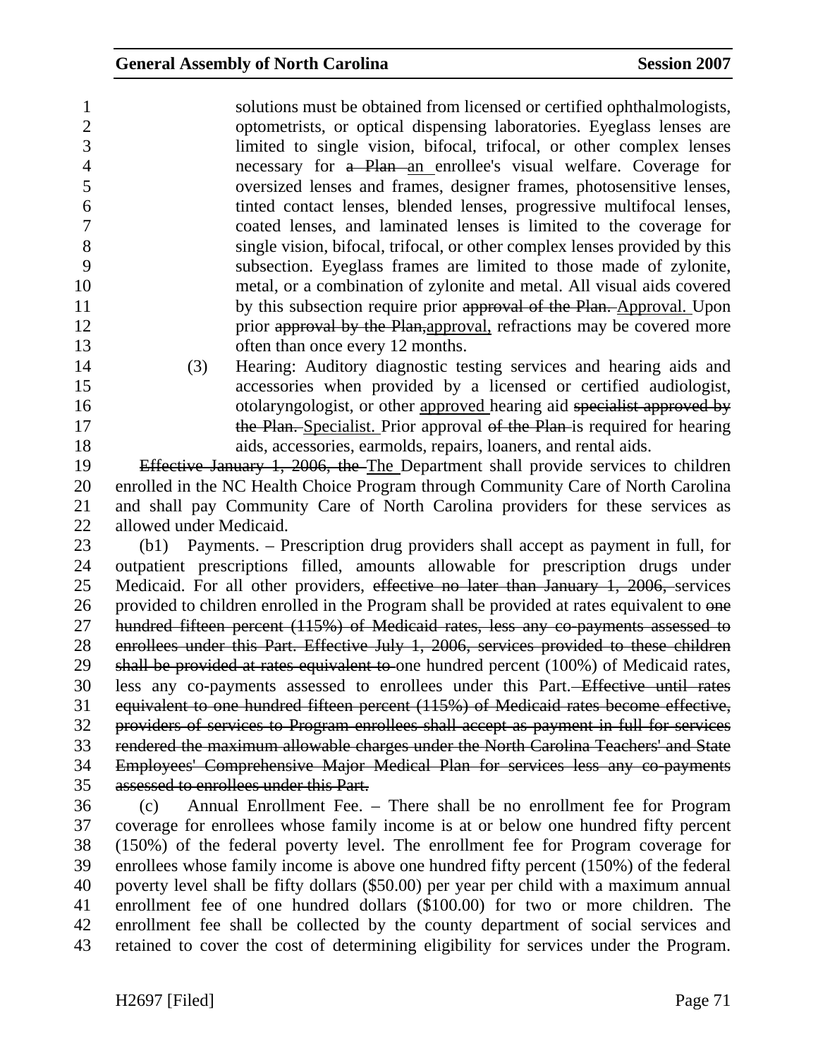solutions must be obtained from licensed or certified ophthalmologists, optometrists, or optical dispensing laboratories. Eyeglass lenses are limited to single vision, bifocal, trifocal, or other complex lenses necessary for ~~a Plan~~ an enrollee's visual welfare. Coverage for oversized lenses and frames, designer frames, photosensitive lenses, tinted contact lenses, blended lenses, progressive multifocal lenses, coated lenses, and laminated lenses is limited to the coverage for single vision, bifocal, trifocal, or other complex lenses provided by this subsection. Eyeglass frames are limited to those made of zylonite, metal, or a combination of zylonite and metal. All visual aids covered by this subsection require prior ~~approval of the Plan.~~ Approval. Upon prior ~~approval by the Plan,~~approval, refractions may be covered more often than once every 12 months.

(3) Hearing: Auditory diagnostic testing services and hearing aids and accessories when provided by a licensed or certified audiologist, otolaryngologist, or other approved hearing aid ~~specialist approved by the Plan.~~ Specialist. Prior approval ~~of the Plan~~ is required for hearing aids, accessories, earmolds, repairs, loaners, and rental aids.

~~Effective January 1, 2006, the~~ The Department shall provide services to children enrolled in the NC Health Choice Program through Community Care of North Carolina and shall pay Community Care of North Carolina providers for these services as allowed under Medicaid.

(b1) Payments. – Prescription drug providers shall accept as payment in full, for outpatient prescriptions filled, amounts allowable for prescription drugs under Medicaid. For all other providers, ~~effective no later than January 1, 2006,~~ services provided to children enrolled in the Program shall be provided at rates equivalent to ~~one hundred fifteen percent (115%) of Medicaid rates, less any co-payments assessed to enrollees under this Part. Effective July 1, 2006, services provided to these children shall be provided at rates equivalent to~~ one hundred percent (100%) of Medicaid rates, less any co-payments assessed to enrollees under this Part. ~~Effective until rates equivalent to one hundred fifteen percent (115%) of Medicaid rates become effective, providers of services to Program enrollees shall accept as payment in full for services rendered the maximum allowable charges under the North Carolina Teachers' and State Employees' Comprehensive Major Medical Plan for services less any co-payments assessed to enrollees under this Part.~~

(c) Annual Enrollment Fee. – There shall be no enrollment fee for Program coverage for enrollees whose family income is at or below one hundred fifty percent (150%) of the federal poverty level. The enrollment fee for Program coverage for enrollees whose family income is above one hundred fifty percent (150%) of the federal poverty level shall be fifty dollars ($50.00) per year per child with a maximum annual enrollment fee of one hundred dollars ($100.00) for two or more children. The enrollment fee shall be collected by the county department of social services and retained to cover the cost of determining eligibility for services under the Program.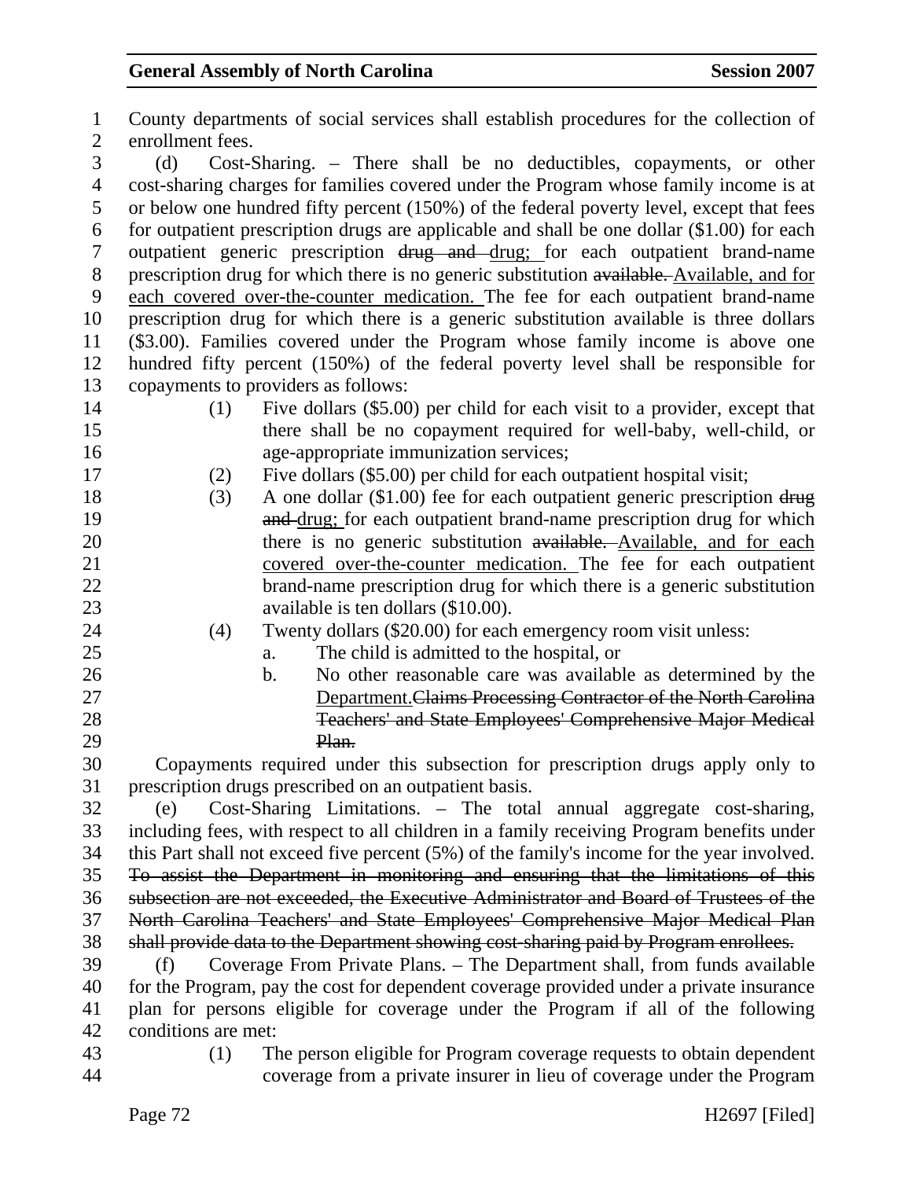County departments of social services shall establish procedures for the collection of enrollment fees.

(d) Cost-Sharing. – There shall be no deductibles, copayments, or other cost-sharing charges for families covered under the Program whose family income is at or below one hundred fifty percent (150%) of the federal poverty level, except that fees for outpatient prescription drugs are applicable and shall be one dollar ($1.00) for each outpatient generic prescription ~~drug and~~ drug; for each outpatient brand-name prescription drug for which there is no generic substitution ~~available.~~ Available, and for each covered over-the-counter medication. The fee for each outpatient brand-name prescription drug for which there is a generic substitution available is three dollars ($3.00). Families covered under the Program whose family income is above one hundred fifty percent (150%) of the federal poverty level shall be responsible for copayments to providers as follows:

(1) Five dollars ($5.00) per child for each visit to a provider, except that there shall be no copayment required for well-baby, well-child, or age-appropriate immunization services;

(2) Five dollars ($5.00) per child for each outpatient hospital visit;

(3) A one dollar ($1.00) fee for each outpatient generic prescription ~~drug and~~ drug; for each outpatient brand-name prescription drug for which there is no generic substitution ~~available.~~ Available, and for each covered over-the-counter medication. The fee for each outpatient brand-name prescription drug for which there is a generic substitution available is ten dollars ($10.00).

(4) Twenty dollars ($20.00) for each emergency room visit unless:

a. The child is admitted to the hospital, or

b. No other reasonable care was available as determined by the Department.~~Claims Processing Contractor of the North Carolina Teachers' and State Employees' Comprehensive Major Medical Plan.~~

Copayments required under this subsection for prescription drugs apply only to prescription drugs prescribed on an outpatient basis.

(e) Cost-Sharing Limitations. – The total annual aggregate cost-sharing, including fees, with respect to all children in a family receiving Program benefits under this Part shall not exceed five percent (5%) of the family's income for the year involved. ~~To assist the Department in monitoring and ensuring that the limitations of this subsection are not exceeded, the Executive Administrator and Board of Trustees of the North Carolina Teachers' and State Employees' Comprehensive Major Medical Plan shall provide data to the Department showing cost-sharing paid by Program enrollees.~~

(f) Coverage From Private Plans. – The Department shall, from funds available for the Program, pay the cost for dependent coverage provided under a private insurance plan for persons eligible for coverage under the Program if all of the following conditions are met:

(1) The person eligible for Program coverage requests to obtain dependent coverage from a private insurer in lieu of coverage under the Program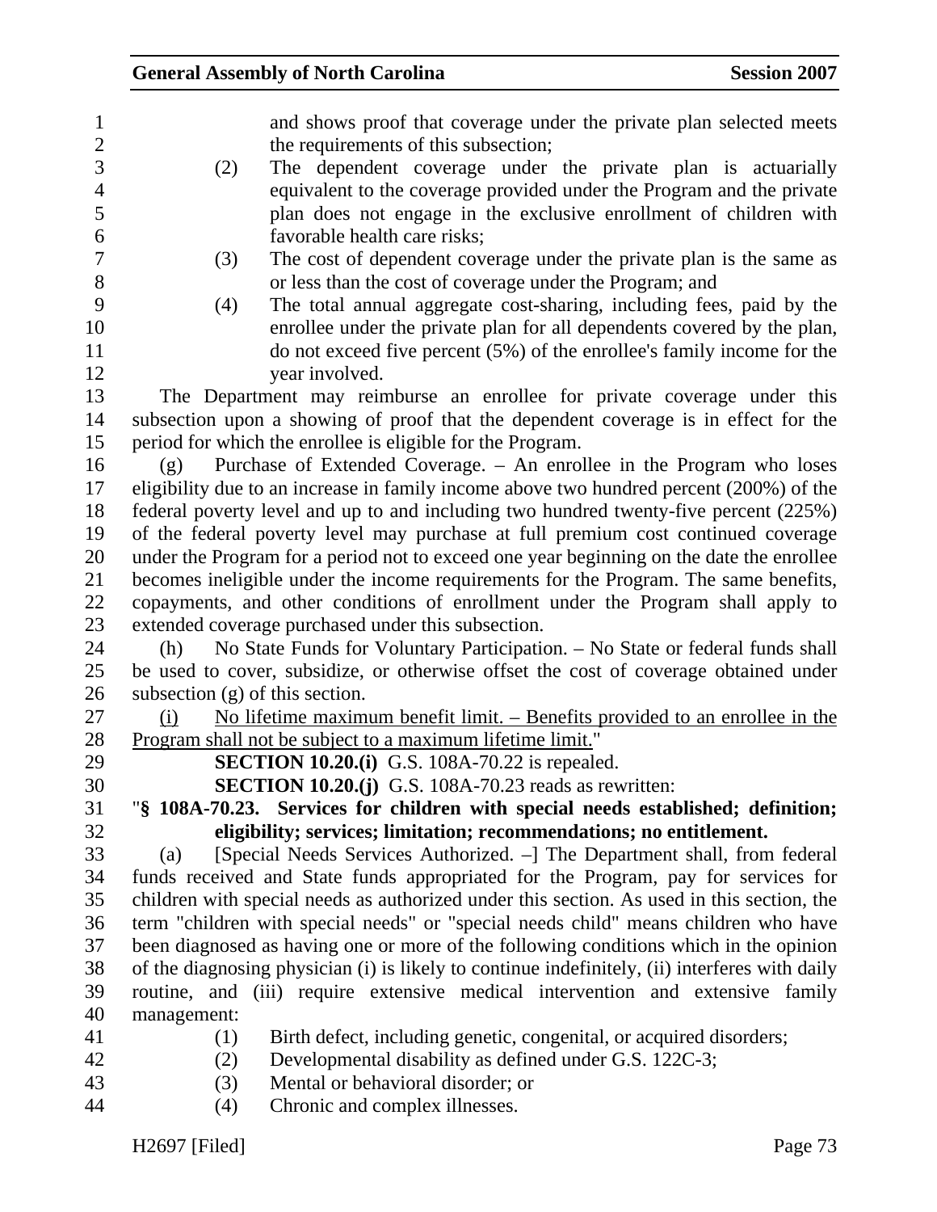and shows proof that coverage under the private plan selected meets the requirements of this subsection;

(2) The dependent coverage under the private plan is actuarially equivalent to the coverage provided under the Program and the private plan does not engage in the exclusive enrollment of children with favorable health care risks;

(3) The cost of dependent coverage under the private plan is the same as or less than the cost of coverage under the Program; and

(4) The total annual aggregate cost-sharing, including fees, paid by the enrollee under the private plan for all dependents covered by the plan, do not exceed five percent (5%) of the enrollee's family income for the year involved.

The Department may reimburse an enrollee for private coverage under this subsection upon a showing of proof that the dependent coverage is in effect for the period for which the enrollee is eligible for the Program.

(g) Purchase of Extended Coverage. – An enrollee in the Program who loses eligibility due to an increase in family income above two hundred percent (200%) of the federal poverty level and up to and including two hundred twenty-five percent (225%) of the federal poverty level may purchase at full premium cost continued coverage under the Program for a period not to exceed one year beginning on the date the enrollee becomes ineligible under the income requirements for the Program. The same benefits, copayments, and other conditions of enrollment under the Program shall apply to extended coverage purchased under this subsection.

(h) No State Funds for Voluntary Participation. – No State or federal funds shall be used to cover, subsidize, or otherwise offset the cost of coverage obtained under subsection (g) of this section.

<u>(i) No lifetime maximum benefit limit. – Benefits provided to an enrollee in the Program shall not be subject to a maximum lifetime limit.</u>"

**SECTION 10.20.(i)** G.S. 108A-70.22 is repealed.

**SECTION 10.20.(j)** G.S. 108A-70.23 reads as rewritten:

"**§ 108A-70.23. Services for children with special needs established; definition; eligibility; services; limitation; recommendations; no entitlement.**

(a) [Special Needs Services Authorized. –] The Department shall, from federal funds received and State funds appropriated for the Program, pay for services for children with special needs as authorized under this section. As used in this section, the term "children with special needs" or "special needs child" means children who have been diagnosed as having one or more of the following conditions which in the opinion of the diagnosing physician (i) is likely to continue indefinitely, (ii) interferes with daily routine, and (iii) require extensive medical intervention and extensive family management:

(1) Birth defect, including genetic, congenital, or acquired disorders;

(2) Developmental disability as defined under G.S. 122C-3;

(3) Mental or behavioral disorder; or

(4) Chronic and complex illnesses.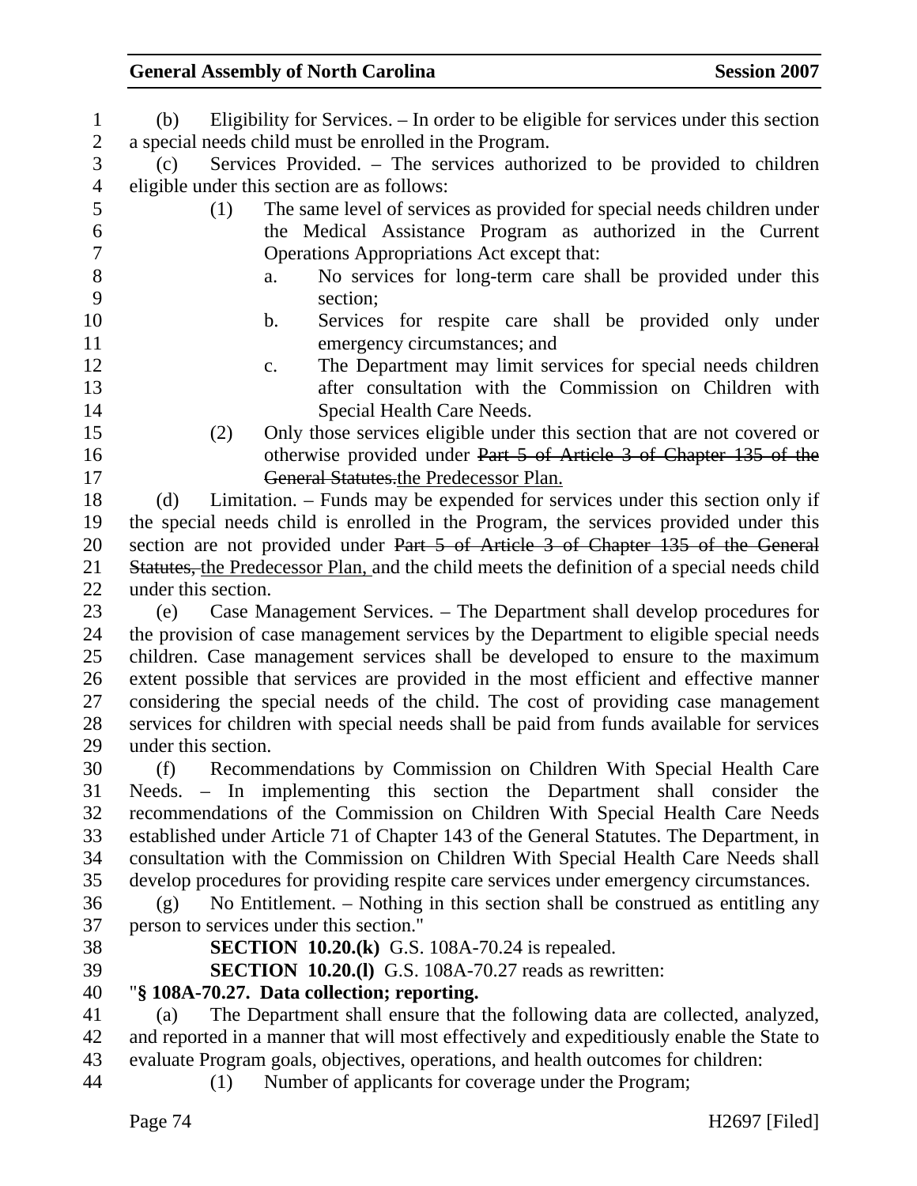(b) Eligibility for Services. – In order to be eligible for services under this section a special needs child must be enrolled in the Program.

(c) Services Provided. – The services authorized to be provided to children eligible under this section are as follows:

(1) The same level of services as provided for special needs children under the Medical Assistance Program as authorized in the Current Operations Appropriations Act except that:

a. No services for long-term care shall be provided under this section;

b. Services for respite care shall be provided only under emergency circumstances; and

c. The Department may limit services for special needs children after consultation with the Commission on Children with Special Health Care Needs.

(2) Only those services eligible under this section that are not covered or otherwise provided under ~~Part 5 of Article 3 of Chapter 135 of the General Statutes.~~<u>the Predecessor Plan.</u>

(d) Limitation. – Funds may be expended for services under this section only if the special needs child is enrolled in the Program, the services provided under this section are not provided under ~~Part 5 of Article 3 of Chapter 135 of the General Statutes,~~ <u>the Predecessor Plan,</u> and the child meets the definition of a special needs child under this section.

(e) Case Management Services. – The Department shall develop procedures for the provision of case management services by the Department to eligible special needs children. Case management services shall be developed to ensure to the maximum extent possible that services are provided in the most efficient and effective manner considering the special needs of the child. The cost of providing case management services for children with special needs shall be paid from funds available for services under this section.

(f) Recommendations by Commission on Children With Special Health Care Needs. – In implementing this section the Department shall consider the recommendations of the Commission on Children With Special Health Care Needs established under Article 71 of Chapter 143 of the General Statutes. The Department, in consultation with the Commission on Children With Special Health Care Needs shall develop procedures for providing respite care services under emergency circumstances.

(g) No Entitlement. – Nothing in this section shall be construed as entitling any person to services under this section."

**SECTION 10.20.(k)** G.S. 108A-70.24 is repealed.

**SECTION 10.20.(l)** G.S. 108A-70.27 reads as rewritten:

"**§ 108A-70.27. Data collection; reporting.**

(a) The Department shall ensure that the following data are collected, analyzed, and reported in a manner that will most effectively and expeditiously enable the State to evaluate Program goals, objectives, operations, and health outcomes for children:

(1) Number of applicants for coverage under the Program;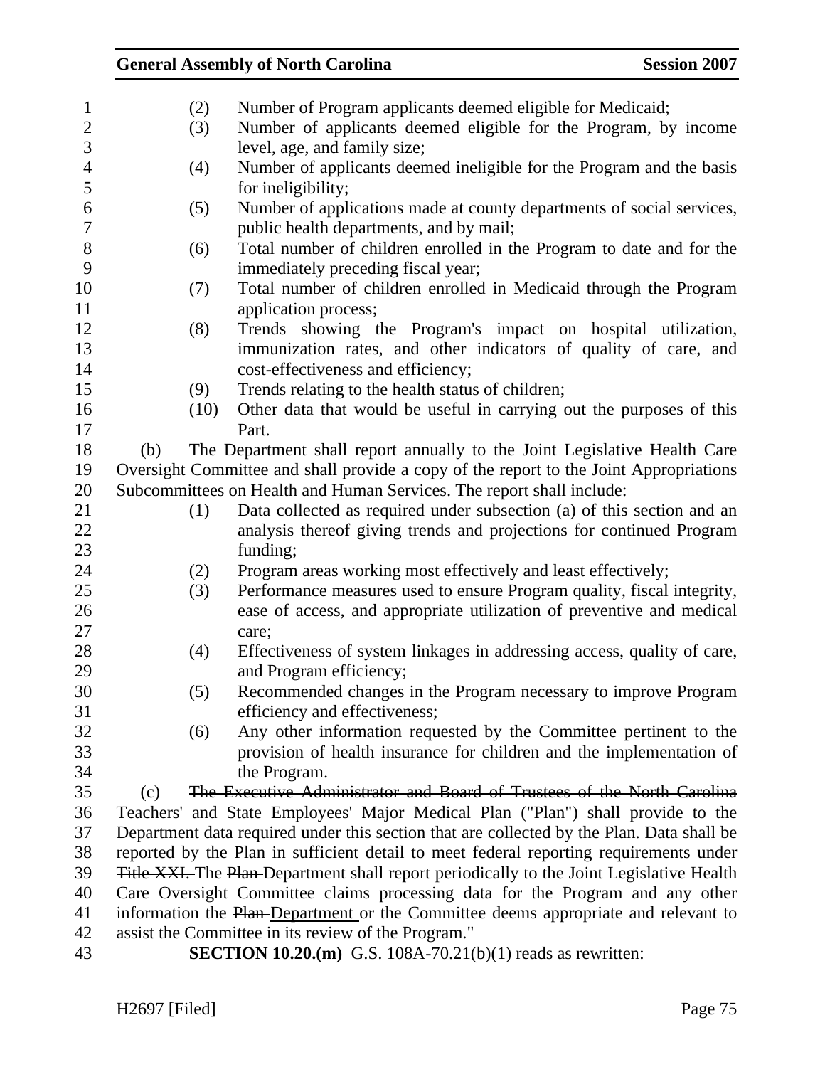(2) Number of Program applicants deemed eligible for Medicaid;

(3) Number of applicants deemed eligible for the Program, by income level, age, and family size;

(4) Number of applicants deemed ineligible for the Program and the basis for ineligibility;

(5) Number of applications made at county departments of social services, public health departments, and by mail;

(6) Total number of children enrolled in the Program to date and for the immediately preceding fiscal year;

(7) Total number of children enrolled in Medicaid through the Program application process;

(8) Trends showing the Program's impact on hospital utilization, immunization rates, and other indicators of quality of care, and cost-effectiveness and efficiency;

(9) Trends relating to the health status of children;

(10) Other data that would be useful in carrying out the purposes of this Part.

(b) The Department shall report annually to the Joint Legislative Health Care Oversight Committee and shall provide a copy of the report to the Joint Appropriations Subcommittees on Health and Human Services. The report shall include:

(1) Data collected as required under subsection (a) of this section and an analysis thereof giving trends and projections for continued Program funding;

(2) Program areas working most effectively and least effectively;

(3) Performance measures used to ensure Program quality, fiscal integrity, ease of access, and appropriate utilization of preventive and medical care;

(4) Effectiveness of system linkages in addressing access, quality of care, and Program efficiency;

(5) Recommended changes in the Program necessary to improve Program efficiency and effectiveness;

(6) Any other information requested by the Committee pertinent to the provision of health insurance for children and the implementation of the Program.

(c) ~~The Executive Administrator and Board of Trustees of the North Carolina Teachers' and State Employees' Major Medical Plan ("Plan") shall provide to the Department data required under this section that are collected by the Plan. Data shall be reported by the Plan in sufficient detail to meet federal reporting requirements under Title XXI.~~ The ~~Plan~~ <u>Department</u> shall report periodically to the Joint Legislative Health Care Oversight Committee claims processing data for the Program and any other information the ~~Plan~~ <u>Department</u> or the Committee deems appropriate and relevant to assist the Committee in its review of the Program."

**SECTION 10.20.(m)** G.S. 108A-70.21(b)(1) reads as rewritten: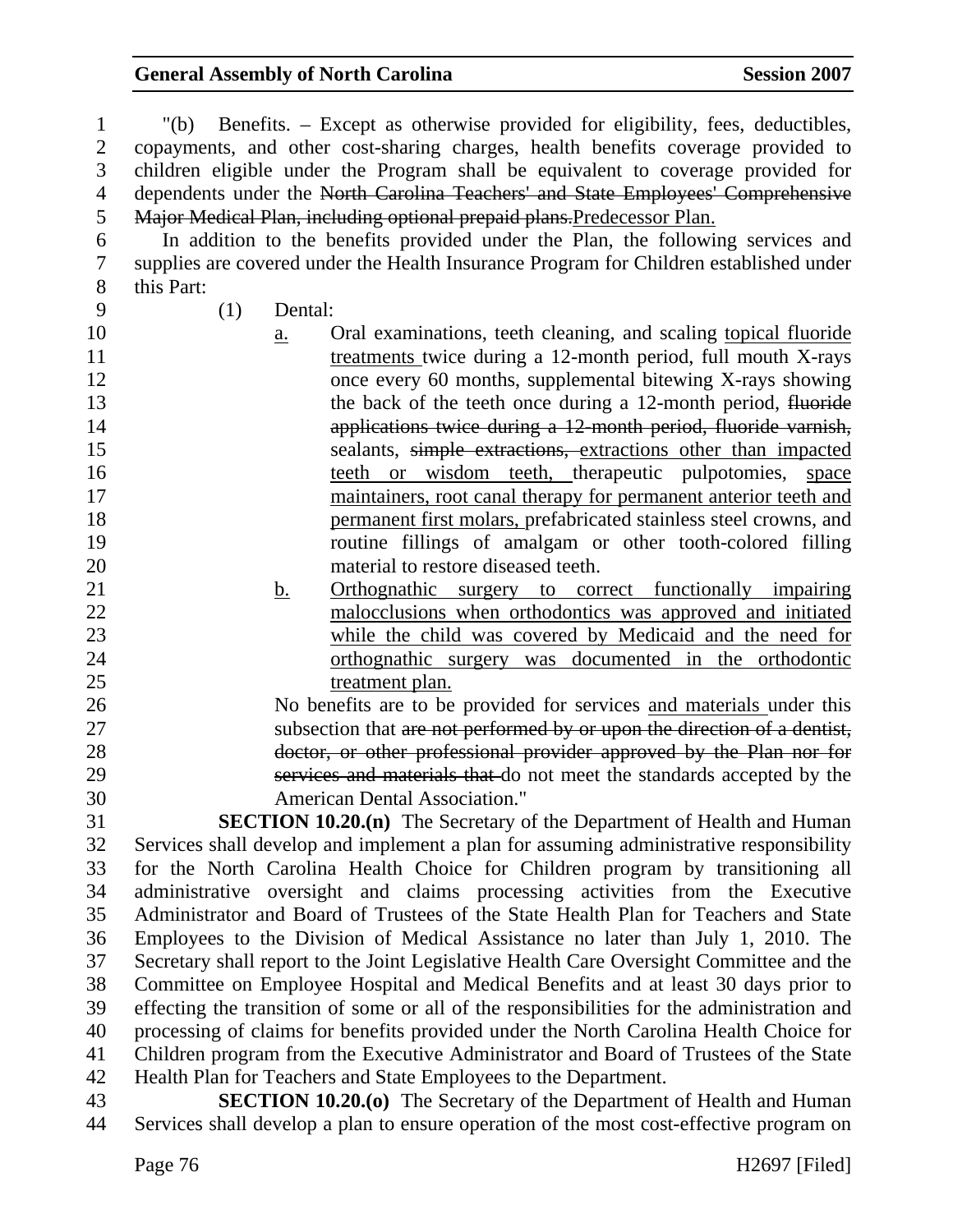"(b) Benefits. – Except as otherwise provided for eligibility, fees, deductibles, copayments, and other cost-sharing charges, health benefits coverage provided to children eligible under the Program shall be equivalent to coverage provided for dependents under the ~~North Carolina Teachers' and State Employees' Comprehensive Major Medical Plan, including optional prepaid plans.~~<u>Predecessor Plan.</u>

In addition to the benefits provided under the Plan, the following services and supplies are covered under the Health Insurance Program for Children established under this Part:

(1) Dental:

<u>a.</u> Oral examinations, teeth cleaning, and scaling <u>topical fluoride treatments</u> twice during a 12-month period, full mouth X-rays once every 60 months, supplemental bitewing X-rays showing the back of the teeth once during a 12-month period, ~~fluoride applications twice during a 12-month period, fluoride varnish,~~ sealants, ~~simple extractions,~~ <u>extractions other than impacted teeth or wisdom teeth,</u> therapeutic pulpotomies, <u>space maintainers, root canal therapy for permanent anterior teeth and permanent first molars,</u> prefabricated stainless steel crowns, and routine fillings of amalgam or other tooth-colored filling material to restore diseased teeth.

<u>b.</u> <u>Orthognathic surgery to correct functionally impairing malocclusions when orthodontics was approved and initiated while the child was covered by Medicaid and the need for orthognathic surgery was documented in the orthodontic treatment plan.</u>

No benefits are to be provided for services <u>and materials</u> under this subsection that ~~are not performed by or upon the direction of a dentist, doctor, or other professional provider approved by the Plan nor for services and materials that~~ do not meet the standards accepted by the American Dental Association."

**SECTION 10.20.(n)** The Secretary of the Department of Health and Human Services shall develop and implement a plan for assuming administrative responsibility for the North Carolina Health Choice for Children program by transitioning all administrative oversight and claims processing activities from the Executive Administrator and Board of Trustees of the State Health Plan for Teachers and State Employees to the Division of Medical Assistance no later than July 1, 2010. The Secretary shall report to the Joint Legislative Health Care Oversight Committee and the Committee on Employee Hospital and Medical Benefits and at least 30 days prior to effecting the transition of some or all of the responsibilities for the administration and processing of claims for benefits provided under the North Carolina Health Choice for Children program from the Executive Administrator and Board of Trustees of the State Health Plan for Teachers and State Employees to the Department.

**SECTION 10.20.(o)** The Secretary of the Department of Health and Human Services shall develop a plan to ensure operation of the most cost-effective program on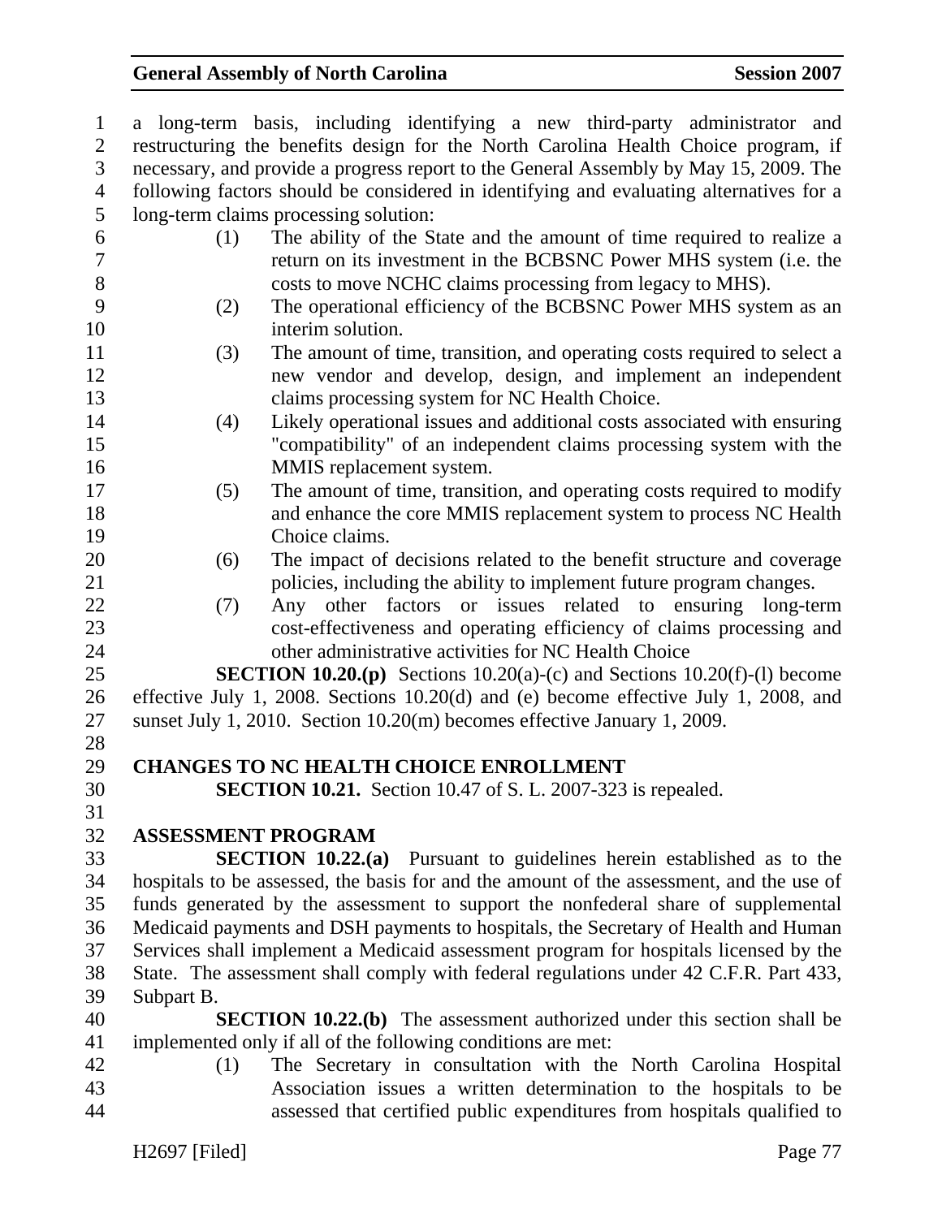a long-term basis, including identifying a new third-party administrator and restructuring the benefits design for the North Carolina Health Choice program, if necessary, and provide a progress report to the General Assembly by May 15, 2009. The following factors should be considered in identifying and evaluating alternatives for a long-term claims processing solution:

(1) The ability of the State and the amount of time required to realize a return on its investment in the BCBSNC Power MHS system (i.e. the costs to move NCHC claims processing from legacy to MHS).

(2) The operational efficiency of the BCBSNC Power MHS system as an interim solution.

(3) The amount of time, transition, and operating costs required to select a new vendor and develop, design, and implement an independent claims processing system for NC Health Choice.

(4) Likely operational issues and additional costs associated with ensuring "compatibility" of an independent claims processing system with the MMIS replacement system.

(5) The amount of time, transition, and operating costs required to modify and enhance the core MMIS replacement system to process NC Health Choice claims.

(6) The impact of decisions related to the benefit structure and coverage policies, including the ability to implement future program changes.

(7) Any other factors or issues related to ensuring long-term cost-effectiveness and operating efficiency of claims processing and other administrative activities for NC Health Choice

**SECTION 10.20.(p)** Sections 10.20(a)-(c) and Sections 10.20(f)-(l) become effective July 1, 2008. Sections 10.20(d) and (e) become effective July 1, 2008, and sunset July 1, 2010. Section 10.20(m) becomes effective January 1, 2009.

**CHANGES TO NC HEALTH CHOICE ENROLLMENT**

**SECTION 10.21.** Section 10.47 of S. L. 2007-323 is repealed.

**ASSESSMENT PROGRAM**

**SECTION 10.22.(a)** Pursuant to guidelines herein established as to the hospitals to be assessed, the basis for and the amount of the assessment, and the use of funds generated by the assessment to support the nonfederal share of supplemental Medicaid payments and DSH payments to hospitals, the Secretary of Health and Human Services shall implement a Medicaid assessment program for hospitals licensed by the State. The assessment shall comply with federal regulations under 42 C.F.R. Part 433, Subpart B.

**SECTION 10.22.(b)** The assessment authorized under this section shall be implemented only if all of the following conditions are met:

(1) The Secretary in consultation with the North Carolina Hospital Association issues a written determination to the hospitals to be assessed that certified public expenditures from hospitals qualified to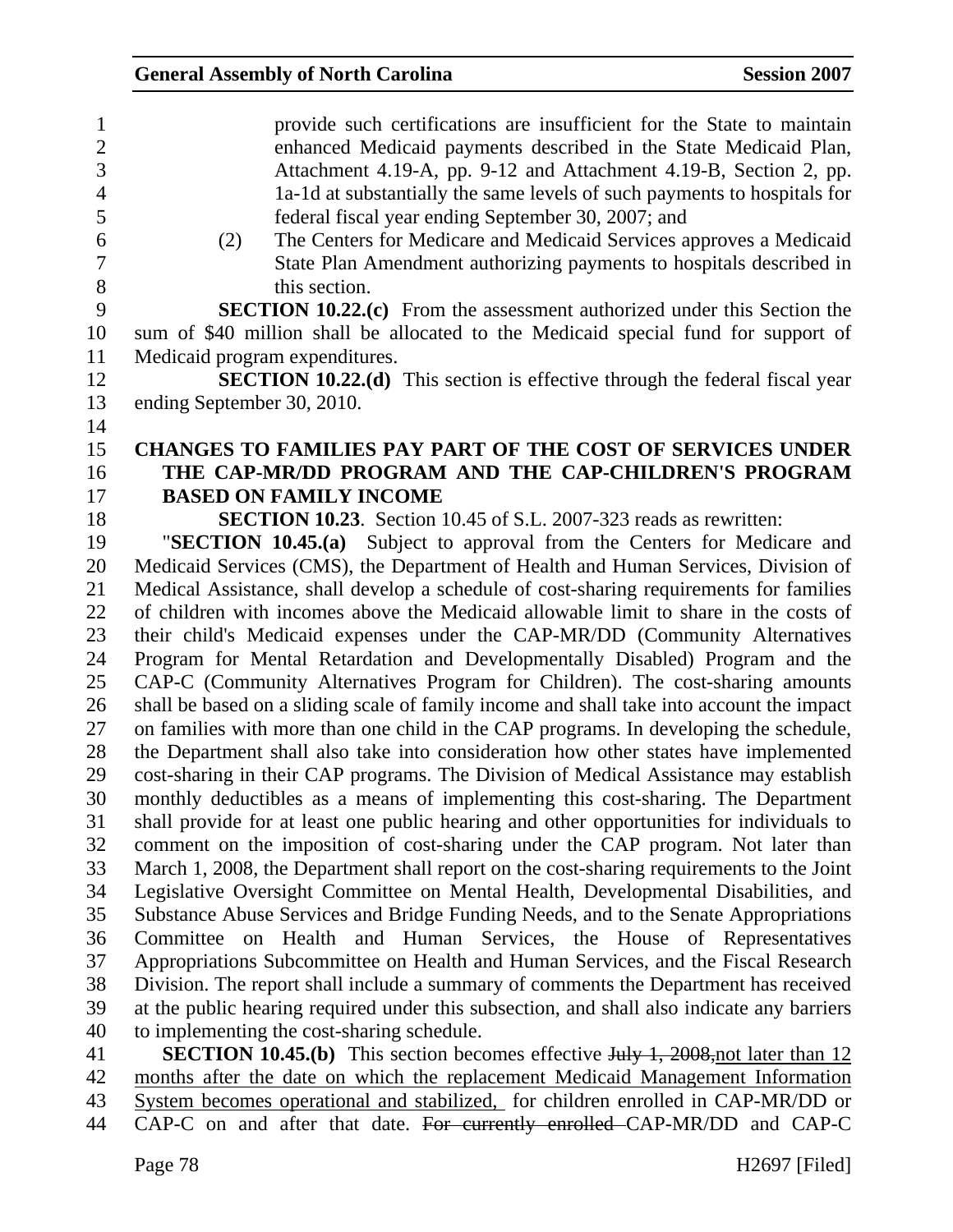provide such certifications are insufficient for the State to maintain enhanced Medicaid payments described in the State Medicaid Plan, Attachment 4.19-A, pp. 9-12 and Attachment 4.19-B, Section 2, pp. 1a-1d at substantially the same levels of such payments to hospitals for federal fiscal year ending September 30, 2007; and

(2) The Centers for Medicare and Medicaid Services approves a Medicaid State Plan Amendment authorizing payments to hospitals described in this section.

**SECTION 10.22.(c)** From the assessment authorized under this Section the sum of $40 million shall be allocated to the Medicaid special fund for support of Medicaid program expenditures.

**SECTION 10.22.(d)** This section is effective through the federal fiscal year ending September 30, 2010.

**CHANGES TO FAMILIES PAY PART OF THE COST OF SERVICES UNDER THE CAP-MR/DD PROGRAM AND THE CAP-CHILDREN'S PROGRAM BASED ON FAMILY INCOME**

**SECTION 10.23**. Section 10.45 of S.L. 2007-323 reads as rewritten:

"**SECTION 10.45.(a)** Subject to approval from the Centers for Medicare and Medicaid Services (CMS), the Department of Health and Human Services, Division of Medical Assistance, shall develop a schedule of cost-sharing requirements for families of children with incomes above the Medicaid allowable limit to share in the costs of their child's Medicaid expenses under the CAP-MR/DD (Community Alternatives Program for Mental Retardation and Developmentally Disabled) Program and the CAP-C (Community Alternatives Program for Children). The cost-sharing amounts shall be based on a sliding scale of family income and shall take into account the impact on families with more than one child in the CAP programs. In developing the schedule, the Department shall also take into consideration how other states have implemented cost-sharing in their CAP programs. The Division of Medical Assistance may establish monthly deductibles as a means of implementing this cost-sharing. The Department shall provide for at least one public hearing and other opportunities for individuals to comment on the imposition of cost-sharing under the CAP program. Not later than March 1, 2008, the Department shall report on the cost-sharing requirements to the Joint Legislative Oversight Committee on Mental Health, Developmental Disabilities, and Substance Abuse Services and Bridge Funding Needs, and to the Senate Appropriations Committee on Health and Human Services, the House of Representatives Appropriations Subcommittee on Health and Human Services, and the Fiscal Research Division. The report shall include a summary of comments the Department has received at the public hearing required under this subsection, and shall also indicate any barriers to implementing the cost-sharing schedule.

**SECTION 10.45.(b)** This section becomes effective ~~July 1, 2008,~~not later than 12 months after the date on which the replacement Medicaid Management Information System becomes operational and stabilized, for children enrolled in CAP-MR/DD or CAP-C on and after that date. ~~For currently enrolled~~ CAP-MR/DD and CAP-C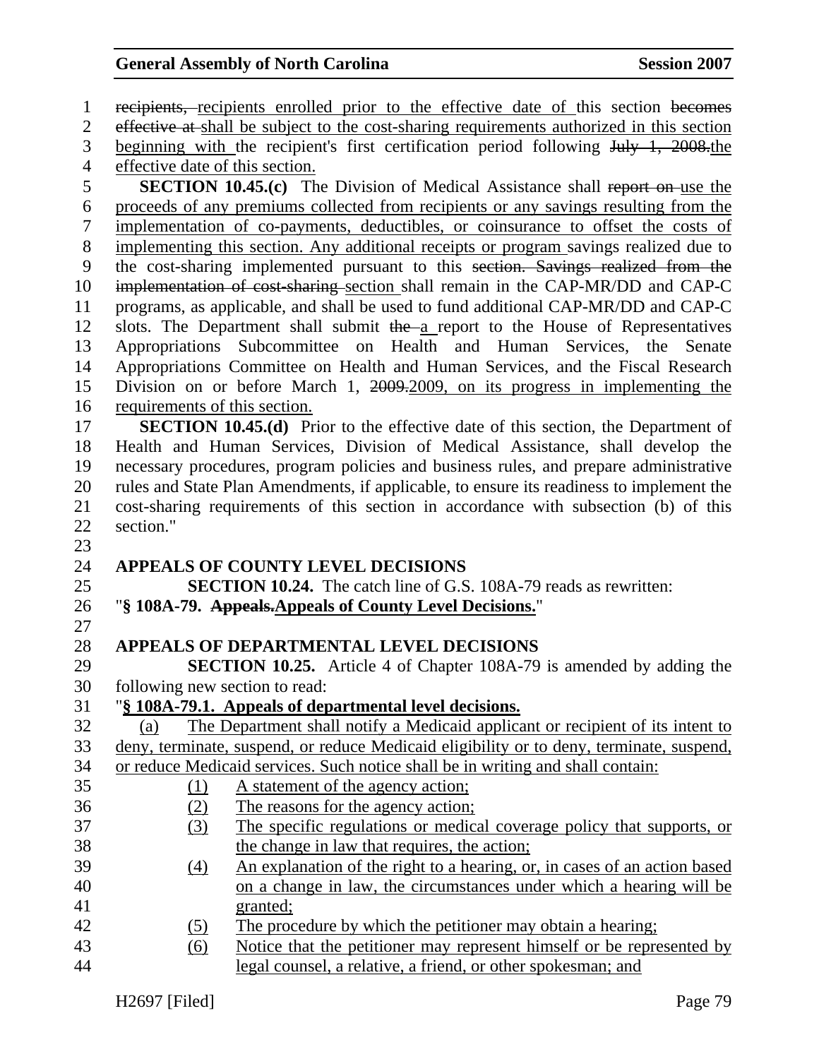~~recipients,~~ recipients enrolled prior to the effective date of this section ~~becomes effective at~~ shall be subject to the cost-sharing requirements authorized in this section beginning with the recipient's first certification period following ~~July 1, 2008.~~the effective date of this section.

**SECTION 10.45.(c)** The Division of Medical Assistance shall ~~report on~~ use the proceeds of any premiums collected from recipients or any savings resulting from the implementation of co-payments, deductibles, or coinsurance to offset the costs of implementing this section. Any additional receipts or program savings realized due to the cost-sharing implemented pursuant to this ~~section. Savings realized from the implementation of cost-sharing~~ section shall remain in the CAP-MR/DD and CAP-C programs, as applicable, and shall be used to fund additional CAP-MR/DD and CAP-C slots. The Department shall submit ~~the~~ a report to the House of Representatives Appropriations Subcommittee on Health and Human Services, the Senate Appropriations Committee on Health and Human Services, and the Fiscal Research Division on or before March 1, ~~2009.~~2009, on its progress in implementing the requirements of this section.

**SECTION 10.45.(d)** Prior to the effective date of this section, the Department of Health and Human Services, Division of Medical Assistance, shall develop the necessary procedures, program policies and business rules, and prepare administrative rules and State Plan Amendments, if applicable, to ensure its readiness to implement the cost-sharing requirements of this section in accordance with subsection (b) of this section."

**APPEALS OF COUNTY LEVEL DECISIONS**

**SECTION 10.24.** The catch line of G.S. 108A-79 reads as rewritten:

"**§ 108A-79. ~~Appeals.~~Appeals of County Level Decisions.**"

**APPEALS OF DEPARTMENTAL LEVEL DECISIONS**

**SECTION 10.25.** Article 4 of Chapter 108A-79 is amended by adding the following new section to read:

"**§ 108A-79.1. Appeals of departmental level decisions.**

(a) The Department shall notify a Medicaid applicant or recipient of its intent to deny, terminate, suspend, or reduce Medicaid eligibility or to deny, terminate, suspend, or reduce Medicaid services. Such notice shall be in writing and shall contain:

(1) A statement of the agency action;

(2) The reasons for the agency action;

(3) The specific regulations or medical coverage policy that supports, or the change in law that requires, the action;

(4) An explanation of the right to a hearing, or, in cases of an action based on a change in law, the circumstances under which a hearing will be granted;

(5) The procedure by which the petitioner may obtain a hearing;

(6) Notice that the petitioner may represent himself or be represented by legal counsel, a relative, a friend, or other spokesman; and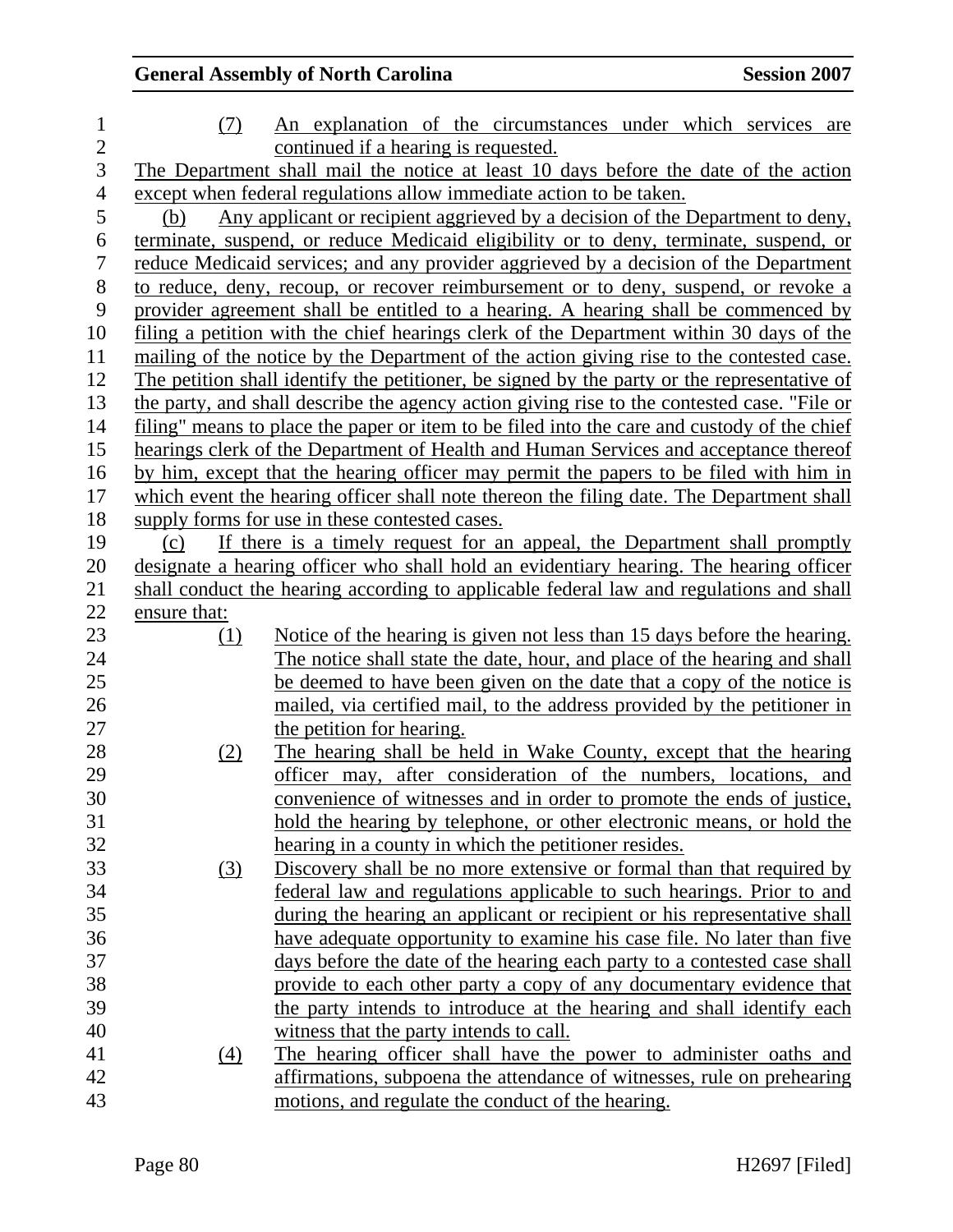(7) An explanation of the circumstances under which services are continued if a hearing is requested.

The Department shall mail the notice at least 10 days before the date of the action except when federal regulations allow immediate action to be taken.

(b) Any applicant or recipient aggrieved by a decision of the Department to deny, terminate, suspend, or reduce Medicaid eligibility or to deny, terminate, suspend, or reduce Medicaid services; and any provider aggrieved by a decision of the Department to reduce, deny, recoup, or recover reimbursement or to deny, suspend, or revoke a provider agreement shall be entitled to a hearing. A hearing shall be commenced by filing a petition with the chief hearings clerk of the Department within 30 days of the mailing of the notice by the Department of the action giving rise to the contested case. The petition shall identify the petitioner, be signed by the party or the representative of the party, and shall describe the agency action giving rise to the contested case. "File or filing" means to place the paper or item to be filed into the care and custody of the chief hearings clerk of the Department of Health and Human Services and acceptance thereof by him, except that the hearing officer may permit the papers to be filed with him in which event the hearing officer shall note thereon the filing date. The Department shall supply forms for use in these contested cases.

(c) If there is a timely request for an appeal, the Department shall promptly designate a hearing officer who shall hold an evidentiary hearing. The hearing officer shall conduct the hearing according to applicable federal law and regulations and shall ensure that:

(1) Notice of the hearing is given not less than 15 days before the hearing. The notice shall state the date, hour, and place of the hearing and shall be deemed to have been given on the date that a copy of the notice is mailed, via certified mail, to the address provided by the petitioner in the petition for hearing.

(2) The hearing shall be held in Wake County, except that the hearing officer may, after consideration of the numbers, locations, and convenience of witnesses and in order to promote the ends of justice, hold the hearing by telephone, or other electronic means, or hold the hearing in a county in which the petitioner resides.

(3) Discovery shall be no more extensive or formal than that required by federal law and regulations applicable to such hearings. Prior to and during the hearing an applicant or recipient or his representative shall have adequate opportunity to examine his case file. No later than five days before the date of the hearing each party to a contested case shall provide to each other party a copy of any documentary evidence that the party intends to introduce at the hearing and shall identify each witness that the party intends to call.

(4) The hearing officer shall have the power to administer oaths and affirmations, subpoena the attendance of witnesses, rule on prehearing motions, and regulate the conduct of the hearing.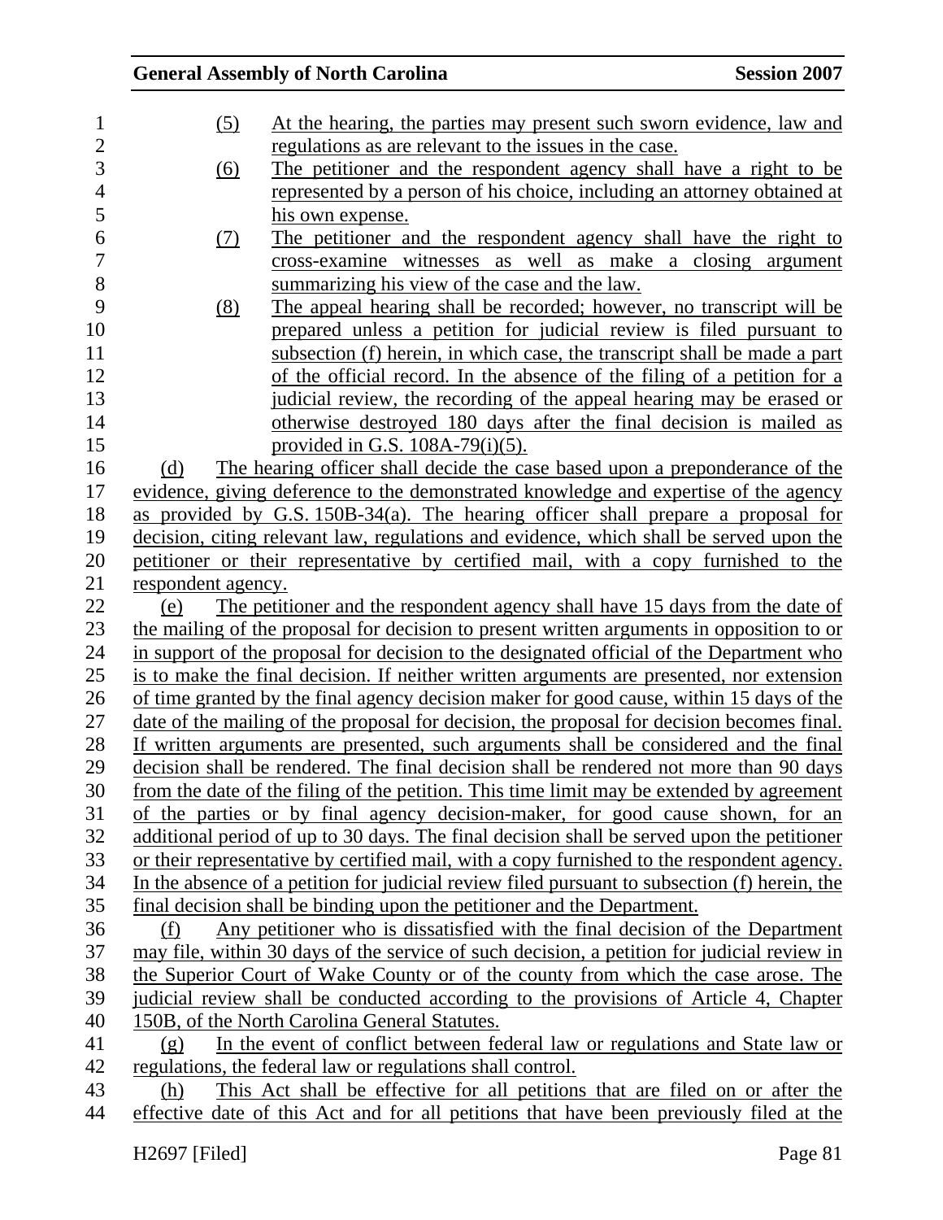(5) At the hearing, the parties may present such sworn evidence, law and regulations as are relevant to the issues in the case.

(6) The petitioner and the respondent agency shall have a right to be represented by a person of his choice, including an attorney obtained at his own expense.

(7) The petitioner and the respondent agency shall have the right to cross-examine witnesses as well as make a closing argument summarizing his view of the case and the law.

(8) The appeal hearing shall be recorded; however, no transcript will be prepared unless a petition for judicial review is filed pursuant to subsection (f) herein, in which case, the transcript shall be made a part of the official record. In the absence of the filing of a petition for a judicial review, the recording of the appeal hearing may be erased or otherwise destroyed 180 days after the final decision is mailed as provided in G.S. 108A-79(i)(5).

(d) The hearing officer shall decide the case based upon a preponderance of the evidence, giving deference to the demonstrated knowledge and expertise of the agency as provided by G.S. 150B-34(a). The hearing officer shall prepare a proposal for decision, citing relevant law, regulations and evidence, which shall be served upon the petitioner or their representative by certified mail, with a copy furnished to the respondent agency.

(e) The petitioner and the respondent agency shall have 15 days from the date of the mailing of the proposal for decision to present written arguments in opposition to or in support of the proposal for decision to the designated official of the Department who is to make the final decision. If neither written arguments are presented, nor extension of time granted by the final agency decision maker for good cause, within 15 days of the date of the mailing of the proposal for decision, the proposal for decision becomes final. If written arguments are presented, such arguments shall be considered and the final decision shall be rendered. The final decision shall be rendered not more than 90 days from the date of the filing of the petition. This time limit may be extended by agreement of the parties or by final agency decision-maker, for good cause shown, for an additional period of up to 30 days. The final decision shall be served upon the petitioner or their representative by certified mail, with a copy furnished to the respondent agency. In the absence of a petition for judicial review filed pursuant to subsection (f) herein, the final decision shall be binding upon the petitioner and the Department.

(f) Any petitioner who is dissatisfied with the final decision of the Department may file, within 30 days of the service of such decision, a petition for judicial review in the Superior Court of Wake County or of the county from which the case arose. The judicial review shall be conducted according to the provisions of Article 4, Chapter 150B, of the North Carolina General Statutes.

(g) In the event of conflict between federal law or regulations and State law or regulations, the federal law or regulations shall control.

(h) This Act shall be effective for all petitions that are filed on or after the effective date of this Act and for all petitions that have been previously filed at the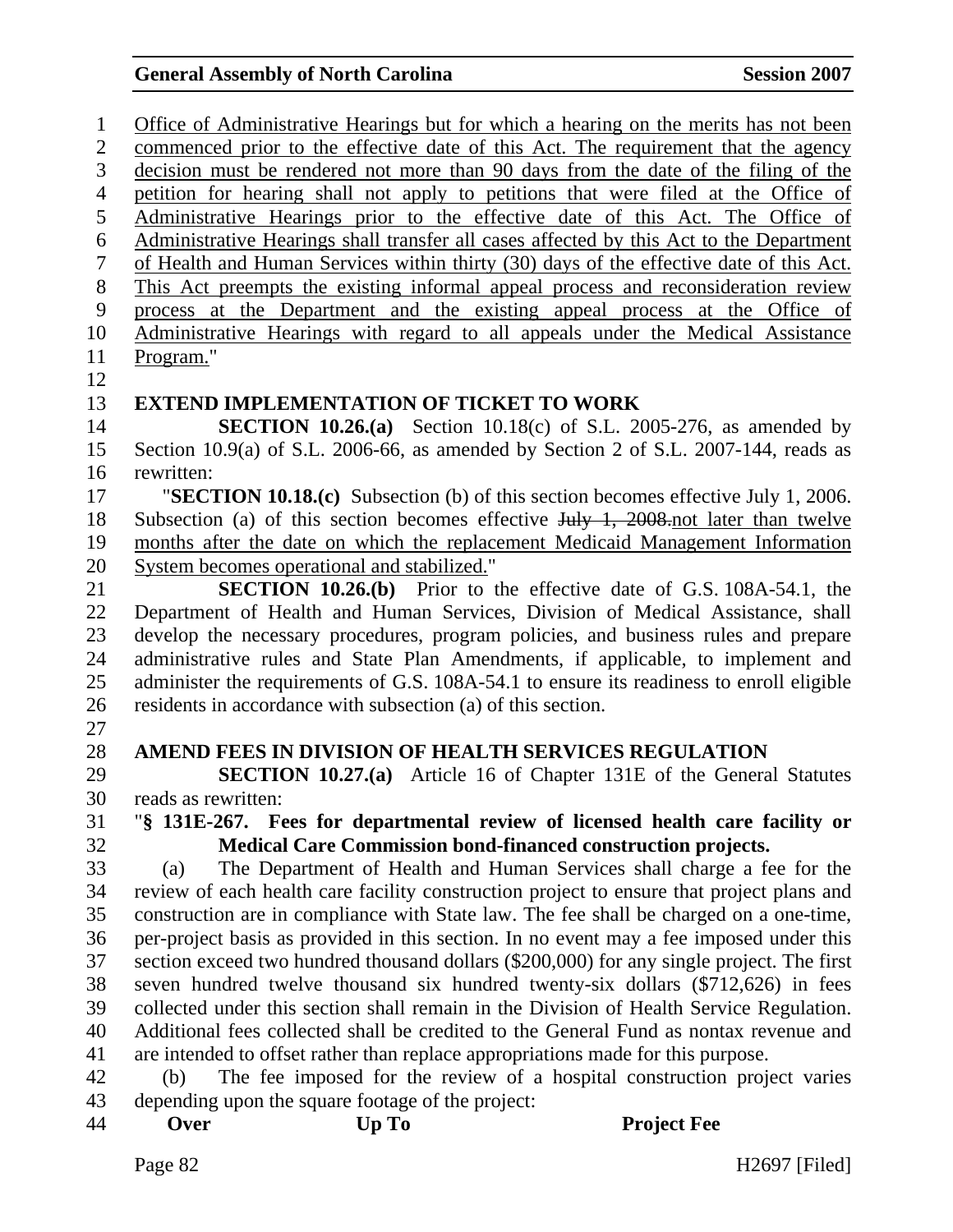Office of Administrative Hearings but for which a hearing on the merits has not been commenced prior to the effective date of this Act. The requirement that the agency decision must be rendered not more than 90 days from the date of the filing of the petition for hearing shall not apply to petitions that were filed at the Office of Administrative Hearings prior to the effective date of this Act. The Office of Administrative Hearings shall transfer all cases affected by this Act to the Department of Health and Human Services within thirty (30) days of the effective date of this Act. This Act preempts the existing informal appeal process and reconsideration review process at the Department and the existing appeal process at the Office of Administrative Hearings with regard to all appeals under the Medical Assistance Program."

**EXTEND IMPLEMENTATION OF TICKET TO WORK**

**SECTION 10.26.(a)** Section 10.18(c) of S.L. 2005-276, as amended by Section 10.9(a) of S.L. 2006-66, as amended by Section 2 of S.L. 2007-144, reads as rewritten:

"**SECTION 10.18.(c)** Subsection (b) of this section becomes effective July 1, 2006. Subsection (a) of this section becomes effective ~~July 1, 2008.~~not later than twelve months after the date on which the replacement Medicaid Management Information System becomes operational and stabilized."

**SECTION 10.26.(b)** Prior to the effective date of G.S. 108A-54.1, the Department of Health and Human Services, Division of Medical Assistance, shall develop the necessary procedures, program policies, and business rules and prepare administrative rules and State Plan Amendments, if applicable, to implement and administer the requirements of G.S. 108A-54.1 to ensure its readiness to enroll eligible residents in accordance with subsection (a) of this section.

**AMEND FEES IN DIVISION OF HEALTH SERVICES REGULATION**

**SECTION 10.27.(a)** Article 16 of Chapter 131E of the General Statutes reads as rewritten:

"**§ 131E-267. Fees for departmental review of licensed health care facility or Medical Care Commission bond-financed construction projects.**

(a) The Department of Health and Human Services shall charge a fee for the review of each health care facility construction project to ensure that project plans and construction are in compliance with State law. The fee shall be charged on a one-time, per-project basis as provided in this section. In no event may a fee imposed under this section exceed two hundred thousand dollars ($200,000) for any single project. The first seven hundred twelve thousand six hundred twenty-six dollars ($712,626) in fees collected under this section shall remain in the Division of Health Service Regulation. Additional fees collected shall be credited to the General Fund as nontax revenue and are intended to offset rather than replace appropriations made for this purpose.

(b) The fee imposed for the review of a hospital construction project varies depending upon the square footage of the project:

| **Over** | **Up To** | **Project Fee** |
|---|---|---|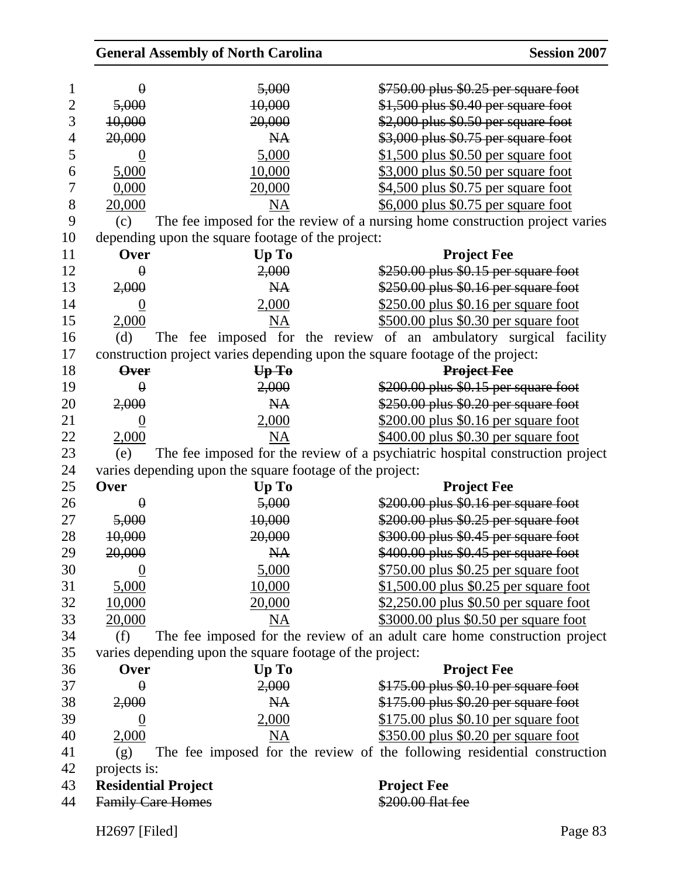| Over | Up To | Project Fee |
|---|---|---|
| ~~0~~ | ~~5,000~~ | ~~$750.00 plus $0.25 per square foot~~ |
| ~~5,000~~ | ~~10,000~~ | ~~$1,500 plus $0.40 per square foot~~ |
| ~~10,000~~ | ~~20,000~~ | ~~$2,000 plus $0.50 per square foot~~ |
| ~~20,000~~ | ~~NA~~ | ~~$3,000 plus $0.75 per square foot~~ |
| <u>0</u> | <u>5,000</u> | <u>$1,500 plus $0.50 per square foot</u> |
| <u>5,000</u> | <u>10,000</u> | <u>$3,000 plus $0.50 per square foot</u> |
| <u>0,000</u> | <u>20,000</u> | <u>$4,500 plus $0.75 per square foot</u> |
| <u>20,000</u> | <u>NA</u> | <u>$6,000 plus $0.75 per square foot</u> |

(c) The fee imposed for the review of a nursing home construction project varies depending upon the square footage of the project:

| **Over** | **Up To** | **Project Fee** |
|---|---|---|
| ~~0~~ | ~~2,000~~ | ~~$250.00 plus $0.15 per square foot~~ |
| ~~2,000~~ | ~~NA~~ | ~~$250.00 plus $0.16 per square foot~~ |
| <u>0</u> | <u>2,000</u> | <u>$250.00 plus $0.16 per square foot</u> |
| <u>2,000</u> | <u>NA</u> | <u>$500.00 plus $0.30 per square foot</u> |

(d) The fee imposed for the review of an ambulatory surgical facility construction project varies depending upon the square footage of the project:

| ~~**Over**~~ | ~~**Up To**~~ | ~~**Project Fee**~~ |
|---|---|---|
| ~~0~~ | ~~2,000~~ | ~~$200.00 plus $0.15 per square foot~~ |
| ~~2,000~~ | ~~NA~~ | ~~$250.00 plus $0.20 per square foot~~ |
| <u>0</u> | <u>2,000</u> | <u>$200.00 plus $0.16 per square foot</u> |
| <u>2,000</u> | <u>NA</u> | <u>$400.00 plus $0.30 per square foot</u> |

(e) The fee imposed for the review of a psychiatric hospital construction project varies depending upon the square footage of the project:

| **Over** | **Up To** | **Project Fee** |
|---|---|---|
| ~~0~~ | ~~5,000~~ | ~~$200.00 plus $0.16 per square foot~~ |
| ~~5,000~~ | ~~10,000~~ | ~~$200.00 plus $0.25 per square foot~~ |
| ~~10,000~~ | ~~20,000~~ | ~~$300.00 plus $0.45 per square foot~~ |
| ~~20,000~~ | ~~NA~~ | ~~$400.00 plus $0.45 per square foot~~ |
| <u>0</u> | <u>5,000</u> | <u>$750.00 plus $0.25 per square foot</u> |
| <u>5,000</u> | <u>10,000</u> | <u>$1,500.00 plus $0.25 per square foot</u> |
| <u>10,000</u> | <u>20,000</u> | <u>$2,250.00 plus $0.50 per square foot</u> |
| <u>20,000</u> | <u>NA</u> | <u>$3000.00 plus $0.50 per square foot</u> |

(f) The fee imposed for the review of an adult care home construction project varies depending upon the square footage of the project:

| **Over** | **Up To** | **Project Fee** |
|---|---|---|
| ~~0~~ | ~~2,000~~ | ~~$175.00 plus $0.10 per square foot~~ |
| ~~2,000~~ | ~~NA~~ | ~~$175.00 plus $0.20 per square foot~~ |
| <u>0</u> | <u>2,000</u> | <u>$175.00 plus $0.10 per square foot</u> |
| <u>2,000</u> | <u>NA</u> | <u>$350.00 plus $0.20 per square foot</u> |

(g) The fee imposed for the review of the following residential construction projects is:

| **Residential Project** | **Project Fee** |
|---|---|
| ~~Family Care Homes~~ | ~~$200.00 flat fee~~ |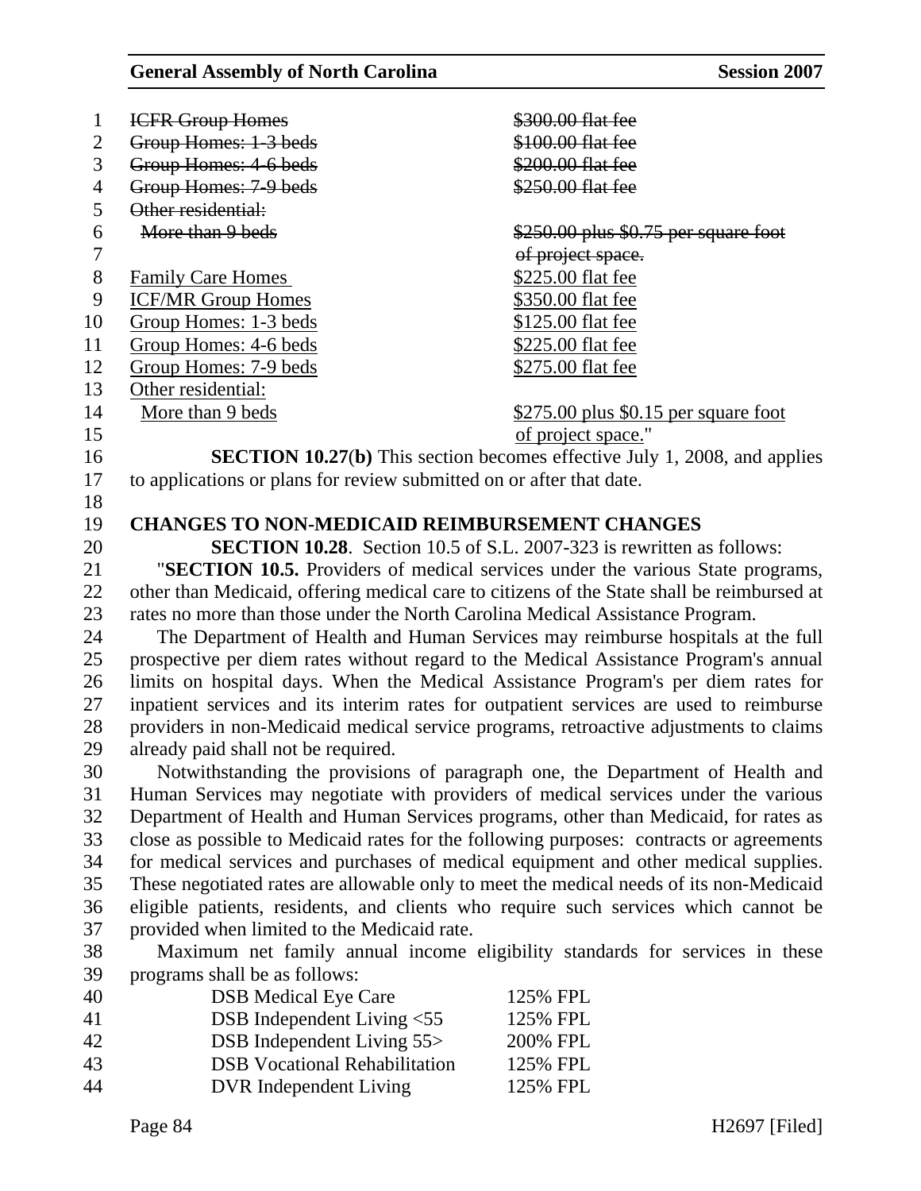| | |
|---|---|
| ~~ICFR Group Homes~~ | ~~$300.00 flat fee~~ |
| ~~Group Homes: 1-3 beds~~ | ~~$100.00 flat fee~~ |
| ~~Group Homes: 4-6 beds~~ | ~~$200.00 flat fee~~ |
| ~~Group Homes: 7-9 beds~~ | ~~$250.00 flat fee~~ |
| ~~Other residential:~~ | |
| ~~More than 9 beds~~ | ~~$250.00 plus $0.75 per square foot of project space.~~ |
| <u>Family Care Homes</u> | <u>$225.00 flat fee</u> |
| <u>ICF/MR Group Homes</u> | <u>$350.00 flat fee</u> |
| <u>Group Homes: 1-3 beds</u> | <u>$125.00 flat fee</u> |
| <u>Group Homes: 4-6 beds</u> | <u>$225.00 flat fee</u> |
| <u>Group Homes: 7-9 beds</u> | <u>$275.00 flat fee</u> |
| <u>Other residential:</u> | |
| <u>More than 9 beds</u> | <u>$275.00 plus $0.15 per square foot of project space.</u>" |

**SECTION 10.27(b)** This section becomes effective July 1, 2008, and applies to applications or plans for review submitted on or after that date.

**CHANGES TO NON-MEDICAID REIMBURSEMENT CHANGES**

**SECTION 10.28**. Section 10.5 of S.L. 2007-323 is rewritten as follows:

"**SECTION 10.5.** Providers of medical services under the various State programs, other than Medicaid, offering medical care to citizens of the State shall be reimbursed at rates no more than those under the North Carolina Medical Assistance Program.

The Department of Health and Human Services may reimburse hospitals at the full prospective per diem rates without regard to the Medical Assistance Program's annual limits on hospital days. When the Medical Assistance Program's per diem rates for inpatient services and its interim rates for outpatient services are used to reimburse providers in non-Medicaid medical service programs, retroactive adjustments to claims already paid shall not be required.

Notwithstanding the provisions of paragraph one, the Department of Health and Human Services may negotiate with providers of medical services under the various Department of Health and Human Services programs, other than Medicaid, for rates as close as possible to Medicaid rates for the following purposes: contracts or agreements for medical services and purchases of medical equipment and other medical supplies. These negotiated rates are allowable only to meet the medical needs of its non-Medicaid eligible patients, residents, and clients who require such services which cannot be provided when limited to the Medicaid rate.

Maximum net family annual income eligibility standards for services in these programs shall be as follows:

| | |
|---|---|
| DSB Medical Eye Care | 125% FPL |
| DSB Independent Living <55 | 125% FPL |
| DSB Independent Living 55> | 200% FPL |
| DSB Vocational Rehabilitation | 125% FPL |
| DVR Independent Living | 125% FPL |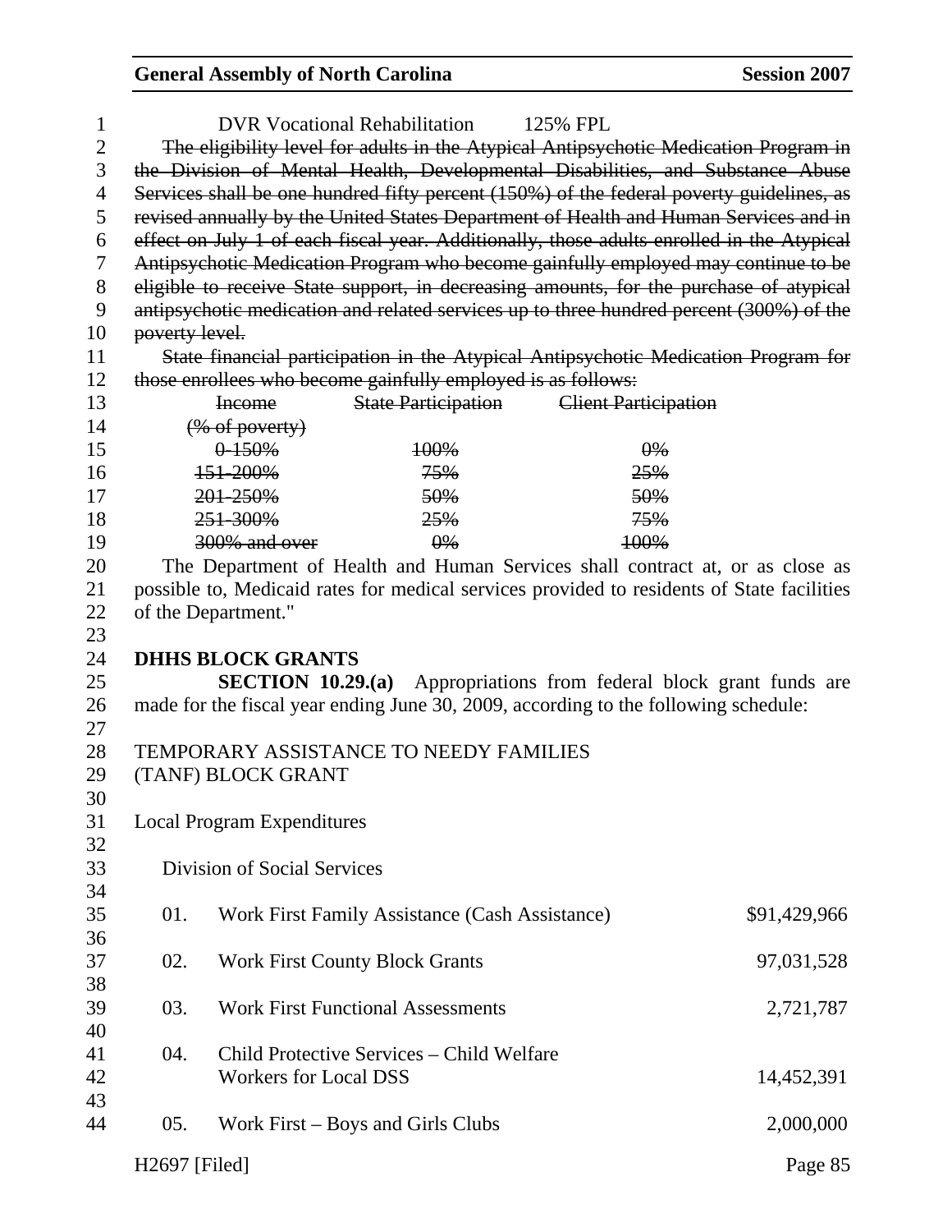DVR Vocational Rehabilitation 125% FPL

~~The eligibility level for adults in the Atypical Antipsychotic Medication Program in the Division of Mental Health, Developmental Disabilities, and Substance Abuse Services shall be one hundred fifty percent (150%) of the federal poverty guidelines, as revised annually by the United States Department of Health and Human Services and in effect on July 1 of each fiscal year. Additionally, those adults enrolled in the Atypical Antipsychotic Medication Program who become gainfully employed may continue to be eligible to receive State support, in decreasing amounts, for the purchase of atypical antipsychotic medication and related services up to three hundred percent (300%) of the poverty level.~~

~~State financial participation in the Atypical Antipsychotic Medication Program for those enrollees who become gainfully employed is as follows:~~

| ~~Income (% of poverty)~~ | ~~State Participation~~ | ~~Client Participation~~ |
|---|---|---|
| ~~0-150%~~ | ~~100%~~ | ~~0%~~ |
| ~~151-200%~~ | ~~75%~~ | ~~25%~~ |
| ~~201-250%~~ | ~~50%~~ | ~~50%~~ |
| ~~251-300%~~ | ~~25%~~ | ~~75%~~ |
| ~~300% and over~~ | ~~0%~~ | ~~100%~~ |

The Department of Health and Human Services shall contract at, or as close as possible to, Medicaid rates for medical services provided to residents of State facilities of the Department."

**DHHS BLOCK GRANTS**

**SECTION 10.29.(a)** Appropriations from federal block grant funds are made for the fiscal year ending June 30, 2009, according to the following schedule:

TEMPORARY ASSISTANCE TO NEEDY FAMILIES (TANF) BLOCK GRANT

Local Program Expenditures

Division of Social Services

| | | |
|---|---|---|
| 01. | Work First Family Assistance (Cash Assistance) | $91,429,966 |
| 02. | Work First County Block Grants | 97,031,528 |
| 03. | Work First Functional Assessments | 2,721,787 |
| 04. | Child Protective Services – Child Welfare Workers for Local DSS | 14,452,391 |
| 05. | Work First – Boys and Girls Clubs | 2,000,000 |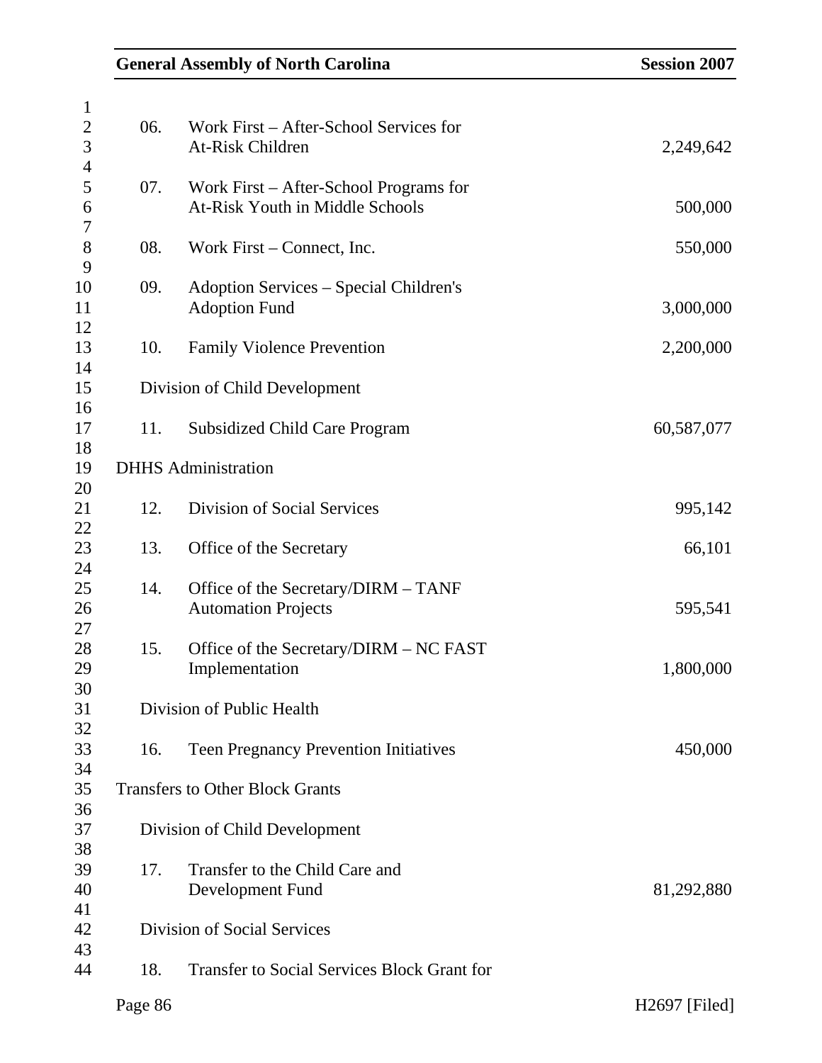| | | |
|---|---|---|
| 06. | Work First – After-School Services for At-Risk Children | 2,249,642 |
| 07. | Work First – After-School Programs for At-Risk Youth in Middle Schools | 500,000 |
| 08. | Work First – Connect, Inc. | 550,000 |
| 09. | Adoption Services – Special Children's Adoption Fund | 3,000,000 |
| 10. | Family Violence Prevention | 2,200,000 |
| | **Division of Child Development** | |
| 11. | Subsidized Child Care Program | 60,587,077 |
| **DHHS Administration** | | |
| 12. | Division of Social Services | 995,142 |
| 13. | Office of the Secretary | 66,101 |
| 14. | Office of the Secretary/DIRM – TANF Automation Projects | 595,541 |
| 15. | Office of the Secretary/DIRM – NC FAST Implementation | 1,800,000 |
| | **Division of Public Health** | |
| 16. | Teen Pregnancy Prevention Initiatives | 450,000 |
| **Transfers to Other Block Grants** | | |
| | **Division of Child Development** | |
| 17. | Transfer to the Child Care and Development Fund | 81,292,880 |
| | **Division of Social Services** | |
| 18. | Transfer to Social Services Block Grant for | |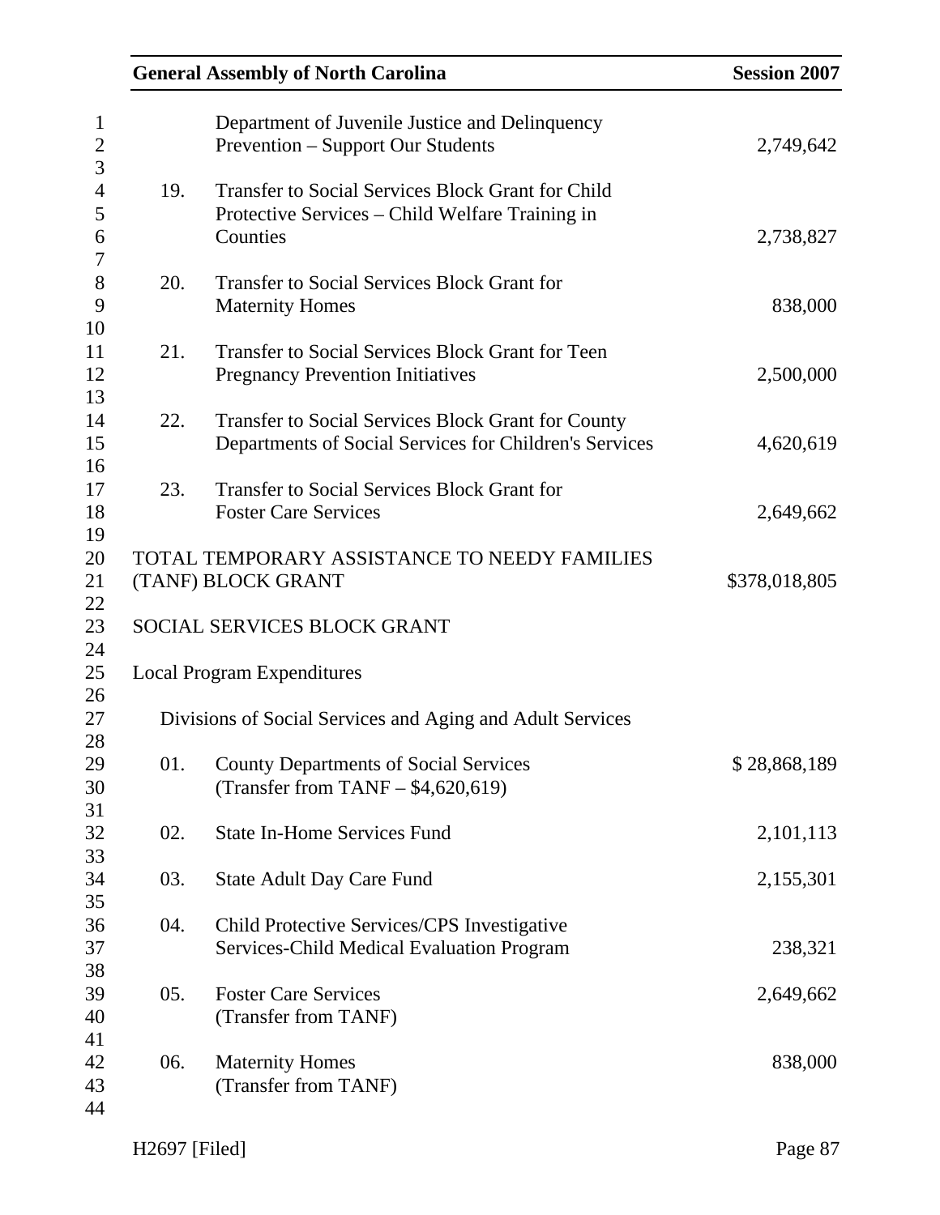| | | |
|---|---|---|
| | Department of Juvenile Justice and Delinquency Prevention – Support Our Students | 2,749,642 |
| 19. | Transfer to Social Services Block Grant for Child Protective Services – Child Welfare Training in Counties | 2,738,827 |
| 20. | Transfer to Social Services Block Grant for Maternity Homes | 838,000 |
| 21. | Transfer to Social Services Block Grant for Teen Pregnancy Prevention Initiatives | 2,500,000 |
| 22. | Transfer to Social Services Block Grant for County Departments of Social Services for Children's Services | 4,620,619 |
| 23. | Transfer to Social Services Block Grant for Foster Care Services | 2,649,662 |

TOTAL TEMPORARY ASSISTANCE TO NEEDY FAMILIES (TANF) BLOCK GRANT $378,018,805

SOCIAL SERVICES BLOCK GRANT

Local Program Expenditures

Divisions of Social Services and Aging and Adult Services

| | | |
|---|---|---|
| 01. | County Departments of Social Services (Transfer from TANF – $4,620,619) | $ 28,868,189 |
| 02. | State In-Home Services Fund | 2,101,113 |
| 03. | State Adult Day Care Fund | 2,155,301 |
| 04. | Child Protective Services/CPS Investigative Services-Child Medical Evaluation Program | 238,321 |
| 05. | Foster Care Services (Transfer from TANF) | 2,649,662 |
| 06. | Maternity Homes (Transfer from TANF) | 838,000 |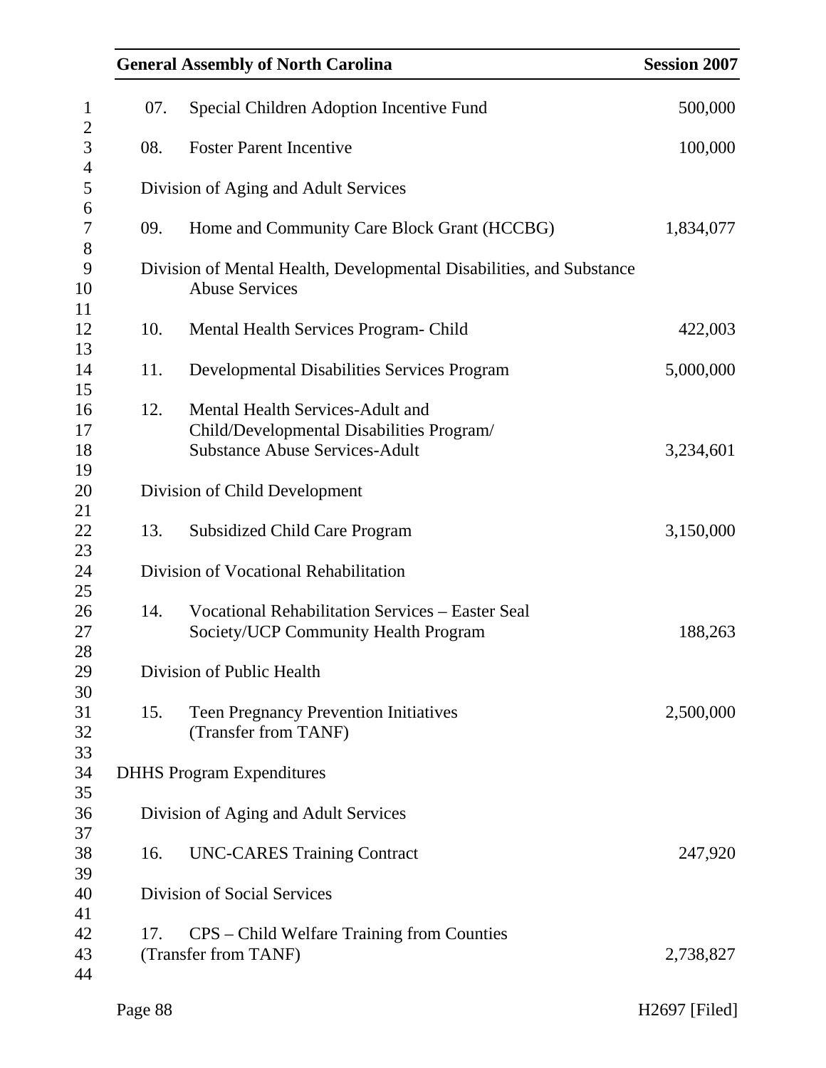| | | |
|---|---|---|
| 07. | Special Children Adoption Incentive Fund | 500,000 |
| 08. | Foster Parent Incentive | 100,000 |
| | **Division of Aging and Adult Services** | |
| 09. | Home and Community Care Block Grant (HCCBG) | 1,834,077 |
| | **Division of Mental Health, Developmental Disabilities, and Substance Abuse Services** | |
| 10. | Mental Health Services Program- Child | 422,003 |
| 11. | Developmental Disabilities Services Program | 5,000,000 |
| 12. | Mental Health Services-Adult and Child/Developmental Disabilities Program/ Substance Abuse Services-Adult | 3,234,601 |
| | **Division of Child Development** | |
| 13. | Subsidized Child Care Program | 3,150,000 |
| | **Division of Vocational Rehabilitation** | |
| 14. | Vocational Rehabilitation Services – Easter Seal Society/UCP Community Health Program | 188,263 |
| | **Division of Public Health** | |
| 15. | Teen Pregnancy Prevention Initiatives (Transfer from TANF) | 2,500,000 |

DHHS Program Expenditures

| | | |
|---|---|---|
| | **Division of Aging and Adult Services** | |
| 16. | UNC-CARES Training Contract | 247,920 |
| | **Division of Social Services** | |
| 17. | CPS – Child Welfare Training from Counties (Transfer from TANF) | 2,738,827 |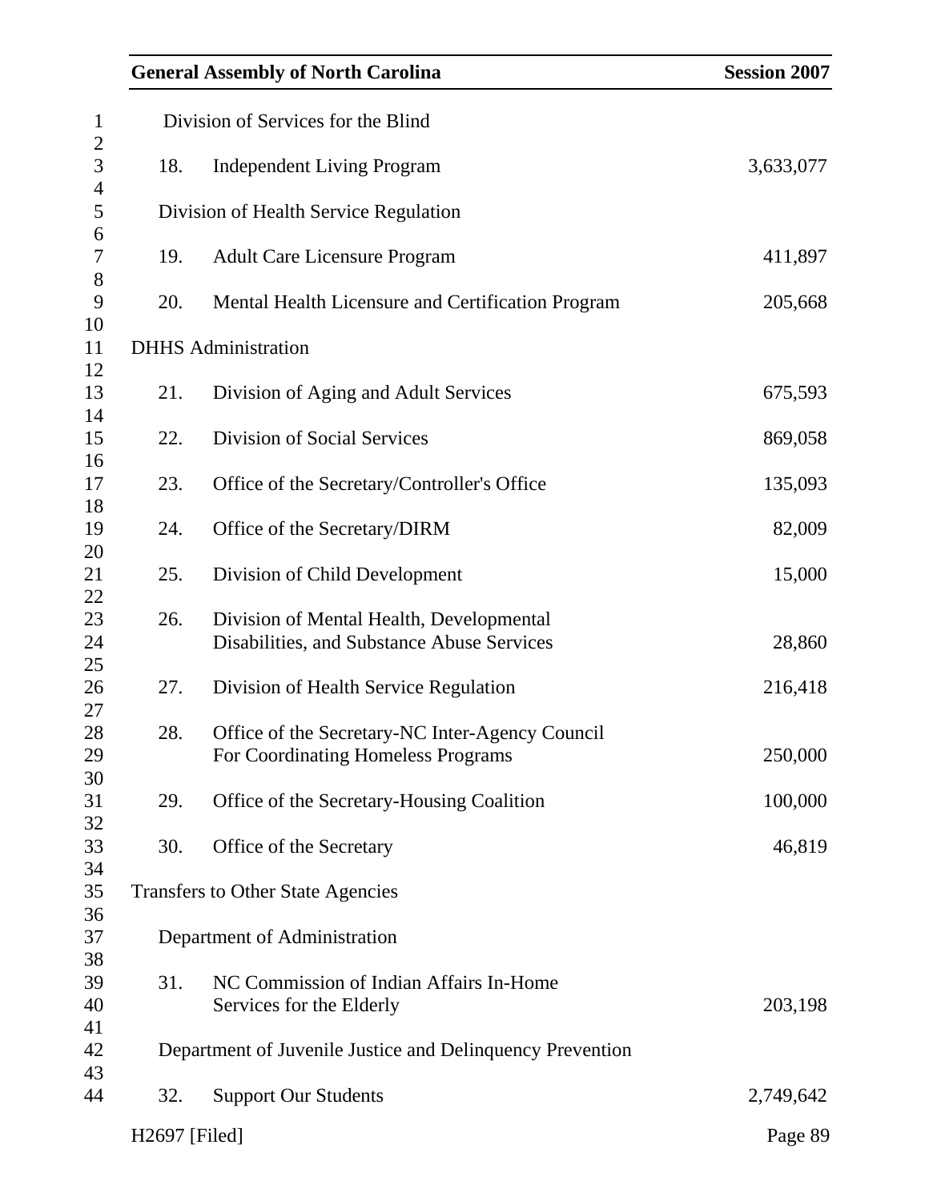Division of Services for the Blind

| | | |
|---|---|---|
| 18. | Independent Living Program | 3,633,077 |

Division of Health Service Regulation

| | | |
|---|---|---|
| 19. | Adult Care Licensure Program | 411,897 |
| 20. | Mental Health Licensure and Certification Program | 205,668 |

DHHS Administration

| | | |
|---|---|---|
| 21. | Division of Aging and Adult Services | 675,593 |
| 22. | Division of Social Services | 869,058 |
| 23. | Office of the Secretary/Controller's Office | 135,093 |
| 24. | Office of the Secretary/DIRM | 82,009 |
| 25. | Division of Child Development | 15,000 |
| 26. | Division of Mental Health, Developmental Disabilities, and Substance Abuse Services | 28,860 |
| 27. | Division of Health Service Regulation | 216,418 |
| 28. | Office of the Secretary-NC Inter-Agency Council For Coordinating Homeless Programs | 250,000 |
| 29. | Office of the Secretary-Housing Coalition | 100,000 |
| 30. | Office of the Secretary | 46,819 |

Transfers to Other State Agencies

Department of Administration

| | | |
|---|---|---|
| 31. | NC Commission of Indian Affairs In-Home Services for the Elderly | 203,198 |

Department of Juvenile Justice and Delinquency Prevention

| | | |
|---|---|---|
| 32. | Support Our Students | 2,749,642 |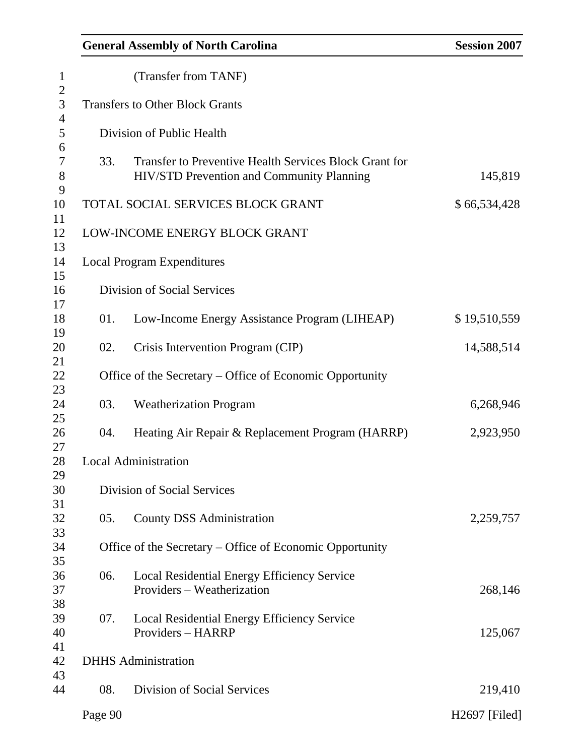(Transfer from TANF)

Transfers to Other Block Grants

Division of Public Health

| | | |
|---|---|---|
| 33. | Transfer to Preventive Health Services Block Grant for HIV/STD Prevention and Community Planning | 145,819 |

TOTAL SOCIAL SERVICES BLOCK GRANT $ 66,534,428

LOW-INCOME ENERGY BLOCK GRANT

Local Program Expenditures

Division of Social Services

| | | |
|---|---|---|
| 01. | Low-Income Energy Assistance Program (LIHEAP) | $ 19,510,559 |
| 02. | Crisis Intervention Program (CIP) | 14,588,514 |

Office of the Secretary – Office of Economic Opportunity

| | | |
|---|---|---|
| 03. | Weatherization Program | 6,268,946 |
| 04. | Heating Air Repair & Replacement Program (HARRP) | 2,923,950 |

Local Administration

Division of Social Services

| | | |
|---|---|---|
| 05. | County DSS Administration | 2,259,757 |

Office of the Secretary – Office of Economic Opportunity

| | | |
|---|---|---|
| 06. | Local Residential Energy Efficiency Service Providers – Weatherization | 268,146 |
| 07. | Local Residential Energy Efficiency Service Providers – HARRP | 125,067 |

DHHS Administration

| | | |
|---|---|---|
| 08. | Division of Social Services | 219,410 |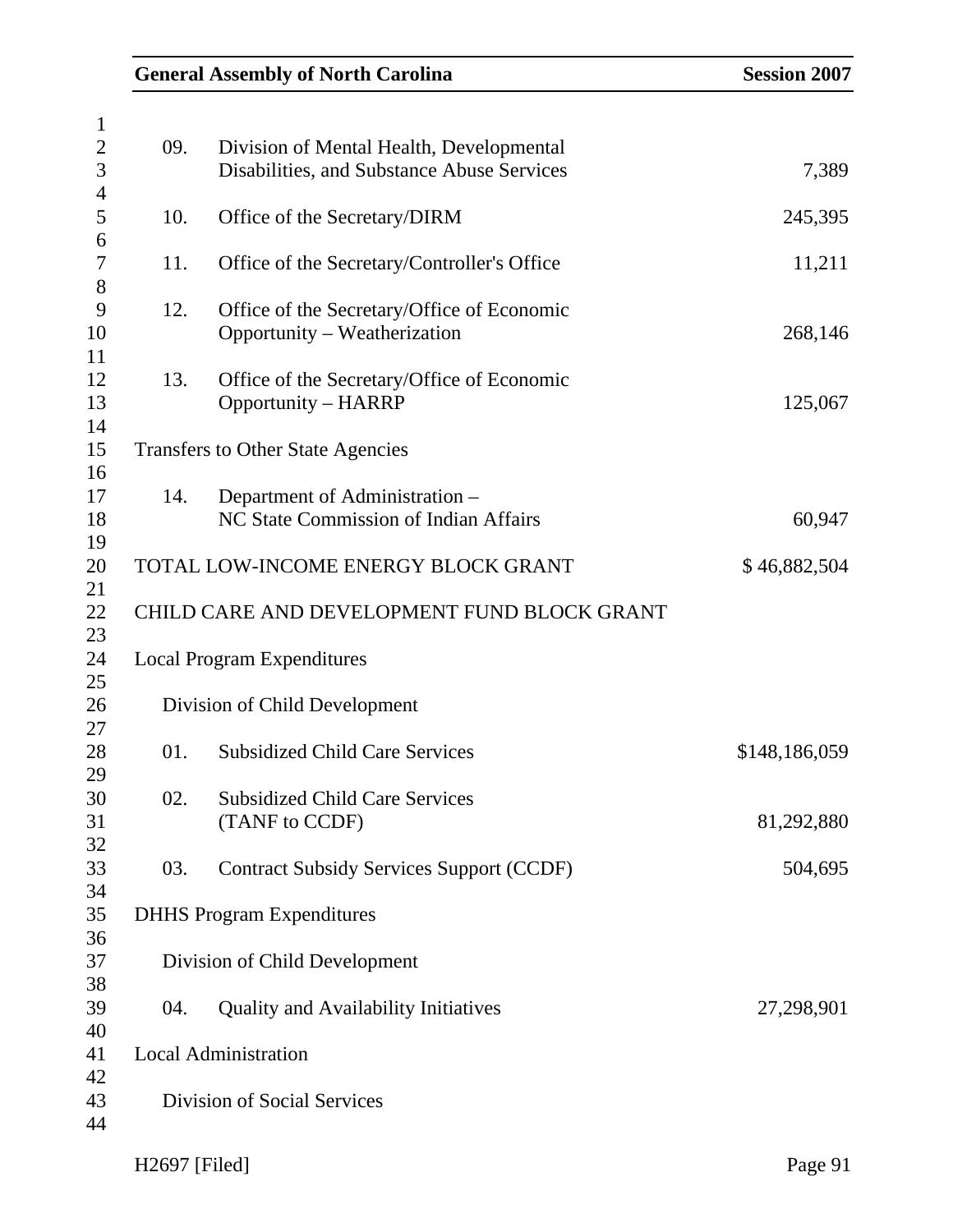| | | |
|---|---|---|
| 09. | Division of Mental Health, Developmental Disabilities, and Substance Abuse Services | 7,389 |
| 10. | Office of the Secretary/DIRM | 245,395 |
| 11. | Office of the Secretary/Controller's Office | 11,211 |
| 12. | Office of the Secretary/Office of Economic Opportunity – Weatherization | 268,146 |
| 13. | Office of the Secretary/Office of Economic Opportunity – HARRP | 125,067 |

Transfers to Other State Agencies

| | | |
|---|---|---|
| 14. | Department of Administration – NC State Commission of Indian Affairs | 60,947 |

TOTAL LOW-INCOME ENERGY BLOCK GRANT $ 46,882,504

CHILD CARE AND DEVELOPMENT FUND BLOCK GRANT

Local Program Expenditures

Division of Child Development

| | | |
|---|---|---|
| 01. | Subsidized Child Care Services | $148,186,059 |
| 02. | Subsidized Child Care Services (TANF to CCDF) | 81,292,880 |
| 03. | Contract Subsidy Services Support (CCDF) | 504,695 |

DHHS Program Expenditures

Division of Child Development

| | | |
|---|---|---|
| 04. | Quality and Availability Initiatives | 27,298,901 |

Local Administration

Division of Social Services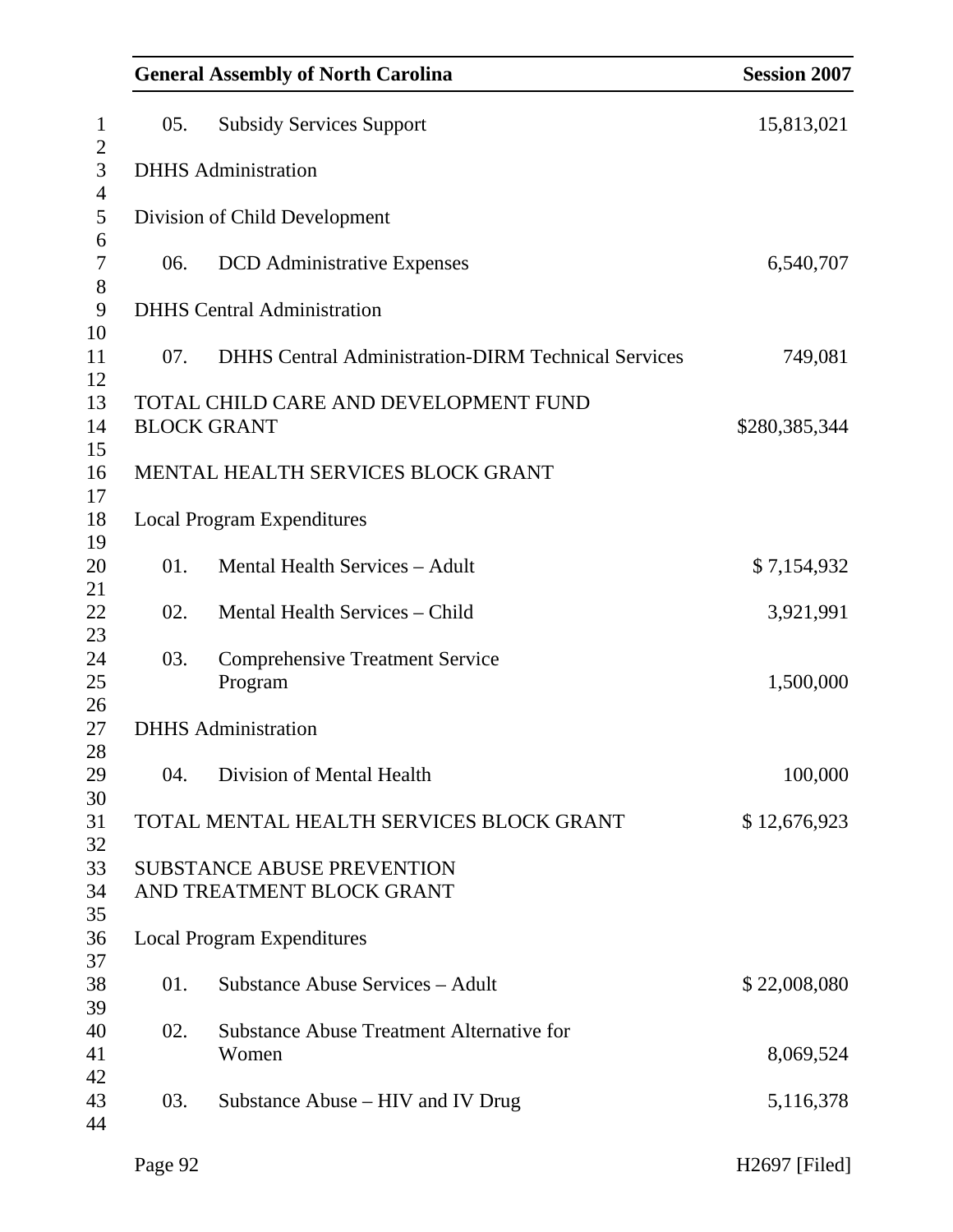| | | |
|---|---|---|
| 05. | Subsidy Services Support | 15,813,021 |
| DHHS Administration | | |
| Division of Child Development | | |
| 06. | DCD Administrative Expenses | 6,540,707 |
| DHHS Central Administration | | |
| 07. | DHHS Central Administration-DIRM Technical Services | 749,081 |
| TOTAL CHILD CARE AND DEVELOPMENT FUND BLOCK GRANT | | $280,385,344 |

MENTAL HEALTH SERVICES BLOCK GRANT

| | | |
|---|---|---|
| Local Program Expenditures | | |
| 01. | Mental Health Services – Adult | $ 7,154,932 |
| 02. | Mental Health Services – Child | 3,921,991 |
| 03. | Comprehensive Treatment Service Program | 1,500,000 |
| DHHS Administration | | |
| 04. | Division of Mental Health | 100,000 |
| TOTAL MENTAL HEALTH SERVICES BLOCK GRANT | | $ 12,676,923 |

SUBSTANCE ABUSE PREVENTION AND TREATMENT BLOCK GRANT

| | | |
|---|---|---|
| Local Program Expenditures | | |
| 01. | Substance Abuse Services – Adult | $ 22,008,080 |
| 02. | Substance Abuse Treatment Alternative for Women | 8,069,524 |
| 03. | Substance Abuse – HIV and IV Drug | 5,116,378 |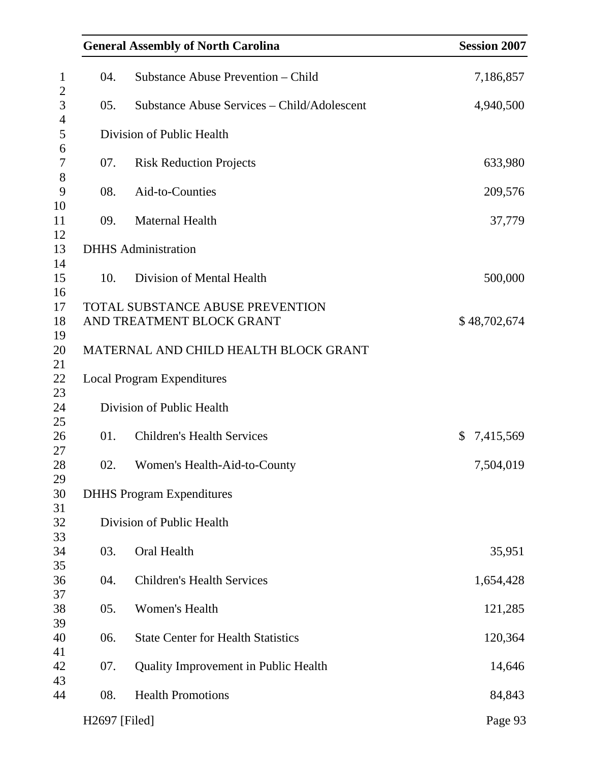| | | |
|---|---|---|
| 04. | Substance Abuse Prevention – Child | 7,186,857 |
| 05. | Substance Abuse Services – Child/Adolescent | 4,940,500 |
| | Division of Public Health | |
| 07. | Risk Reduction Projects | 633,980 |
| 08. | Aid-to-Counties | 209,576 |
| 09. | Maternal Health | 37,779 |
| DHHS Administration | | |
| 10. | Division of Mental Health | 500,000 |
| TOTAL SUBSTANCE ABUSE PREVENTION AND TREATMENT BLOCK GRANT | | $ 48,702,674 |

MATERNAL AND CHILD HEALTH BLOCK GRANT

| | | |
|---|---|---|
| Local Program Expenditures | | |
| | Division of Public Health | |
| 01. | Children's Health Services | $ 7,415,569 |
| 02. | Women's Health-Aid-to-County | 7,504,019 |
| DHHS Program Expenditures | | |
| | Division of Public Health | |
| 03. | Oral Health | 35,951 |
| 04. | Children's Health Services | 1,654,428 |
| 05. | Women's Health | 121,285 |
| 06. | State Center for Health Statistics | 120,364 |
| 07. | Quality Improvement in Public Health | 14,646 |
| 08. | Health Promotions | 84,843 |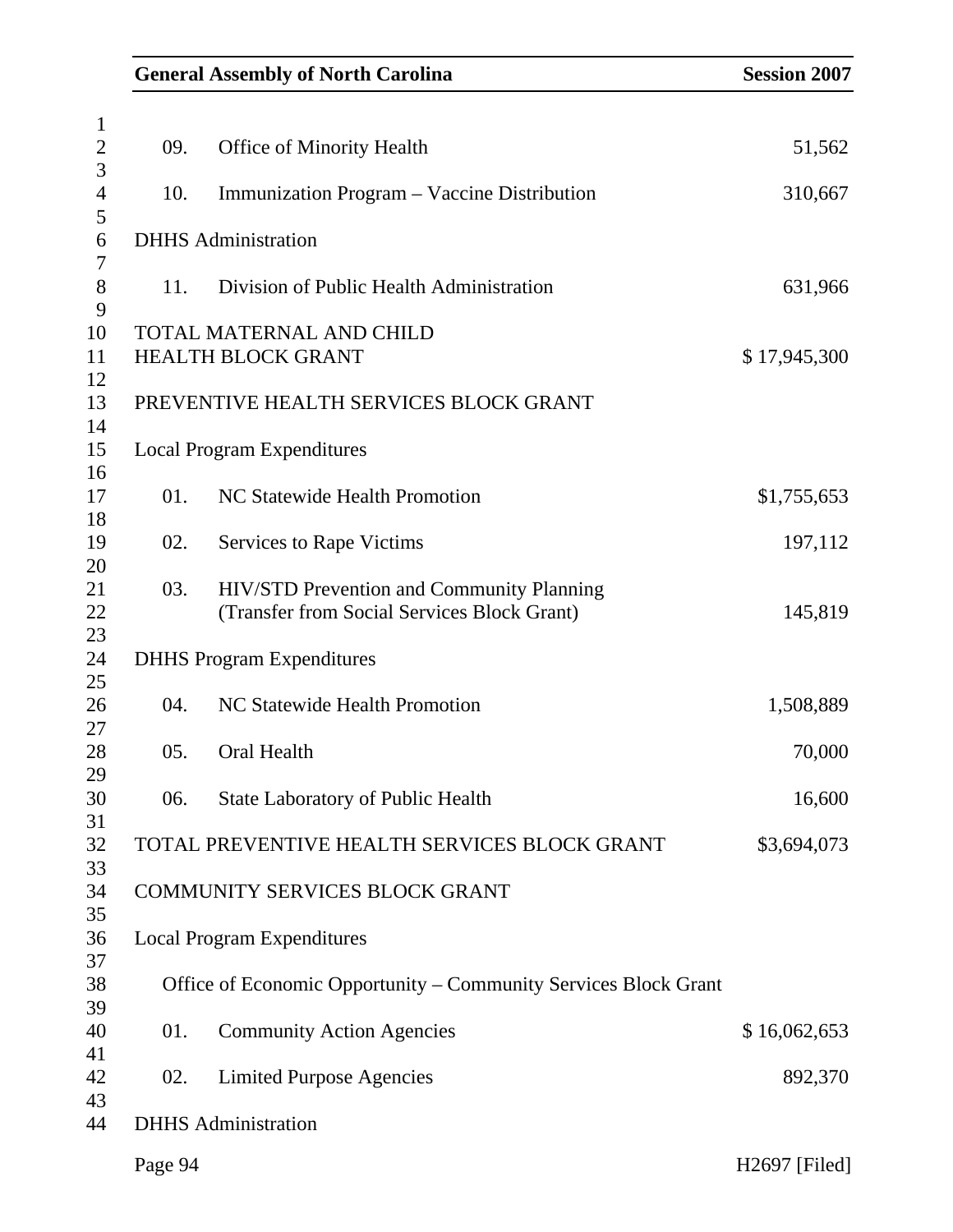| | | |
|---|---|---|
| 09. | Office of Minority Health | 51,562 |
| 10. | Immunization Program – Vaccine Distribution | 310,667 |
| DHHS Administration | | |
| 11. | Division of Public Health Administration | 631,966 |
| TOTAL MATERNAL AND CHILD HEALTH BLOCK GRANT | | $ 17,945,300 |

PREVENTIVE HEALTH SERVICES BLOCK GRANT

| | | |
|---|---|---|
| Local Program Expenditures | | |
| 01. | NC Statewide Health Promotion | $1,755,653 |
| 02. | Services to Rape Victims | 197,112 |
| 03. | HIV/STD Prevention and Community Planning (Transfer from Social Services Block Grant) | 145,819 |
| DHHS Program Expenditures | | |
| 04. | NC Statewide Health Promotion | 1,508,889 |
| 05. | Oral Health | 70,000 |
| 06. | State Laboratory of Public Health | 16,600 |
| TOTAL PREVENTIVE HEALTH SERVICES BLOCK GRANT | | $3,694,073 |

COMMUNITY SERVICES BLOCK GRANT

Local Program Expenditures

Office of Economic Opportunity – Community Services Block Grant

| | | |
|---|---|---|
| 01. | Community Action Agencies | $ 16,062,653 |
| 02. | Limited Purpose Agencies | 892,370 |

DHHS Administration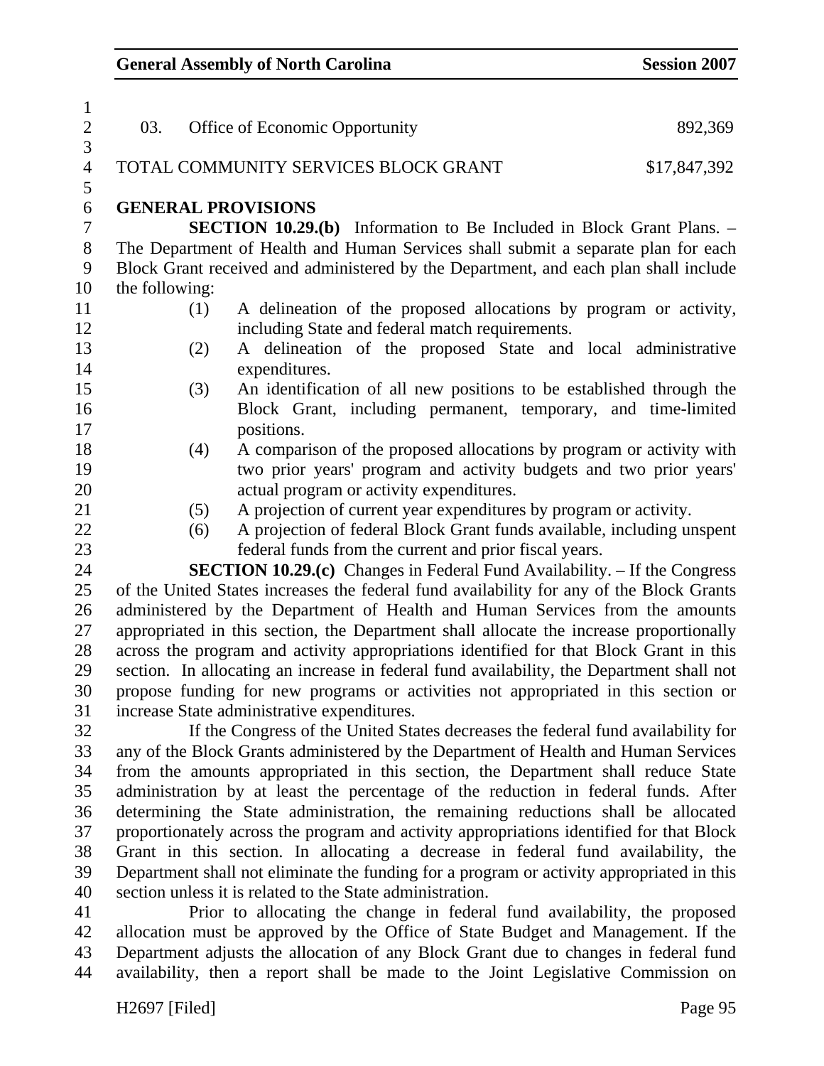| | | |
|---|---|---|
| 03. | Office of Economic Opportunity | 892,369 |
| | TOTAL COMMUNITY SERVICES BLOCK GRANT | $17,847,392 |

**GENERAL PROVISIONS**

**SECTION 10.29.(b)** Information to Be Included in Block Grant Plans. – The Department of Health and Human Services shall submit a separate plan for each Block Grant received and administered by the Department, and each plan shall include the following:

(1) A delineation of the proposed allocations by program or activity, including State and federal match requirements.

(2) A delineation of the proposed State and local administrative expenditures.

(3) An identification of all new positions to be established through the Block Grant, including permanent, temporary, and time-limited positions.

(4) A comparison of the proposed allocations by program or activity with two prior years' program and activity budgets and two prior years' actual program or activity expenditures.

(5) A projection of current year expenditures by program or activity.

(6) A projection of federal Block Grant funds available, including unspent federal funds from the current and prior fiscal years.

**SECTION 10.29.(c)** Changes in Federal Fund Availability. – If the Congress of the United States increases the federal fund availability for any of the Block Grants administered by the Department of Health and Human Services from the amounts appropriated in this section, the Department shall allocate the increase proportionally across the program and activity appropriations identified for that Block Grant in this section. In allocating an increase in federal fund availability, the Department shall not propose funding for new programs or activities not appropriated in this section or increase State administrative expenditures.

If the Congress of the United States decreases the federal fund availability for any of the Block Grants administered by the Department of Health and Human Services from the amounts appropriated in this section, the Department shall reduce State administration by at least the percentage of the reduction in federal funds. After determining the State administration, the remaining reductions shall be allocated proportionately across the program and activity appropriations identified for that Block Grant in this section. In allocating a decrease in federal fund availability, the Department shall not eliminate the funding for a program or activity appropriated in this section unless it is related to the State administration.

Prior to allocating the change in federal fund availability, the proposed allocation must be approved by the Office of State Budget and Management. If the Department adjusts the allocation of any Block Grant due to changes in federal fund availability, then a report shall be made to the Joint Legislative Commission on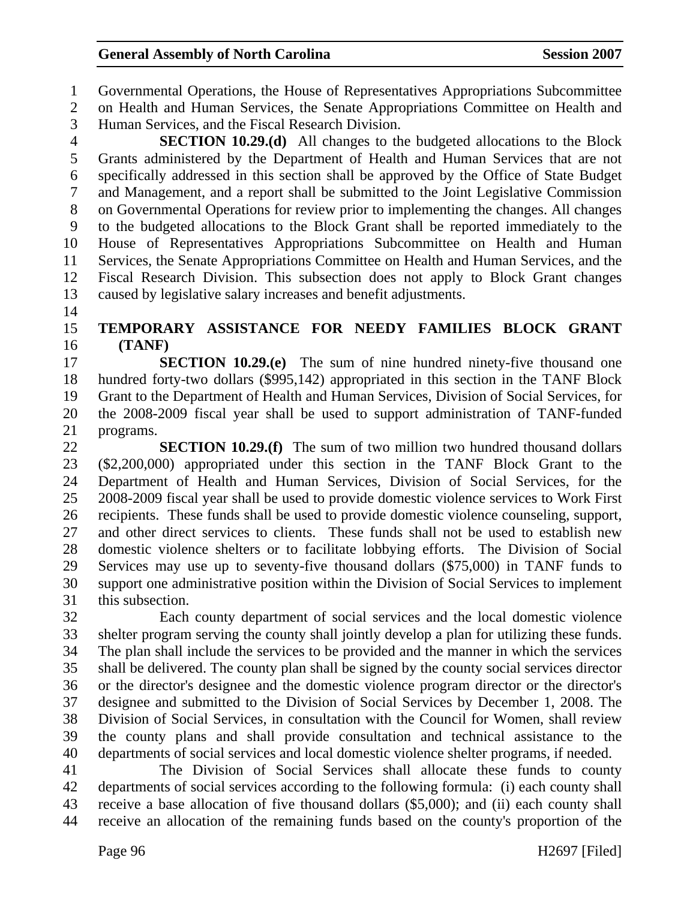Governmental Operations, the House of Representatives Appropriations Subcommittee on Health and Human Services, the Senate Appropriations Committee on Health and Human Services, and the Fiscal Research Division.

**SECTION 10.29.(d)** All changes to the budgeted allocations to the Block Grants administered by the Department of Health and Human Services that are not specifically addressed in this section shall be approved by the Office of State Budget and Management, and a report shall be submitted to the Joint Legislative Commission on Governmental Operations for review prior to implementing the changes. All changes to the budgeted allocations to the Block Grant shall be reported immediately to the House of Representatives Appropriations Subcommittee on Health and Human Services, the Senate Appropriations Committee on Health and Human Services, and the Fiscal Research Division. This subsection does not apply to Block Grant changes caused by legislative salary increases and benefit adjustments.

**TEMPORARY ASSISTANCE FOR NEEDY FAMILIES BLOCK GRANT (TANF)**

**SECTION 10.29.(e)** The sum of nine hundred ninety-five thousand one hundred forty-two dollars ($995,142) appropriated in this section in the TANF Block Grant to the Department of Health and Human Services, Division of Social Services, for the 2008-2009 fiscal year shall be used to support administration of TANF-funded programs.

**SECTION 10.29.(f)** The sum of two million two hundred thousand dollars ($2,200,000) appropriated under this section in the TANF Block Grant to the Department of Health and Human Services, Division of Social Services, for the 2008-2009 fiscal year shall be used to provide domestic violence services to Work First recipients. These funds shall be used to provide domestic violence counseling, support, and other direct services to clients. These funds shall not be used to establish new domestic violence shelters or to facilitate lobbying efforts. The Division of Social Services may use up to seventy-five thousand dollars ($75,000) in TANF funds to support one administrative position within the Division of Social Services to implement this subsection.

Each county department of social services and the local domestic violence shelter program serving the county shall jointly develop a plan for utilizing these funds. The plan shall include the services to be provided and the manner in which the services shall be delivered. The county plan shall be signed by the county social services director or the director's designee and the domestic violence program director or the director's designee and submitted to the Division of Social Services by December 1, 2008. The Division of Social Services, in consultation with the Council for Women, shall review the county plans and shall provide consultation and technical assistance to the departments of social services and local domestic violence shelter programs, if needed.

The Division of Social Services shall allocate these funds to county departments of social services according to the following formula: (i) each county shall receive a base allocation of five thousand dollars ($5,000); and (ii) each county shall receive an allocation of the remaining funds based on the county's proportion of the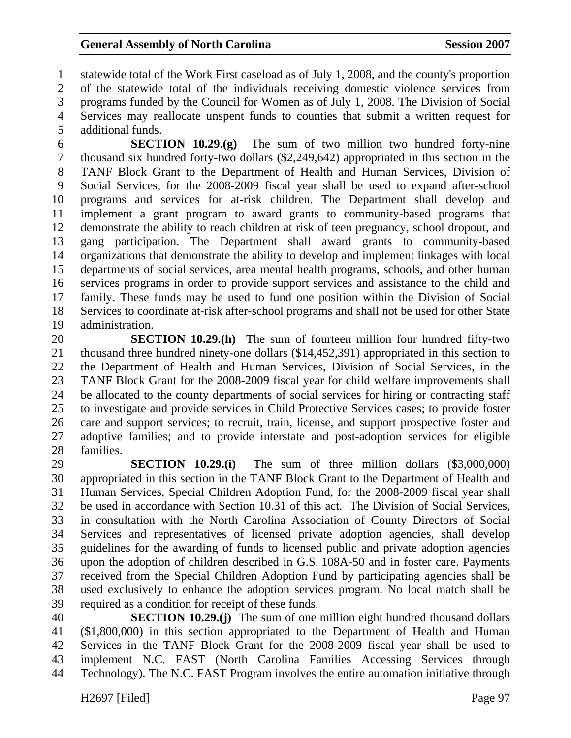statewide total of the Work First caseload as of July 1, 2008, and the county's proportion of the statewide total of the individuals receiving domestic violence services from programs funded by the Council for Women as of July 1, 2008. The Division of Social Services may reallocate unspent funds to counties that submit a written request for additional funds.

**SECTION 10.29.(g)** The sum of two million two hundred forty-nine thousand six hundred forty-two dollars ($2,249,642) appropriated in this section in the TANF Block Grant to the Department of Health and Human Services, Division of Social Services, for the 2008-2009 fiscal year shall be used to expand after-school programs and services for at-risk children. The Department shall develop and implement a grant program to award grants to community-based programs that demonstrate the ability to reach children at risk of teen pregnancy, school dropout, and gang participation. The Department shall award grants to community-based organizations that demonstrate the ability to develop and implement linkages with local departments of social services, area mental health programs, schools, and other human services programs in order to provide support services and assistance to the child and family. These funds may be used to fund one position within the Division of Social Services to coordinate at-risk after-school programs and shall not be used for other State administration.

**SECTION 10.29.(h)** The sum of fourteen million four hundred fifty-two thousand three hundred ninety-one dollars ($14,452,391) appropriated in this section to the Department of Health and Human Services, Division of Social Services, in the TANF Block Grant for the 2008-2009 fiscal year for child welfare improvements shall be allocated to the county departments of social services for hiring or contracting staff to investigate and provide services in Child Protective Services cases; to provide foster care and support services; to recruit, train, license, and support prospective foster and adoptive families; and to provide interstate and post-adoption services for eligible families.

**SECTION 10.29.(i)** The sum of three million dollars ($3,000,000) appropriated in this section in the TANF Block Grant to the Department of Health and Human Services, Special Children Adoption Fund, for the 2008-2009 fiscal year shall be used in accordance with Section 10.31 of this act. The Division of Social Services, in consultation with the North Carolina Association of County Directors of Social Services and representatives of licensed private adoption agencies, shall develop guidelines for the awarding of funds to licensed public and private adoption agencies upon the adoption of children described in G.S. 108A-50 and in foster care. Payments received from the Special Children Adoption Fund by participating agencies shall be used exclusively to enhance the adoption services program. No local match shall be required as a condition for receipt of these funds.

**SECTION 10.29.(j)** The sum of one million eight hundred thousand dollars ($1,800,000) in this section appropriated to the Department of Health and Human Services in the TANF Block Grant for the 2008-2009 fiscal year shall be used to implement N.C. FAST (North Carolina Families Accessing Services through Technology). The N.C. FAST Program involves the entire automation initiative through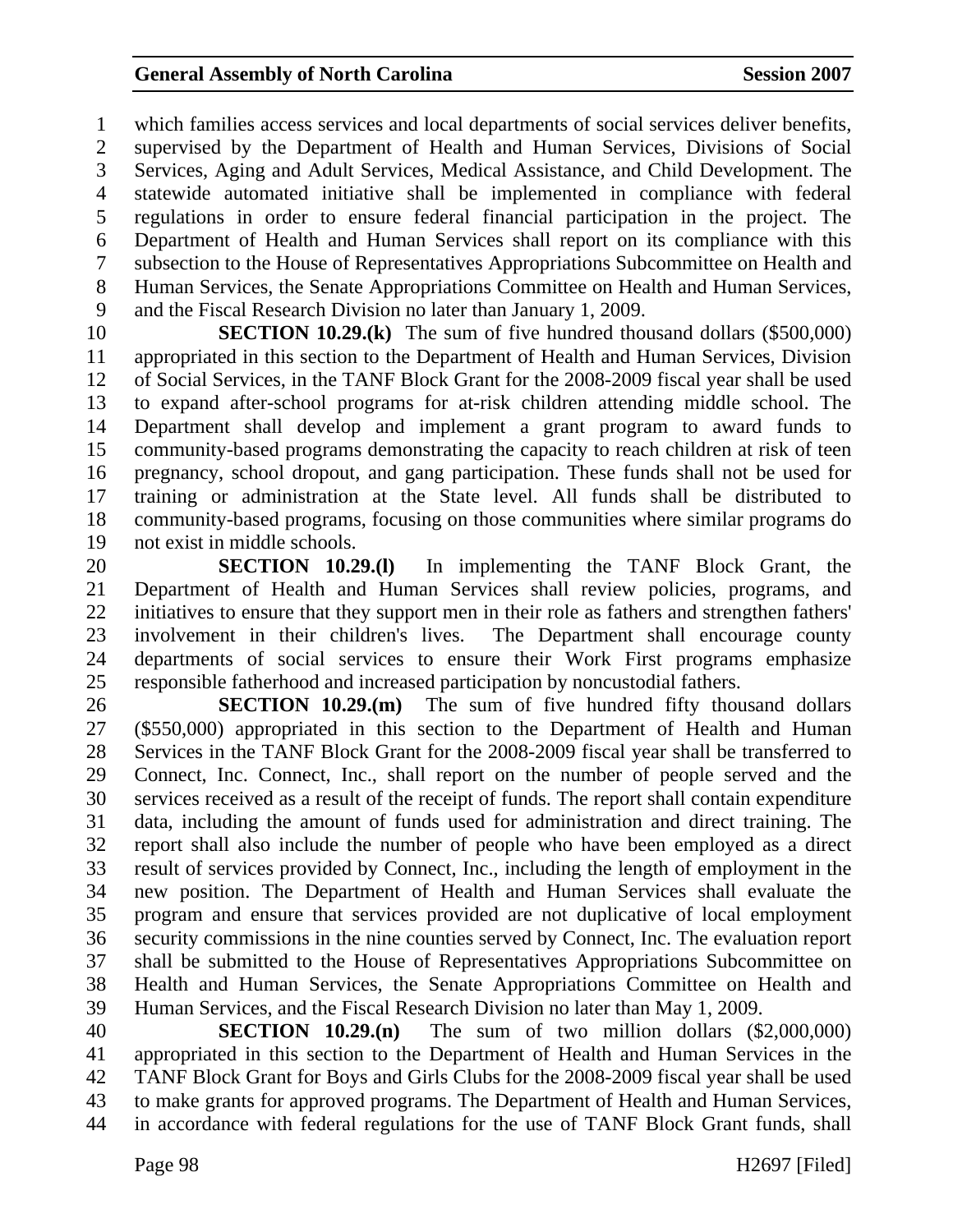which families access services and local departments of social services deliver benefits, supervised by the Department of Health and Human Services, Divisions of Social Services, Aging and Adult Services, Medical Assistance, and Child Development. The statewide automated initiative shall be implemented in compliance with federal regulations in order to ensure federal financial participation in the project. The Department of Health and Human Services shall report on its compliance with this subsection to the House of Representatives Appropriations Subcommittee on Health and Human Services, the Senate Appropriations Committee on Health and Human Services, and the Fiscal Research Division no later than January 1, 2009.

**SECTION 10.29.(k)** The sum of five hundred thousand dollars ($500,000) appropriated in this section to the Department of Health and Human Services, Division of Social Services, in the TANF Block Grant for the 2008-2009 fiscal year shall be used to expand after-school programs for at-risk children attending middle school. The Department shall develop and implement a grant program to award funds to community-based programs demonstrating the capacity to reach children at risk of teen pregnancy, school dropout, and gang participation. These funds shall not be used for training or administration at the State level. All funds shall be distributed to community-based programs, focusing on those communities where similar programs do not exist in middle schools.

**SECTION 10.29.(l)** In implementing the TANF Block Grant, the Department of Health and Human Services shall review policies, programs, and initiatives to ensure that they support men in their role as fathers and strengthen fathers' involvement in their children's lives. The Department shall encourage county departments of social services to ensure their Work First programs emphasize responsible fatherhood and increased participation by noncustodial fathers.

**SECTION 10.29.(m)** The sum of five hundred fifty thousand dollars ($550,000) appropriated in this section to the Department of Health and Human Services in the TANF Block Grant for the 2008-2009 fiscal year shall be transferred to Connect, Inc. Connect, Inc., shall report on the number of people served and the services received as a result of the receipt of funds. The report shall contain expenditure data, including the amount of funds used for administration and direct training. The report shall also include the number of people who have been employed as a direct result of services provided by Connect, Inc., including the length of employment in the new position. The Department of Health and Human Services shall evaluate the program and ensure that services provided are not duplicative of local employment security commissions in the nine counties served by Connect, Inc. The evaluation report shall be submitted to the House of Representatives Appropriations Subcommittee on Health and Human Services, the Senate Appropriations Committee on Health and Human Services, and the Fiscal Research Division no later than May 1, 2009.

**SECTION 10.29.(n)** The sum of two million dollars ($2,000,000) appropriated in this section to the Department of Health and Human Services in the TANF Block Grant for Boys and Girls Clubs for the 2008-2009 fiscal year shall be used to make grants for approved programs. The Department of Health and Human Services, in accordance with federal regulations for the use of TANF Block Grant funds, shall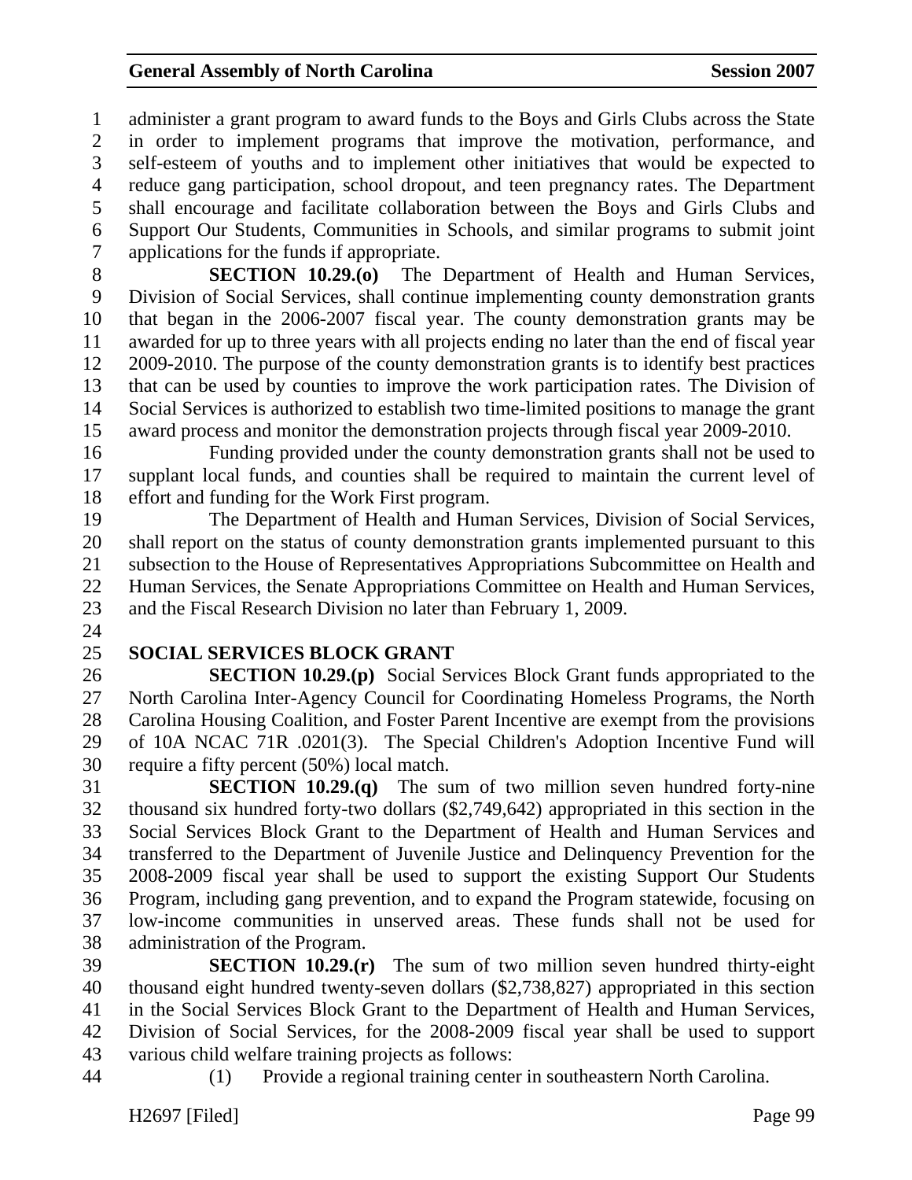administer a grant program to award funds to the Boys and Girls Clubs across the State in order to implement programs that improve the motivation, performance, and self-esteem of youths and to implement other initiatives that would be expected to reduce gang participation, school dropout, and teen pregnancy rates. The Department shall encourage and facilitate collaboration between the Boys and Girls Clubs and Support Our Students, Communities in Schools, and similar programs to submit joint applications for the funds if appropriate.

**SECTION 10.29.(o)** The Department of Health and Human Services, Division of Social Services, shall continue implementing county demonstration grants that began in the 2006-2007 fiscal year. The county demonstration grants may be awarded for up to three years with all projects ending no later than the end of fiscal year 2009-2010. The purpose of the county demonstration grants is to identify best practices that can be used by counties to improve the work participation rates. The Division of Social Services is authorized to establish two time-limited positions to manage the grant award process and monitor the demonstration projects through fiscal year 2009-2010.

Funding provided under the county demonstration grants shall not be used to supplant local funds, and counties shall be required to maintain the current level of effort and funding for the Work First program.

The Department of Health and Human Services, Division of Social Services, shall report on the status of county demonstration grants implemented pursuant to this subsection to the House of Representatives Appropriations Subcommittee on Health and Human Services, the Senate Appropriations Committee on Health and Human Services, and the Fiscal Research Division no later than February 1, 2009.

## SOCIAL SERVICES BLOCK GRANT

**SECTION 10.29.(p)** Social Services Block Grant funds appropriated to the North Carolina Inter-Agency Council for Coordinating Homeless Programs, the North Carolina Housing Coalition, and Foster Parent Incentive are exempt from the provisions of 10A NCAC 71R .0201(3). The Special Children's Adoption Incentive Fund will require a fifty percent (50%) local match.

**SECTION 10.29.(q)** The sum of two million seven hundred forty-nine thousand six hundred forty-two dollars ($2,749,642) appropriated in this section in the Social Services Block Grant to the Department of Health and Human Services and transferred to the Department of Juvenile Justice and Delinquency Prevention for the 2008-2009 fiscal year shall be used to support the existing Support Our Students Program, including gang prevention, and to expand the Program statewide, focusing on low-income communities in unserved areas. These funds shall not be used for administration of the Program.

**SECTION 10.29.(r)** The sum of two million seven hundred thirty-eight thousand eight hundred twenty-seven dollars ($2,738,827) appropriated in this section in the Social Services Block Grant to the Department of Health and Human Services, Division of Social Services, for the 2008-2009 fiscal year shall be used to support various child welfare training projects as follows:

(1) Provide a regional training center in southeastern North Carolina.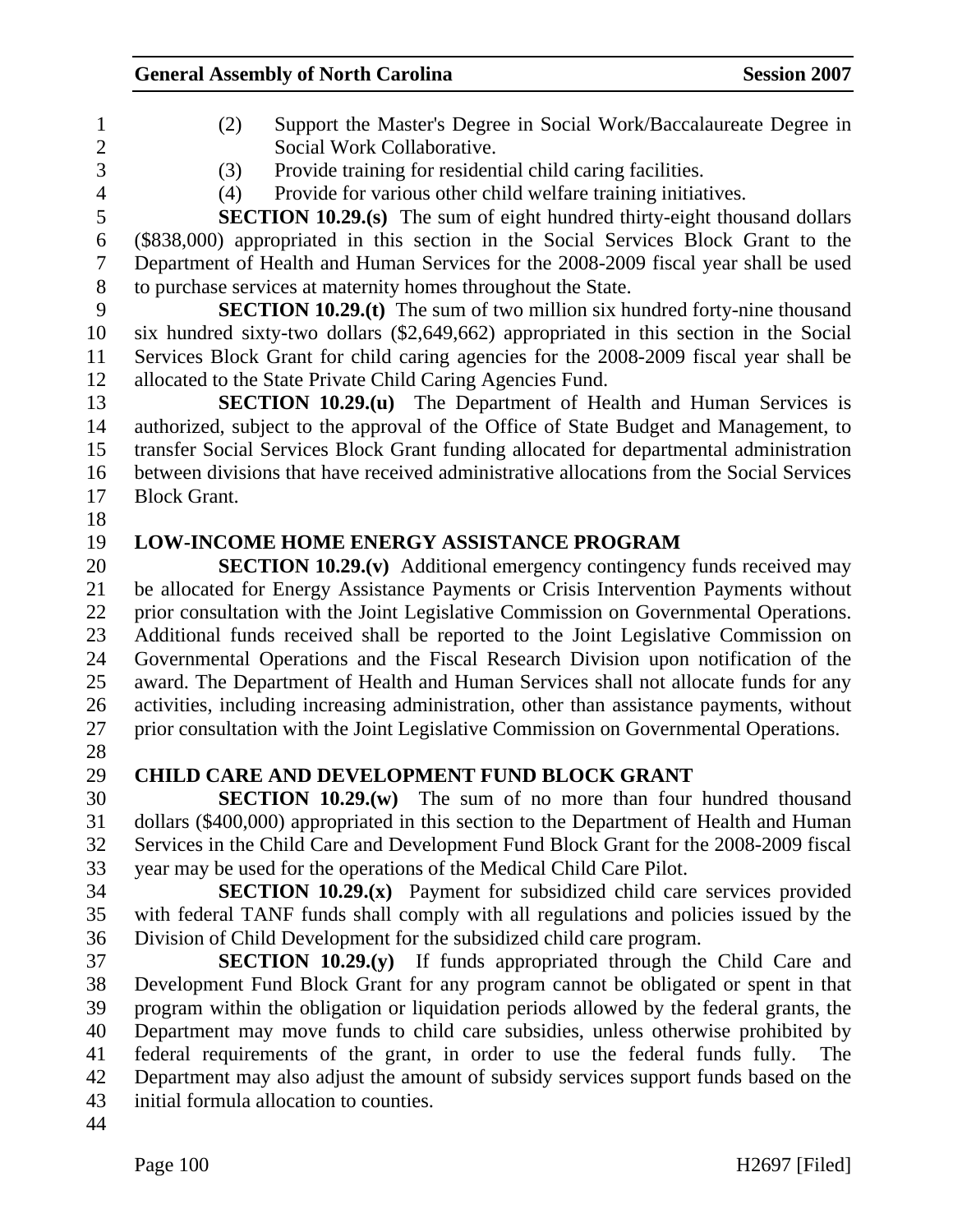(2) Support the Master's Degree in Social Work/Baccalaureate Degree in Social Work Collaborative.

(3) Provide training for residential child caring facilities.

(4) Provide for various other child welfare training initiatives.

**SECTION 10.29.(s)** The sum of eight hundred thirty-eight thousand dollars ($838,000) appropriated in this section in the Social Services Block Grant to the Department of Health and Human Services for the 2008-2009 fiscal year shall be used to purchase services at maternity homes throughout the State.

**SECTION 10.29.(t)** The sum of two million six hundred forty-nine thousand six hundred sixty-two dollars ($2,649,662) appropriated in this section in the Social Services Block Grant for child caring agencies for the 2008-2009 fiscal year shall be allocated to the State Private Child Caring Agencies Fund.

**SECTION 10.29.(u)** The Department of Health and Human Services is authorized, subject to the approval of the Office of State Budget and Management, to transfer Social Services Block Grant funding allocated for departmental administration between divisions that have received administrative allocations from the Social Services Block Grant.

## LOW-INCOME HOME ENERGY ASSISTANCE PROGRAM

**SECTION 10.29.(v)** Additional emergency contingency funds received may be allocated for Energy Assistance Payments or Crisis Intervention Payments without prior consultation with the Joint Legislative Commission on Governmental Operations. Additional funds received shall be reported to the Joint Legislative Commission on Governmental Operations and the Fiscal Research Division upon notification of the award. The Department of Health and Human Services shall not allocate funds for any activities, including increasing administration, other than assistance payments, without prior consultation with the Joint Legislative Commission on Governmental Operations.

## CHILD CARE AND DEVELOPMENT FUND BLOCK GRANT

**SECTION 10.29.(w)** The sum of no more than four hundred thousand dollars ($400,000) appropriated in this section to the Department of Health and Human Services in the Child Care and Development Fund Block Grant for the 2008-2009 fiscal year may be used for the operations of the Medical Child Care Pilot.

**SECTION 10.29.(x)** Payment for subsidized child care services provided with federal TANF funds shall comply with all regulations and policies issued by the Division of Child Development for the subsidized child care program.

**SECTION 10.29.(y)** If funds appropriated through the Child Care and Development Fund Block Grant for any program cannot be obligated or spent in that program within the obligation or liquidation periods allowed by the federal grants, the Department may move funds to child care subsidies, unless otherwise prohibited by federal requirements of the grant, in order to use the federal funds fully. The Department may also adjust the amount of subsidy services support funds based on the initial formula allocation to counties.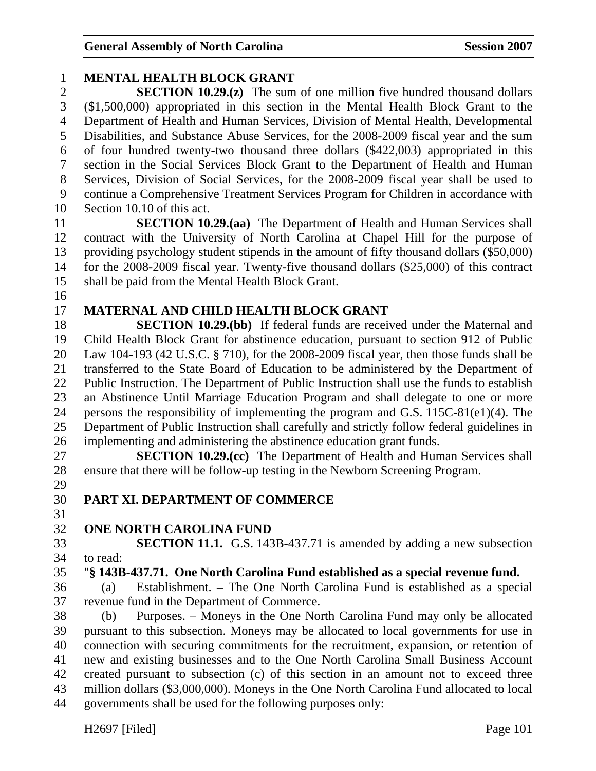## MENTAL HEALTH BLOCK GRANT

**SECTION 10.29.(z)** The sum of one million five hundred thousand dollars ($1,500,000) appropriated in this section in the Mental Health Block Grant to the Department of Health and Human Services, Division of Mental Health, Developmental Disabilities, and Substance Abuse Services, for the 2008-2009 fiscal year and the sum of four hundred twenty-two thousand three dollars ($422,003) appropriated in this section in the Social Services Block Grant to the Department of Health and Human Services, Division of Social Services, for the 2008-2009 fiscal year shall be used to continue a Comprehensive Treatment Services Program for Children in accordance with Section 10.10 of this act.

**SECTION 10.29.(aa)** The Department of Health and Human Services shall contract with the University of North Carolina at Chapel Hill for the purpose of providing psychology student stipends in the amount of fifty thousand dollars ($50,000) for the 2008-2009 fiscal year. Twenty-five thousand dollars ($25,000) of this contract shall be paid from the Mental Health Block Grant.

## MATERNAL AND CHILD HEALTH BLOCK GRANT

**SECTION 10.29.(bb)** If federal funds are received under the Maternal and Child Health Block Grant for abstinence education, pursuant to section 912 of Public Law 104-193 (42 U.S.C. § 710), for the 2008-2009 fiscal year, then those funds shall be transferred to the State Board of Education to be administered by the Department of Public Instruction. The Department of Public Instruction shall use the funds to establish an Abstinence Until Marriage Education Program and shall delegate to one or more persons the responsibility of implementing the program and G.S. 115C-81(e1)(4). The Department of Public Instruction shall carefully and strictly follow federal guidelines in implementing and administering the abstinence education grant funds.

**SECTION 10.29.(cc)** The Department of Health and Human Services shall ensure that there will be follow-up testing in the Newborn Screening Program.

# PART XI. DEPARTMENT OF COMMERCE

## ONE NORTH CAROLINA FUND

**SECTION 11.1.** G.S. 143B-437.71 is amended by adding a new subsection to read:

"**§ 143B-437.71. One North Carolina Fund established as a special revenue fund.**

(a) Establishment. – The One North Carolina Fund is established as a special revenue fund in the Department of Commerce.

(b) Purposes. – Moneys in the One North Carolina Fund may only be allocated pursuant to this subsection. Moneys may be allocated to local governments for use in connection with securing commitments for the recruitment, expansion, or retention of new and existing businesses and to the One North Carolina Small Business Account created pursuant to subsection (c) of this section in an amount not to exceed three million dollars ($3,000,000). Moneys in the One North Carolina Fund allocated to local governments shall be used for the following purposes only: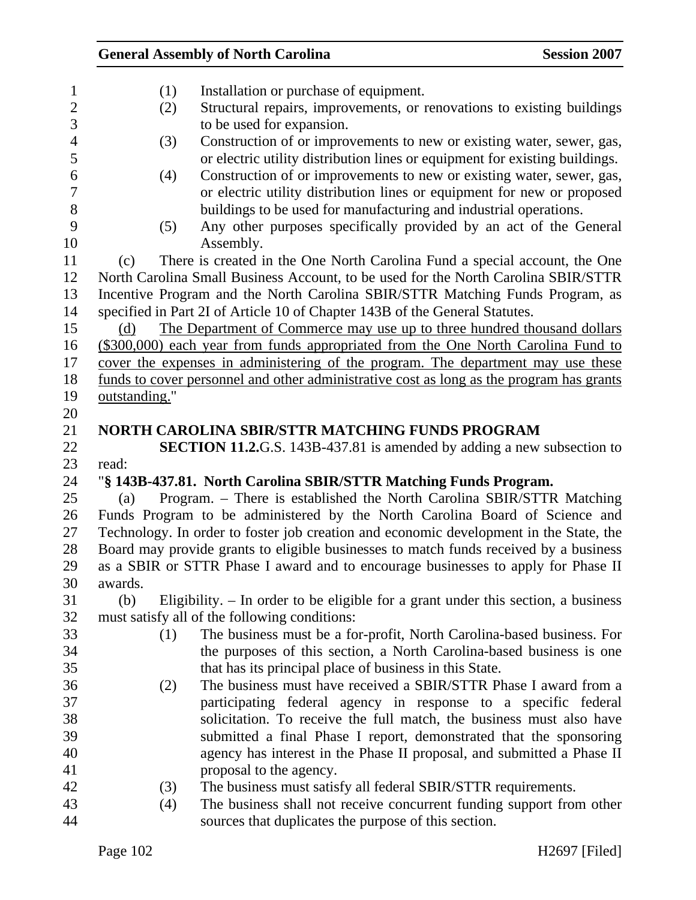(1) Installation or purchase of equipment.

(2) Structural repairs, improvements, or renovations to existing buildings to be used for expansion.

(3) Construction of or improvements to new or existing water, sewer, gas, or electric utility distribution lines or equipment for existing buildings.

(4) Construction of or improvements to new or existing water, sewer, gas, or electric utility distribution lines or equipment for new or proposed buildings to be used for manufacturing and industrial operations.

(5) Any other purposes specifically provided by an act of the General Assembly.

(c) There is created in the One North Carolina Fund a special account, the One North Carolina Small Business Account, to be used for the North Carolina SBIR/STTR Incentive Program and the North Carolina SBIR/STTR Matching Funds Program, as specified in Part 2I of Article 10 of Chapter 143B of the General Statutes.

<u>(d) The Department of Commerce may use up to three hundred thousand dollars ($300,000) each year from funds appropriated from the One North Carolina Fund to cover the expenses in administering of the program. The department may use these funds to cover personnel and other administrative cost as long as the program has grants outstanding.</u>"

**NORTH CAROLINA SBIR/STTR MATCHING FUNDS PROGRAM**

**SECTION 11.2.** G.S. 143B-437.81 is amended by adding a new subsection to read:

"**§ 143B-437.81. North Carolina SBIR/STTR Matching Funds Program.**

(a) Program. – There is established the North Carolina SBIR/STTR Matching Funds Program to be administered by the North Carolina Board of Science and Technology. In order to foster job creation and economic development in the State, the Board may provide grants to eligible businesses to match funds received by a business as a SBIR or STTR Phase I award and to encourage businesses to apply for Phase II awards.

(b) Eligibility. – In order to be eligible for a grant under this section, a business must satisfy all of the following conditions:

(1) The business must be a for-profit, North Carolina-based business. For the purposes of this section, a North Carolina-based business is one that has its principal place of business in this State.

(2) The business must have received a SBIR/STTR Phase I award from a participating federal agency in response to a specific federal solicitation. To receive the full match, the business must also have submitted a final Phase I report, demonstrated that the sponsoring agency has interest in the Phase II proposal, and submitted a Phase II proposal to the agency.

(3) The business must satisfy all federal SBIR/STTR requirements.

(4) The business shall not receive concurrent funding support from other sources that duplicates the purpose of this section.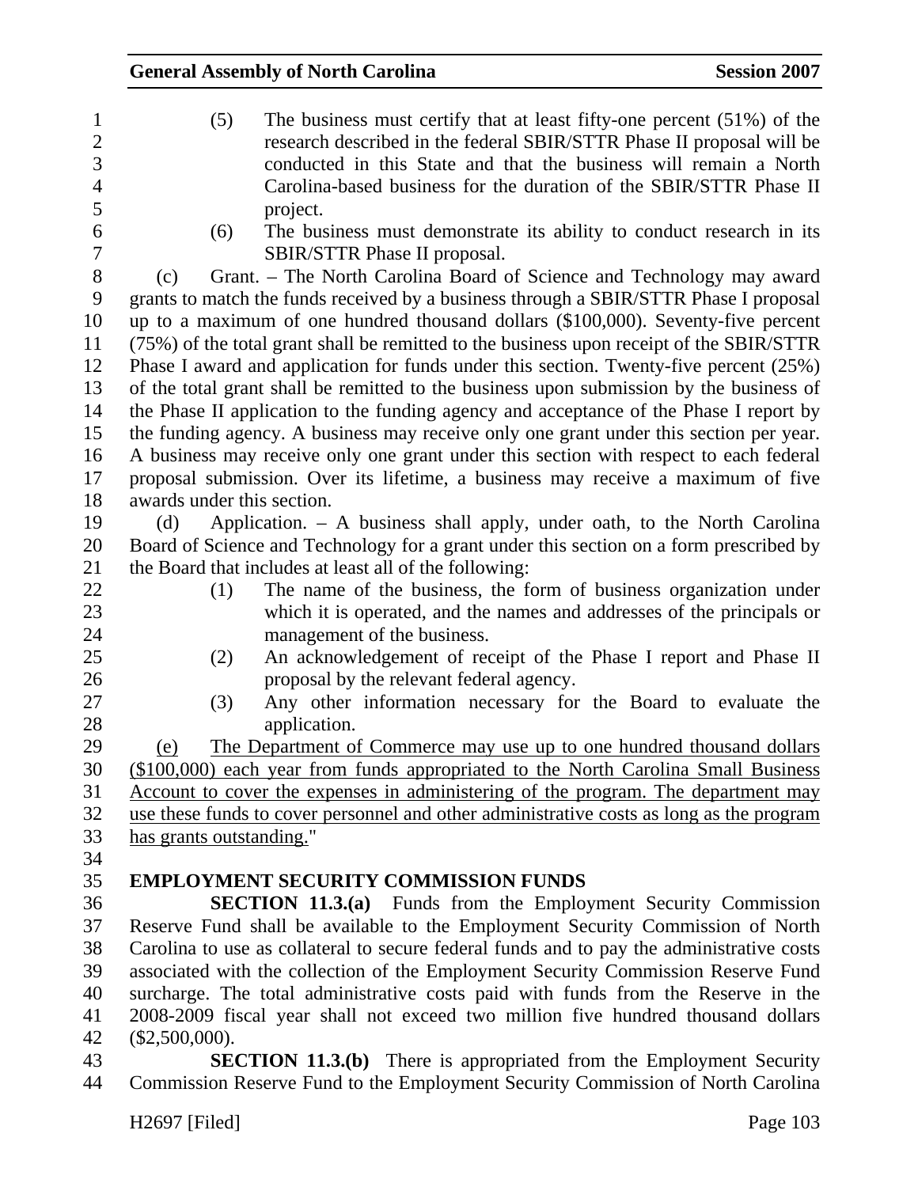(5) The business must certify that at least fifty-one percent (51%) of the research described in the federal SBIR/STTR Phase II proposal will be conducted in this State and that the business will remain a North Carolina-based business for the duration of the SBIR/STTR Phase II project.

(6) The business must demonstrate its ability to conduct research in its SBIR/STTR Phase II proposal.

(c) Grant. – The North Carolina Board of Science and Technology may award grants to match the funds received by a business through a SBIR/STTR Phase I proposal up to a maximum of one hundred thousand dollars ($100,000). Seventy-five percent (75%) of the total grant shall be remitted to the business upon receipt of the SBIR/STTR Phase I award and application for funds under this section. Twenty-five percent (25%) of the total grant shall be remitted to the business upon submission by the business of the Phase II application to the funding agency and acceptance of the Phase I report by the funding agency. A business may receive only one grant under this section per year. A business may receive only one grant under this section with respect to each federal proposal submission. Over its lifetime, a business may receive a maximum of five awards under this section.

(d) Application. – A business shall apply, under oath, to the North Carolina Board of Science and Technology for a grant under this section on a form prescribed by the Board that includes at least all of the following:

(1) The name of the business, the form of business organization under which it is operated, and the names and addresses of the principals or management of the business.

(2) An acknowledgement of receipt of the Phase I report and Phase II proposal by the relevant federal agency.

(3) Any other information necessary for the Board to evaluate the application.

<u>(e) The Department of Commerce may use up to one hundred thousand dollars ($100,000) each year from funds appropriated to the North Carolina Small Business Account to cover the expenses in administering of the program. The department may use these funds to cover personnel and other administrative costs as long as the program has grants outstanding.</u>"

## EMPLOYMENT SECURITY COMMISSION FUNDS

**SECTION 11.3.(a)** Funds from the Employment Security Commission Reserve Fund shall be available to the Employment Security Commission of North Carolina to use as collateral to secure federal funds and to pay the administrative costs associated with the collection of the Employment Security Commission Reserve Fund surcharge. The total administrative costs paid with funds from the Reserve in the 2008-2009 fiscal year shall not exceed two million five hundred thousand dollars ($2,500,000).

**SECTION 11.3.(b)** There is appropriated from the Employment Security Commission Reserve Fund to the Employment Security Commission of North Carolina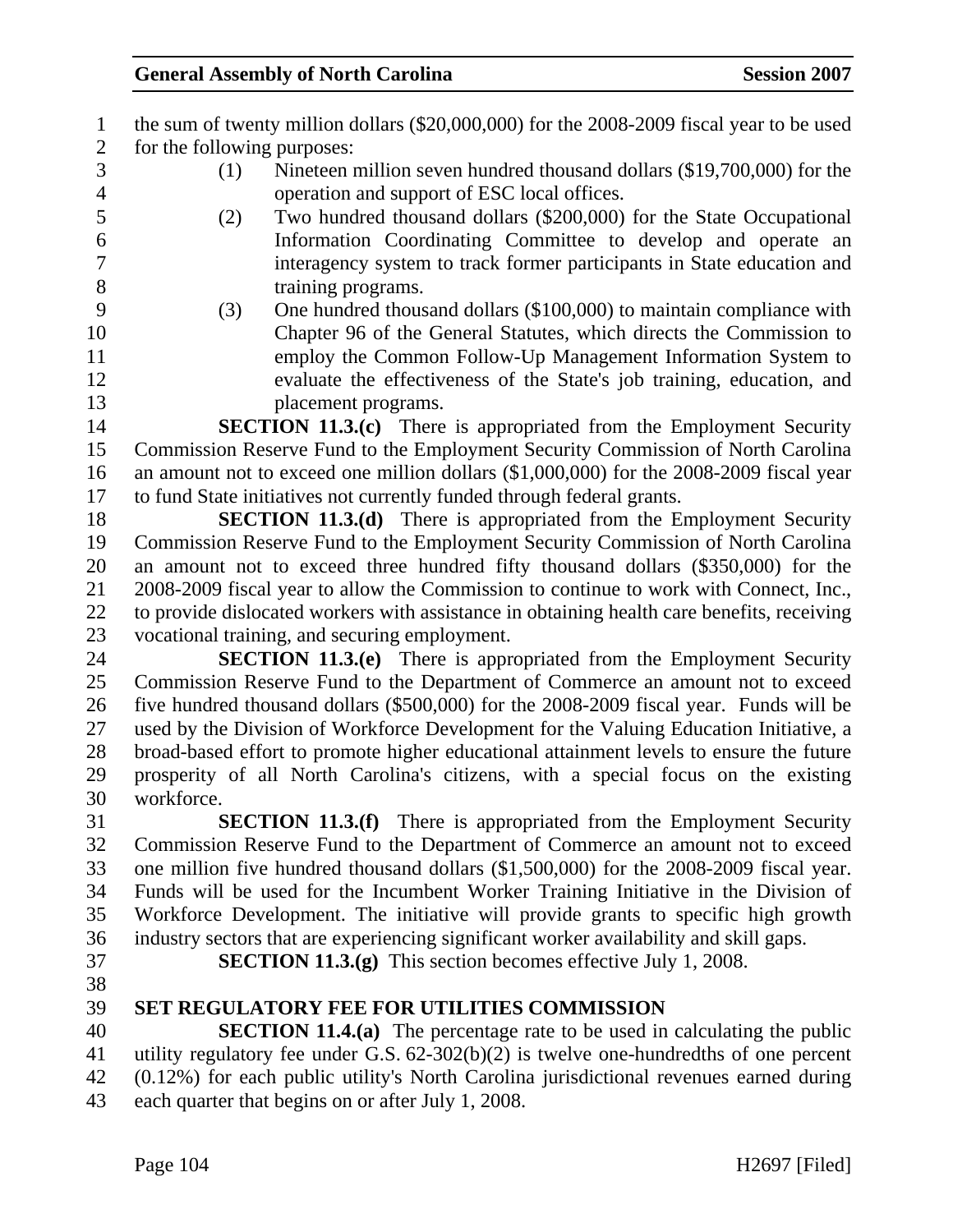the sum of twenty million dollars ($20,000,000) for the 2008-2009 fiscal year to be used for the following purposes:

(1) Nineteen million seven hundred thousand dollars ($19,700,000) for the operation and support of ESC local offices.

(2) Two hundred thousand dollars ($200,000) for the State Occupational Information Coordinating Committee to develop and operate an interagency system to track former participants in State education and training programs.

(3) One hundred thousand dollars ($100,000) to maintain compliance with Chapter 96 of the General Statutes, which directs the Commission to employ the Common Follow-Up Management Information System to evaluate the effectiveness of the State's job training, education, and placement programs.

**SECTION 11.3.(c)** There is appropriated from the Employment Security Commission Reserve Fund to the Employment Security Commission of North Carolina an amount not to exceed one million dollars ($1,000,000) for the 2008-2009 fiscal year to fund State initiatives not currently funded through federal grants.

**SECTION 11.3.(d)** There is appropriated from the Employment Security Commission Reserve Fund to the Employment Security Commission of North Carolina an amount not to exceed three hundred fifty thousand dollars ($350,000) for the 2008-2009 fiscal year to allow the Commission to continue to work with Connect, Inc., to provide dislocated workers with assistance in obtaining health care benefits, receiving vocational training, and securing employment.

**SECTION 11.3.(e)** There is appropriated from the Employment Security Commission Reserve Fund to the Department of Commerce an amount not to exceed five hundred thousand dollars ($500,000) for the 2008-2009 fiscal year. Funds will be used by the Division of Workforce Development for the Valuing Education Initiative, a broad-based effort to promote higher educational attainment levels to ensure the future prosperity of all North Carolina's citizens, with a special focus on the existing workforce.

**SECTION 11.3.(f)** There is appropriated from the Employment Security Commission Reserve Fund to the Department of Commerce an amount not to exceed one million five hundred thousand dollars ($1,500,000) for the 2008-2009 fiscal year. Funds will be used for the Incumbent Worker Training Initiative in the Division of Workforce Development. The initiative will provide grants to specific high growth industry sectors that are experiencing significant worker availability and skill gaps.

**SECTION 11.3.(g)** This section becomes effective July 1, 2008.

**SET REGULATORY FEE FOR UTILITIES COMMISSION**

**SECTION 11.4.(a)** The percentage rate to be used in calculating the public utility regulatory fee under G.S. 62-302(b)(2) is twelve one-hundredths of one percent (0.12%) for each public utility's North Carolina jurisdictional revenues earned during each quarter that begins on or after July 1, 2008.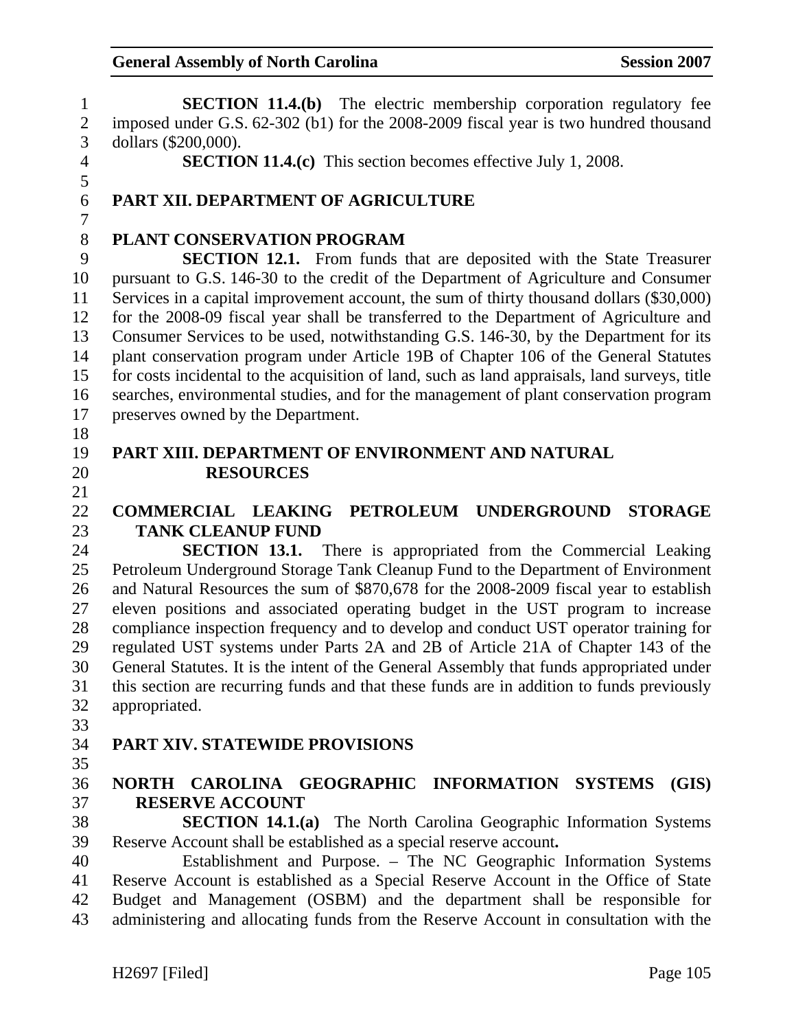**SECTION 11.4.(b)** The electric membership corporation regulatory fee imposed under G.S. 62-302 (b1) for the 2008-2009 fiscal year is two hundred thousand dollars ($200,000).

**SECTION 11.4.(c)** This section becomes effective July 1, 2008.

## PART XII. DEPARTMENT OF AGRICULTURE

### PLANT CONSERVATION PROGRAM

**SECTION 12.1.** From funds that are deposited with the State Treasurer pursuant to G.S. 146-30 to the credit of the Department of Agriculture and Consumer Services in a capital improvement account, the sum of thirty thousand dollars ($30,000) for the 2008-09 fiscal year shall be transferred to the Department of Agriculture and Consumer Services to be used, notwithstanding G.S. 146-30, by the Department for its plant conservation program under Article 19B of Chapter 106 of the General Statutes for costs incidental to the acquisition of land, such as land appraisals, land surveys, title searches, environmental studies, and for the management of plant conservation program preserves owned by the Department.

## PART XIII. DEPARTMENT OF ENVIRONMENT AND NATURAL RESOURCES

### COMMERCIAL LEAKING PETROLEUM UNDERGROUND STORAGE TANK CLEANUP FUND

**SECTION 13.1.** There is appropriated from the Commercial Leaking Petroleum Underground Storage Tank Cleanup Fund to the Department of Environment and Natural Resources the sum of $870,678 for the 2008-2009 fiscal year to establish eleven positions and associated operating budget in the UST program to increase compliance inspection frequency and to develop and conduct UST operator training for regulated UST systems under Parts 2A and 2B of Article 21A of Chapter 143 of the General Statutes. It is the intent of the General Assembly that funds appropriated under this section are recurring funds and that these funds are in addition to funds previously appropriated.

## PART XIV. STATEWIDE PROVISIONS

### NORTH CAROLINA GEOGRAPHIC INFORMATION SYSTEMS (GIS) RESERVE ACCOUNT

**SECTION 14.1.(a)** The North Carolina Geographic Information Systems Reserve Account shall be established as a special reserve account**.**

Establishment and Purpose. – The NC Geographic Information Systems Reserve Account is established as a Special Reserve Account in the Office of State Budget and Management (OSBM) and the department shall be responsible for administering and allocating funds from the Reserve Account in consultation with the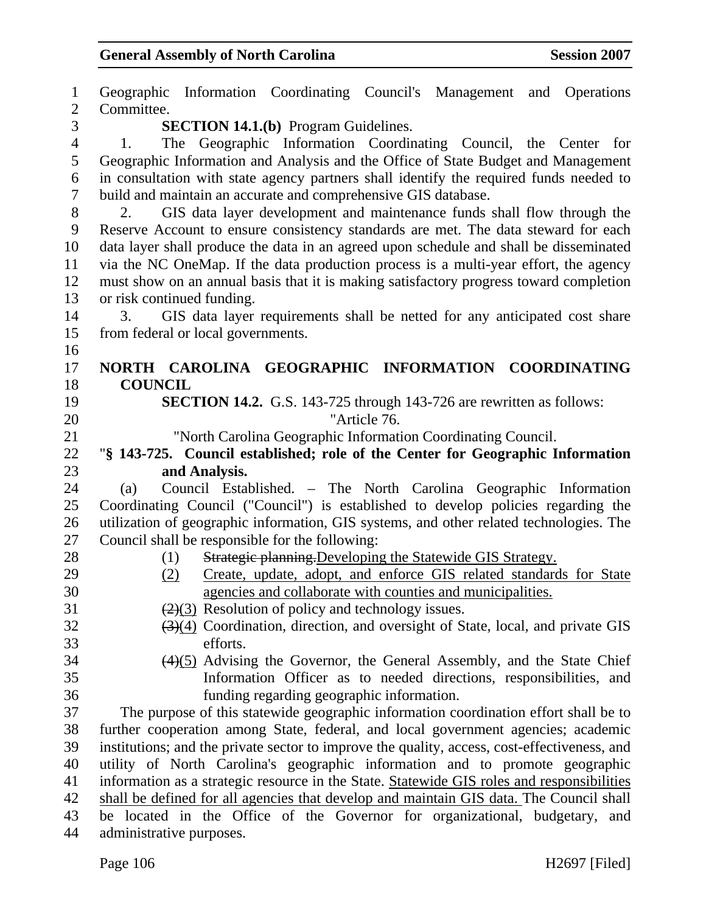Geographic Information Coordinating Council's Management and Operations Committee.

**SECTION 14.1.(b)** Program Guidelines.

1. The Geographic Information Coordinating Council, the Center for Geographic Information and Analysis and the Office of State Budget and Management in consultation with state agency partners shall identify the required funds needed to build and maintain an accurate and comprehensive GIS database.

2. GIS data layer development and maintenance funds shall flow through the Reserve Account to ensure consistency standards are met. The data steward for each data layer shall produce the data in an agreed upon schedule and shall be disseminated via the NC OneMap. If the data production process is a multi-year effort, the agency must show on an annual basis that it is making satisfactory progress toward completion or risk continued funding.

3. GIS data layer requirements shall be netted for any anticipated cost share from federal or local governments.

## NORTH CAROLINA GEOGRAPHIC INFORMATION COORDINATING COUNCIL

**SECTION 14.2.** G.S. 143-725 through 143-726 are rewritten as follows:

"Article 76.

"North Carolina Geographic Information Coordinating Council.

"**§ 143-725. Council established; role of the Center for Geographic Information and Analysis.**

(a) Council Established. – The North Carolina Geographic Information Coordinating Council ("Council") is established to develop policies regarding the utilization of geographic information, GIS systems, and other related technologies. The Council shall be responsible for the following:

(1) ~~Strategic planning.~~Developing the Statewide GIS Strategy.

(2) Create, update, adopt, and enforce GIS related standards for State agencies and collaborate with counties and municipalities.

~~(2)~~(3) Resolution of policy and technology issues.

~~(3)~~(4) Coordination, direction, and oversight of State, local, and private GIS efforts.

~~(4)~~(5) Advising the Governor, the General Assembly, and the State Chief Information Officer as to needed directions, responsibilities, and funding regarding geographic information.

The purpose of this statewide geographic information coordination effort shall be to further cooperation among State, federal, and local government agencies; academic institutions; and the private sector to improve the quality, access, cost-effectiveness, and utility of North Carolina's geographic information and to promote geographic information as a strategic resource in the State. Statewide GIS roles and responsibilities shall be defined for all agencies that develop and maintain GIS data. The Council shall be located in the Office of the Governor for organizational, budgetary, and administrative purposes.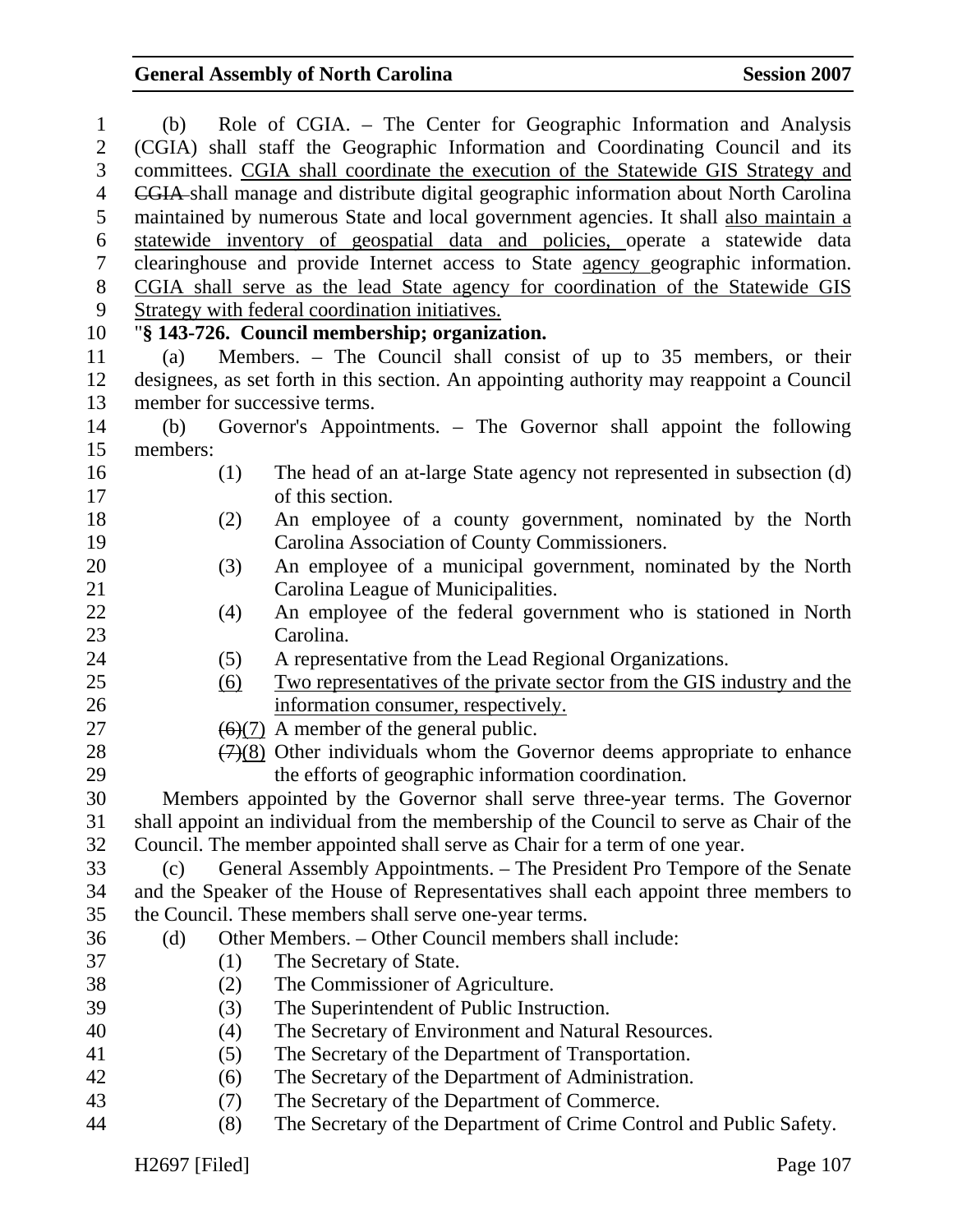(b) Role of CGIA. – The Center for Geographic Information and Analysis (CGIA) shall staff the Geographic Information and Coordinating Council and its committees. <u>CGIA shall coordinate the execution of the Statewide GIS Strategy and</u> ~~CGIA~~ shall manage and distribute digital geographic information about North Carolina maintained by numerous State and local government agencies. It shall <u>also maintain a statewide inventory of geospatial data and policies,</u> operate a statewide data clearinghouse and provide Internet access to State <u>agency</u> geographic information. <u>CGIA shall serve as the lead State agency for coordination of the Statewide GIS Strategy with federal coordination initiatives.</u>

"**§ 143-726. Council membership; organization.**

(a) Members. – The Council shall consist of up to 35 members, or their designees, as set forth in this section. An appointing authority may reappoint a Council member for successive terms.

(b) Governor's Appointments. – The Governor shall appoint the following members:

(1) The head of an at-large State agency not represented in subsection (d) of this section.

(2) An employee of a county government, nominated by the North Carolina Association of County Commissioners.

(3) An employee of a municipal government, nominated by the North Carolina League of Municipalities.

(4) An employee of the federal government who is stationed in North Carolina.

(5) A representative from the Lead Regional Organizations.

<u>(6)</u> <u>Two representatives of the private sector from the GIS industry and the information consumer, respectively.</u>

~~(6)~~<u>(7)</u> A member of the general public.

~~(7)~~<u>(8)</u> Other individuals whom the Governor deems appropriate to enhance the efforts of geographic information coordination.

Members appointed by the Governor shall serve three-year terms. The Governor shall appoint an individual from the membership of the Council to serve as Chair of the Council. The member appointed shall serve as Chair for a term of one year.

(c) General Assembly Appointments. – The President Pro Tempore of the Senate and the Speaker of the House of Representatives shall each appoint three members to the Council. These members shall serve one-year terms.

(d) Other Members. – Other Council members shall include:

(1) The Secretary of State.

(2) The Commissioner of Agriculture.

(3) The Superintendent of Public Instruction.

(4) The Secretary of Environment and Natural Resources.

(5) The Secretary of the Department of Transportation.

(6) The Secretary of the Department of Administration.

(7) The Secretary of the Department of Commerce.

(8) The Secretary of the Department of Crime Control and Public Safety.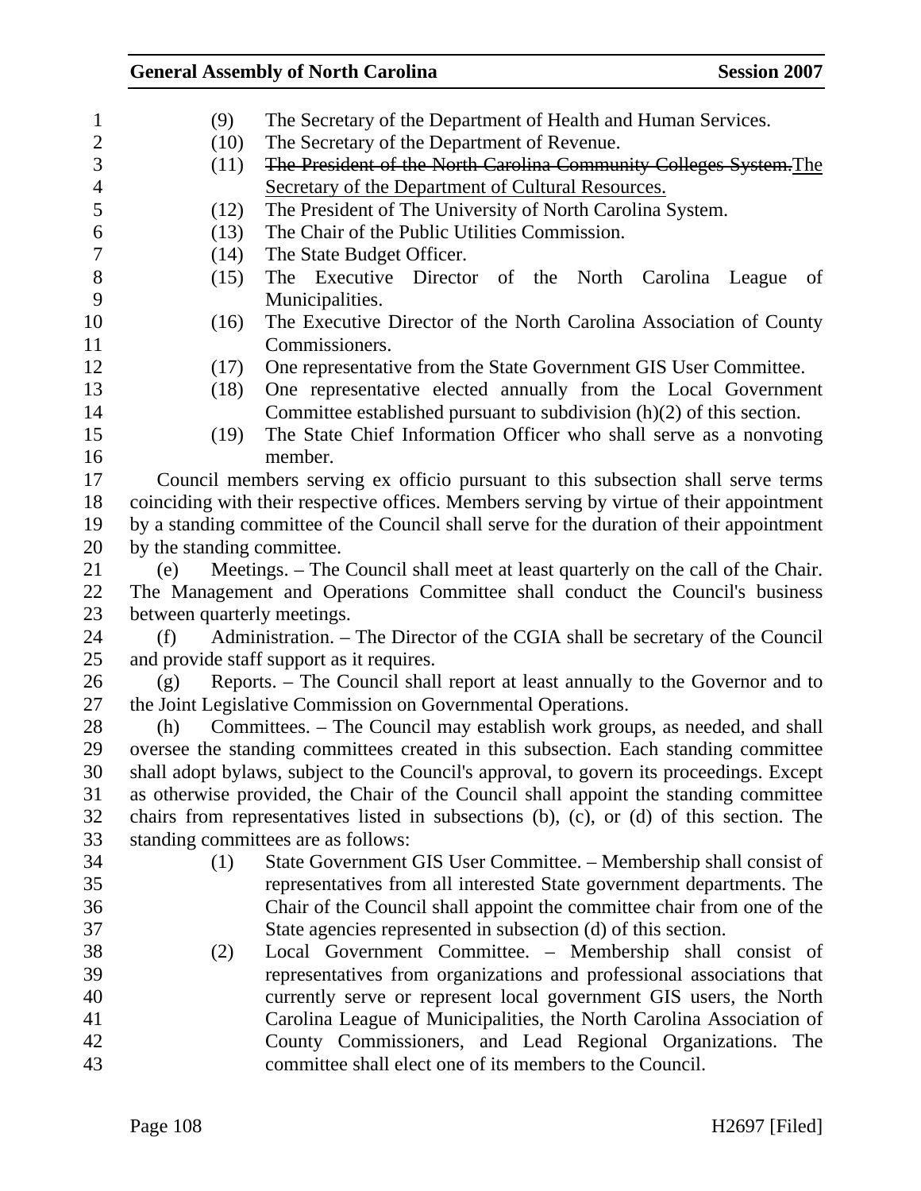(9) The Secretary of the Department of Health and Human Services.

(10) The Secretary of the Department of Revenue.

(11) ~~The President of the North Carolina Community Colleges System.~~<u>The Secretary of the Department of Cultural Resources.</u>

(12) The President of The University of North Carolina System.

(13) The Chair of the Public Utilities Commission.

(14) The State Budget Officer.

(15) The Executive Director of the North Carolina League of Municipalities.

(16) The Executive Director of the North Carolina Association of County Commissioners.

(17) One representative from the State Government GIS User Committee.

(18) One representative elected annually from the Local Government Committee established pursuant to subdivision (h)(2) of this section.

(19) The State Chief Information Officer who shall serve as a nonvoting member.

Council members serving ex officio pursuant to this subsection shall serve terms coinciding with their respective offices. Members serving by virtue of their appointment by a standing committee of the Council shall serve for the duration of their appointment by the standing committee.

(e) Meetings. – The Council shall meet at least quarterly on the call of the Chair. The Management and Operations Committee shall conduct the Council's business between quarterly meetings.

(f) Administration. – The Director of the CGIA shall be secretary of the Council and provide staff support as it requires.

(g) Reports. – The Council shall report at least annually to the Governor and to the Joint Legislative Commission on Governmental Operations.

(h) Committees. – The Council may establish work groups, as needed, and shall oversee the standing committees created in this subsection. Each standing committee shall adopt bylaws, subject to the Council's approval, to govern its proceedings. Except as otherwise provided, the Chair of the Council shall appoint the standing committee chairs from representatives listed in subsections (b), (c), or (d) of this section. The standing committees are as follows:

(1) State Government GIS User Committee. – Membership shall consist of representatives from all interested State government departments. The Chair of the Council shall appoint the committee chair from one of the State agencies represented in subsection (d) of this section.

(2) Local Government Committee. – Membership shall consist of representatives from organizations and professional associations that currently serve or represent local government GIS users, the North Carolina League of Municipalities, the North Carolina Association of County Commissioners, and Lead Regional Organizations. The committee shall elect one of its members to the Council.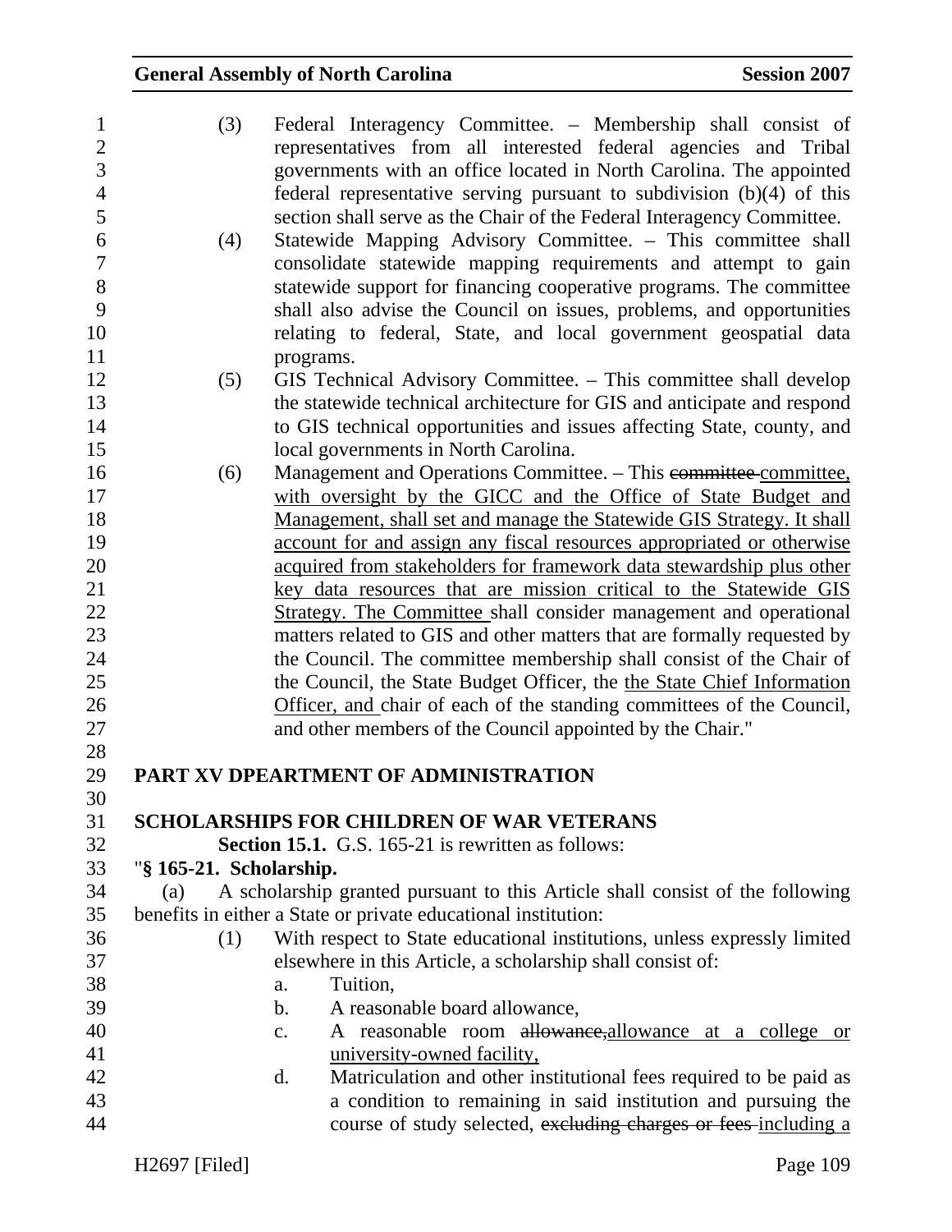(3) Federal Interagency Committee. – Membership shall consist of representatives from all interested federal agencies and Tribal governments with an office located in North Carolina. The appointed federal representative serving pursuant to subdivision (b)(4) of this section shall serve as the Chair of the Federal Interagency Committee.

(4) Statewide Mapping Advisory Committee. – This committee shall consolidate statewide mapping requirements and attempt to gain statewide support for financing cooperative programs. The committee shall also advise the Council on issues, problems, and opportunities relating to federal, State, and local government geospatial data programs.

(5) GIS Technical Advisory Committee. – This committee shall develop the statewide technical architecture for GIS and anticipate and respond to GIS technical opportunities and issues affecting State, county, and local governments in North Carolina.

(6) Management and Operations Committee. – This ~~committee~~ committee, with oversight by the GICC and the Office of State Budget and Management, shall set and manage the Statewide GIS Strategy. It shall account for and assign any fiscal resources appropriated or otherwise acquired from stakeholders for framework data stewardship plus other key data resources that are mission critical to the Statewide GIS Strategy. The Committee shall consider management and operational matters related to GIS and other matters that are formally requested by the Council. The committee membership shall consist of the Chair of the Council, the State Budget Officer, the the State Chief Information Officer, and chair of each of the standing committees of the Council, and other members of the Council appointed by the Chair."

## PART XV DPEARTMENT OF ADMINISTRATION

### SCHOLARSHIPS FOR CHILDREN OF WAR VETERANS

**Section 15.1.** G.S. 165-21 is rewritten as follows:

"**§ 165-21. Scholarship.**

(a) A scholarship granted pursuant to this Article shall consist of the following benefits in either a State or private educational institution:

(1) With respect to State educational institutions, unless expressly limited elsewhere in this Article, a scholarship shall consist of:

a. Tuition,

b. A reasonable board allowance,

c. A reasonable room ~~allowance,~~allowance at a college or university-owned facility,

d. Matriculation and other institutional fees required to be paid as a condition to remaining in said institution and pursuing the course of study selected, ~~excluding charges or fees~~ including a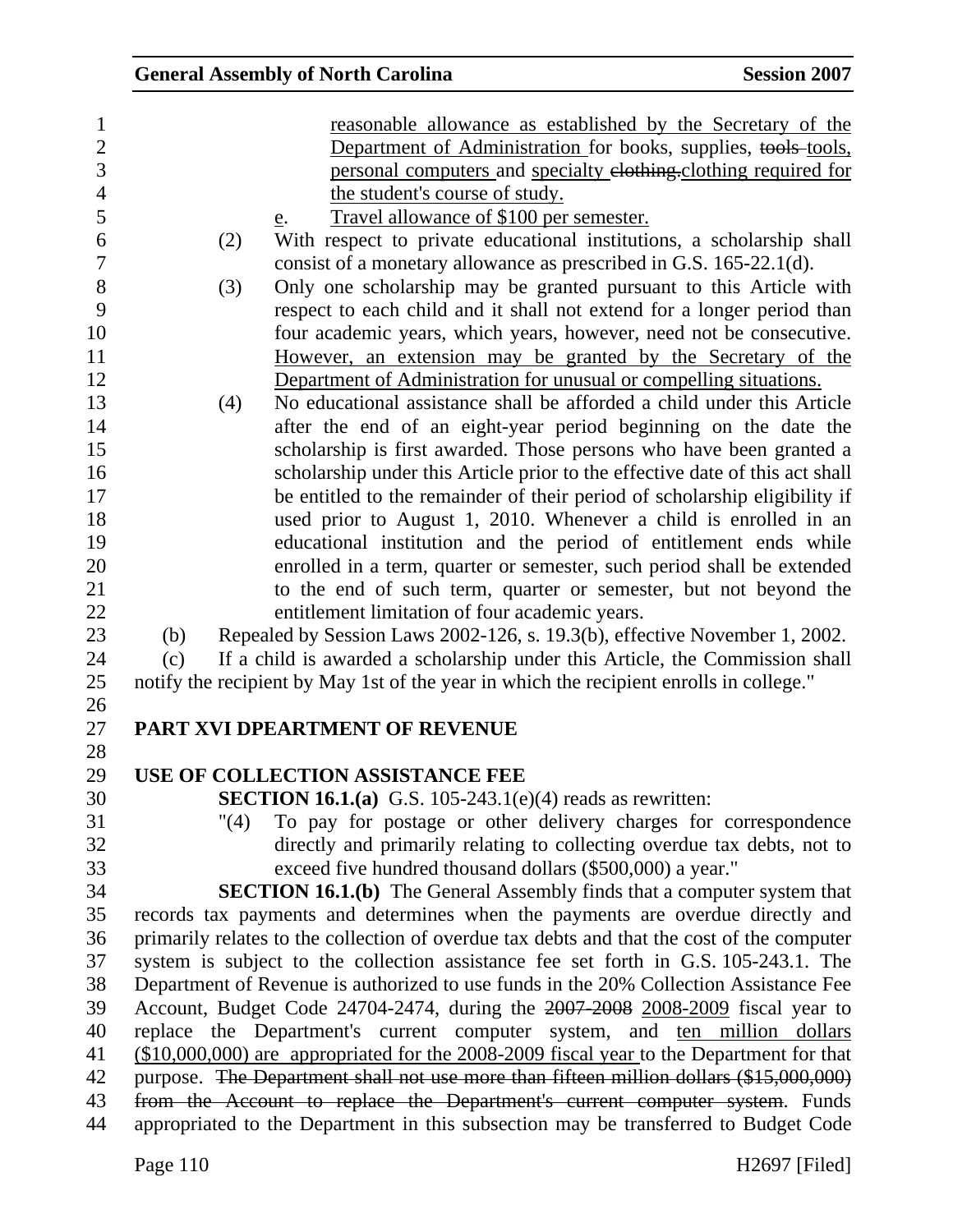reasonable allowance as established by the Secretary of the Department of Administration for books, supplies, ~~tools~~ tools, personal computers and specialty ~~clothing.~~clothing required for the student's course of study.

e. Travel allowance of $100 per semester.

(2) With respect to private educational institutions, a scholarship shall consist of a monetary allowance as prescribed in G.S. 165-22.1(d).

(3) Only one scholarship may be granted pursuant to this Article with respect to each child and it shall not extend for a longer period than four academic years, which years, however, need not be consecutive. However, an extension may be granted by the Secretary of the Department of Administration for unusual or compelling situations.

(4) No educational assistance shall be afforded a child under this Article after the end of an eight-year period beginning on the date the scholarship is first awarded. Those persons who have been granted a scholarship under this Article prior to the effective date of this act shall be entitled to the remainder of their period of scholarship eligibility if used prior to August 1, 2010. Whenever a child is enrolled in an educational institution and the period of entitlement ends while enrolled in a term, quarter or semester, such period shall be extended to the end of such term, quarter or semester, but not beyond the entitlement limitation of four academic years.

(b) Repealed by Session Laws 2002-126, s. 19.3(b), effective November 1, 2002.

(c) If a child is awarded a scholarship under this Article, the Commission shall notify the recipient by May 1st of the year in which the recipient enrolls in college."

## PART XVI DPEARTMENT OF REVENUE

### USE OF COLLECTION ASSISTANCE FEE

**SECTION 16.1.(a)** G.S. 105-243.1(e)(4) reads as rewritten:

"(4) To pay for postage or other delivery charges for correspondence directly and primarily relating to collecting overdue tax debts, not to exceed five hundred thousand dollars ($500,000) a year."

**SECTION 16.1.(b)** The General Assembly finds that a computer system that records tax payments and determines when the payments are overdue directly and primarily relates to the collection of overdue tax debts and that the cost of the computer system is subject to the collection assistance fee set forth in G.S. 105-243.1. The Department of Revenue is authorized to use funds in the 20% Collection Assistance Fee Account, Budget Code 24704-2474, during the ~~2007-2008~~ 2008-2009 fiscal year to replace the Department's current computer system, and ten million dollars ($10,000,000) are appropriated for the 2008-2009 fiscal year to the Department for that purpose. ~~The Department shall not use more than fifteen million dollars ($15,000,000) from the Account to replace the Department's current computer system.~~ Funds appropriated to the Department in this subsection may be transferred to Budget Code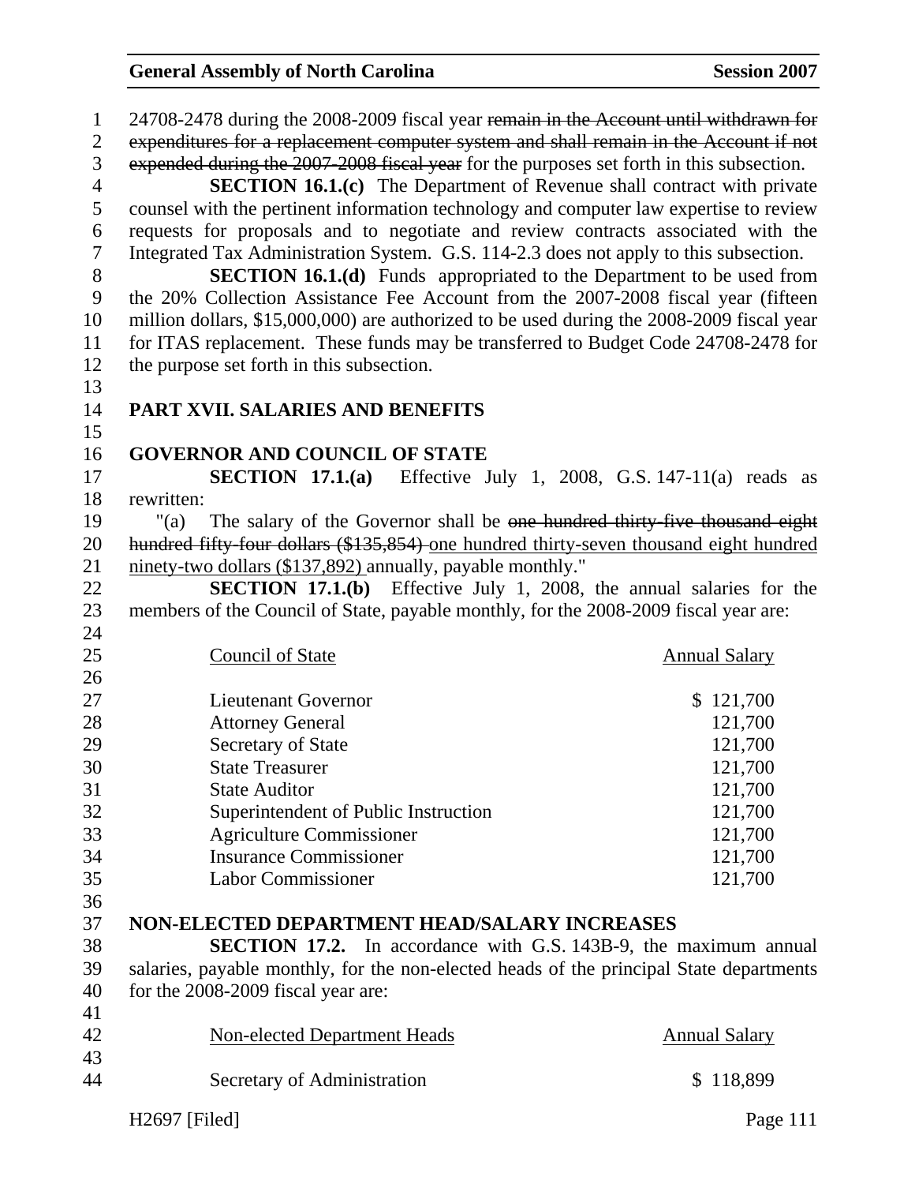24708-2478 during the 2008-2009 fiscal year ~~remain in the Account until withdrawn for expenditures for a replacement computer system and shall remain in the Account if not expended during the 2007-2008 fiscal year~~ for the purposes set forth in this subsection.

**SECTION 16.1.(c)** The Department of Revenue shall contract with private counsel with the pertinent information technology and computer law expertise to review requests for proposals and to negotiate and review contracts associated with the Integrated Tax Administration System. G.S. 114-2.3 does not apply to this subsection.

**SECTION 16.1.(d)** Funds appropriated to the Department to be used from the 20% Collection Assistance Fee Account from the 2007-2008 fiscal year (fifteen million dollars, $15,000,000) are authorized to be used during the 2008-2009 fiscal year for ITAS replacement. These funds may be transferred to Budget Code 24708-2478 for the purpose set forth in this subsection.

## PART XVII. SALARIES AND BENEFITS

### GOVERNOR AND COUNCIL OF STATE

**SECTION 17.1.(a)** Effective July 1, 2008, G.S. 147-11(a) reads as rewritten:

"(a) The salary of the Governor shall be ~~one hundred thirty-five thousand eight hundred fifty-four dollars ($135,854)~~ <u>one hundred thirty-seven thousand eight hundred ninety-two dollars ($137,892)</u> annually, payable monthly."

**SECTION 17.1.(b)** Effective July 1, 2008, the annual salaries for the members of the Council of State, payable monthly, for the 2008-2009 fiscal year are:

| Council of State | Annual Salary |
|---|---|
| Lieutenant Governor | $ 121,700 |
| Attorney General | 121,700 |
| Secretary of State | 121,700 |
| State Treasurer | 121,700 |
| State Auditor | 121,700 |
| Superintendent of Public Instruction | 121,700 |
| Agriculture Commissioner | 121,700 |
| Insurance Commissioner | 121,700 |
| Labor Commissioner | 121,700 |

### NON-ELECTED DEPARTMENT HEAD/SALARY INCREASES

**SECTION 17.2.** In accordance with G.S. 143B-9, the maximum annual salaries, payable monthly, for the non-elected heads of the principal State departments for the 2008-2009 fiscal year are:

| Non-elected Department Heads | Annual Salary |
|---|---|
| Secretary of Administration | $ 118,899 |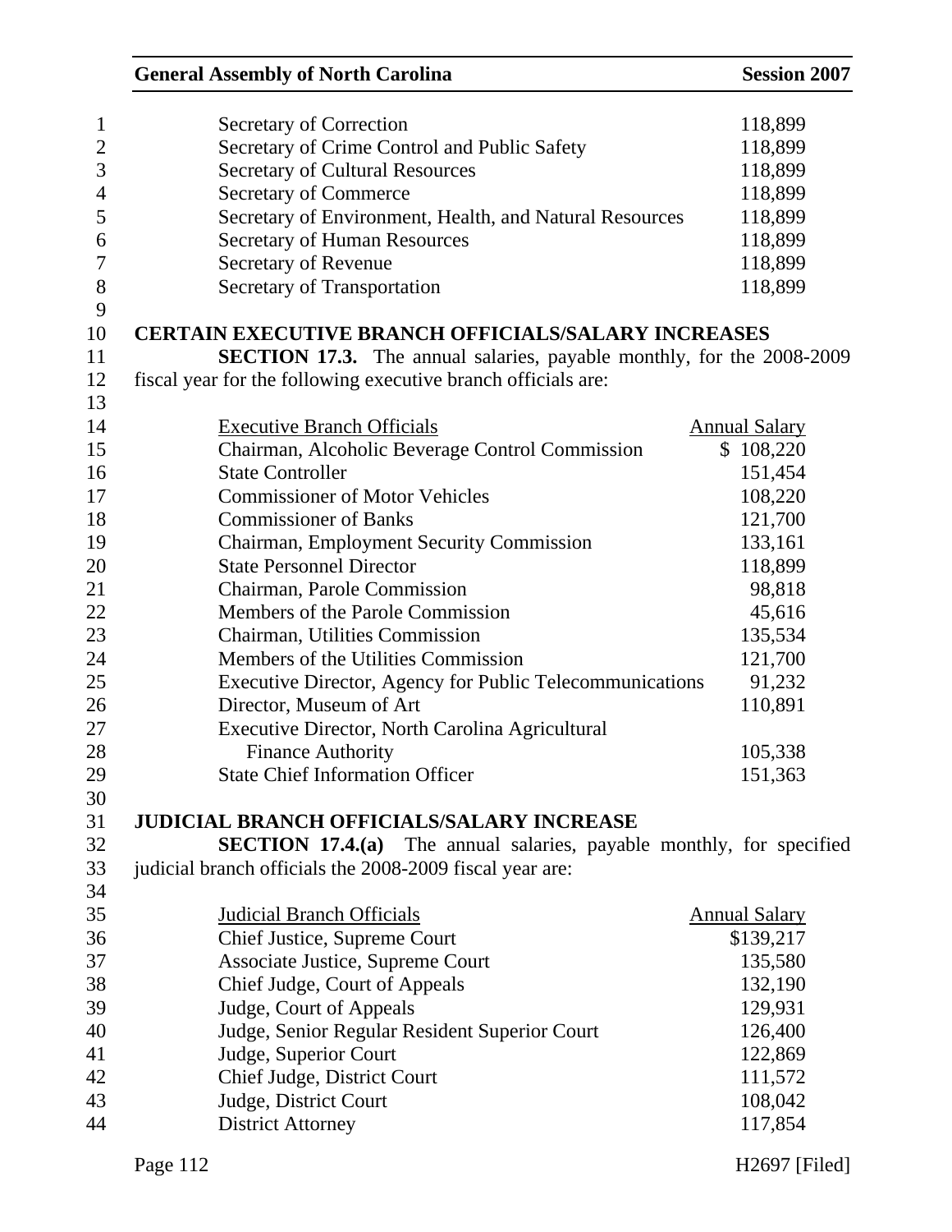| | |
|---|---|
| Secretary of Correction | 118,899 |
| Secretary of Crime Control and Public Safety | 118,899 |
| Secretary of Cultural Resources | 118,899 |
| Secretary of Commerce | 118,899 |
| Secretary of Environment, Health, and Natural Resources | 118,899 |
| Secretary of Human Resources | 118,899 |
| Secretary of Revenue | 118,899 |
| Secretary of Transportation | 118,899 |

**CERTAIN EXECUTIVE BRANCH OFFICIALS/SALARY INCREASES**

**SECTION 17.3.** The annual salaries, payable monthly, for the 2008-2009 fiscal year for the following executive branch officials are:

| Executive Branch Officials | Annual Salary |
|---|---|
| Chairman, Alcoholic Beverage Control Commission | $ 108,220 |
| State Controller | 151,454 |
| Commissioner of Motor Vehicles | 108,220 |
| Commissioner of Banks | 121,700 |
| Chairman, Employment Security Commission | 133,161 |
| State Personnel Director | 118,899 |
| Chairman, Parole Commission | 98,818 |
| Members of the Parole Commission | 45,616 |
| Chairman, Utilities Commission | 135,534 |
| Members of the Utilities Commission | 121,700 |
| Executive Director, Agency for Public Telecommunications | 91,232 |
| Director, Museum of Art | 110,891 |
| Executive Director, North Carolina Agricultural Finance Authority | 105,338 |
| State Chief Information Officer | 151,363 |

**JUDICIAL BRANCH OFFICIALS/SALARY INCREASE**

**SECTION 17.4.(a)** The annual salaries, payable monthly, for specified judicial branch officials the 2008-2009 fiscal year are:

| Judicial Branch Officials | Annual Salary |
|---|---|
| Chief Justice, Supreme Court | $139,217 |
| Associate Justice, Supreme Court | 135,580 |
| Chief Judge, Court of Appeals | 132,190 |
| Judge, Court of Appeals | 129,931 |
| Judge, Senior Regular Resident Superior Court | 126,400 |
| Judge, Superior Court | 122,869 |
| Chief Judge, District Court | 111,572 |
| Judge, District Court | 108,042 |
| District Attorney | 117,854 |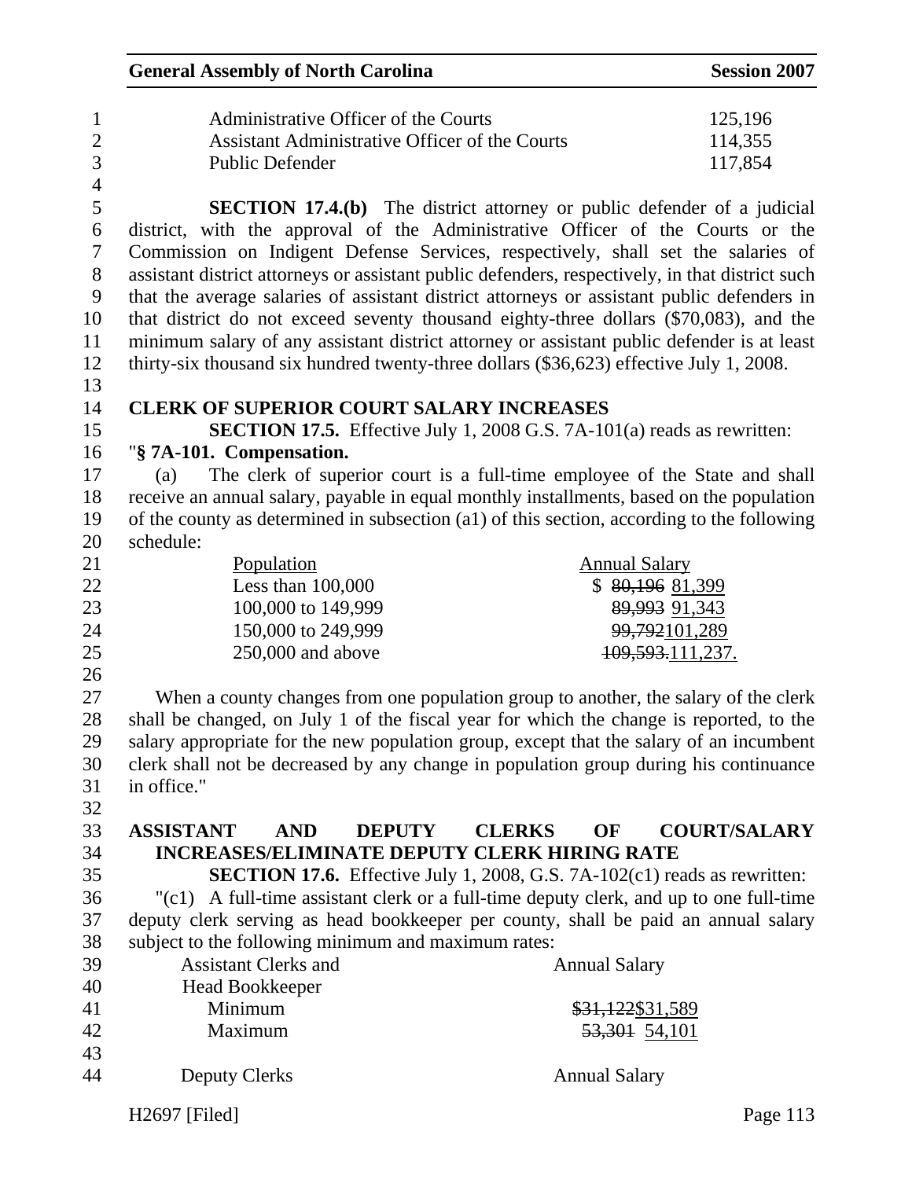| | |
|---|---|
| Administrative Officer of the Courts | 125,196 |
| Assistant Administrative Officer of the Courts | 114,355 |
| Public Defender | 117,854 |

**SECTION 17.4.(b)** The district attorney or public defender of a judicial district, with the approval of the Administrative Officer of the Courts or the Commission on Indigent Defense Services, respectively, shall set the salaries of assistant district attorneys or assistant public defenders, respectively, in that district such that the average salaries of assistant district attorneys or assistant public defenders in that district do not exceed seventy thousand eighty-three dollars ($70,083), and the minimum salary of any assistant district attorney or assistant public defender is at least thirty-six thousand six hundred twenty-three dollars ($36,623) effective July 1, 2008.

**CLERK OF SUPERIOR COURT SALARY INCREASES**

**SECTION 17.5.** Effective July 1, 2008 G.S. 7A-101(a) reads as rewritten:

"**§ 7A-101. Compensation.**

(a) The clerk of superior court is a full-time employee of the State and shall receive an annual salary, payable in equal monthly installments, based on the population of the county as determined in subsection (a1) of this section, according to the following schedule:

| Population | Annual Salary |
|---|---|
| Less than 100,000 | $ ~~80,196~~ 81,399 |
| 100,000 to 149,999 | ~~89,993~~ 91,343 |
| 150,000 to 249,999 | ~~99,792~~101,289 |
| 250,000 and above | ~~109,593.~~111,237. |

When a county changes from one population group to another, the salary of the clerk shall be changed, on July 1 of the fiscal year for which the change is reported, to the salary appropriate for the new population group, except that the salary of an incumbent clerk shall not be decreased by any change in population group during his continuance in office."

**ASSISTANT AND DEPUTY CLERKS OF COURT/SALARY INCREASES/ELIMINATE DEPUTY CLERK HIRING RATE**

**SECTION 17.6.** Effective July 1, 2008, G.S. 7A-102(c1) reads as rewritten:

"(c1) A full-time assistant clerk or a full-time deputy clerk, and up to one full-time deputy clerk serving as head bookkeeper per county, shall be paid an annual salary subject to the following minimum and maximum rates:

| Assistant Clerks and Head Bookkeeper | Annual Salary |
|---|---|
| Minimum | ~~$31,122~~$31,589 |
| Maximum | ~~53,301~~ 54,101 |

| Deputy Clerks | Annual Salary |
|---|---|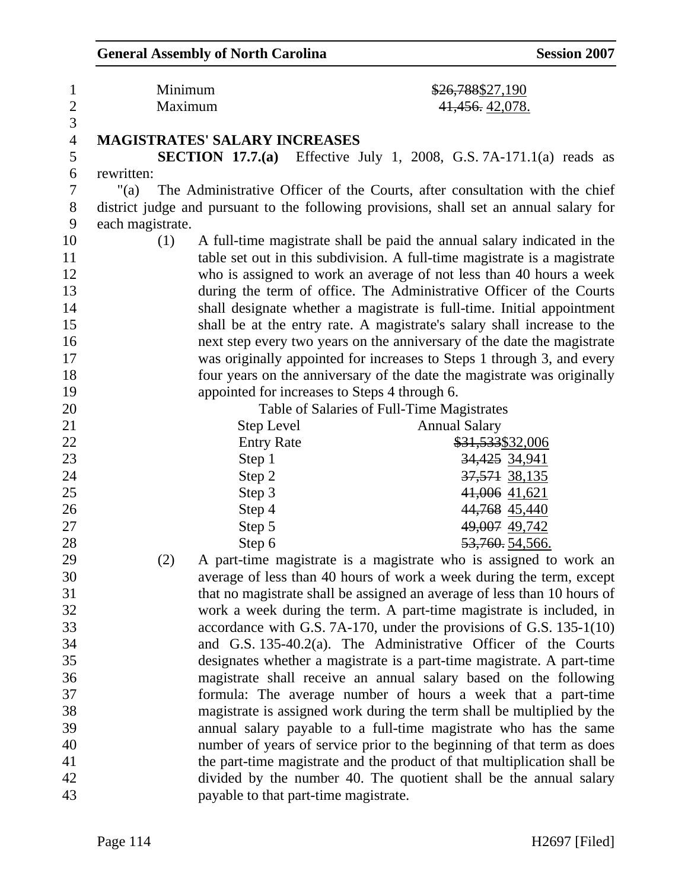| | |
|---|---|
| Minimum | ~~$26,788~~$27,190 |
| Maximum | ~~41,456.~~ 42,078. |

**MAGISTRATES' SALARY INCREASES**

**SECTION 17.7.(a)** Effective July 1, 2008, G.S. 7A-171.1(a) reads as rewritten:

"(a) The Administrative Officer of the Courts, after consultation with the chief district judge and pursuant to the following provisions, shall set an annual salary for each magistrate.

(1) A full-time magistrate shall be paid the annual salary indicated in the table set out in this subdivision. A full-time magistrate is a magistrate who is assigned to work an average of not less than 40 hours a week during the term of office. The Administrative Officer of the Courts shall designate whether a magistrate is full-time. Initial appointment shall be at the entry rate. A magistrate's salary shall increase to the next step every two years on the anniversary of the date the magistrate was originally appointed for increases to Steps 1 through 3, and every four years on the anniversary of the date the magistrate was originally appointed for increases to Steps 4 through 6.

Table of Salaries of Full-Time Magistrates

| Step Level | Annual Salary |
|---|---|
| Entry Rate | ~~$31,533~~$32,006 |
| Step 1 | ~~34,425~~ 34,941 |
| Step 2 | ~~37,571~~ 38,135 |
| Step 3 | ~~41,006~~ 41,621 |
| Step 4 | ~~44,768~~ 45,440 |
| Step 5 | ~~49,007~~ 49,742 |
| Step 6 | ~~53,760.~~ 54,566. |

(2) A part-time magistrate is a magistrate who is assigned to work an average of less than 40 hours of work a week during the term, except that no magistrate shall be assigned an average of less than 10 hours of work a week during the term. A part-time magistrate is included, in accordance with G.S. 7A-170, under the provisions of G.S. 135-1(10) and G.S. 135-40.2(a). The Administrative Officer of the Courts designates whether a magistrate is a part-time magistrate. A part-time magistrate shall receive an annual salary based on the following formula: The average number of hours a week that a part-time magistrate is assigned work during the term shall be multiplied by the annual salary payable to a full-time magistrate who has the same number of years of service prior to the beginning of that term as does the part-time magistrate and the product of that multiplication shall be divided by the number 40. The quotient shall be the annual salary payable to that part-time magistrate.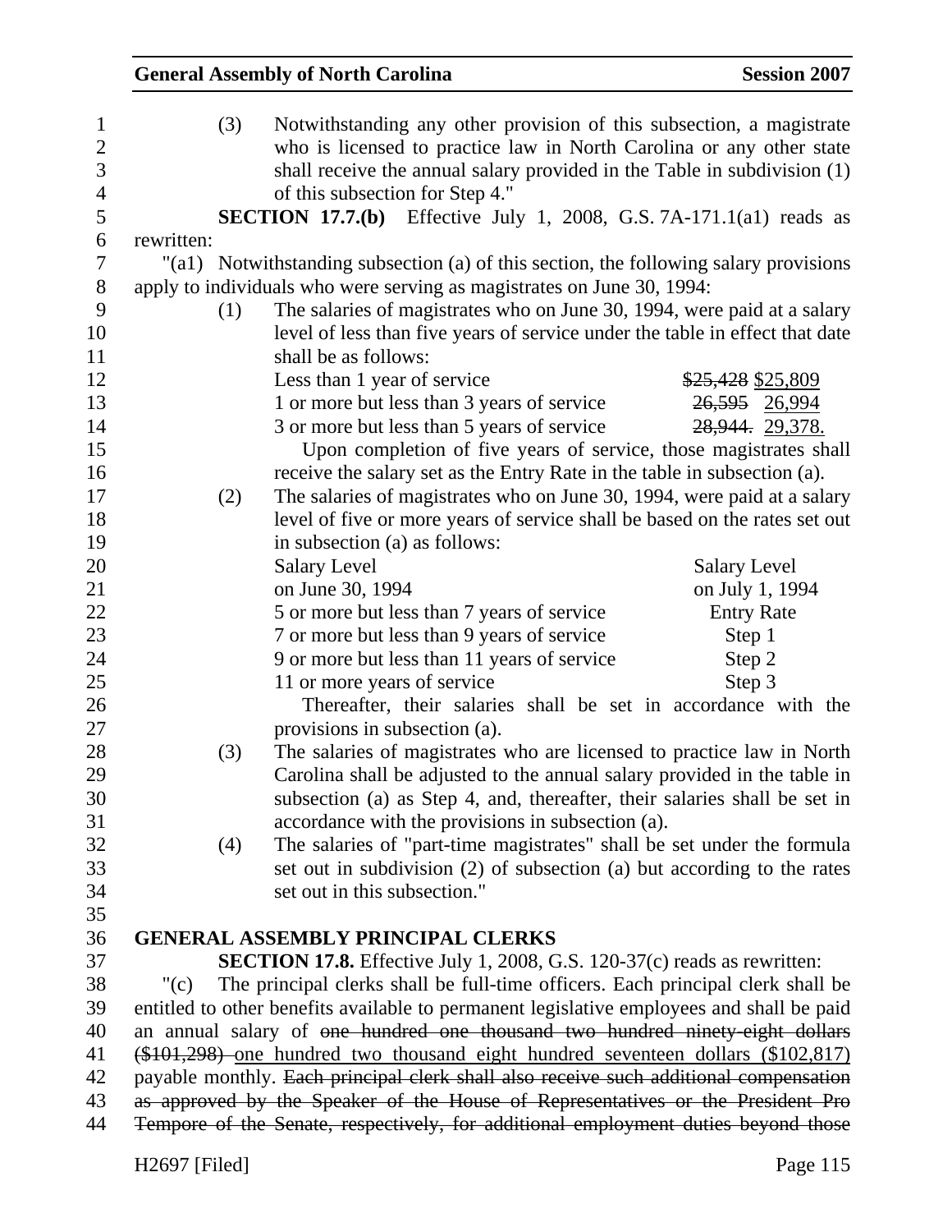(3) Notwithstanding any other provision of this subsection, a magistrate who is licensed to practice law in North Carolina or any other state shall receive the annual salary provided in the Table in subdivision (1) of this subsection for Step 4."

**SECTION 17.7.(b)** Effective July 1, 2008, G.S. 7A-171.1(a1) reads as rewritten:

"(a1) Notwithstanding subsection (a) of this section, the following salary provisions apply to individuals who were serving as magistrates on June 30, 1994:

(1) The salaries of magistrates who on June 30, 1994, were paid at a salary level of less than five years of service under the table in effect that date shall be as follows:

| | |
|---|---|
| Less than 1 year of service | ~~$25,428~~ $25,809 |
| 1 or more but less than 3 years of service | ~~26,595~~ 26,994 |
| 3 or more but less than 5 years of service | ~~28,944.~~ 29,378. |

Upon completion of five years of service, those magistrates shall receive the salary set as the Entry Rate in the table in subsection (a).

(2) The salaries of magistrates who on June 30, 1994, were paid at a salary level of five or more years of service shall be based on the rates set out in subsection (a) as follows:

| Salary Level on June 30, 1994 | Salary Level on July 1, 1994 |
|---|---|
| 5 or more but less than 7 years of service | Entry Rate |
| 7 or more but less than 9 years of service | Step 1 |
| 9 or more but less than 11 years of service | Step 2 |
| 11 or more years of service | Step 3 |

Thereafter, their salaries shall be set in accordance with the provisions in subsection (a).

(3) The salaries of magistrates who are licensed to practice law in North Carolina shall be adjusted to the annual salary provided in the table in subsection (a) as Step 4, and, thereafter, their salaries shall be set in accordance with the provisions in subsection (a).

(4) The salaries of "part-time magistrates" shall be set under the formula set out in subdivision (2) of subsection (a) but according to the rates set out in this subsection."

## GENERAL ASSEMBLY PRINCIPAL CLERKS

**SECTION 17.8.** Effective July 1, 2008, G.S. 120-37(c) reads as rewritten:

"(c) The principal clerks shall be full-time officers. Each principal clerk shall be entitled to other benefits available to permanent legislative employees and shall be paid an annual salary of ~~one hundred one thousand two hundred ninety-eight dollars ($101,298)~~ <u>one hundred two thousand eight hundred seventeen dollars ($102,817)</u> payable monthly. ~~Each principal clerk shall also receive such additional compensation as approved by the Speaker of the House of Representatives or the President Pro Tempore of the Senate, respectively, for additional employment duties beyond those~~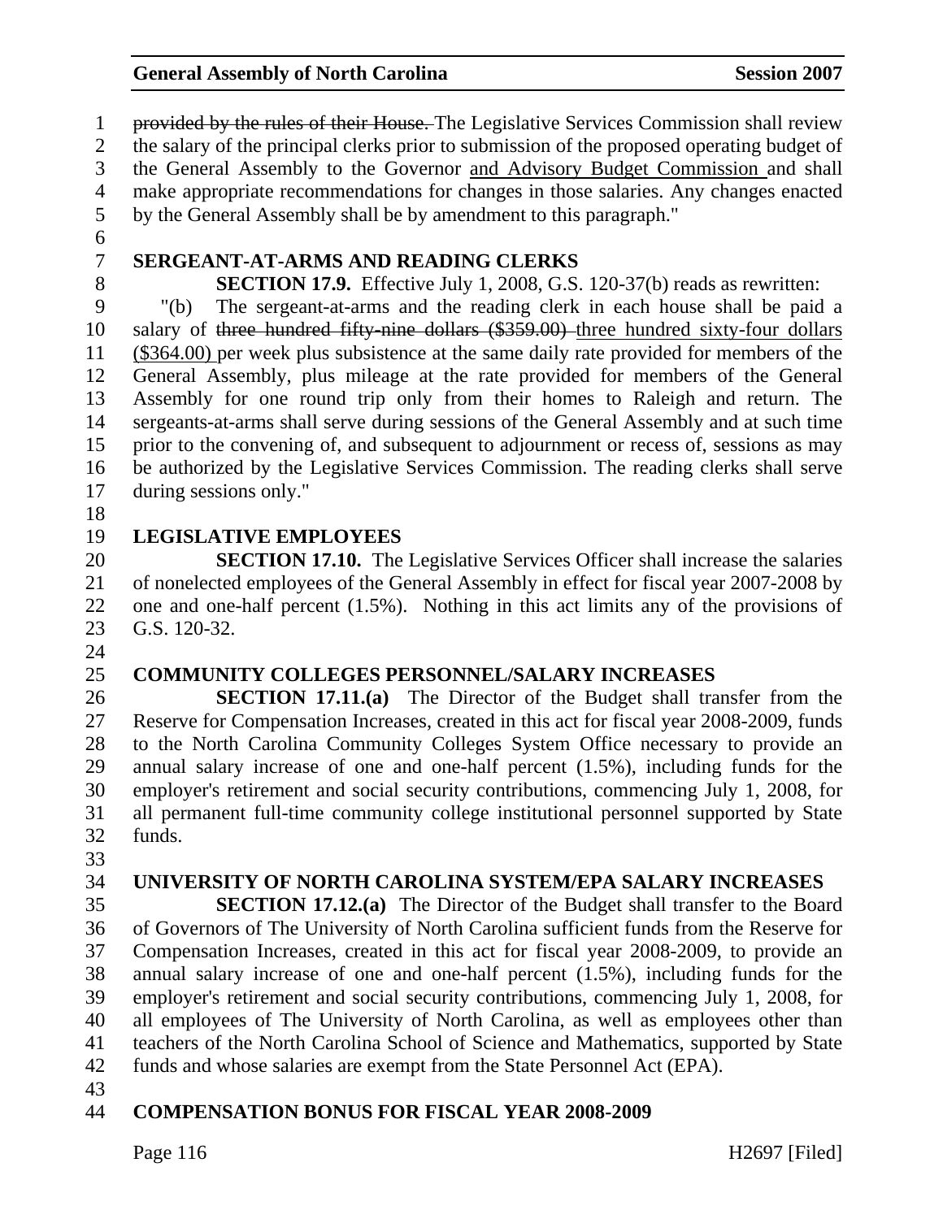~~provided by the rules of their House.~~ The Legislative Services Commission shall review the salary of the principal clerks prior to submission of the proposed operating budget of the General Assembly to the Governor <u>and Advisory Budget Commission</u> and shall make appropriate recommendations for changes in those salaries. Any changes enacted by the General Assembly shall be by amendment to this paragraph."

## SERGEANT-AT-ARMS AND READING CLERKS

**SECTION 17.9.** Effective July 1, 2008, G.S. 120-37(b) reads as rewritten:

"(b) The sergeant-at-arms and the reading clerk in each house shall be paid a salary of ~~three hundred fifty-nine dollars ($359.00)~~ <u>three hundred sixty-four dollars ($364.00)</u> per week plus subsistence at the same daily rate provided for members of the General Assembly, plus mileage at the rate provided for members of the General Assembly for one round trip only from their homes to Raleigh and return. The sergeants-at-arms shall serve during sessions of the General Assembly and at such time prior to the convening of, and subsequent to adjournment or recess of, sessions as may be authorized by the Legislative Services Commission. The reading clerks shall serve during sessions only."

## LEGISLATIVE EMPLOYEES

**SECTION 17.10.** The Legislative Services Officer shall increase the salaries of nonelected employees of the General Assembly in effect for fiscal year 2007-2008 by one and one-half percent (1.5%). Nothing in this act limits any of the provisions of G.S. 120-32.

## COMMUNITY COLLEGES PERSONNEL/SALARY INCREASES

**SECTION 17.11.(a)** The Director of the Budget shall transfer from the Reserve for Compensation Increases, created in this act for fiscal year 2008-2009, funds to the North Carolina Community Colleges System Office necessary to provide an annual salary increase of one and one-half percent (1.5%), including funds for the employer's retirement and social security contributions, commencing July 1, 2008, for all permanent full-time community college institutional personnel supported by State funds.

## UNIVERSITY OF NORTH CAROLINA SYSTEM/EPA SALARY INCREASES

**SECTION 17.12.(a)** The Director of the Budget shall transfer to the Board of Governors of The University of North Carolina sufficient funds from the Reserve for Compensation Increases, created in this act for fiscal year 2008-2009, to provide an annual salary increase of one and one-half percent (1.5%), including funds for the employer's retirement and social security contributions, commencing July 1, 2008, for all employees of The University of North Carolina, as well as employees other than teachers of the North Carolina School of Science and Mathematics, supported by State funds and whose salaries are exempt from the State Personnel Act (EPA).

## COMPENSATION BONUS FOR FISCAL YEAR 2008-2009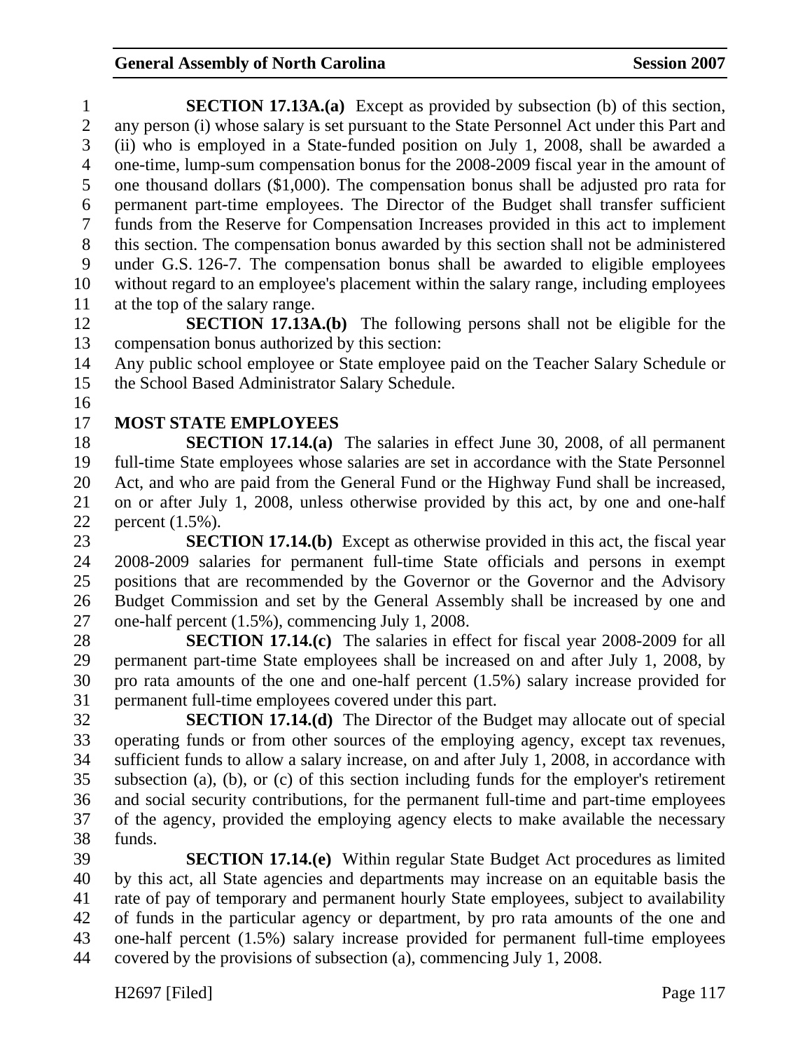**SECTION 17.13A.(a)** Except as provided by subsection (b) of this section, any person (i) whose salary is set pursuant to the State Personnel Act under this Part and (ii) who is employed in a State-funded position on July 1, 2008, shall be awarded a one-time, lump-sum compensation bonus for the 2008-2009 fiscal year in the amount of one thousand dollars ($1,000). The compensation bonus shall be adjusted pro rata for permanent part-time employees. The Director of the Budget shall transfer sufficient funds from the Reserve for Compensation Increases provided in this act to implement this section. The compensation bonus awarded by this section shall not be administered under G.S. 126-7. The compensation bonus shall be awarded to eligible employees without regard to an employee's placement within the salary range, including employees at the top of the salary range.

**SECTION 17.13A.(b)** The following persons shall not be eligible for the compensation bonus authorized by this section:

Any public school employee or State employee paid on the Teacher Salary Schedule or the School Based Administrator Salary Schedule.

**MOST STATE EMPLOYEES**

**SECTION 17.14.(a)** The salaries in effect June 30, 2008, of all permanent full-time State employees whose salaries are set in accordance with the State Personnel Act, and who are paid from the General Fund or the Highway Fund shall be increased, on or after July 1, 2008, unless otherwise provided by this act, by one and one-half percent (1.5%).

**SECTION 17.14.(b)** Except as otherwise provided in this act, the fiscal year 2008-2009 salaries for permanent full-time State officials and persons in exempt positions that are recommended by the Governor or the Governor and the Advisory Budget Commission and set by the General Assembly shall be increased by one and one-half percent (1.5%), commencing July 1, 2008.

**SECTION 17.14.(c)** The salaries in effect for fiscal year 2008-2009 for all permanent part-time State employees shall be increased on and after July 1, 2008, by pro rata amounts of the one and one-half percent (1.5%) salary increase provided for permanent full-time employees covered under this part.

**SECTION 17.14.(d)** The Director of the Budget may allocate out of special operating funds or from other sources of the employing agency, except tax revenues, sufficient funds to allow a salary increase, on and after July 1, 2008, in accordance with subsection (a), (b), or (c) of this section including funds for the employer's retirement and social security contributions, for the permanent full-time and part-time employees of the agency, provided the employing agency elects to make available the necessary funds.

**SECTION 17.14.(e)** Within regular State Budget Act procedures as limited by this act, all State agencies and departments may increase on an equitable basis the rate of pay of temporary and permanent hourly State employees, subject to availability of funds in the particular agency or department, by pro rata amounts of the one and one-half percent (1.5%) salary increase provided for permanent full-time employees covered by the provisions of subsection (a), commencing July 1, 2008.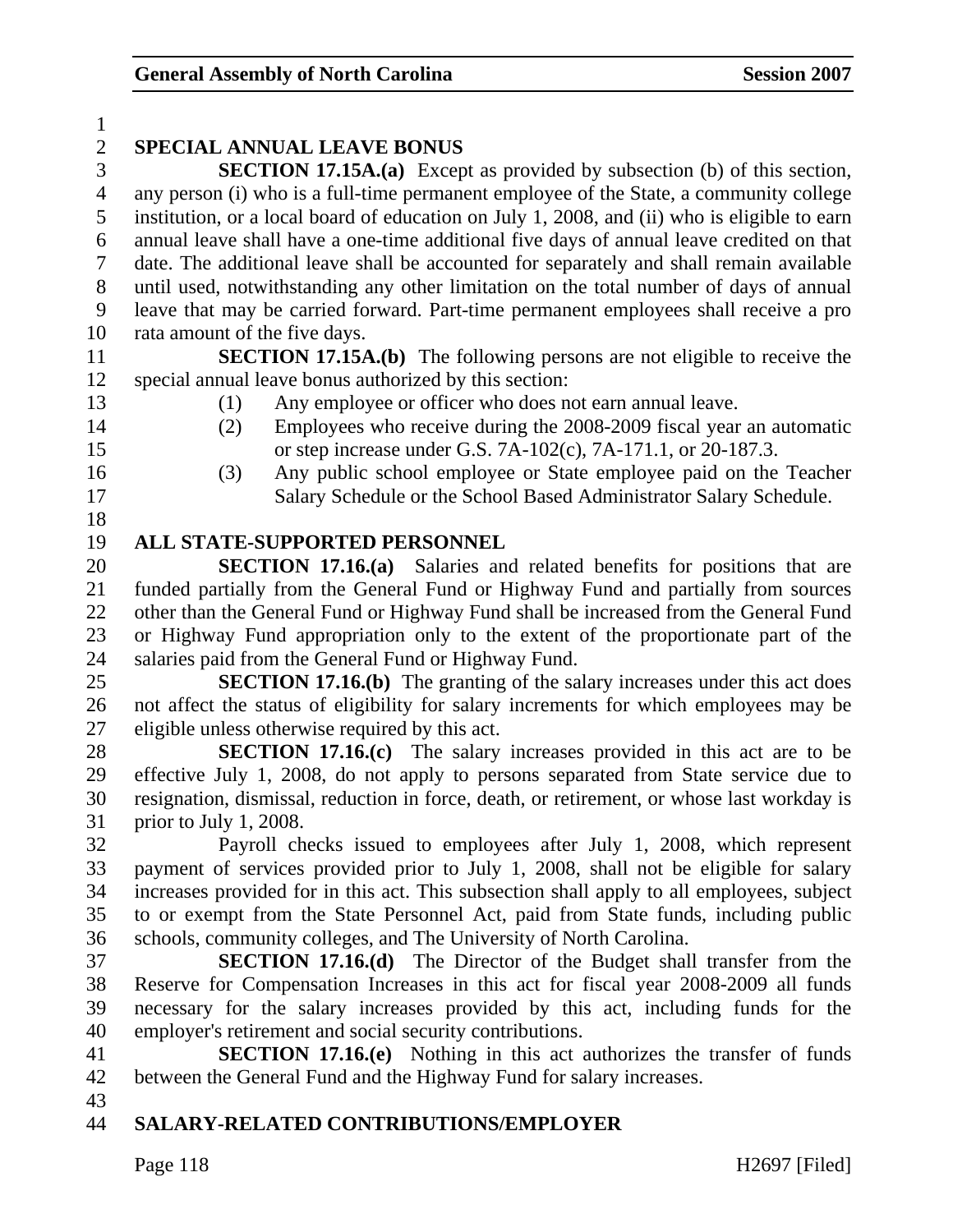## SPECIAL ANNUAL LEAVE BONUS

**SECTION 17.15A.(a)** Except as provided by subsection (b) of this section, any person (i) who is a full-time permanent employee of the State, a community college institution, or a local board of education on July 1, 2008, and (ii) who is eligible to earn annual leave shall have a one-time additional five days of annual leave credited on that date. The additional leave shall be accounted for separately and shall remain available until used, notwithstanding any other limitation on the total number of days of annual leave that may be carried forward. Part-time permanent employees shall receive a pro rata amount of the five days.

**SECTION 17.15A.(b)** The following persons are not eligible to receive the special annual leave bonus authorized by this section:

(1) Any employee or officer who does not earn annual leave.
(2) Employees who receive during the 2008-2009 fiscal year an automatic or step increase under G.S. 7A-102(c), 7A-171.1, or 20-187.3.
(3) Any public school employee or State employee paid on the Teacher Salary Schedule or the School Based Administrator Salary Schedule.

## ALL STATE-SUPPORTED PERSONNEL

**SECTION 17.16.(a)** Salaries and related benefits for positions that are funded partially from the General Fund or Highway Fund and partially from sources other than the General Fund or Highway Fund shall be increased from the General Fund or Highway Fund appropriation only to the extent of the proportionate part of the salaries paid from the General Fund or Highway Fund.

**SECTION 17.16.(b)** The granting of the salary increases under this act does not affect the status of eligibility for salary increments for which employees may be eligible unless otherwise required by this act.

**SECTION 17.16.(c)** The salary increases provided in this act are to be effective July 1, 2008, do not apply to persons separated from State service due to resignation, dismissal, reduction in force, death, or retirement, or whose last workday is prior to July 1, 2008.

Payroll checks issued to employees after July 1, 2008, which represent payment of services provided prior to July 1, 2008, shall not be eligible for salary increases provided for in this act. This subsection shall apply to all employees, subject to or exempt from the State Personnel Act, paid from State funds, including public schools, community colleges, and The University of North Carolina.

**SECTION 17.16.(d)** The Director of the Budget shall transfer from the Reserve for Compensation Increases in this act for fiscal year 2008-2009 all funds necessary for the salary increases provided by this act, including funds for the employer's retirement and social security contributions.

**SECTION 17.16.(e)** Nothing in this act authorizes the transfer of funds between the General Fund and the Highway Fund for salary increases.

## SALARY-RELATED CONTRIBUTIONS/EMPLOYER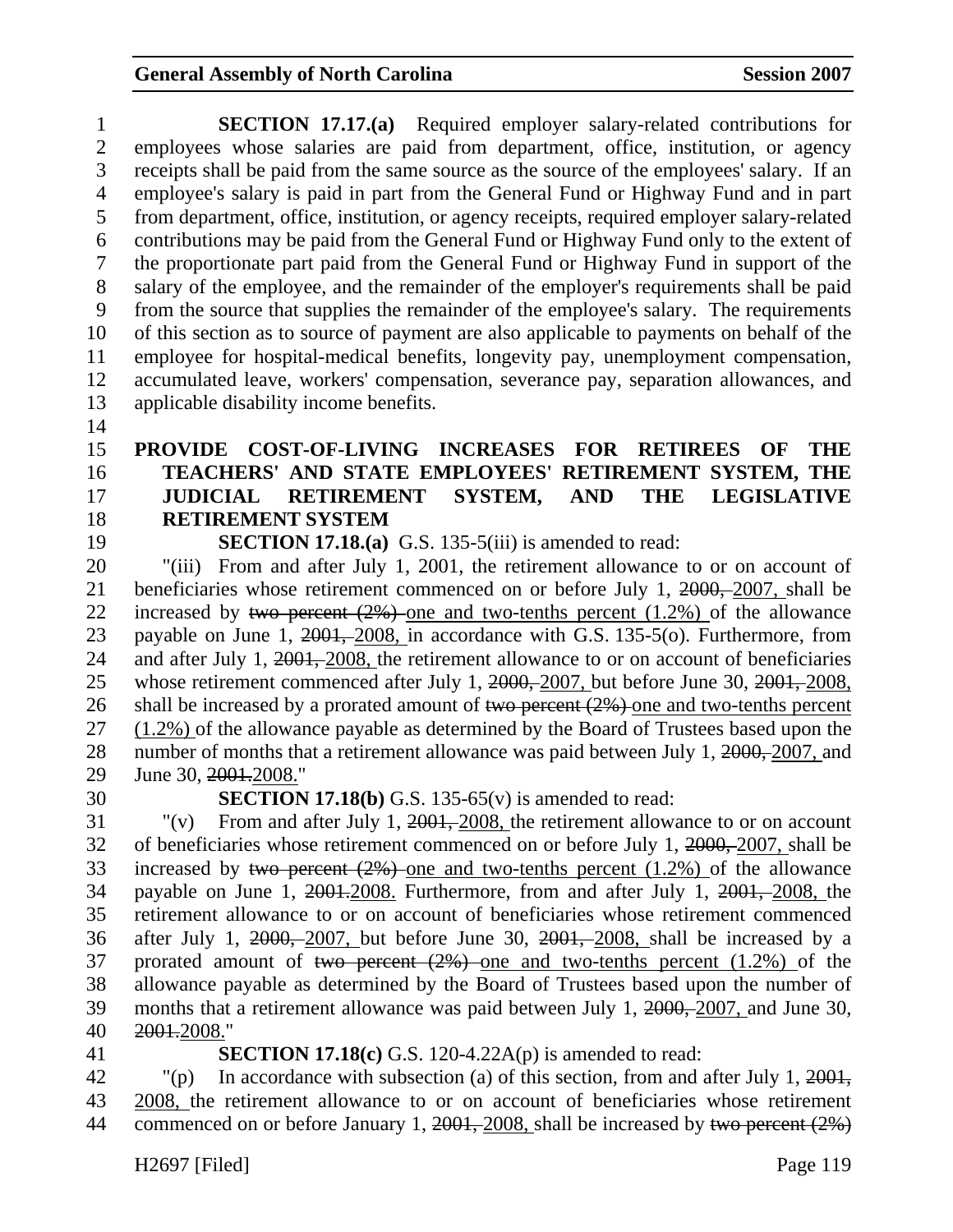**SECTION 17.17.(a)** Required employer salary-related contributions for employees whose salaries are paid from department, office, institution, or agency receipts shall be paid from the same source as the source of the employees' salary. If an employee's salary is paid in part from the General Fund or Highway Fund and in part from department, office, institution, or agency receipts, required employer salary-related contributions may be paid from the General Fund or Highway Fund only to the extent of the proportionate part paid from the General Fund or Highway Fund in support of the salary of the employee, and the remainder of the employer's requirements shall be paid from the source that supplies the remainder of the employee's salary. The requirements of this section as to source of payment are also applicable to payments on behalf of the employee for hospital-medical benefits, longevity pay, unemployment compensation, accumulated leave, workers' compensation, severance pay, separation allowances, and applicable disability income benefits.

## PROVIDE COST-OF-LIVING INCREASES FOR RETIREES OF THE TEACHERS' AND STATE EMPLOYEES' RETIREMENT SYSTEM, THE JUDICIAL RETIREMENT SYSTEM, AND THE LEGISLATIVE RETIREMENT SYSTEM

**SECTION 17.18.(a)** G.S. 135-5(iii) is amended to read:

"(iii) From and after July 1, 2001, the retirement allowance to or on account of beneficiaries whose retirement commenced on or before July 1, ~~2000,~~ <u>2007,</u> shall be increased by ~~two percent (2%)~~ <u>one and two-tenths percent (1.2%)</u> of the allowance payable on June 1, ~~2001,~~ <u>2008,</u> in accordance with G.S. 135-5(o). Furthermore, from and after July 1, ~~2001,~~ <u>2008,</u> the retirement allowance to or on account of beneficiaries whose retirement commenced after July 1, ~~2000,~~ <u>2007,</u> but before June 30, ~~2001,~~ <u>2008,</u> shall be increased by a prorated amount of ~~two percent (2%)~~ <u>one and two-tenths percent (1.2%)</u> of the allowance payable as determined by the Board of Trustees based upon the number of months that a retirement allowance was paid between July 1, ~~2000,~~ <u>2007,</u> and June 30, ~~2001.~~<u>2008.</u>"

**SECTION 17.18(b)** G.S. 135-65(v) is amended to read:

"(v) From and after July 1, ~~2001,~~ <u>2008,</u> the retirement allowance to or on account of beneficiaries whose retirement commenced on or before July 1, ~~2000,~~ <u>2007,</u> shall be increased by ~~two percent (2%)~~ <u>one and two-tenths percent (1.2%)</u> of the allowance payable on June 1, ~~2001.~~<u>2008.</u> Furthermore, from and after July 1, ~~2001,~~ <u>2008,</u> the retirement allowance to or on account of beneficiaries whose retirement commenced after July 1, ~~2000,~~ <u>2007,</u> but before June 30, ~~2001,~~ <u>2008,</u> shall be increased by a prorated amount of ~~two percent (2%)~~ <u>one and two-tenths percent (1.2%)</u> of the allowance payable as determined by the Board of Trustees based upon the number of months that a retirement allowance was paid between July 1, ~~2000,~~ <u>2007,</u> and June 30, ~~2001.~~<u>2008.</u>"

**SECTION 17.18(c)** G.S. 120-4.22A(p) is amended to read:

"(p) In accordance with subsection (a) of this section, from and after July 1, ~~2001,~~ <u>2008,</u> the retirement allowance to or on account of beneficiaries whose retirement commenced on or before January 1, ~~2001,~~ <u>2008,</u> shall be increased by ~~two percent (2%)~~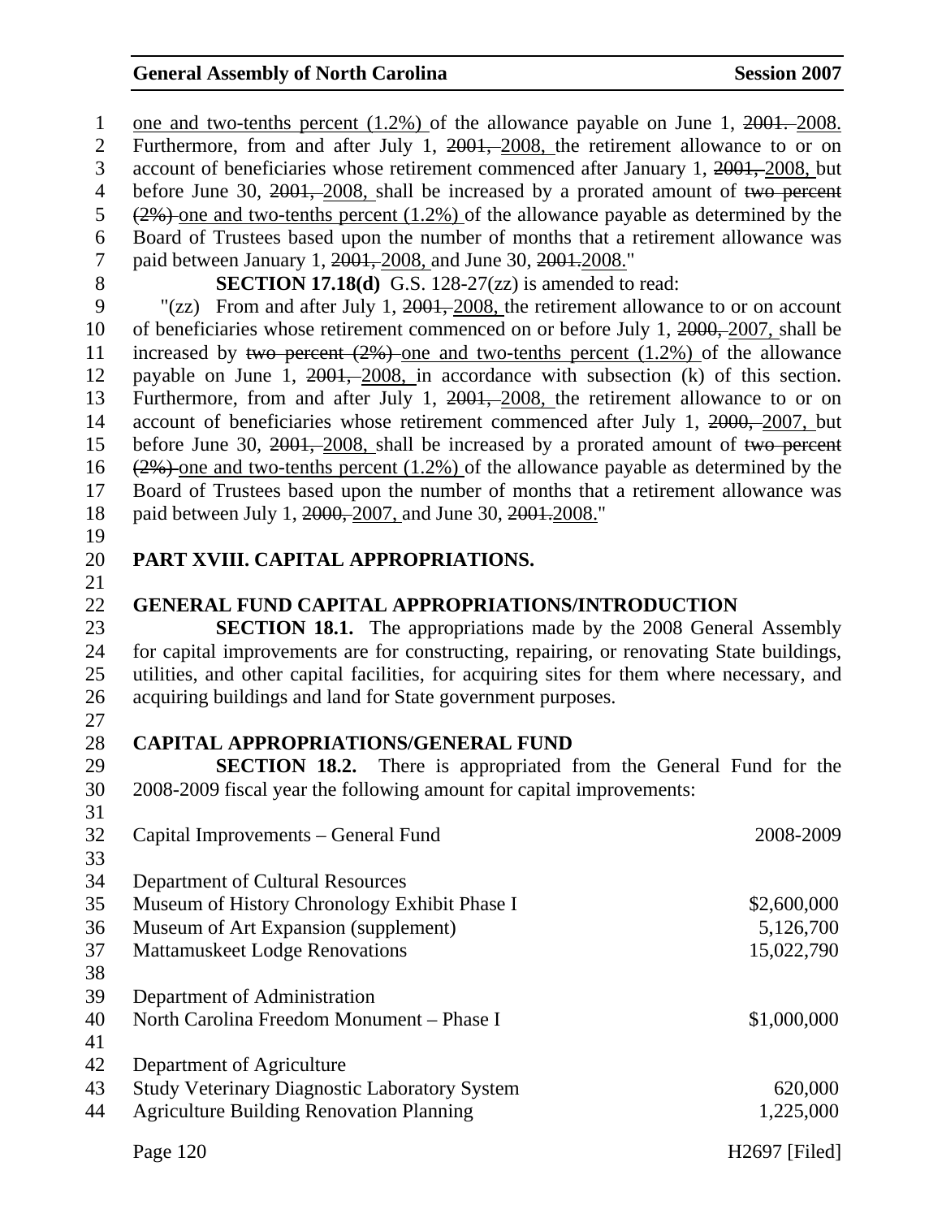one and two-tenths percent (1.2%) of the allowance payable on June 1, ~~2001.~~ 2008. Furthermore, from and after July 1, ~~2001,~~ 2008, the retirement allowance to or on account of beneficiaries whose retirement commenced after January 1, ~~2001,~~ 2008, but before June 30, ~~2001,~~ 2008, shall be increased by a prorated amount of ~~two percent (2%)~~ one and two-tenths percent (1.2%) of the allowance payable as determined by the Board of Trustees based upon the number of months that a retirement allowance was paid between January 1, ~~2001,~~ 2008, and June 30, ~~2001.~~2008."

**SECTION 17.18(d)** G.S. 128-27(zz) is amended to read:

"(zz) From and after July 1, ~~2001,~~ 2008, the retirement allowance to or on account of beneficiaries whose retirement commenced on or before July 1, ~~2000,~~ 2007, shall be increased by ~~two percent (2%)~~ one and two-tenths percent (1.2%) of the allowance payable on June 1, ~~2001,~~ 2008, in accordance with subsection (k) of this section. Furthermore, from and after July 1, ~~2001,~~ 2008, the retirement allowance to or on account of beneficiaries whose retirement commenced after July 1, ~~2000,~~ 2007, but before June 30, ~~2001,~~ 2008, shall be increased by a prorated amount of ~~two percent (2%)~~ one and two-tenths percent (1.2%) of the allowance payable as determined by the Board of Trustees based upon the number of months that a retirement allowance was paid between July 1, ~~2000,~~ 2007, and June 30, ~~2001.~~2008."

## PART XVIII. CAPITAL APPROPRIATIONS.

### GENERAL FUND CAPITAL APPROPRIATIONS/INTRODUCTION

**SECTION 18.1.** The appropriations made by the 2008 General Assembly for capital improvements are for constructing, repairing, or renovating State buildings, utilities, and other capital facilities, for acquiring sites for them where necessary, and acquiring buildings and land for State government purposes.

### CAPITAL APPROPRIATIONS/GENERAL FUND

**SECTION 18.2.** There is appropriated from the General Fund for the 2008-2009 fiscal year the following amount for capital improvements:

| Capital Improvements – General Fund | 2008-2009 |
|---|---|
| Department of Cultural Resources | |
| Museum of History Chronology Exhibit Phase I | $2,600,000 |
| Museum of Art Expansion (supplement) | 5,126,700 |
| Mattamuskeet Lodge Renovations | 15,022,790 |
| | |
| Department of Administration | |
| North Carolina Freedom Monument – Phase I | $1,000,000 |
| | |
| Department of Agriculture | |
| Study Veterinary Diagnostic Laboratory System | 620,000 |
| Agriculture Building Renovation Planning | 1,225,000 |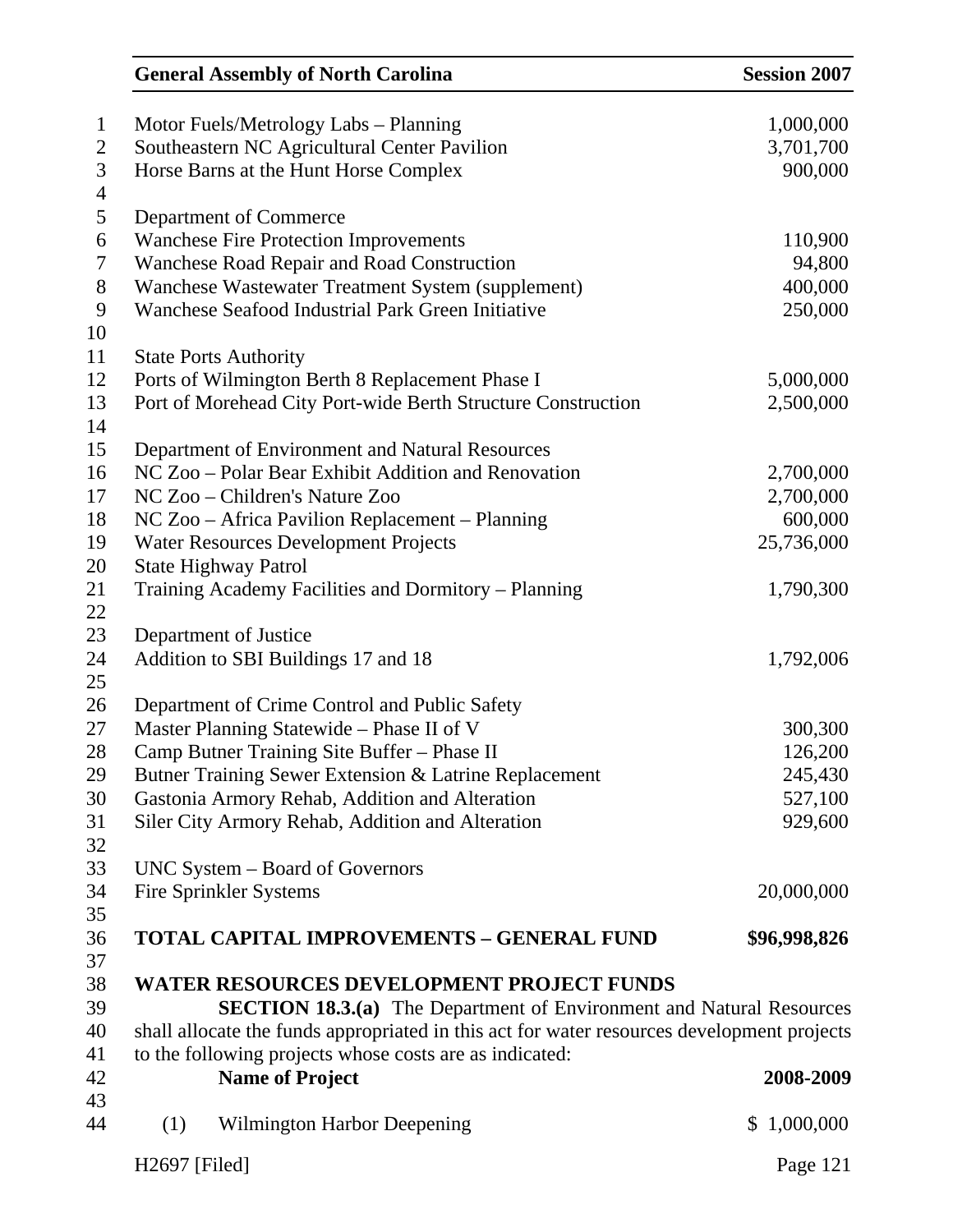| | |
|---|---|
| Motor Fuels/Metrology Labs – Planning | 1,000,000 |
| Southeastern NC Agricultural Center Pavilion | 3,701,700 |
| Horse Barns at the Hunt Horse Complex | 900,000 |
| | |
| Department of Commerce | |
| Wanchese Fire Protection Improvements | 110,900 |
| Wanchese Road Repair and Road Construction | 94,800 |
| Wanchese Wastewater Treatment System (supplement) | 400,000 |
| Wanchese Seafood Industrial Park Green Initiative | 250,000 |
| | |
| State Ports Authority | |
| Ports of Wilmington Berth 8 Replacement Phase I | 5,000,000 |
| Port of Morehead City Port-wide Berth Structure Construction | 2,500,000 |
| | |
| Department of Environment and Natural Resources | |
| NC Zoo – Polar Bear Exhibit Addition and Renovation | 2,700,000 |
| NC Zoo – Children's Nature Zoo | 2,700,000 |
| NC Zoo – Africa Pavilion Replacement – Planning | 600,000 |
| Water Resources Development Projects | 25,736,000 |
| State Highway Patrol | |
| Training Academy Facilities and Dormitory – Planning | 1,790,300 |
| | |
| Department of Justice | |
| Addition to SBI Buildings 17 and 18 | 1,792,006 |
| | |
| Department of Crime Control and Public Safety | |
| Master Planning Statewide – Phase II of V | 300,300 |
| Camp Butner Training Site Buffer – Phase II | 126,200 |
| Butner Training Sewer Extension & Latrine Replacement | 245,430 |
| Gastonia Armory Rehab, Addition and Alteration | 527,100 |
| Siler City Armory Rehab, Addition and Alteration | 929,600 |
| | |
| UNC System – Board of Governors | |
| Fire Sprinkler Systems | 20,000,000 |
| | |
| **TOTAL CAPITAL IMPROVEMENTS – GENERAL FUND** | **$96,998,826** |

**WATER RESOURCES DEVELOPMENT PROJECT FUNDS**

**SECTION 18.3.(a)** The Department of Environment and Natural Resources shall allocate the funds appropriated in this act for water resources development projects to the following projects whose costs are as indicated:

| **Name of Project** | **2008-2009** |
|---|---|
| (1) Wilmington Harbor Deepening | $ 1,000,000 |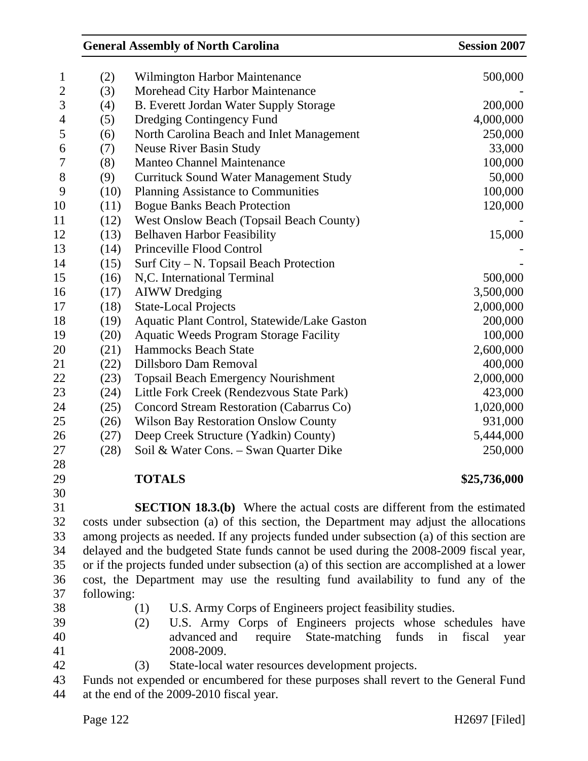| | | |
|---|---|---|
| (2) | Wilmington Harbor Maintenance | 500,000 |
| (3) | Morehead City Harbor Maintenance | - |
| (4) | B. Everett Jordan Water Supply Storage | 200,000 |
| (5) | Dredging Contingency Fund | 4,000,000 |
| (6) | North Carolina Beach and Inlet Management | 250,000 |
| (7) | Neuse River Basin Study | 33,000 |
| (8) | Manteo Channel Maintenance | 100,000 |
| (9) | Currituck Sound Water Management Study | 50,000 |
| (10) | Planning Assistance to Communities | 100,000 |
| (11) | Bogue Banks Beach Protection | 120,000 |
| (12) | West Onslow Beach (Topsail Beach County) | - |
| (13) | Belhaven Harbor Feasibility | 15,000 |
| (14) | Princeville Flood Control | - |
| (15) | Surf City – N. Topsail Beach Protection | - |
| (16) | N,C. International Terminal | 500,000 |
| (17) | AIWW Dredging | 3,500,000 |
| (18) | State-Local Projects | 2,000,000 |
| (19) | Aquatic Plant Control, Statewide/Lake Gaston | 200,000 |
| (20) | Aquatic Weeds Program Storage Facility | 100,000 |
| (21) | Hammocks Beach State | 2,600,000 |
| (22) | Dillsboro Dam Removal | 400,000 |
| (23) | Topsail Beach Emergency Nourishment | 2,000,000 |
| (24) | Little Fork Creek (Rendezvous State Park) | 423,000 |
| (25) | Concord Stream Restoration (Cabarrus Co) | 1,020,000 |
| (26) | Wilson Bay Restoration Onslow County | 931,000 |
| (27) | Deep Creek Structure (Yadkin) County) | 5,444,000 |
| (28) | Soil & Water Cons. – Swan Quarter Dike | 250,000 |
| | **TOTALS** | **$25,736,000** |

**SECTION 18.3.(b)** Where the actual costs are different from the estimated costs under subsection (a) of this section, the Department may adjust the allocations among projects as needed. If any projects funded under subsection (a) of this section are delayed and the budgeted State funds cannot be used during the 2008-2009 fiscal year, or if the projects funded under subsection (a) of this section are accomplished at a lower cost, the Department may use the resulting fund availability to fund any of the following:

(1) U.S. Army Corps of Engineers project feasibility studies.
(2) U.S. Army Corps of Engineers projects whose schedules have advanced and require State-matching funds in fiscal year 2008-2009.
(3) State-local water resources development projects.

Funds not expended or encumbered for these purposes shall revert to the General Fund at the end of the 2009-2010 fiscal year.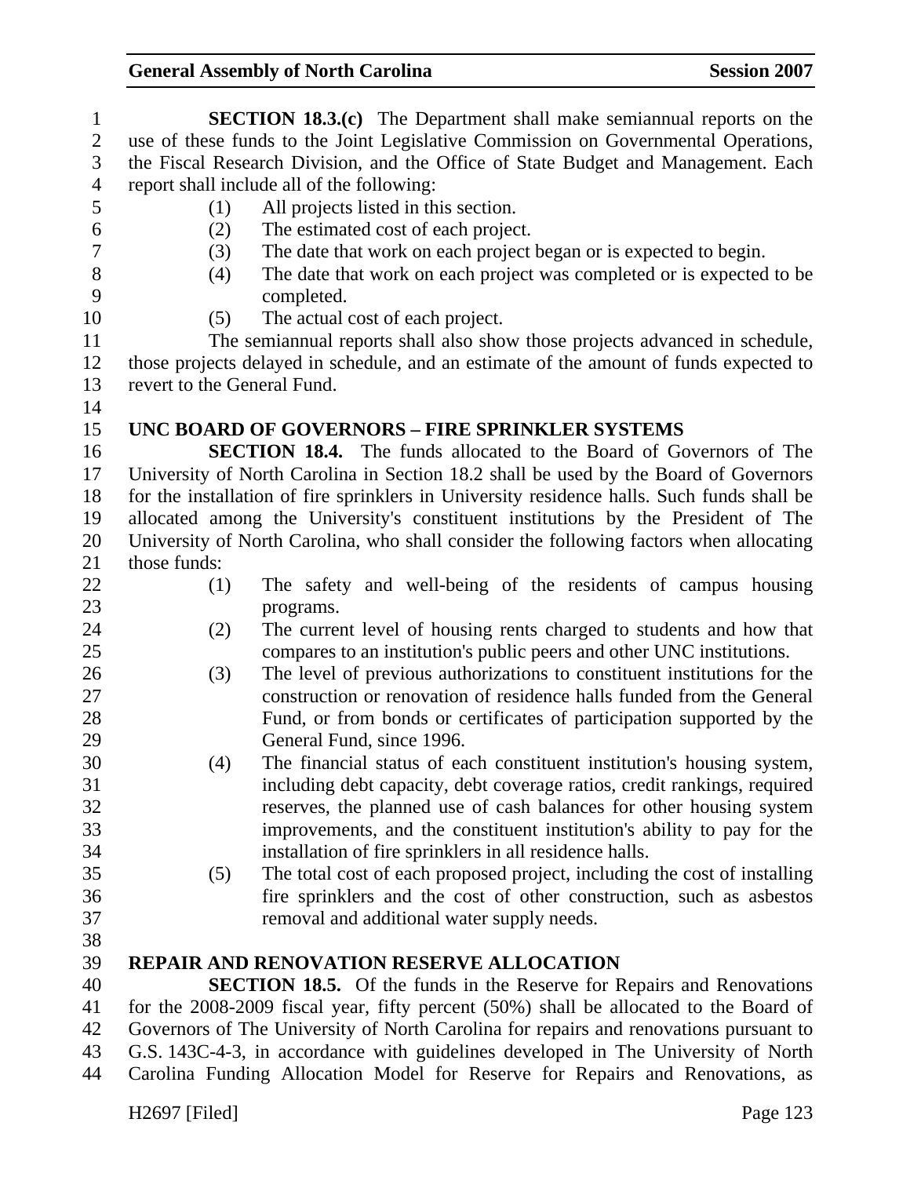**SECTION 18.3.(c)** The Department shall make semiannual reports on the use of these funds to the Joint Legislative Commission on Governmental Operations, the Fiscal Research Division, and the Office of State Budget and Management. Each report shall include all of the following:

(1) All projects listed in this section.
(2) The estimated cost of each project.
(3) The date that work on each project began or is expected to begin.
(4) The date that work on each project was completed or is expected to be completed.
(5) The actual cost of each project.

The semiannual reports shall also show those projects advanced in schedule, those projects delayed in schedule, and an estimate of the amount of funds expected to revert to the General Fund.

**UNC BOARD OF GOVERNORS – FIRE SPRINKLER SYSTEMS**

**SECTION 18.4.** The funds allocated to the Board of Governors of The University of North Carolina in Section 18.2 shall be used by the Board of Governors for the installation of fire sprinklers in University residence halls. Such funds shall be allocated among the University's constituent institutions by the President of The University of North Carolina, who shall consider the following factors when allocating those funds:

(1) The safety and well-being of the residents of campus housing programs.
(2) The current level of housing rents charged to students and how that compares to an institution's public peers and other UNC institutions.
(3) The level of previous authorizations to constituent institutions for the construction or renovation of residence halls funded from the General Fund, or from bonds or certificates of participation supported by the General Fund, since 1996.
(4) The financial status of each constituent institution's housing system, including debt capacity, debt coverage ratios, credit rankings, required reserves, the planned use of cash balances for other housing system improvements, and the constituent institution's ability to pay for the installation of fire sprinklers in all residence halls.
(5) The total cost of each proposed project, including the cost of installing fire sprinklers and the cost of other construction, such as asbestos removal and additional water supply needs.

**REPAIR AND RENOVATION RESERVE ALLOCATION**

**SECTION 18.5.** Of the funds in the Reserve for Repairs and Renovations for the 2008-2009 fiscal year, fifty percent (50%) shall be allocated to the Board of Governors of The University of North Carolina for repairs and renovations pursuant to G.S. 143C-4-3, in accordance with guidelines developed in The University of North Carolina Funding Allocation Model for Reserve for Repairs and Renovations, as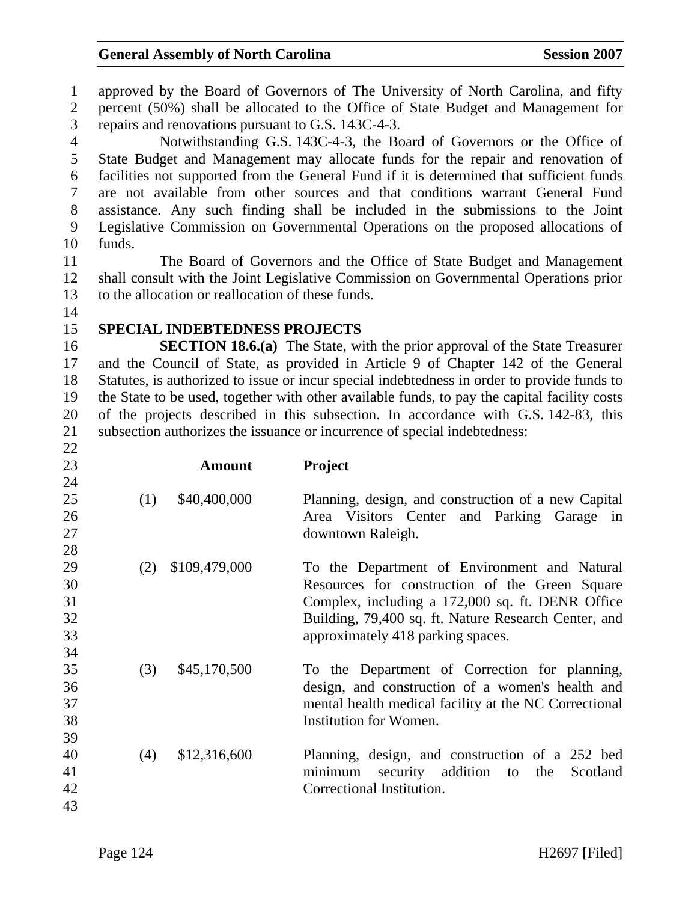approved by the Board of Governors of The University of North Carolina, and fifty percent (50%) shall be allocated to the Office of State Budget and Management for repairs and renovations pursuant to G.S. 143C-4-3.

Notwithstanding G.S. 143C-4-3, the Board of Governors or the Office of State Budget and Management may allocate funds for the repair and renovation of facilities not supported from the General Fund if it is determined that sufficient funds are not available from other sources and that conditions warrant General Fund assistance. Any such finding shall be included in the submissions to the Joint Legislative Commission on Governmental Operations on the proposed allocations of funds.

The Board of Governors and the Office of State Budget and Management shall consult with the Joint Legislative Commission on Governmental Operations prior to the allocation or reallocation of these funds.

## SPECIAL INDEBTEDNESS PROJECTS

**SECTION 18.6.(a)** The State, with the prior approval of the State Treasurer and the Council of State, as provided in Article 9 of Chapter 142 of the General Statutes, is authorized to issue or incur special indebtedness in order to provide funds to the State to be used, together with other available funds, to pay the capital facility costs of the projects described in this subsection. In accordance with G.S. 142-83, this subsection authorizes the issuance or incurrence of special indebtedness:

| | Amount | Project |
|---|---|---|
| (1) | $40,400,000 | Planning, design, and construction of a new Capital Area Visitors Center and Parking Garage in downtown Raleigh. |
| (2) | $109,479,000 | To the Department of Environment and Natural Resources for construction of the Green Square Complex, including a 172,000 sq. ft. DENR Office Building, 79,400 sq. ft. Nature Research Center, and approximately 418 parking spaces. |
| (3) | $45,170,500 | To the Department of Correction for planning, design, and construction of a women's health and mental health medical facility at the NC Correctional Institution for Women. |
| (4) | $12,316,600 | Planning, design, and construction of a 252 bed minimum security addition to the Scotland Correctional Institution. |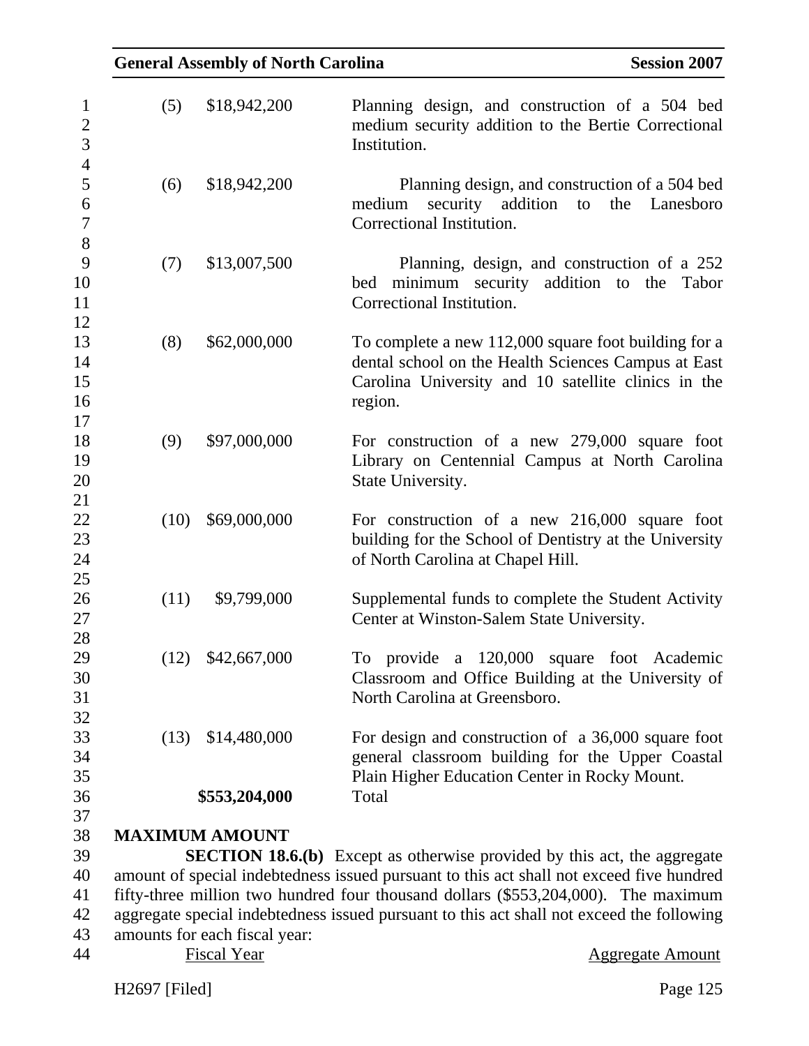| | | |
|---|---|---|
| (5) | $18,942,200 | Planning design, and construction of a 504 bed medium security addition to the Bertie Correctional Institution. |
| (6) | $18,942,200 | Planning design, and construction of a 504 bed medium security addition to the Lanesboro Correctional Institution. |
| (7) | $13,007,500 | Planning, design, and construction of a 252 bed minimum security addition to the Tabor Correctional Institution. |
| (8) | $62,000,000 | To complete a new 112,000 square foot building for a dental school on the Health Sciences Campus at East Carolina University and 10 satellite clinics in the region. |
| (9) | $97,000,000 | For construction of a new 279,000 square foot Library on Centennial Campus at North Carolina State University. |
| (10) | $69,000,000 | For construction of a new 216,000 square foot building for the School of Dentistry at the University of North Carolina at Chapel Hill. |
| (11) | $9,799,000 | Supplemental funds to complete the Student Activity Center at Winston-Salem State University. |
| (12) | $42,667,000 | To provide a 120,000 square foot Academic Classroom and Office Building at the University of North Carolina at Greensboro. |
| (13) | $14,480,000 | For design and construction of a 36,000 square foot general classroom building for the Upper Coastal Plain Higher Education Center in Rocky Mount. |
| | **$553,204,000** | Total |

**MAXIMUM AMOUNT**

**SECTION 18.6.(b)** Except as otherwise provided by this act, the aggregate amount of special indebtedness issued pursuant to this act shall not exceed five hundred fifty-three million two hundred four thousand dollars ($553,204,000). The maximum aggregate special indebtedness issued pursuant to this act shall not exceed the following amounts for each fiscal year:

| Fiscal Year | Aggregate Amount |
|---|---|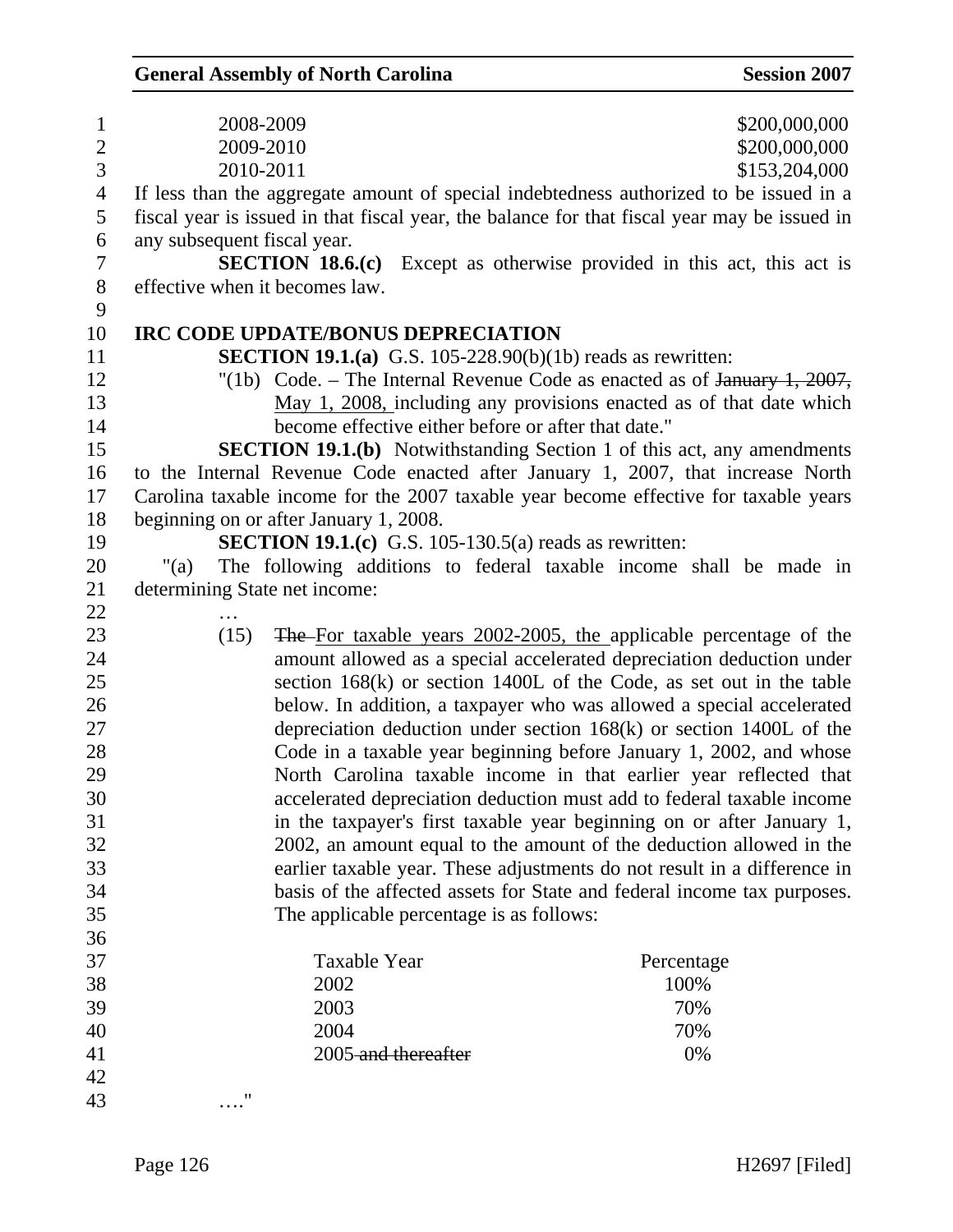| | |
|---|---|
| 2008-2009 | $200,000,000 |
| 2009-2010 | $200,000,000 |
| 2010-2011 | $153,204,000 |

If less than the aggregate amount of special indebtedness authorized to be issued in a fiscal year is issued in that fiscal year, the balance for that fiscal year may be issued in any subsequent fiscal year.

**SECTION 18.6.(c)** Except as otherwise provided in this act, this act is effective when it becomes law.

**IRC CODE UPDATE/BONUS DEPRECIATION**

**SECTION 19.1.(a)** G.S. 105-228.90(b)(1b) reads as rewritten:

"(1b) Code. – The Internal Revenue Code as enacted as of ~~January 1, 2007,~~ May 1, 2008, including any provisions enacted as of that date which become effective either before or after that date."

**SECTION 19.1.(b)** Notwithstanding Section 1 of this act, any amendments to the Internal Revenue Code enacted after January 1, 2007, that increase North Carolina taxable income for the 2007 taxable year become effective for taxable years beginning on or after January 1, 2008.

**SECTION 19.1.(c)** G.S. 105-130.5(a) reads as rewritten:

"(a) The following additions to federal taxable income shall be made in determining State net income:

…

(15) ~~The~~ For taxable years 2002-2005, the applicable percentage of the amount allowed as a special accelerated depreciation deduction under section 168(k) or section 1400L of the Code, as set out in the table below. In addition, a taxpayer who was allowed a special accelerated depreciation deduction under section 168(k) or section 1400L of the Code in a taxable year beginning before January 1, 2002, and whose North Carolina taxable income in that earlier year reflected that accelerated depreciation deduction must add to federal taxable income in the taxpayer's first taxable year beginning on or after January 1, 2002, an amount equal to the amount of the deduction allowed in the earlier taxable year. These adjustments do not result in a difference in basis of the affected assets for State and federal income tax purposes. The applicable percentage is as follows:

| Taxable Year | Percentage |
|---|---|
| 2002 | 100% |
| 2003 | 70% |
| 2004 | 70% |
| 2005 ~~and thereafter~~ | 0% |

…."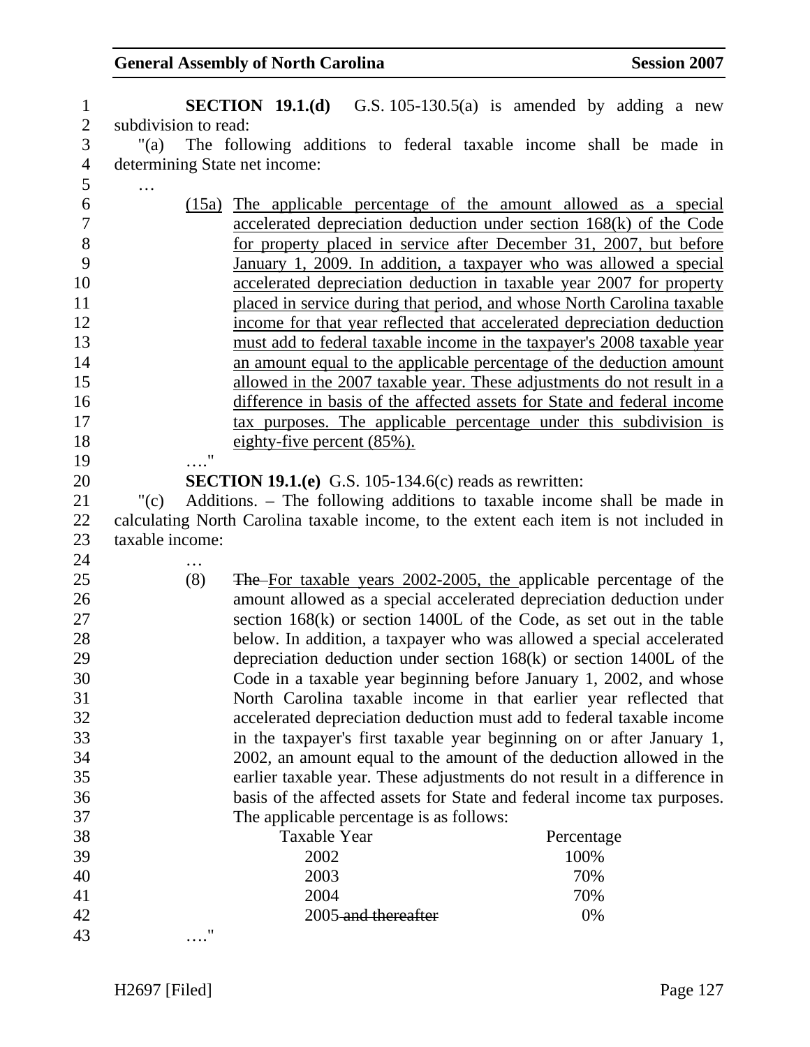**SECTION 19.1.(d)** G.S. 105-130.5(a) is amended by adding a new subdivision to read:

"(a) The following additions to federal taxable income shall be made in determining State net income:

…

(15a) The applicable percentage of the amount allowed as a special accelerated depreciation deduction under section 168(k) of the Code for property placed in service after December 31, 2007, but before January 1, 2009. In addition, a taxpayer who was allowed a special accelerated depreciation deduction in taxable year 2007 for property placed in service during that period, and whose North Carolina taxable income for that year reflected that accelerated depreciation deduction must add to federal taxable income in the taxpayer's 2008 taxable year an amount equal to the applicable percentage of the deduction amount allowed in the 2007 taxable year. These adjustments do not result in a difference in basis of the affected assets for State and federal income tax purposes. The applicable percentage under this subdivision is eighty-five percent (85%).

…."

**SECTION 19.1.(e)** G.S. 105-134.6(c) reads as rewritten:

"(c) Additions. – The following additions to taxable income shall be made in calculating North Carolina taxable income, to the extent each item is not included in taxable income:

…

(8) ~~The~~ For taxable years 2002-2005, the applicable percentage of the amount allowed as a special accelerated depreciation deduction under section 168(k) or section 1400L of the Code, as set out in the table below. In addition, a taxpayer who was allowed a special accelerated depreciation deduction under section 168(k) or section 1400L of the Code in a taxable year beginning before January 1, 2002, and whose North Carolina taxable income in that earlier year reflected that accelerated depreciation deduction must add to federal taxable income in the taxpayer's first taxable year beginning on or after January 1, 2002, an amount equal to the amount of the deduction allowed in the earlier taxable year. These adjustments do not result in a difference in basis of the affected assets for State and federal income tax purposes. The applicable percentage is as follows:

| Taxable Year | Percentage |
|---|---|
| 2002 | 100% |
| 2003 | 70% |
| 2004 | 70% |
| 2005 ~~and thereafter~~ | 0% |

…."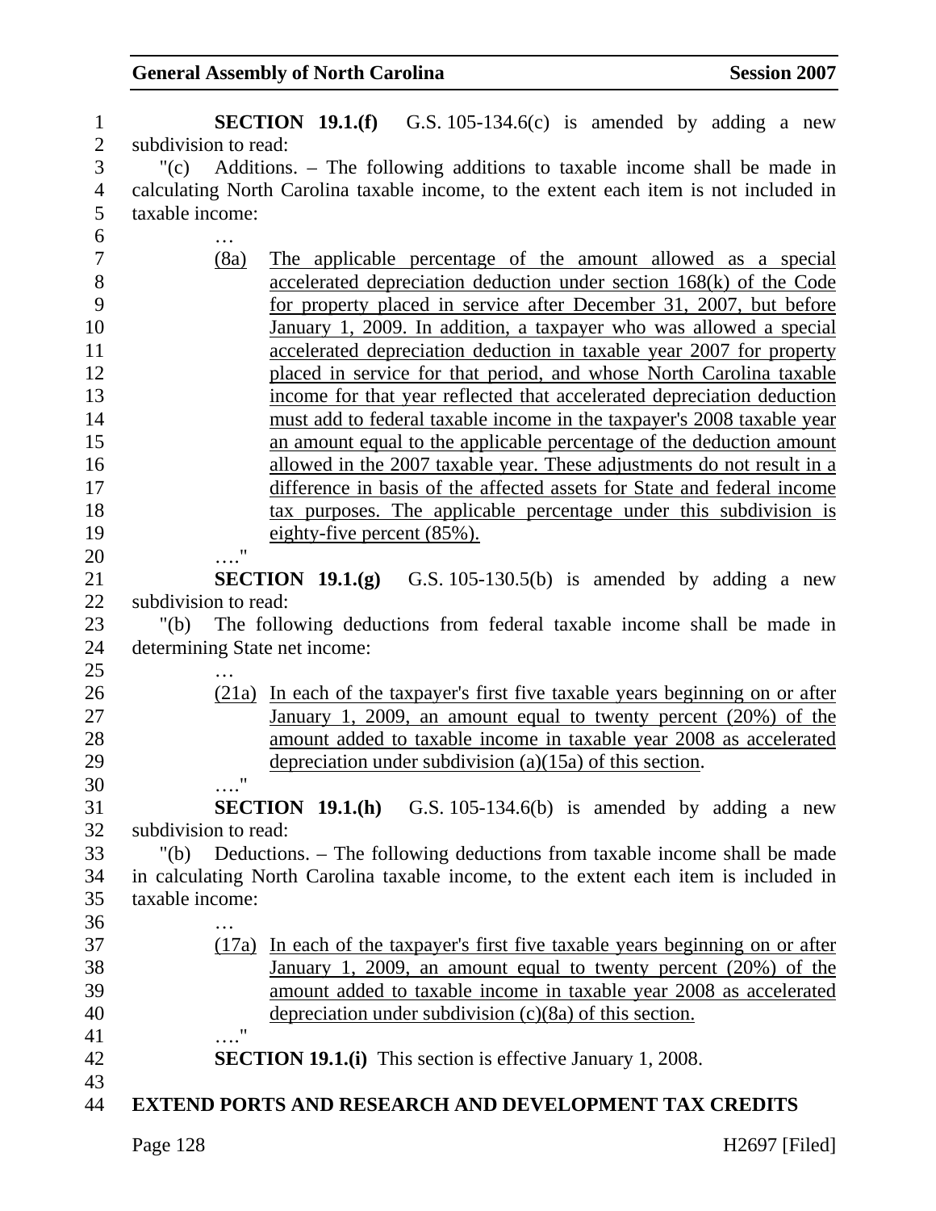**SECTION 19.1.(f)** G.S. 105-134.6(c) is amended by adding a new subdivision to read:

"(c) Additions. – The following additions to taxable income shall be made in calculating North Carolina taxable income, to the extent each item is not included in taxable income:

…

(8a) The applicable percentage of the amount allowed as a special accelerated depreciation deduction under section 168(k) of the Code for property placed in service after December 31, 2007, but before January 1, 2009. In addition, a taxpayer who was allowed a special accelerated depreciation deduction in taxable year 2007 for property placed in service for that period, and whose North Carolina taxable income for that year reflected that accelerated depreciation deduction must add to federal taxable income in the taxpayer's 2008 taxable year an amount equal to the applicable percentage of the deduction amount allowed in the 2007 taxable year. These adjustments do not result in a difference in basis of the affected assets for State and federal income tax purposes. The applicable percentage under this subdivision is eighty-five percent (85%).

…."

**SECTION 19.1.(g)** G.S. 105-130.5(b) is amended by adding a new subdivision to read:

"(b) The following deductions from federal taxable income shall be made in determining State net income:

…

(21a) In each of the taxpayer's first five taxable years beginning on or after January 1, 2009, an amount equal to twenty percent (20%) of the amount added to taxable income in taxable year 2008 as accelerated depreciation under subdivision (a)(15a) of this section.

…."

**SECTION 19.1.(h)** G.S. 105-134.6(b) is amended by adding a new subdivision to read:

"(b) Deductions. – The following deductions from taxable income shall be made in calculating North Carolina taxable income, to the extent each item is included in taxable income:

…

(17a) In each of the taxpayer's first five taxable years beginning on or after January 1, 2009, an amount equal to twenty percent (20%) of the amount added to taxable income in taxable year 2008 as accelerated depreciation under subdivision (c)(8a) of this section.

…."

**SECTION 19.1.(i)** This section is effective January 1, 2008.

**EXTEND PORTS AND RESEARCH AND DEVELOPMENT TAX CREDITS**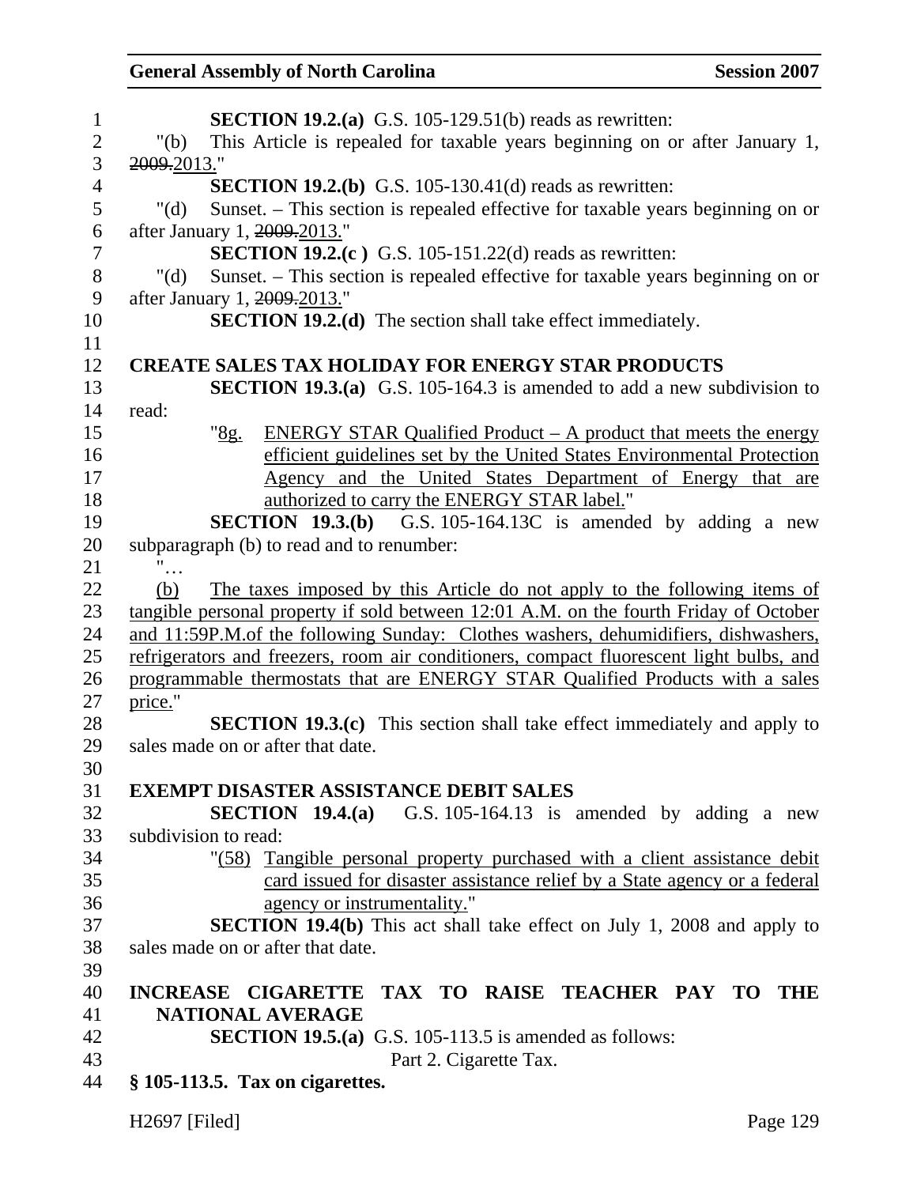**SECTION 19.2.(a)** G.S. 105-129.51(b) reads as rewritten:

"(b) This Article is repealed for taxable years beginning on or after January 1, ~~2009.~~2013."

**SECTION 19.2.(b)** G.S. 105-130.41(d) reads as rewritten:

"(d) Sunset. – This section is repealed effective for taxable years beginning on or after January 1, ~~2009.~~2013."

**SECTION 19.2.(c )** G.S. 105-151.22(d) reads as rewritten:

"(d) Sunset. – This section is repealed effective for taxable years beginning on or after January 1, ~~2009.~~2013."

**SECTION 19.2.(d)** The section shall take effect immediately.

**CREATE SALES TAX HOLIDAY FOR ENERGY STAR PRODUCTS**

**SECTION 19.3.(a)** G.S. 105-164.3 is amended to add a new subdivision to read:

"8g. ENERGY STAR Qualified Product – A product that meets the energy efficient guidelines set by the United States Environmental Protection Agency and the United States Department of Energy that are authorized to carry the ENERGY STAR label."

**SECTION 19.3.(b)** G.S. 105-164.13C is amended by adding a new subparagraph (b) to read and to renumber:

"…

(b) The taxes imposed by this Article do not apply to the following items of tangible personal property if sold between 12:01 A.M. on the fourth Friday of October and 11:59P.M.of the following Sunday: Clothes washers, dehumidifiers, dishwashers, refrigerators and freezers, room air conditioners, compact fluorescent light bulbs, and programmable thermostats that are ENERGY STAR Qualified Products with a sales price."

**SECTION 19.3.(c)** This section shall take effect immediately and apply to sales made on or after that date.

**EXEMPT DISASTER ASSISTANCE DEBIT SALES**

**SECTION 19.4.(a)** G.S. 105-164.13 is amended by adding a new subdivision to read:

"(58) Tangible personal property purchased with a client assistance debit card issued for disaster assistance relief by a State agency or a federal agency or instrumentality."

**SECTION 19.4(b)** This act shall take effect on July 1, 2008 and apply to sales made on or after that date.

**INCREASE CIGARETTE TAX TO RAISE TEACHER PAY TO THE NATIONAL AVERAGE**

**SECTION 19.5.(a)** G.S. 105-113.5 is amended as follows:

Part 2. Cigarette Tax.

**§ 105-113.5. Tax on cigarettes.**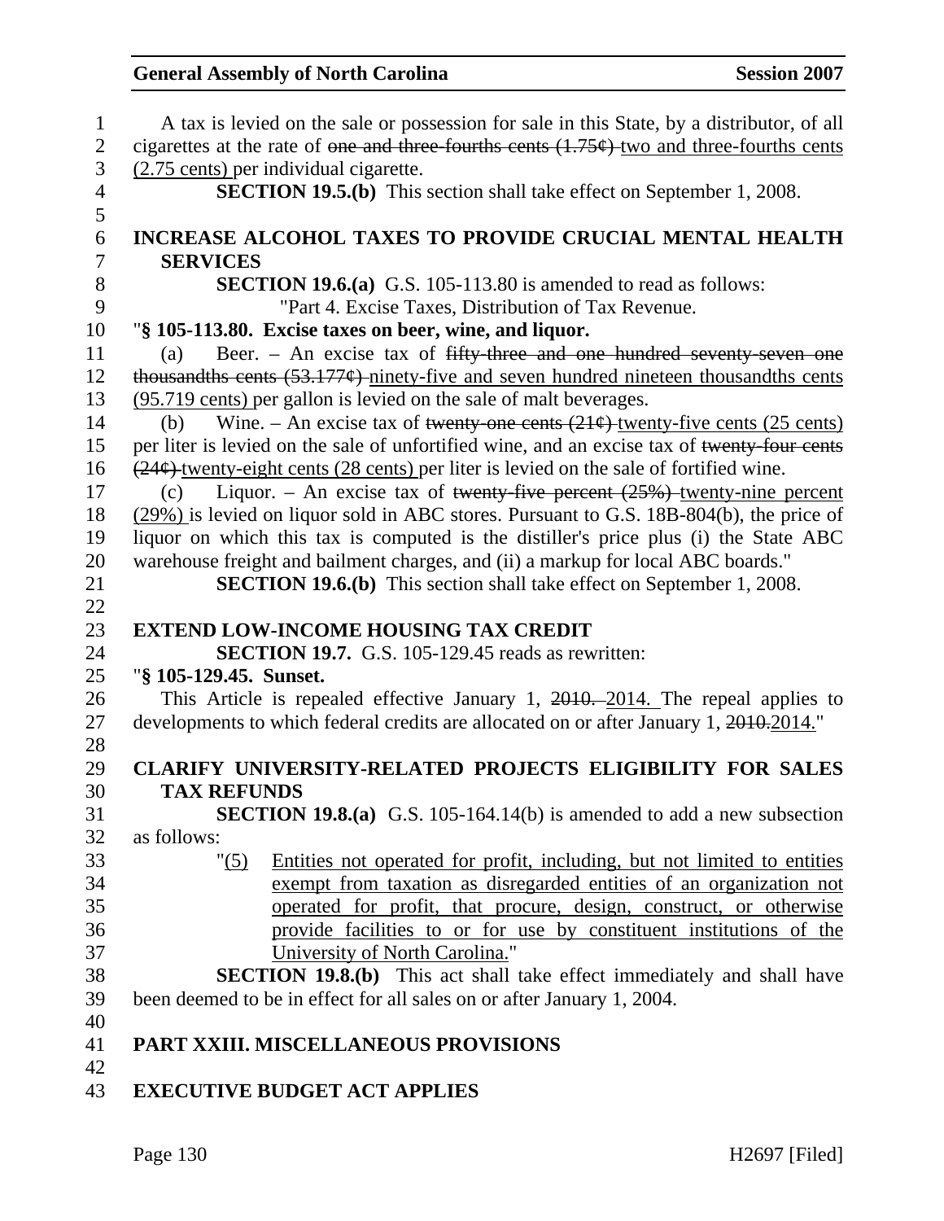A tax is levied on the sale or possession for sale in this State, by a distributor, of all cigarettes at the rate of ~~one and three-fourths cents (1.75¢)~~ two and three-fourths cents (2.75 cents) per individual cigarette.

**SECTION 19.5.(b)** This section shall take effect on September 1, 2008.

**INCREASE ALCOHOL TAXES TO PROVIDE CRUCIAL MENTAL HEALTH SERVICES**

**SECTION 19.6.(a)** G.S. 105-113.80 is amended to read as follows:

"Part 4. Excise Taxes, Distribution of Tax Revenue.

"**§ 105-113.80. Excise taxes on beer, wine, and liquor.**

(a) Beer. – An excise tax of ~~fifty-three and one hundred seventy-seven one thousandths cents (53.177¢)~~ ninety-five and seven hundred nineteen thousandths cents (95.719 cents) per gallon is levied on the sale of malt beverages.

(b) Wine. – An excise tax of ~~twenty-one cents (21¢)~~ twenty-five cents (25 cents) per liter is levied on the sale of unfortified wine, and an excise tax of ~~twenty-four cents (24¢)~~ twenty-eight cents (28 cents) per liter is levied on the sale of fortified wine.

(c) Liquor. – An excise tax of ~~twenty-five percent (25%)~~ twenty-nine percent (29%) is levied on liquor sold in ABC stores. Pursuant to G.S. 18B-804(b), the price of liquor on which this tax is computed is the distiller's price plus (i) the State ABC warehouse freight and bailment charges, and (ii) a markup for local ABC boards."

**SECTION 19.6.(b)** This section shall take effect on September 1, 2008.

**EXTEND LOW-INCOME HOUSING TAX CREDIT**

**SECTION 19.7.** G.S. 105-129.45 reads as rewritten:

"**§ 105-129.45. Sunset.**

This Article is repealed effective January 1, ~~2010.~~ 2014. The repeal applies to developments to which federal credits are allocated on or after January 1, ~~2010.~~2014."

**CLARIFY UNIVERSITY-RELATED PROJECTS ELIGIBILITY FOR SALES TAX REFUNDS**

**SECTION 19.8.(a)** G.S. 105-164.14(b) is amended to add a new subsection as follows:

"(5) Entities not operated for profit, including, but not limited to entities exempt from taxation as disregarded entities of an organization not operated for profit, that procure, design, construct, or otherwise provide facilities to or for use by constituent institutions of the University of North Carolina."

**SECTION 19.8.(b)** This act shall take effect immediately and shall have been deemed to be in effect for all sales on or after January 1, 2004.

**PART XXIII. MISCELLANEOUS PROVISIONS**

**EXECUTIVE BUDGET ACT APPLIES**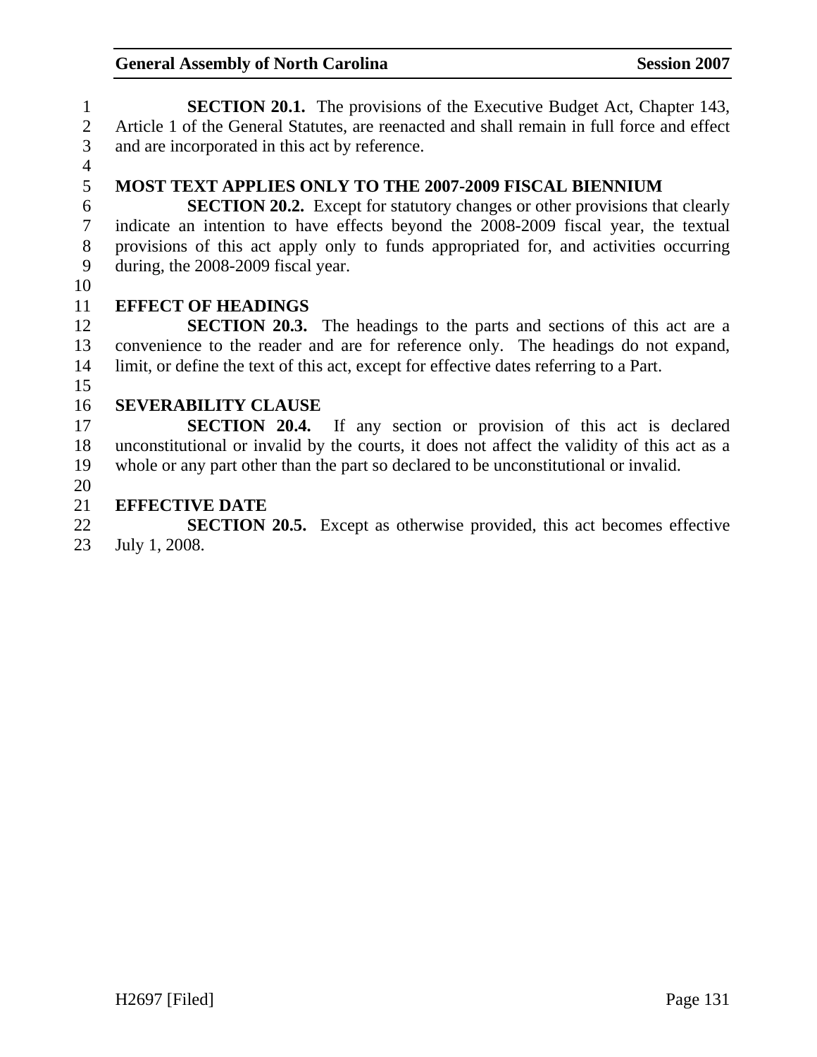**SECTION 20.1.** The provisions of the Executive Budget Act, Chapter 143, Article 1 of the General Statutes, are reenacted and shall remain in full force and effect and are incorporated in this act by reference.

**MOST TEXT APPLIES ONLY TO THE 2007-2009 FISCAL BIENNIUM**

**SECTION 20.2.** Except for statutory changes or other provisions that clearly indicate an intention to have effects beyond the 2008-2009 fiscal year, the textual provisions of this act apply only to funds appropriated for, and activities occurring during, the 2008-2009 fiscal year.

**EFFECT OF HEADINGS**

**SECTION 20.3.** The headings to the parts and sections of this act are a convenience to the reader and are for reference only. The headings do not expand, limit, or define the text of this act, except for effective dates referring to a Part.

**SEVERABILITY CLAUSE**

**SECTION 20.4.** If any section or provision of this act is declared unconstitutional or invalid by the courts, it does not affect the validity of this act as a whole or any part other than the part so declared to be unconstitutional or invalid.

**EFFECTIVE DATE**

**SECTION 20.5.** Except as otherwise provided, this act becomes effective July 1, 2008.